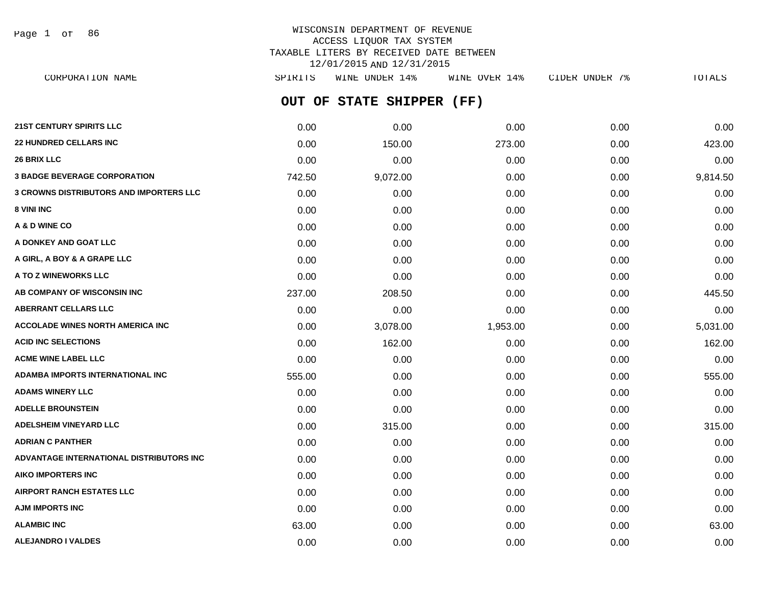WISCONSIN DEPARTMENT OF REVENUE
ACCESS LIQUOR TAX SYSTEM
TAXABLE LITERS BY RECEIVED DATE BETWEEN
12/01/2015 AND 12/31/2015

## OUT OF STATE SHIPPER (FF)

| CORPORATION NAME | SPIRITS | WINE UNDER 14% | WINE OVER 14% | CIDER UNDER 7% | TOTALS |
|---|---|---|---|---|---|
| **21ST CENTURY SPIRITS LLC** | 0.00 | 0.00 | 0.00 | 0.00 | 0.00 |
| **22 HUNDRED CELLARS INC** | 0.00 | 150.00 | 273.00 | 0.00 | 423.00 |
| **26 BRIX LLC** | 0.00 | 0.00 | 0.00 | 0.00 | 0.00 |
| **3 BADGE BEVERAGE CORPORATION** | 742.50 | 9,072.00 | 0.00 | 0.00 | 9,814.50 |
| **3 CROWNS DISTRIBUTORS AND IMPORTERS LLC** | 0.00 | 0.00 | 0.00 | 0.00 | 0.00 |
| **8 VINI INC** | 0.00 | 0.00 | 0.00 | 0.00 | 0.00 |
| **A & D WINE CO** | 0.00 | 0.00 | 0.00 | 0.00 | 0.00 |
| **A DONKEY AND GOAT LLC** | 0.00 | 0.00 | 0.00 | 0.00 | 0.00 |
| **A GIRL, A BOY & A GRAPE LLC** | 0.00 | 0.00 | 0.00 | 0.00 | 0.00 |
| **A TO Z WINEWORKS LLC** | 0.00 | 0.00 | 0.00 | 0.00 | 0.00 |
| **AB COMPANY OF WISCONSIN INC** | 237.00 | 208.50 | 0.00 | 0.00 | 445.50 |
| **ABERRANT CELLARS LLC** | 0.00 | 0.00 | 0.00 | 0.00 | 0.00 |
| **ACCOLADE WINES NORTH AMERICA INC** | 0.00 | 3,078.00 | 1,953.00 | 0.00 | 5,031.00 |
| **ACID INC SELECTIONS** | 0.00 | 162.00 | 0.00 | 0.00 | 162.00 |
| **ACME WINE LABEL LLC** | 0.00 | 0.00 | 0.00 | 0.00 | 0.00 |
| **ADAMBA IMPORTS INTERNATIONAL INC** | 555.00 | 0.00 | 0.00 | 0.00 | 555.00 |
| **ADAMS WINERY LLC** | 0.00 | 0.00 | 0.00 | 0.00 | 0.00 |
| **ADELLE BROUNSTEIN** | 0.00 | 0.00 | 0.00 | 0.00 | 0.00 |
| **ADELSHEIM VINEYARD LLC** | 0.00 | 315.00 | 0.00 | 0.00 | 315.00 |
| **ADRIAN C PANTHER** | 0.00 | 0.00 | 0.00 | 0.00 | 0.00 |
| **ADVANTAGE INTERNATIONAL DISTRIBUTORS INC** | 0.00 | 0.00 | 0.00 | 0.00 | 0.00 |
| **AIKO IMPORTERS INC** | 0.00 | 0.00 | 0.00 | 0.00 | 0.00 |
| **AIRPORT RANCH ESTATES LLC** | 0.00 | 0.00 | 0.00 | 0.00 | 0.00 |
| **AJM IMPORTS INC** | 0.00 | 0.00 | 0.00 | 0.00 | 0.00 |
| **ALAMBIC INC** | 63.00 | 0.00 | 0.00 | 0.00 | 63.00 |
| **ALEJANDRO I VALDES** | 0.00 | 0.00 | 0.00 | 0.00 | 0.00 |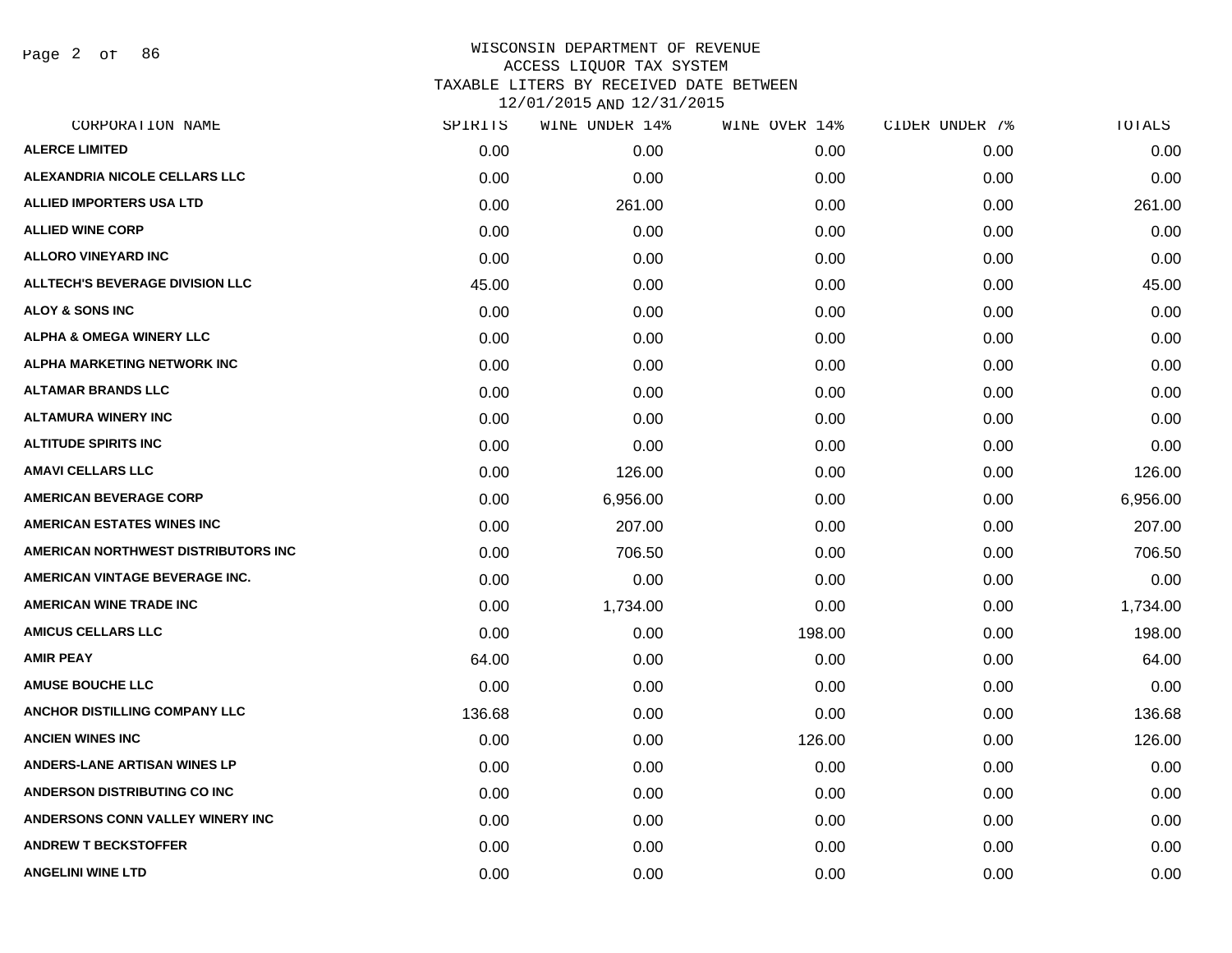# WISCONSIN DEPARTMENT OF REVENUE
## ACCESS LIQUOR TAX SYSTEM
## TAXABLE LITERS BY RECEIVED DATE BETWEEN 12/01/2015 AND 12/31/2015

| CORPORATION NAME | SPIRITS | WINE UNDER 14% | WINE OVER 14% | CIDER UNDER 7% | TOTALS |
|---|---|---|---|---|---|
| ALERCE LIMITED | 0.00 | 0.00 | 0.00 | 0.00 | 0.00 |
| ALEXANDRIA NICOLE CELLARS LLC | 0.00 | 0.00 | 0.00 | 0.00 | 0.00 |
| ALLIED IMPORTERS USA LTD | 0.00 | 261.00 | 0.00 | 0.00 | 261.00 |
| ALLIED WINE CORP | 0.00 | 0.00 | 0.00 | 0.00 | 0.00 |
| ALLORO VINEYARD INC | 0.00 | 0.00 | 0.00 | 0.00 | 0.00 |
| ALLTECH'S BEVERAGE DIVISION LLC | 45.00 | 0.00 | 0.00 | 0.00 | 45.00 |
| ALOY & SONS INC | 0.00 | 0.00 | 0.00 | 0.00 | 0.00 |
| ALPHA & OMEGA WINERY LLC | 0.00 | 0.00 | 0.00 | 0.00 | 0.00 |
| ALPHA MARKETING NETWORK INC | 0.00 | 0.00 | 0.00 | 0.00 | 0.00 |
| ALTAMAR BRANDS LLC | 0.00 | 0.00 | 0.00 | 0.00 | 0.00 |
| ALTAMURA WINERY INC | 0.00 | 0.00 | 0.00 | 0.00 | 0.00 |
| ALTITUDE SPIRITS INC | 0.00 | 0.00 | 0.00 | 0.00 | 0.00 |
| AMAVI CELLARS LLC | 0.00 | 126.00 | 0.00 | 0.00 | 126.00 |
| AMERICAN BEVERAGE CORP | 0.00 | 6,956.00 | 0.00 | 0.00 | 6,956.00 |
| AMERICAN ESTATES WINES INC | 0.00 | 207.00 | 0.00 | 0.00 | 207.00 |
| AMERICAN NORTHWEST DISTRIBUTORS INC | 0.00 | 706.50 | 0.00 | 0.00 | 706.50 |
| AMERICAN VINTAGE BEVERAGE INC. | 0.00 | 0.00 | 0.00 | 0.00 | 0.00 |
| AMERICAN WINE TRADE INC | 0.00 | 1,734.00 | 0.00 | 0.00 | 1,734.00 |
| AMICUS CELLARS LLC | 0.00 | 0.00 | 198.00 | 0.00 | 198.00 |
| AMIR PEAY | 64.00 | 0.00 | 0.00 | 0.00 | 64.00 |
| AMUSE BOUCHE LLC | 0.00 | 0.00 | 0.00 | 0.00 | 0.00 |
| ANCHOR DISTILLING COMPANY LLC | 136.68 | 0.00 | 0.00 | 0.00 | 136.68 |
| ANCIEN WINES INC | 0.00 | 0.00 | 126.00 | 0.00 | 126.00 |
| ANDERS-LANE ARTISAN WINES LP | 0.00 | 0.00 | 0.00 | 0.00 | 0.00 |
| ANDERSON DISTRIBUTING CO INC | 0.00 | 0.00 | 0.00 | 0.00 | 0.00 |
| ANDERSONS CONN VALLEY WINERY INC | 0.00 | 0.00 | 0.00 | 0.00 | 0.00 |
| ANDREW T BECKSTOFFER | 0.00 | 0.00 | 0.00 | 0.00 | 0.00 |
| ANGELINI WINE LTD | 0.00 | 0.00 | 0.00 | 0.00 | 0.00 |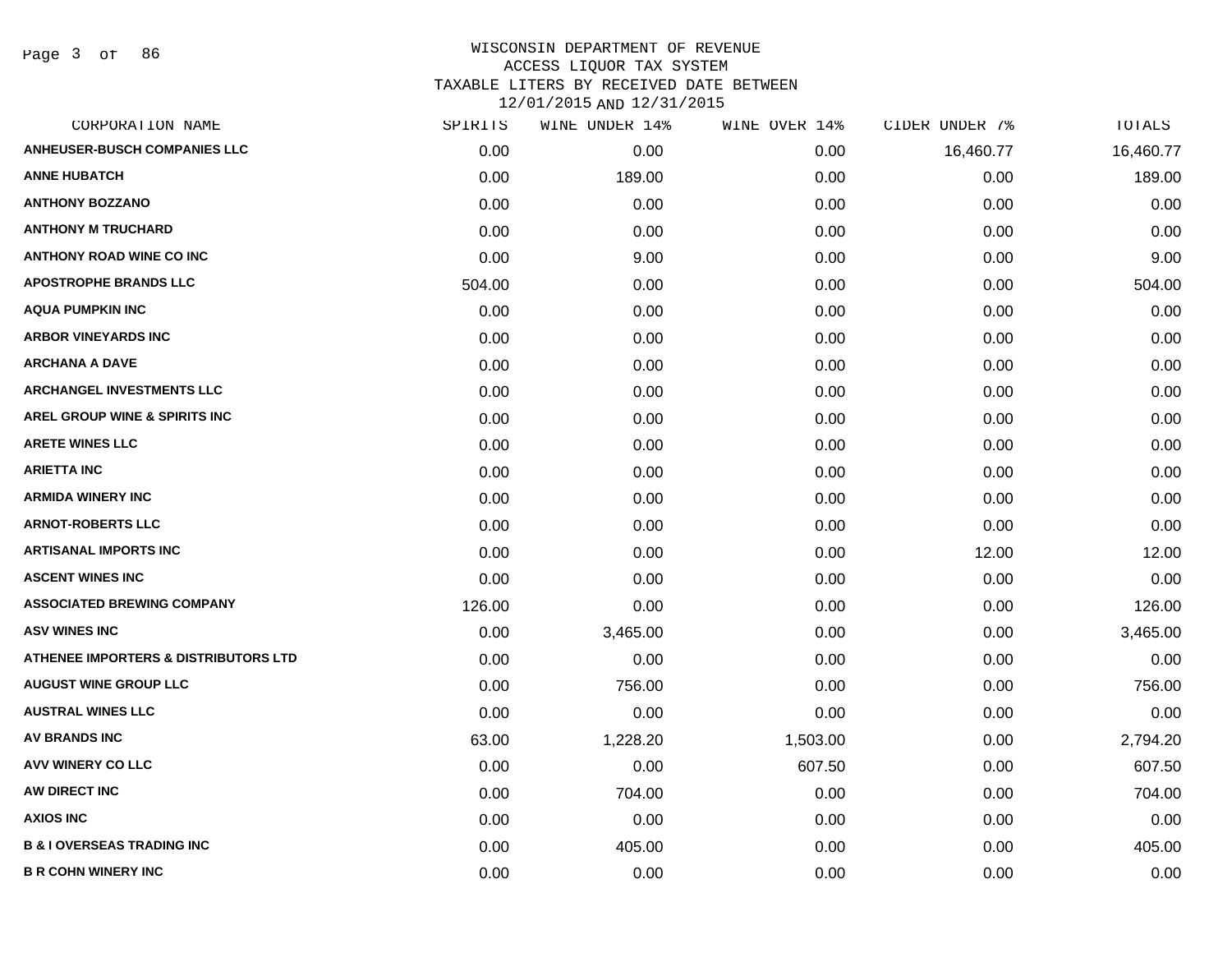WISCONSIN DEPARTMENT OF REVENUE
ACCESS LIQUOR TAX SYSTEM
TAXABLE LITERS BY RECEIVED DATE BETWEEN
12/01/2015 AND 12/31/2015

| CORPORATION NAME | SPIRITS | WINE UNDER 14% | WINE OVER 14% | CIDER UNDER 7% | TOTALS |
|---|---|---|---|---|---|
| ANHEUSER-BUSCH COMPANIES LLC | 0.00 | 0.00 | 0.00 | 16,460.77 | 16,460.77 |
| ANNE HUBATCH | 0.00 | 189.00 | 0.00 | 0.00 | 189.00 |
| ANTHONY BOZZANO | 0.00 | 0.00 | 0.00 | 0.00 | 0.00 |
| ANTHONY M TRUCHARD | 0.00 | 0.00 | 0.00 | 0.00 | 0.00 |
| ANTHONY ROAD WINE CO INC | 0.00 | 9.00 | 0.00 | 0.00 | 9.00 |
| APOSTROPHE BRANDS LLC | 504.00 | 0.00 | 0.00 | 0.00 | 504.00 |
| AQUA PUMPKIN INC | 0.00 | 0.00 | 0.00 | 0.00 | 0.00 |
| ARBOR VINEYARDS INC | 0.00 | 0.00 | 0.00 | 0.00 | 0.00 |
| ARCHANA A DAVE | 0.00 | 0.00 | 0.00 | 0.00 | 0.00 |
| ARCHANGEL INVESTMENTS LLC | 0.00 | 0.00 | 0.00 | 0.00 | 0.00 |
| AREL GROUP WINE & SPIRITS INC | 0.00 | 0.00 | 0.00 | 0.00 | 0.00 |
| ARETE WINES LLC | 0.00 | 0.00 | 0.00 | 0.00 | 0.00 |
| ARIETTA INC | 0.00 | 0.00 | 0.00 | 0.00 | 0.00 |
| ARMIDA WINERY INC | 0.00 | 0.00 | 0.00 | 0.00 | 0.00 |
| ARNOT-ROBERTS LLC | 0.00 | 0.00 | 0.00 | 0.00 | 0.00 |
| ARTISANAL IMPORTS INC | 0.00 | 0.00 | 0.00 | 12.00 | 12.00 |
| ASCENT WINES INC | 0.00 | 0.00 | 0.00 | 0.00 | 0.00 |
| ASSOCIATED BREWING COMPANY | 126.00 | 0.00 | 0.00 | 0.00 | 126.00 |
| ASV WINES INC | 0.00 | 3,465.00 | 0.00 | 0.00 | 3,465.00 |
| ATHENEE IMPORTERS & DISTRIBUTORS LTD | 0.00 | 0.00 | 0.00 | 0.00 | 0.00 |
| AUGUST WINE GROUP LLC | 0.00 | 756.00 | 0.00 | 0.00 | 756.00 |
| AUSTRAL WINES LLC | 0.00 | 0.00 | 0.00 | 0.00 | 0.00 |
| AV BRANDS INC | 63.00 | 1,228.20 | 1,503.00 | 0.00 | 2,794.20 |
| AVV WINERY CO LLC | 0.00 | 0.00 | 607.50 | 0.00 | 607.50 |
| AW DIRECT INC | 0.00 | 704.00 | 0.00 | 0.00 | 704.00 |
| AXIOS INC | 0.00 | 0.00 | 0.00 | 0.00 | 0.00 |
| B & I OVERSEAS TRADING INC | 0.00 | 405.00 | 0.00 | 0.00 | 405.00 |
| B R COHN WINERY INC | 0.00 | 0.00 | 0.00 | 0.00 | 0.00 |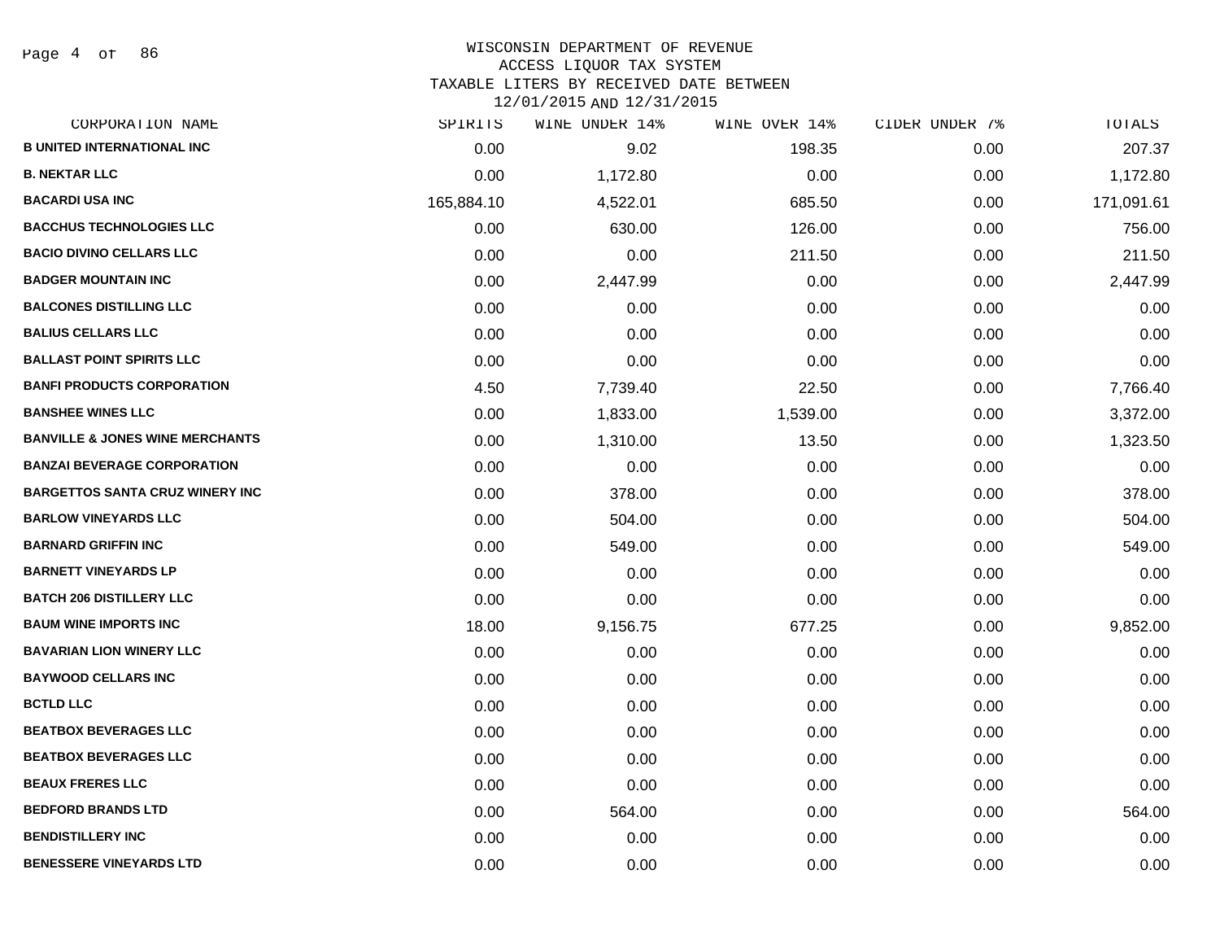# WISCONSIN DEPARTMENT OF REVENUE
## ACCESS LIQUOR TAX SYSTEM
### TAXABLE LITERS BY RECEIVED DATE BETWEEN 12/01/2015 AND 12/31/2015

| CORPORATION NAME | SPIRITS | WINE UNDER 14% | WINE OVER 14% | CIDER UNDER 7% | TOTALS |
|---|---|---|---|---|---|
| B UNITED INTERNATIONAL INC | 0.00 | 9.02 | 198.35 | 0.00 | 207.37 |
| B. NEKTAR LLC | 0.00 | 1,172.80 | 0.00 | 0.00 | 1,172.80 |
| BACARDI USA INC | 165,884.10 | 4,522.01 | 685.50 | 0.00 | 171,091.61 |
| BACCHUS TECHNOLOGIES LLC | 0.00 | 630.00 | 126.00 | 0.00 | 756.00 |
| BACIO DIVINO CELLARS LLC | 0.00 | 0.00 | 211.50 | 0.00 | 211.50 |
| BADGER MOUNTAIN INC | 0.00 | 2,447.99 | 0.00 | 0.00 | 2,447.99 |
| BALCONES DISTILLING LLC | 0.00 | 0.00 | 0.00 | 0.00 | 0.00 |
| BALIUS CELLARS LLC | 0.00 | 0.00 | 0.00 | 0.00 | 0.00 |
| BALLAST POINT SPIRITS LLC | 0.00 | 0.00 | 0.00 | 0.00 | 0.00 |
| BANFI PRODUCTS CORPORATION | 4.50 | 7,739.40 | 22.50 | 0.00 | 7,766.40 |
| BANSHEE WINES LLC | 0.00 | 1,833.00 | 1,539.00 | 0.00 | 3,372.00 |
| BANVILLE & JONES WINE MERCHANTS | 0.00 | 1,310.00 | 13.50 | 0.00 | 1,323.50 |
| BANZAI BEVERAGE CORPORATION | 0.00 | 0.00 | 0.00 | 0.00 | 0.00 |
| BARGETTOS SANTA CRUZ WINERY INC | 0.00 | 378.00 | 0.00 | 0.00 | 378.00 |
| BARLOW VINEYARDS LLC | 0.00 | 504.00 | 0.00 | 0.00 | 504.00 |
| BARNARD GRIFFIN INC | 0.00 | 549.00 | 0.00 | 0.00 | 549.00 |
| BARNETT VINEYARDS LP | 0.00 | 0.00 | 0.00 | 0.00 | 0.00 |
| BATCH 206 DISTILLERY LLC | 0.00 | 0.00 | 0.00 | 0.00 | 0.00 |
| BAUM WINE IMPORTS INC | 18.00 | 9,156.75 | 677.25 | 0.00 | 9,852.00 |
| BAVARIAN LION WINERY LLC | 0.00 | 0.00 | 0.00 | 0.00 | 0.00 |
| BAYWOOD CELLARS INC | 0.00 | 0.00 | 0.00 | 0.00 | 0.00 |
| BCTLD LLC | 0.00 | 0.00 | 0.00 | 0.00 | 0.00 |
| BEATBOX BEVERAGES LLC | 0.00 | 0.00 | 0.00 | 0.00 | 0.00 |
| BEATBOX BEVERAGES LLC | 0.00 | 0.00 | 0.00 | 0.00 | 0.00 |
| BEAUX FRERES LLC | 0.00 | 0.00 | 0.00 | 0.00 | 0.00 |
| BEDFORD BRANDS LTD | 0.00 | 564.00 | 0.00 | 0.00 | 564.00 |
| BENDISTILLERY INC | 0.00 | 0.00 | 0.00 | 0.00 | 0.00 |
| BENESSERE VINEYARDS LTD | 0.00 | 0.00 | 0.00 | 0.00 | 0.00 |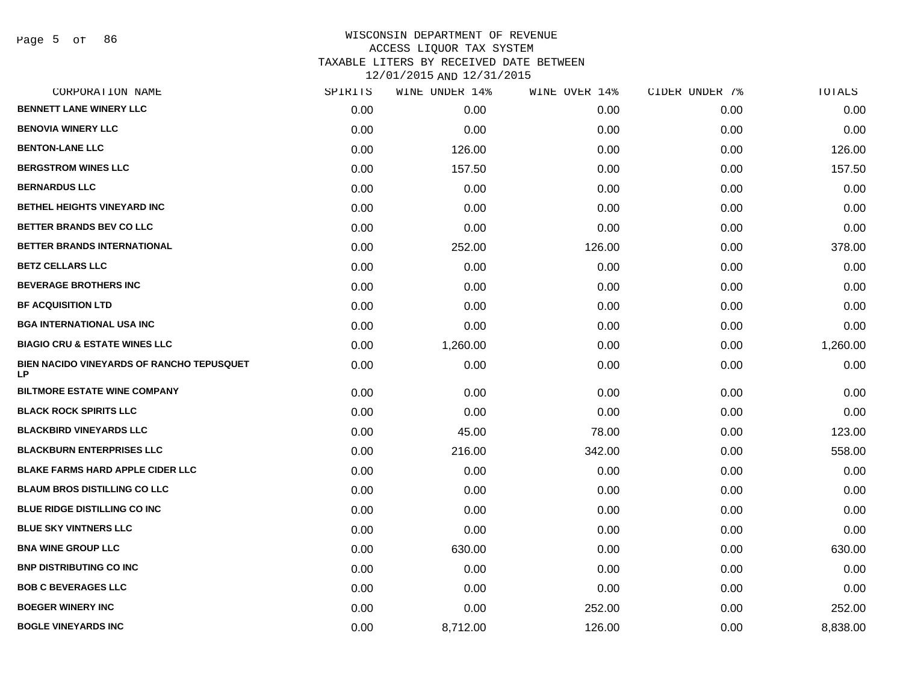# WISCONSIN DEPARTMENT OF REVENUE
## ACCESS LIQUOR TAX SYSTEM
### TAXABLE LITERS BY RECEIVED DATE BETWEEN 12/01/2015 AND 12/31/2015

| CORPORATION NAME | SPIRITS | WINE UNDER 14% | WINE OVER 14% | CIDER UNDER 7% | TOTALS |
|---|---|---|---|---|---|
| BENNETT LANE WINERY LLC | 0.00 | 0.00 | 0.00 | 0.00 | 0.00 |
| BENOVIA WINERY LLC | 0.00 | 0.00 | 0.00 | 0.00 | 0.00 |
| BENTON-LANE LLC | 0.00 | 126.00 | 0.00 | 0.00 | 126.00 |
| BERGSTROM WINES LLC | 0.00 | 157.50 | 0.00 | 0.00 | 157.50 |
| BERNARDUS LLC | 0.00 | 0.00 | 0.00 | 0.00 | 0.00 |
| BETHEL HEIGHTS VINEYARD INC | 0.00 | 0.00 | 0.00 | 0.00 | 0.00 |
| BETTER BRANDS BEV CO LLC | 0.00 | 0.00 | 0.00 | 0.00 | 0.00 |
| BETTER BRANDS INTERNATIONAL | 0.00 | 252.00 | 126.00 | 0.00 | 378.00 |
| BETZ CELLARS LLC | 0.00 | 0.00 | 0.00 | 0.00 | 0.00 |
| BEVERAGE BROTHERS INC | 0.00 | 0.00 | 0.00 | 0.00 | 0.00 |
| BF ACQUISITION LTD | 0.00 | 0.00 | 0.00 | 0.00 | 0.00 |
| BGA INTERNATIONAL USA INC | 0.00 | 0.00 | 0.00 | 0.00 | 0.00 |
| BIAGIO CRU & ESTATE WINES LLC | 0.00 | 1,260.00 | 0.00 | 0.00 | 1,260.00 |
| BIEN NACIDO VINEYARDS OF RANCHO TEPUSQUET LP | 0.00 | 0.00 | 0.00 | 0.00 | 0.00 |
| BILTMORE ESTATE WINE COMPANY | 0.00 | 0.00 | 0.00 | 0.00 | 0.00 |
| BLACK ROCK SPIRITS LLC | 0.00 | 0.00 | 0.00 | 0.00 | 0.00 |
| BLACKBIRD VINEYARDS LLC | 0.00 | 45.00 | 78.00 | 0.00 | 123.00 |
| BLACKBURN ENTERPRISES LLC | 0.00 | 216.00 | 342.00 | 0.00 | 558.00 |
| BLAKE FARMS HARD APPLE CIDER LLC | 0.00 | 0.00 | 0.00 | 0.00 | 0.00 |
| BLAUM BROS DISTILLING CO LLC | 0.00 | 0.00 | 0.00 | 0.00 | 0.00 |
| BLUE RIDGE DISTILLING CO INC | 0.00 | 0.00 | 0.00 | 0.00 | 0.00 |
| BLUE SKY VINTNERS LLC | 0.00 | 0.00 | 0.00 | 0.00 | 0.00 |
| BNA WINE GROUP LLC | 0.00 | 630.00 | 0.00 | 0.00 | 630.00 |
| BNP DISTRIBUTING CO INC | 0.00 | 0.00 | 0.00 | 0.00 | 0.00 |
| BOB C BEVERAGES LLC | 0.00 | 0.00 | 0.00 | 0.00 | 0.00 |
| BOEGER WINERY INC | 0.00 | 0.00 | 252.00 | 0.00 | 252.00 |
| BOGLE VINEYARDS INC | 0.00 | 8,712.00 | 126.00 | 0.00 | 8,838.00 |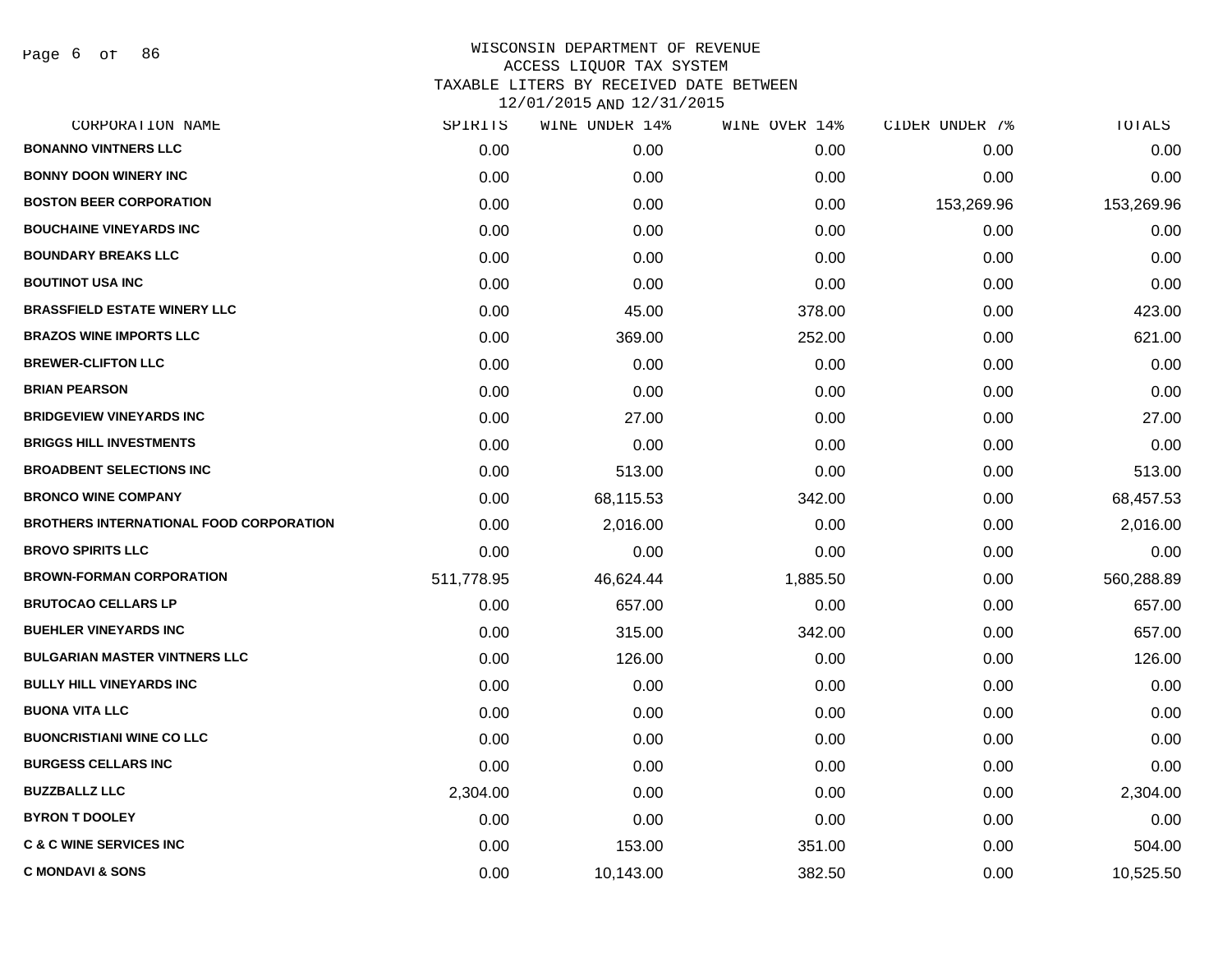WISCONSIN DEPARTMENT OF REVENUE
ACCESS LIQUOR TAX SYSTEM
TAXABLE LITERS BY RECEIVED DATE BETWEEN
12/01/2015 AND 12/31/2015

| CORPORATION NAME | SPIRITS | WINE UNDER 14% | WINE OVER 14% | CIDER UNDER 7% | TOTALS |
|---|---|---|---|---|---|
| BONANNO VINTNERS LLC | 0.00 | 0.00 | 0.00 | 0.00 | 0.00 |
| BONNY DOON WINERY INC | 0.00 | 0.00 | 0.00 | 0.00 | 0.00 |
| BOSTON BEER CORPORATION | 0.00 | 0.00 | 0.00 | 153,269.96 | 153,269.96 |
| BOUCHAINE VINEYARDS INC | 0.00 | 0.00 | 0.00 | 0.00 | 0.00 |
| BOUNDARY BREAKS LLC | 0.00 | 0.00 | 0.00 | 0.00 | 0.00 |
| BOUTINOT USA INC | 0.00 | 0.00 | 0.00 | 0.00 | 0.00 |
| BRASSFIELD ESTATE WINERY LLC | 0.00 | 45.00 | 378.00 | 0.00 | 423.00 |
| BRAZOS WINE IMPORTS LLC | 0.00 | 369.00 | 252.00 | 0.00 | 621.00 |
| BREWER-CLIFTON LLC | 0.00 | 0.00 | 0.00 | 0.00 | 0.00 |
| BRIAN PEARSON | 0.00 | 0.00 | 0.00 | 0.00 | 0.00 |
| BRIDGEVIEW VINEYARDS INC | 0.00 | 27.00 | 0.00 | 0.00 | 27.00 |
| BRIGGS HILL INVESTMENTS | 0.00 | 0.00 | 0.00 | 0.00 | 0.00 |
| BROADBENT SELECTIONS INC | 0.00 | 513.00 | 0.00 | 0.00 | 513.00 |
| BRONCO WINE COMPANY | 0.00 | 68,115.53 | 342.00 | 0.00 | 68,457.53 |
| BROTHERS INTERNATIONAL FOOD CORPORATION | 0.00 | 2,016.00 | 0.00 | 0.00 | 2,016.00 |
| BROVO SPIRITS LLC | 0.00 | 0.00 | 0.00 | 0.00 | 0.00 |
| BROWN-FORMAN CORPORATION | 511,778.95 | 46,624.44 | 1,885.50 | 0.00 | 560,288.89 |
| BRUTOCAO CELLARS LP | 0.00 | 657.00 | 0.00 | 0.00 | 657.00 |
| BUEHLER VINEYARDS INC | 0.00 | 315.00 | 342.00 | 0.00 | 657.00 |
| BULGARIAN MASTER VINTNERS LLC | 0.00 | 126.00 | 0.00 | 0.00 | 126.00 |
| BULLY HILL VINEYARDS INC | 0.00 | 0.00 | 0.00 | 0.00 | 0.00 |
| BUONA VITA LLC | 0.00 | 0.00 | 0.00 | 0.00 | 0.00 |
| BUONCRISTIANI WINE CO LLC | 0.00 | 0.00 | 0.00 | 0.00 | 0.00 |
| BURGESS CELLARS INC | 0.00 | 0.00 | 0.00 | 0.00 | 0.00 |
| BUZZBALLZ LLC | 2,304.00 | 0.00 | 0.00 | 0.00 | 2,304.00 |
| BYRON T DOOLEY | 0.00 | 0.00 | 0.00 | 0.00 | 0.00 |
| C & C WINE SERVICES INC | 0.00 | 153.00 | 351.00 | 0.00 | 504.00 |
| C MONDAVI & SONS | 0.00 | 10,143.00 | 382.50 | 0.00 | 10,525.50 |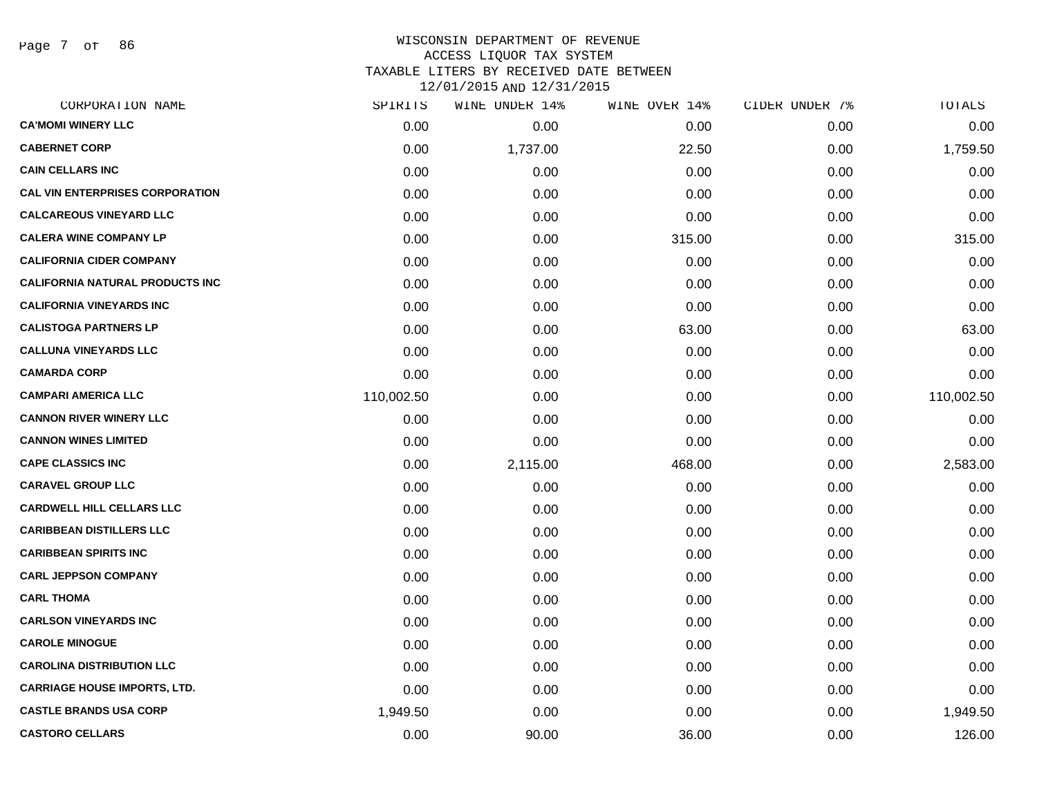# WISCONSIN DEPARTMENT OF REVENUE
## ACCESS LIQUOR TAX SYSTEM
### TAXABLE LITERS BY RECEIVED DATE BETWEEN 12/01/2015 AND 12/31/2015

| CORPORATION NAME | SPIRITS | WINE UNDER 14% | WINE OVER 14% | CIDER UNDER 7% | TOTALS |
|---|---|---|---|---|---|
| CA'MOMI WINERY LLC | 0.00 | 0.00 | 0.00 | 0.00 | 0.00 |
| CABERNET CORP | 0.00 | 1,737.00 | 22.50 | 0.00 | 1,759.50 |
| CAIN CELLARS INC | 0.00 | 0.00 | 0.00 | 0.00 | 0.00 |
| CAL VIN ENTERPRISES CORPORATION | 0.00 | 0.00 | 0.00 | 0.00 | 0.00 |
| CALCAREOUS VINEYARD LLC | 0.00 | 0.00 | 0.00 | 0.00 | 0.00 |
| CALERA WINE COMPANY LP | 0.00 | 0.00 | 315.00 | 0.00 | 315.00 |
| CALIFORNIA CIDER COMPANY | 0.00 | 0.00 | 0.00 | 0.00 | 0.00 |
| CALIFORNIA NATURAL PRODUCTS INC | 0.00 | 0.00 | 0.00 | 0.00 | 0.00 |
| CALIFORNIA VINEYARDS INC | 0.00 | 0.00 | 0.00 | 0.00 | 0.00 |
| CALISTOGA PARTNERS LP | 0.00 | 0.00 | 63.00 | 0.00 | 63.00 |
| CALLUNA VINEYARDS LLC | 0.00 | 0.00 | 0.00 | 0.00 | 0.00 |
| CAMARDA CORP | 0.00 | 0.00 | 0.00 | 0.00 | 0.00 |
| CAMPARI AMERICA LLC | 110,002.50 | 0.00 | 0.00 | 0.00 | 110,002.50 |
| CANNON RIVER WINERY LLC | 0.00 | 0.00 | 0.00 | 0.00 | 0.00 |
| CANNON WINES LIMITED | 0.00 | 0.00 | 0.00 | 0.00 | 0.00 |
| CAPE CLASSICS INC | 0.00 | 2,115.00 | 468.00 | 0.00 | 2,583.00 |
| CARAVEL GROUP LLC | 0.00 | 0.00 | 0.00 | 0.00 | 0.00 |
| CARDWELL HILL CELLARS LLC | 0.00 | 0.00 | 0.00 | 0.00 | 0.00 |
| CARIBBEAN DISTILLERS LLC | 0.00 | 0.00 | 0.00 | 0.00 | 0.00 |
| CARIBBEAN SPIRITS INC | 0.00 | 0.00 | 0.00 | 0.00 | 0.00 |
| CARL JEPPSON COMPANY | 0.00 | 0.00 | 0.00 | 0.00 | 0.00 |
| CARL THOMA | 0.00 | 0.00 | 0.00 | 0.00 | 0.00 |
| CARLSON VINEYARDS INC | 0.00 | 0.00 | 0.00 | 0.00 | 0.00 |
| CAROLE MINOGUE | 0.00 | 0.00 | 0.00 | 0.00 | 0.00 |
| CAROLINA DISTRIBUTION LLC | 0.00 | 0.00 | 0.00 | 0.00 | 0.00 |
| CARRIAGE HOUSE IMPORTS, LTD. | 0.00 | 0.00 | 0.00 | 0.00 | 0.00 |
| CASTLE BRANDS USA CORP | 1,949.50 | 0.00 | 0.00 | 0.00 | 1,949.50 |
| CASTORO CELLARS | 0.00 | 90.00 | 36.00 | 0.00 | 126.00 |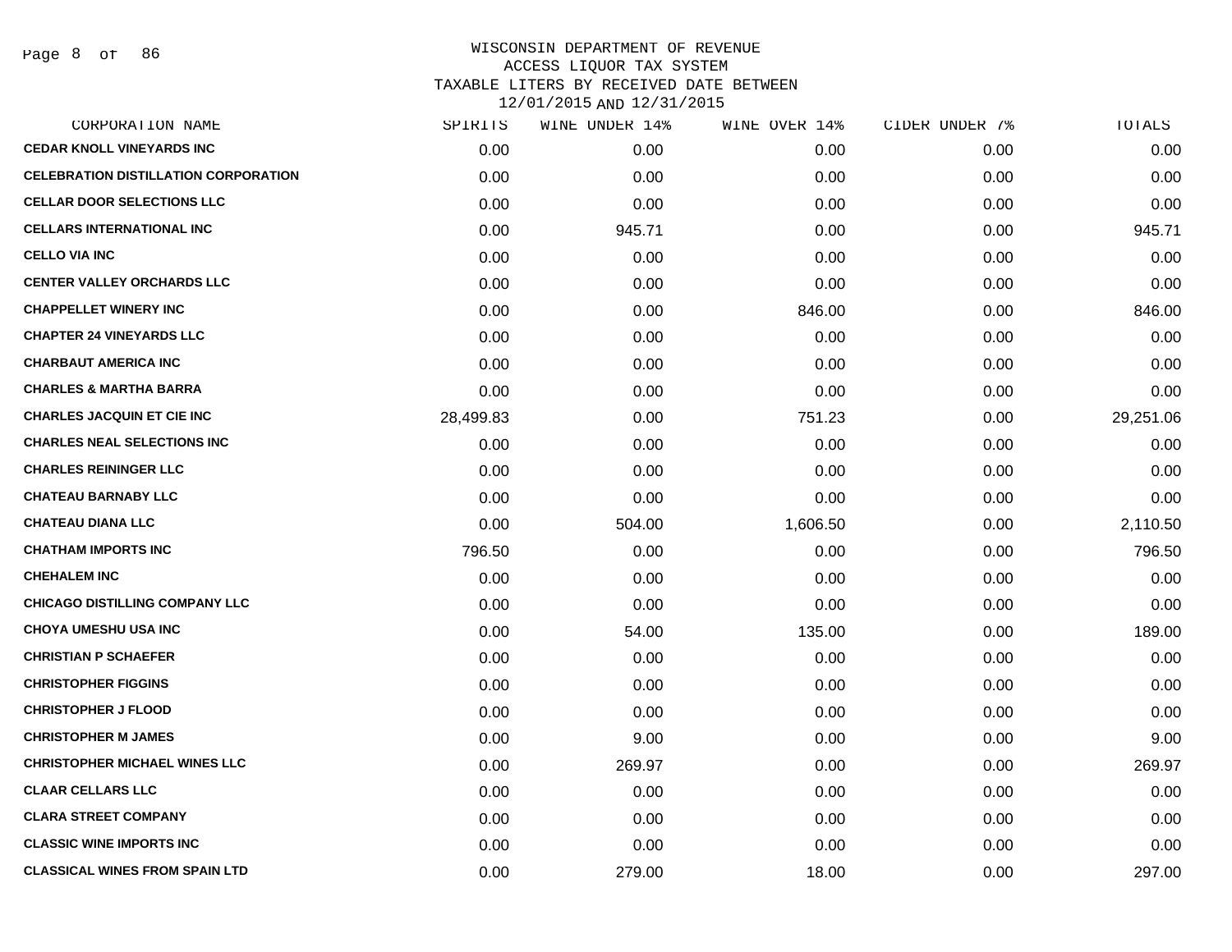# WISCONSIN DEPARTMENT OF REVENUE
## ACCESS LIQUOR TAX SYSTEM
## TAXABLE LITERS BY RECEIVED DATE BETWEEN 12/01/2015 AND 12/31/2015

| CORPORATION NAME | SPIRITS | WINE UNDER 14% | WINE OVER 14% | CIDER UNDER 7% | TOTALS |
|---|---|---|---|---|---|
| CEDAR KNOLL VINEYARDS INC | 0.00 | 0.00 | 0.00 | 0.00 | 0.00 |
| CELEBRATION DISTILLATION CORPORATION | 0.00 | 0.00 | 0.00 | 0.00 | 0.00 |
| CELLAR DOOR SELECTIONS LLC | 0.00 | 0.00 | 0.00 | 0.00 | 0.00 |
| CELLARS INTERNATIONAL INC | 0.00 | 945.71 | 0.00 | 0.00 | 945.71 |
| CELLO VIA INC | 0.00 | 0.00 | 0.00 | 0.00 | 0.00 |
| CENTER VALLEY ORCHARDS LLC | 0.00 | 0.00 | 0.00 | 0.00 | 0.00 |
| CHAPPELLET WINERY INC | 0.00 | 0.00 | 846.00 | 0.00 | 846.00 |
| CHAPTER 24 VINEYARDS LLC | 0.00 | 0.00 | 0.00 | 0.00 | 0.00 |
| CHARBAUT AMERICA INC | 0.00 | 0.00 | 0.00 | 0.00 | 0.00 |
| CHARLES & MARTHA BARRA | 0.00 | 0.00 | 0.00 | 0.00 | 0.00 |
| CHARLES JACQUIN ET CIE INC | 28,499.83 | 0.00 | 751.23 | 0.00 | 29,251.06 |
| CHARLES NEAL SELECTIONS INC | 0.00 | 0.00 | 0.00 | 0.00 | 0.00 |
| CHARLES REININGER LLC | 0.00 | 0.00 | 0.00 | 0.00 | 0.00 |
| CHATEAU BARNABY LLC | 0.00 | 0.00 | 0.00 | 0.00 | 0.00 |
| CHATEAU DIANA LLC | 0.00 | 504.00 | 1,606.50 | 0.00 | 2,110.50 |
| CHATHAM IMPORTS INC | 796.50 | 0.00 | 0.00 | 0.00 | 796.50 |
| CHEHALEM INC | 0.00 | 0.00 | 0.00 | 0.00 | 0.00 |
| CHICAGO DISTILLING COMPANY LLC | 0.00 | 0.00 | 0.00 | 0.00 | 0.00 |
| CHOYA UMESHU USA INC | 0.00 | 54.00 | 135.00 | 0.00 | 189.00 |
| CHRISTIAN P SCHAEFER | 0.00 | 0.00 | 0.00 | 0.00 | 0.00 |
| CHRISTOPHER FIGGINS | 0.00 | 0.00 | 0.00 | 0.00 | 0.00 |
| CHRISTOPHER J FLOOD | 0.00 | 0.00 | 0.00 | 0.00 | 0.00 |
| CHRISTOPHER M JAMES | 0.00 | 9.00 | 0.00 | 0.00 | 9.00 |
| CHRISTOPHER MICHAEL WINES LLC | 0.00 | 269.97 | 0.00 | 0.00 | 269.97 |
| CLAAR CELLARS LLC | 0.00 | 0.00 | 0.00 | 0.00 | 0.00 |
| CLARA STREET COMPANY | 0.00 | 0.00 | 0.00 | 0.00 | 0.00 |
| CLASSIC WINE IMPORTS INC | 0.00 | 0.00 | 0.00 | 0.00 | 0.00 |
| CLASSICAL WINES FROM SPAIN LTD | 0.00 | 279.00 | 18.00 | 0.00 | 297.00 |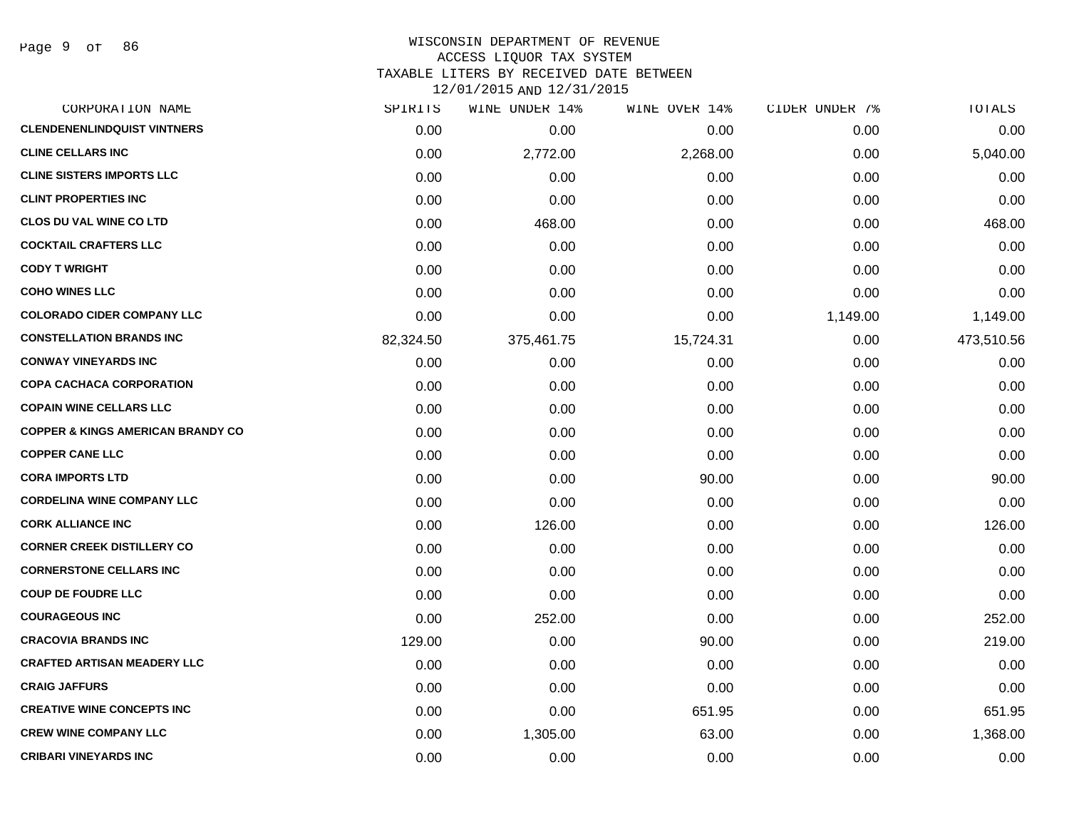WISCONSIN DEPARTMENT OF REVENUE
ACCESS LIQUOR TAX SYSTEM
TAXABLE LITERS BY RECEIVED DATE BETWEEN
12/01/2015 AND 12/31/2015

| CORPORATION NAME | SPIRITS | WINE UNDER 14% | WINE OVER 14% | CIDER UNDER 7% | TOTALS |
|---|---|---|---|---|---|
| CLENDENENLINDQUIST VINTNERS | 0.00 | 0.00 | 0.00 | 0.00 | 0.00 |
| CLINE CELLARS INC | 0.00 | 2,772.00 | 2,268.00 | 0.00 | 5,040.00 |
| CLINE SISTERS IMPORTS LLC | 0.00 | 0.00 | 0.00 | 0.00 | 0.00 |
| CLINT PROPERTIES INC | 0.00 | 0.00 | 0.00 | 0.00 | 0.00 |
| CLOS DU VAL WINE CO LTD | 0.00 | 468.00 | 0.00 | 0.00 | 468.00 |
| COCKTAIL CRAFTERS LLC | 0.00 | 0.00 | 0.00 | 0.00 | 0.00 |
| CODY T WRIGHT | 0.00 | 0.00 | 0.00 | 0.00 | 0.00 |
| COHO WINES LLC | 0.00 | 0.00 | 0.00 | 0.00 | 0.00 |
| COLORADO CIDER COMPANY LLC | 0.00 | 0.00 | 0.00 | 1,149.00 | 1,149.00 |
| CONSTELLATION BRANDS INC | 82,324.50 | 375,461.75 | 15,724.31 | 0.00 | 473,510.56 |
| CONWAY VINEYARDS INC | 0.00 | 0.00 | 0.00 | 0.00 | 0.00 |
| COPA CACHACA CORPORATION | 0.00 | 0.00 | 0.00 | 0.00 | 0.00 |
| COPAIN WINE CELLARS LLC | 0.00 | 0.00 | 0.00 | 0.00 | 0.00 |
| COPPER & KINGS AMERICAN BRANDY CO | 0.00 | 0.00 | 0.00 | 0.00 | 0.00 |
| COPPER CANE LLC | 0.00 | 0.00 | 0.00 | 0.00 | 0.00 |
| CORA IMPORTS LTD | 0.00 | 0.00 | 90.00 | 0.00 | 90.00 |
| CORDELINA WINE COMPANY LLC | 0.00 | 0.00 | 0.00 | 0.00 | 0.00 |
| CORK ALLIANCE INC | 0.00 | 126.00 | 0.00 | 0.00 | 126.00 |
| CORNER CREEK DISTILLERY CO | 0.00 | 0.00 | 0.00 | 0.00 | 0.00 |
| CORNERSTONE CELLARS INC | 0.00 | 0.00 | 0.00 | 0.00 | 0.00 |
| COUP DE FOUDRE LLC | 0.00 | 0.00 | 0.00 | 0.00 | 0.00 |
| COURAGEOUS INC | 0.00 | 252.00 | 0.00 | 0.00 | 252.00 |
| CRACOVIA BRANDS INC | 129.00 | 0.00 | 90.00 | 0.00 | 219.00 |
| CRAFTED ARTISAN MEADERY LLC | 0.00 | 0.00 | 0.00 | 0.00 | 0.00 |
| CRAIG JAFFURS | 0.00 | 0.00 | 0.00 | 0.00 | 0.00 |
| CREATIVE WINE CONCEPTS INC | 0.00 | 0.00 | 651.95 | 0.00 | 651.95 |
| CREW WINE COMPANY LLC | 0.00 | 1,305.00 | 63.00 | 0.00 | 1,368.00 |
| CRIBARI VINEYARDS INC | 0.00 | 0.00 | 0.00 | 0.00 | 0.00 |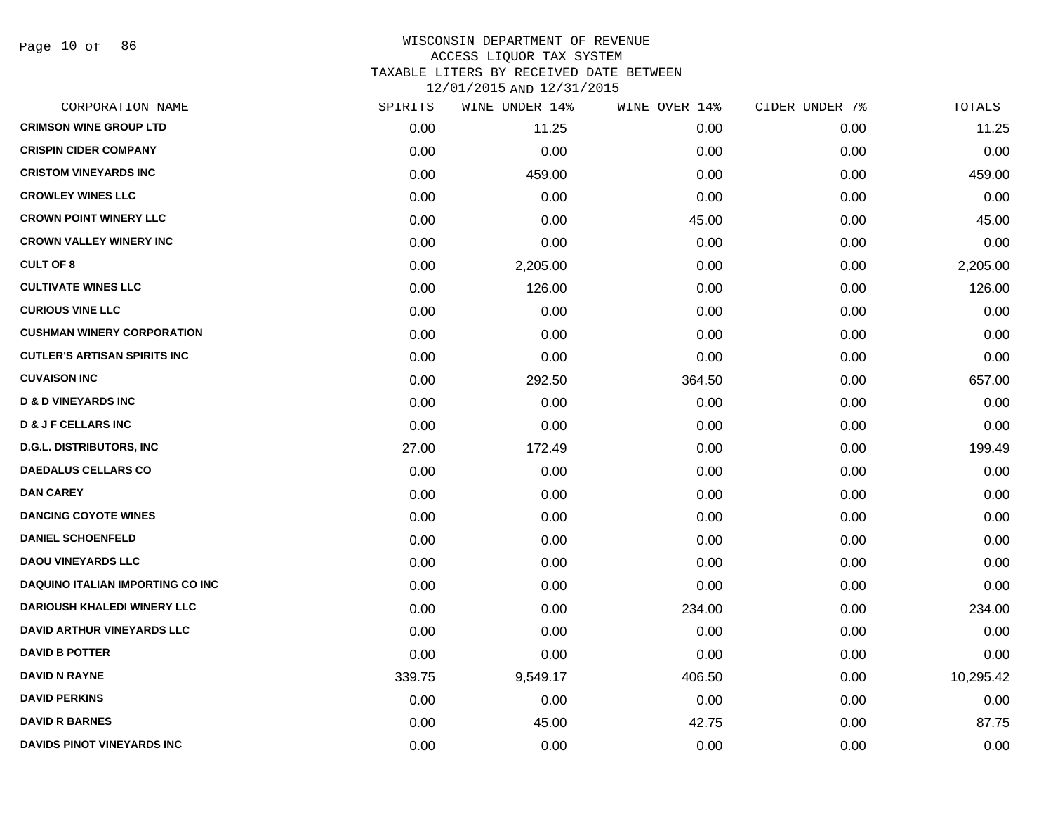WISCONSIN DEPARTMENT OF REVENUE
ACCESS LIQUOR TAX SYSTEM
TAXABLE LITERS BY RECEIVED DATE BETWEEN
12/01/2015 AND 12/31/2015

| CORPORATION NAME | SPIRITS | WINE UNDER 14% | WINE OVER 14% | CIDER UNDER 7% | TOTALS |
|---|---|---|---|---|---|
| **CRIMSON WINE GROUP LTD** | 0.00 | 11.25 | 0.00 | 0.00 | 11.25 |
| **CRISPIN CIDER COMPANY** | 0.00 | 0.00 | 0.00 | 0.00 | 0.00 |
| **CRISTOM VINEYARDS INC** | 0.00 | 459.00 | 0.00 | 0.00 | 459.00 |
| **CROWLEY WINES LLC** | 0.00 | 0.00 | 0.00 | 0.00 | 0.00 |
| **CROWN POINT WINERY LLC** | 0.00 | 0.00 | 45.00 | 0.00 | 45.00 |
| **CROWN VALLEY WINERY INC** | 0.00 | 0.00 | 0.00 | 0.00 | 0.00 |
| **CULT OF 8** | 0.00 | 2,205.00 | 0.00 | 0.00 | 2,205.00 |
| **CULTIVATE WINES LLC** | 0.00 | 126.00 | 0.00 | 0.00 | 126.00 |
| **CURIOUS VINE LLC** | 0.00 | 0.00 | 0.00 | 0.00 | 0.00 |
| **CUSHMAN WINERY CORPORATION** | 0.00 | 0.00 | 0.00 | 0.00 | 0.00 |
| **CUTLER'S ARTISAN SPIRITS INC** | 0.00 | 0.00 | 0.00 | 0.00 | 0.00 |
| **CUVAISON INC** | 0.00 | 292.50 | 364.50 | 0.00 | 657.00 |
| **D & D VINEYARDS INC** | 0.00 | 0.00 | 0.00 | 0.00 | 0.00 |
| **D & J F CELLARS INC** | 0.00 | 0.00 | 0.00 | 0.00 | 0.00 |
| **D.G.L. DISTRIBUTORS, INC** | 27.00 | 172.49 | 0.00 | 0.00 | 199.49 |
| **DAEDALUS CELLARS CO** | 0.00 | 0.00 | 0.00 | 0.00 | 0.00 |
| **DAN CAREY** | 0.00 | 0.00 | 0.00 | 0.00 | 0.00 |
| **DANCING COYOTE WINES** | 0.00 | 0.00 | 0.00 | 0.00 | 0.00 |
| **DANIEL SCHOENFELD** | 0.00 | 0.00 | 0.00 | 0.00 | 0.00 |
| **DAOU VINEYARDS LLC** | 0.00 | 0.00 | 0.00 | 0.00 | 0.00 |
| **DAQUINO ITALIAN IMPORTING CO INC** | 0.00 | 0.00 | 0.00 | 0.00 | 0.00 |
| **DARIOUSH KHALEDI WINERY LLC** | 0.00 | 0.00 | 234.00 | 0.00 | 234.00 |
| **DAVID ARTHUR VINEYARDS LLC** | 0.00 | 0.00 | 0.00 | 0.00 | 0.00 |
| **DAVID B POTTER** | 0.00 | 0.00 | 0.00 | 0.00 | 0.00 |
| **DAVID N RAYNE** | 339.75 | 9,549.17 | 406.50 | 0.00 | 10,295.42 |
| **DAVID PERKINS** | 0.00 | 0.00 | 0.00 | 0.00 | 0.00 |
| **DAVID R BARNES** | 0.00 | 45.00 | 42.75 | 0.00 | 87.75 |
| **DAVIDS PINOT VINEYARDS INC** | 0.00 | 0.00 | 0.00 | 0.00 | 0.00 |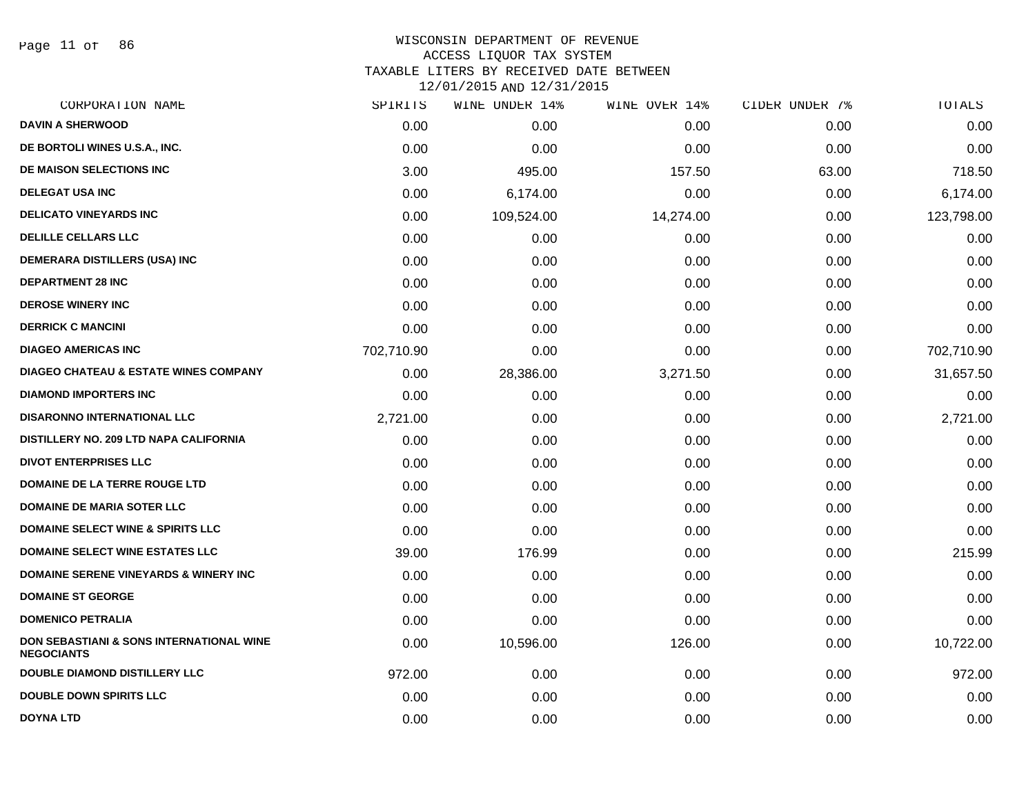WISCONSIN DEPARTMENT OF REVENUE
ACCESS LIQUOR TAX SYSTEM
TAXABLE LITERS BY RECEIVED DATE BETWEEN
12/01/2015 AND 12/31/2015

| CORPORATION NAME | SPIRITS | WINE UNDER 14% | WINE OVER 14% | CIDER UNDER 7% | TOTALS |
|---|---|---|---|---|---|
| DAVIN A SHERWOOD | 0.00 | 0.00 | 0.00 | 0.00 | 0.00 |
| DE BORTOLI WINES U.S.A., INC. | 0.00 | 0.00 | 0.00 | 0.00 | 0.00 |
| DE MAISON SELECTIONS INC | 3.00 | 495.00 | 157.50 | 63.00 | 718.50 |
| DELEGAT USA INC | 0.00 | 6,174.00 | 0.00 | 0.00 | 6,174.00 |
| DELICATO VINEYARDS INC | 0.00 | 109,524.00 | 14,274.00 | 0.00 | 123,798.00 |
| DELILLE CELLARS LLC | 0.00 | 0.00 | 0.00 | 0.00 | 0.00 |
| DEMERARA DISTILLERS (USA) INC | 0.00 | 0.00 | 0.00 | 0.00 | 0.00 |
| DEPARTMENT 28 INC | 0.00 | 0.00 | 0.00 | 0.00 | 0.00 |
| DEROSE WINERY INC | 0.00 | 0.00 | 0.00 | 0.00 | 0.00 |
| DERRICK C MANCINI | 0.00 | 0.00 | 0.00 | 0.00 | 0.00 |
| DIAGEO AMERICAS INC | 702,710.90 | 0.00 | 0.00 | 0.00 | 702,710.90 |
| DIAGEO CHATEAU & ESTATE WINES COMPANY | 0.00 | 28,386.00 | 3,271.50 | 0.00 | 31,657.50 |
| DIAMOND IMPORTERS INC | 0.00 | 0.00 | 0.00 | 0.00 | 0.00 |
| DISARONNO INTERNATIONAL LLC | 2,721.00 | 0.00 | 0.00 | 0.00 | 2,721.00 |
| DISTILLERY NO. 209 LTD NAPA CALIFORNIA | 0.00 | 0.00 | 0.00 | 0.00 | 0.00 |
| DIVOT ENTERPRISES LLC | 0.00 | 0.00 | 0.00 | 0.00 | 0.00 |
| DOMAINE DE LA TERRE ROUGE LTD | 0.00 | 0.00 | 0.00 | 0.00 | 0.00 |
| DOMAINE DE MARIA SOTER LLC | 0.00 | 0.00 | 0.00 | 0.00 | 0.00 |
| DOMAINE SELECT WINE & SPIRITS LLC | 0.00 | 0.00 | 0.00 | 0.00 | 0.00 |
| DOMAINE SELECT WINE ESTATES LLC | 39.00 | 176.99 | 0.00 | 0.00 | 215.99 |
| DOMAINE SERENE VINEYARDS & WINERY INC | 0.00 | 0.00 | 0.00 | 0.00 | 0.00 |
| DOMAINE ST GEORGE | 0.00 | 0.00 | 0.00 | 0.00 | 0.00 |
| DOMENICO PETRALIA | 0.00 | 0.00 | 0.00 | 0.00 | 0.00 |
| DON SEBASTIANI & SONS INTERNATIONAL WINE NEGOCIANTS | 0.00 | 10,596.00 | 126.00 | 0.00 | 10,722.00 |
| DOUBLE DIAMOND DISTILLERY LLC | 972.00 | 0.00 | 0.00 | 0.00 | 972.00 |
| DOUBLE DOWN SPIRITS LLC | 0.00 | 0.00 | 0.00 | 0.00 | 0.00 |
| DOYNA LTD | 0.00 | 0.00 | 0.00 | 0.00 | 0.00 |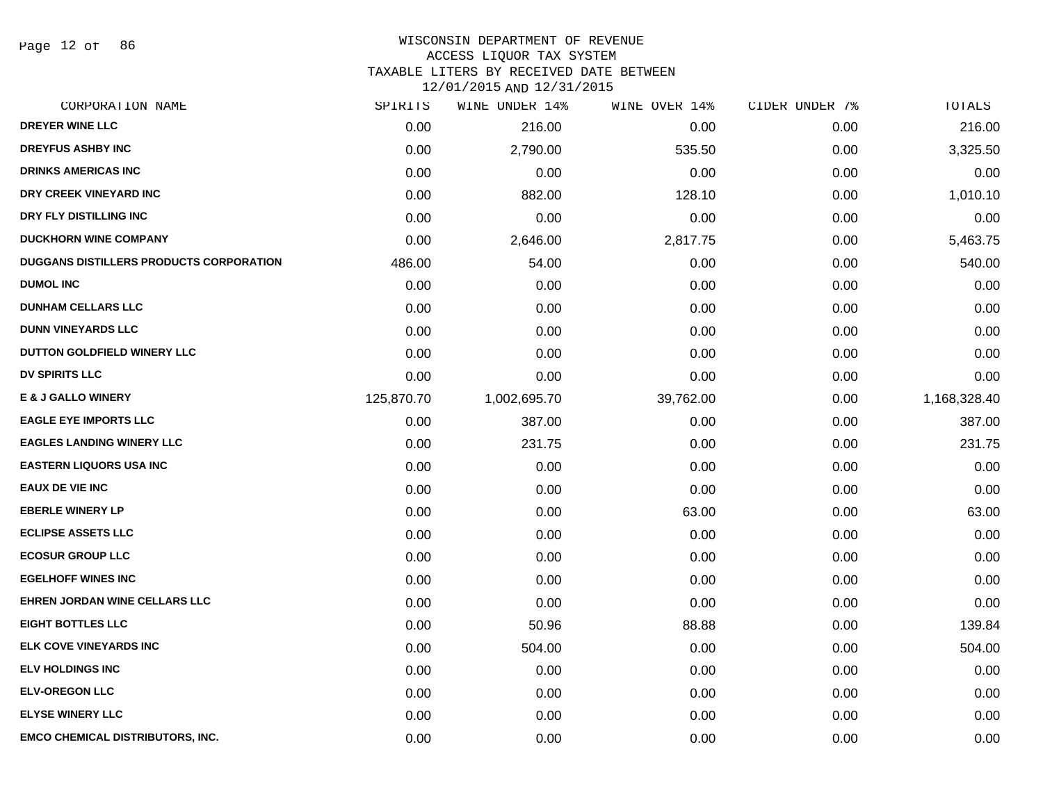WISCONSIN DEPARTMENT OF REVENUE
ACCESS LIQUOR TAX SYSTEM
TAXABLE LITERS BY RECEIVED DATE BETWEEN
12/01/2015 AND 12/31/2015

| CORPORATION NAME | SPIRITS | WINE UNDER 14% | WINE OVER 14% | CIDER UNDER 7% | TOTALS |
|---|---|---|---|---|---|
| **DREYER WINE LLC** | 0.00 | 216.00 | 0.00 | 0.00 | 216.00 |
| **DREYFUS ASHBY INC** | 0.00 | 2,790.00 | 535.50 | 0.00 | 3,325.50 |
| **DRINKS AMERICAS INC** | 0.00 | 0.00 | 0.00 | 0.00 | 0.00 |
| **DRY CREEK VINEYARD INC** | 0.00 | 882.00 | 128.10 | 0.00 | 1,010.10 |
| **DRY FLY DISTILLING INC** | 0.00 | 0.00 | 0.00 | 0.00 | 0.00 |
| **DUCKHORN WINE COMPANY** | 0.00 | 2,646.00 | 2,817.75 | 0.00 | 5,463.75 |
| **DUGGANS DISTILLERS PRODUCTS CORPORATION** | 486.00 | 54.00 | 0.00 | 0.00 | 540.00 |
| **DUMOL INC** | 0.00 | 0.00 | 0.00 | 0.00 | 0.00 |
| **DUNHAM CELLARS LLC** | 0.00 | 0.00 | 0.00 | 0.00 | 0.00 |
| **DUNN VINEYARDS LLC** | 0.00 | 0.00 | 0.00 | 0.00 | 0.00 |
| **DUTTON GOLDFIELD WINERY LLC** | 0.00 | 0.00 | 0.00 | 0.00 | 0.00 |
| **DV SPIRITS LLC** | 0.00 | 0.00 | 0.00 | 0.00 | 0.00 |
| **E & J GALLO WINERY** | 125,870.70 | 1,002,695.70 | 39,762.00 | 0.00 | 1,168,328.40 |
| **EAGLE EYE IMPORTS LLC** | 0.00 | 387.00 | 0.00 | 0.00 | 387.00 |
| **EAGLES LANDING WINERY LLC** | 0.00 | 231.75 | 0.00 | 0.00 | 231.75 |
| **EASTERN LIQUORS USA INC** | 0.00 | 0.00 | 0.00 | 0.00 | 0.00 |
| **EAUX DE VIE INC** | 0.00 | 0.00 | 0.00 | 0.00 | 0.00 |
| **EBERLE WINERY LP** | 0.00 | 0.00 | 63.00 | 0.00 | 63.00 |
| **ECLIPSE ASSETS LLC** | 0.00 | 0.00 | 0.00 | 0.00 | 0.00 |
| **ECOSUR GROUP LLC** | 0.00 | 0.00 | 0.00 | 0.00 | 0.00 |
| **EGELHOFF WINES INC** | 0.00 | 0.00 | 0.00 | 0.00 | 0.00 |
| **EHREN JORDAN WINE CELLARS LLC** | 0.00 | 0.00 | 0.00 | 0.00 | 0.00 |
| **EIGHT BOTTLES LLC** | 0.00 | 50.96 | 88.88 | 0.00 | 139.84 |
| **ELK COVE VINEYARDS INC** | 0.00 | 504.00 | 0.00 | 0.00 | 504.00 |
| **ELV HOLDINGS INC** | 0.00 | 0.00 | 0.00 | 0.00 | 0.00 |
| **ELV-OREGON LLC** | 0.00 | 0.00 | 0.00 | 0.00 | 0.00 |
| **ELYSE WINERY LLC** | 0.00 | 0.00 | 0.00 | 0.00 | 0.00 |
| **EMCO CHEMICAL DISTRIBUTORS, INC.** | 0.00 | 0.00 | 0.00 | 0.00 | 0.00 |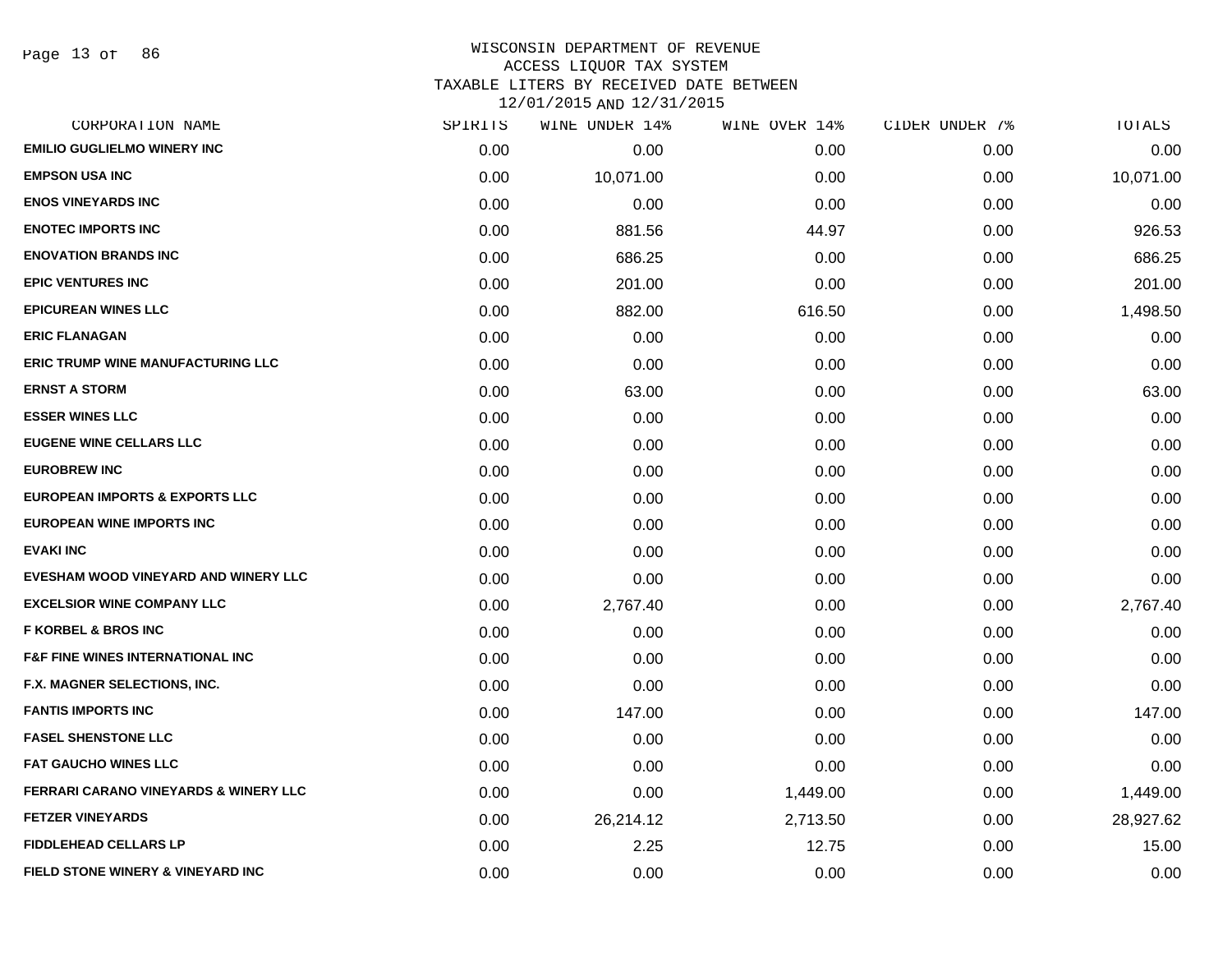WISCONSIN DEPARTMENT OF REVENUE
ACCESS LIQUOR TAX SYSTEM
TAXABLE LITERS BY RECEIVED DATE BETWEEN
12/01/2015 AND 12/31/2015

| CORPORATION NAME | SPIRITS | WINE UNDER 14% | WINE OVER 14% | CIDER UNDER 7% | TOTALS |
|---|---|---|---|---|---|
| EMILIO GUGLIELMO WINERY INC | 0.00 | 0.00 | 0.00 | 0.00 | 0.00 |
| EMPSON USA INC | 0.00 | 10,071.00 | 0.00 | 0.00 | 10,071.00 |
| ENOS VINEYARDS INC | 0.00 | 0.00 | 0.00 | 0.00 | 0.00 |
| ENOTEC IMPORTS INC | 0.00 | 881.56 | 44.97 | 0.00 | 926.53 |
| ENOVATION BRANDS INC | 0.00 | 686.25 | 0.00 | 0.00 | 686.25 |
| EPIC VENTURES INC | 0.00 | 201.00 | 0.00 | 0.00 | 201.00 |
| EPICUREAN WINES LLC | 0.00 | 882.00 | 616.50 | 0.00 | 1,498.50 |
| ERIC FLANAGAN | 0.00 | 0.00 | 0.00 | 0.00 | 0.00 |
| ERIC TRUMP WINE MANUFACTURING LLC | 0.00 | 0.00 | 0.00 | 0.00 | 0.00 |
| ERNST A STORM | 0.00 | 63.00 | 0.00 | 0.00 | 63.00 |
| ESSER WINES LLC | 0.00 | 0.00 | 0.00 | 0.00 | 0.00 |
| EUGENE WINE CELLARS LLC | 0.00 | 0.00 | 0.00 | 0.00 | 0.00 |
| EUROBREW INC | 0.00 | 0.00 | 0.00 | 0.00 | 0.00 |
| EUROPEAN IMPORTS & EXPORTS LLC | 0.00 | 0.00 | 0.00 | 0.00 | 0.00 |
| EUROPEAN WINE IMPORTS INC | 0.00 | 0.00 | 0.00 | 0.00 | 0.00 |
| EVAKI INC | 0.00 | 0.00 | 0.00 | 0.00 | 0.00 |
| EVESHAM WOOD VINEYARD AND WINERY LLC | 0.00 | 0.00 | 0.00 | 0.00 | 0.00 |
| EXCELSIOR WINE COMPANY LLC | 0.00 | 2,767.40 | 0.00 | 0.00 | 2,767.40 |
| F KORBEL & BROS INC | 0.00 | 0.00 | 0.00 | 0.00 | 0.00 |
| F&F FINE WINES INTERNATIONAL INC | 0.00 | 0.00 | 0.00 | 0.00 | 0.00 |
| F.X. MAGNER SELECTIONS, INC. | 0.00 | 0.00 | 0.00 | 0.00 | 0.00 |
| FANTIS IMPORTS INC | 0.00 | 147.00 | 0.00 | 0.00 | 147.00 |
| FASEL SHENSTONE LLC | 0.00 | 0.00 | 0.00 | 0.00 | 0.00 |
| FAT GAUCHO WINES LLC | 0.00 | 0.00 | 0.00 | 0.00 | 0.00 |
| FERRARI CARANO VINEYARDS & WINERY LLC | 0.00 | 0.00 | 1,449.00 | 0.00 | 1,449.00 |
| FETZER VINEYARDS | 0.00 | 26,214.12 | 2,713.50 | 0.00 | 28,927.62 |
| FIDDLEHEAD CELLARS LP | 0.00 | 2.25 | 12.75 | 0.00 | 15.00 |
| FIELD STONE WINERY & VINEYARD INC | 0.00 | 0.00 | 0.00 | 0.00 | 0.00 |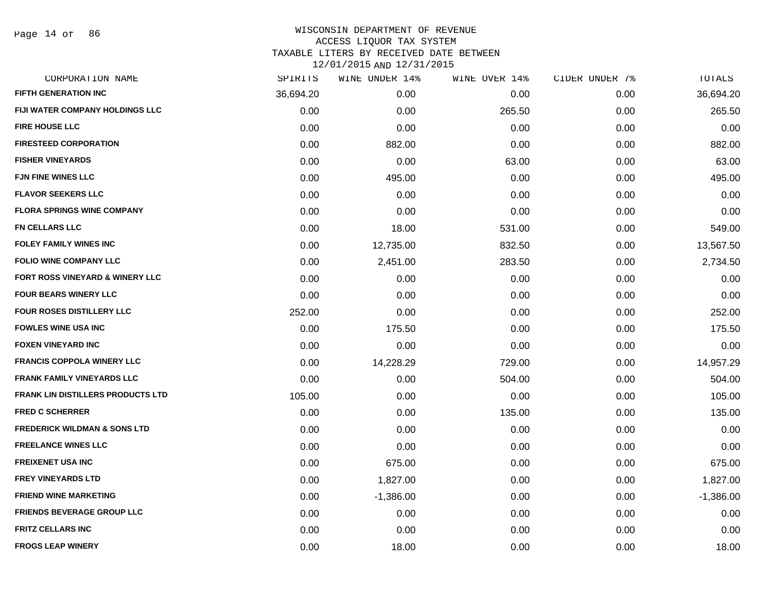# WISCONSIN DEPARTMENT OF REVENUE
## ACCESS LIQUOR TAX SYSTEM
### TAXABLE LITERS BY RECEIVED DATE BETWEEN 12/01/2015 AND 12/31/2015

| CORPORATION NAME | SPIRITS | WINE UNDER 14% | WINE OVER 14% | CIDER UNDER 7% | TOTALS |
|---|---|---|---|---|---|
| FIFTH GENERATION INC | 36,694.20 | 0.00 | 0.00 | 0.00 | 36,694.20 |
| FIJI WATER COMPANY HOLDINGS LLC | 0.00 | 0.00 | 265.50 | 0.00 | 265.50 |
| FIRE HOUSE LLC | 0.00 | 0.00 | 0.00 | 0.00 | 0.00 |
| FIRESTEED CORPORATION | 0.00 | 882.00 | 0.00 | 0.00 | 882.00 |
| FISHER VINEYARDS | 0.00 | 0.00 | 63.00 | 0.00 | 63.00 |
| FJN FINE WINES LLC | 0.00 | 495.00 | 0.00 | 0.00 | 495.00 |
| FLAVOR SEEKERS LLC | 0.00 | 0.00 | 0.00 | 0.00 | 0.00 |
| FLORA SPRINGS WINE COMPANY | 0.00 | 0.00 | 0.00 | 0.00 | 0.00 |
| FN CELLARS LLC | 0.00 | 18.00 | 531.00 | 0.00 | 549.00 |
| FOLEY FAMILY WINES INC | 0.00 | 12,735.00 | 832.50 | 0.00 | 13,567.50 |
| FOLIO WINE COMPANY LLC | 0.00 | 2,451.00 | 283.50 | 0.00 | 2,734.50 |
| FORT ROSS VINEYARD & WINERY LLC | 0.00 | 0.00 | 0.00 | 0.00 | 0.00 |
| FOUR BEARS WINERY LLC | 0.00 | 0.00 | 0.00 | 0.00 | 0.00 |
| FOUR ROSES DISTILLERY LLC | 252.00 | 0.00 | 0.00 | 0.00 | 252.00 |
| FOWLES WINE USA INC | 0.00 | 175.50 | 0.00 | 0.00 | 175.50 |
| FOXEN VINEYARD INC | 0.00 | 0.00 | 0.00 | 0.00 | 0.00 |
| FRANCIS COPPOLA WINERY LLC | 0.00 | 14,228.29 | 729.00 | 0.00 | 14,957.29 |
| FRANK FAMILY VINEYARDS LLC | 0.00 | 0.00 | 504.00 | 0.00 | 504.00 |
| FRANK LIN DISTILLERS PRODUCTS LTD | 105.00 | 0.00 | 0.00 | 0.00 | 105.00 |
| FRED C SCHERRER | 0.00 | 0.00 | 135.00 | 0.00 | 135.00 |
| FREDERICK WILDMAN & SONS LTD | 0.00 | 0.00 | 0.00 | 0.00 | 0.00 |
| FREELANCE WINES LLC | 0.00 | 0.00 | 0.00 | 0.00 | 0.00 |
| FREIXENET USA INC | 0.00 | 675.00 | 0.00 | 0.00 | 675.00 |
| FREY VINEYARDS LTD | 0.00 | 1,827.00 | 0.00 | 0.00 | 1,827.00 |
| FRIEND WINE MARKETING | 0.00 | -1,386.00 | 0.00 | 0.00 | -1,386.00 |
| FRIENDS BEVERAGE GROUP LLC | 0.00 | 0.00 | 0.00 | 0.00 | 0.00 |
| FRITZ CELLARS INC | 0.00 | 0.00 | 0.00 | 0.00 | 0.00 |
| FROGS LEAP WINERY | 0.00 | 18.00 | 0.00 | 0.00 | 18.00 |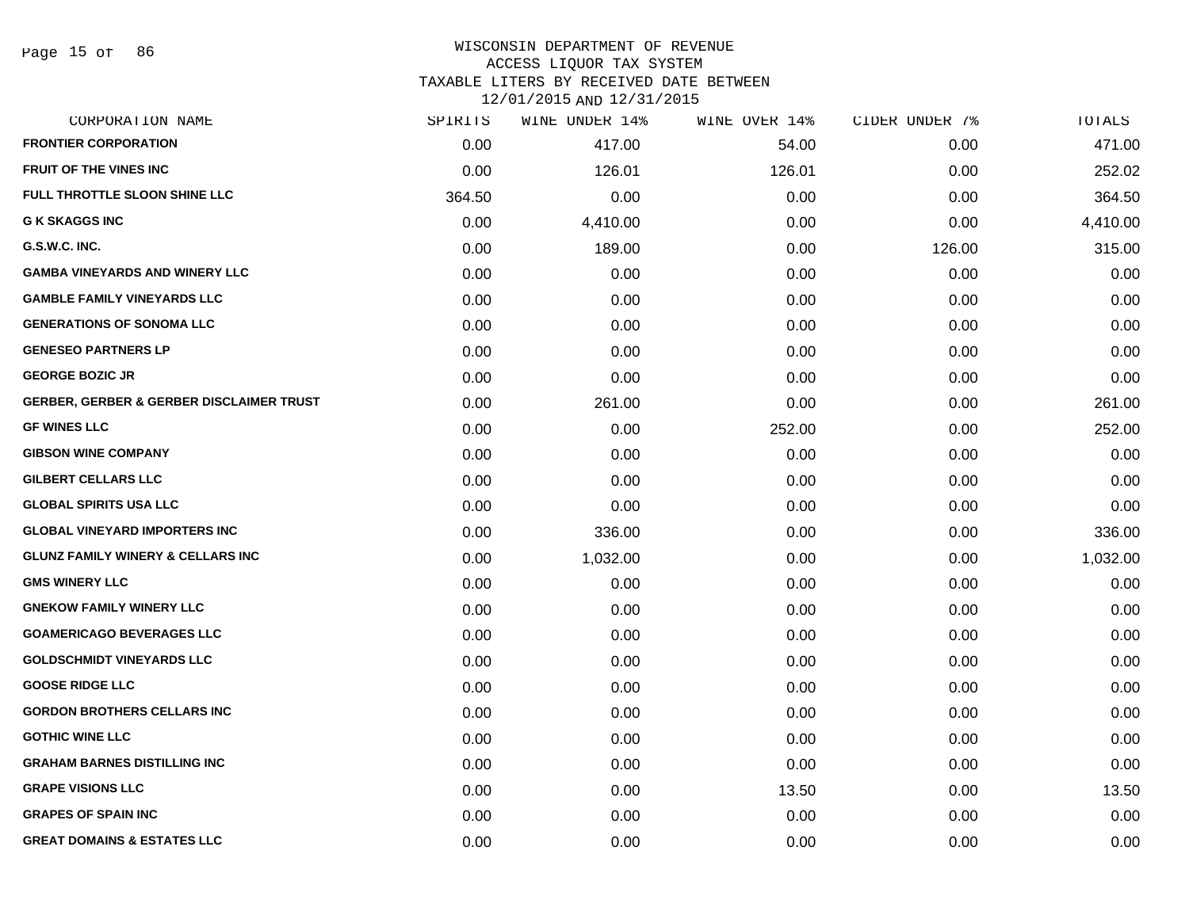# WISCONSIN DEPARTMENT OF REVENUE
## ACCESS LIQUOR TAX SYSTEM
### TAXABLE LITERS BY RECEIVED DATE BETWEEN 12/01/2015 AND 12/31/2015

| CORPORATION NAME | SPIRITS | WINE UNDER 14% | WINE OVER 14% | CIDER UNDER 7% | TOTALS |
|---|---|---|---|---|---|
| FRONTIER CORPORATION | 0.00 | 417.00 | 54.00 | 0.00 | 471.00 |
| FRUIT OF THE VINES INC | 0.00 | 126.01 | 126.01 | 0.00 | 252.02 |
| FULL THROTTLE SLOON SHINE LLC | 364.50 | 0.00 | 0.00 | 0.00 | 364.50 |
| G K SKAGGS INC | 0.00 | 4,410.00 | 0.00 | 0.00 | 4,410.00 |
| G.S.W.C. INC. | 0.00 | 189.00 | 0.00 | 126.00 | 315.00 |
| GAMBA VINEYARDS AND WINERY LLC | 0.00 | 0.00 | 0.00 | 0.00 | 0.00 |
| GAMBLE FAMILY VINEYARDS LLC | 0.00 | 0.00 | 0.00 | 0.00 | 0.00 |
| GENERATIONS OF SONOMA LLC | 0.00 | 0.00 | 0.00 | 0.00 | 0.00 |
| GENESEO PARTNERS LP | 0.00 | 0.00 | 0.00 | 0.00 | 0.00 |
| GEORGE BOZIC JR | 0.00 | 0.00 | 0.00 | 0.00 | 0.00 |
| GERBER, GERBER & GERBER DISCLAIMER TRUST | 0.00 | 261.00 | 0.00 | 0.00 | 261.00 |
| GF WINES LLC | 0.00 | 0.00 | 252.00 | 0.00 | 252.00 |
| GIBSON WINE COMPANY | 0.00 | 0.00 | 0.00 | 0.00 | 0.00 |
| GILBERT CELLARS LLC | 0.00 | 0.00 | 0.00 | 0.00 | 0.00 |
| GLOBAL SPIRITS USA LLC | 0.00 | 0.00 | 0.00 | 0.00 | 0.00 |
| GLOBAL VINEYARD IMPORTERS INC | 0.00 | 336.00 | 0.00 | 0.00 | 336.00 |
| GLUNZ FAMILY WINERY & CELLARS INC | 0.00 | 1,032.00 | 0.00 | 0.00 | 1,032.00 |
| GMS WINERY LLC | 0.00 | 0.00 | 0.00 | 0.00 | 0.00 |
| GNEKOW FAMILY WINERY LLC | 0.00 | 0.00 | 0.00 | 0.00 | 0.00 |
| GOAMERICAGO BEVERAGES LLC | 0.00 | 0.00 | 0.00 | 0.00 | 0.00 |
| GOLDSCHMIDT VINEYARDS LLC | 0.00 | 0.00 | 0.00 | 0.00 | 0.00 |
| GOOSE RIDGE LLC | 0.00 | 0.00 | 0.00 | 0.00 | 0.00 |
| GORDON BROTHERS CELLARS INC | 0.00 | 0.00 | 0.00 | 0.00 | 0.00 |
| GOTHIC WINE LLC | 0.00 | 0.00 | 0.00 | 0.00 | 0.00 |
| GRAHAM BARNES DISTILLING INC | 0.00 | 0.00 | 0.00 | 0.00 | 0.00 |
| GRAPE VISIONS LLC | 0.00 | 0.00 | 13.50 | 0.00 | 13.50 |
| GRAPES OF SPAIN INC | 0.00 | 0.00 | 0.00 | 0.00 | 0.00 |
| GREAT DOMAINS & ESTATES LLC | 0.00 | 0.00 | 0.00 | 0.00 | 0.00 |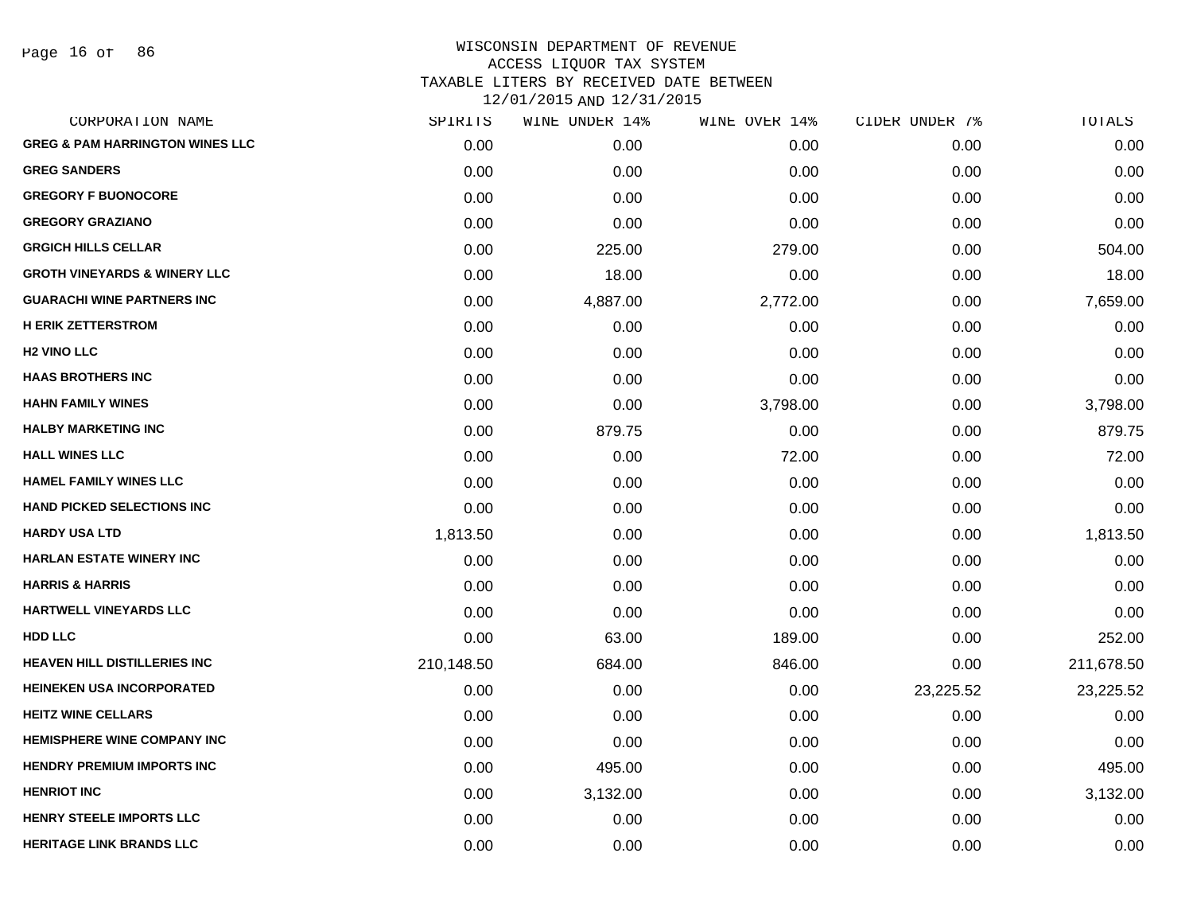WISCONSIN DEPARTMENT OF REVENUE
ACCESS LIQUOR TAX SYSTEM
TAXABLE LITERS BY RECEIVED DATE BETWEEN
12/01/2015 AND 12/31/2015

| CORPORATION NAME | SPIRITS | WINE UNDER 14% | WINE OVER 14% | CIDER UNDER 7% | TOTALS |
|---|---|---|---|---|---|
| GREG & PAM HARRINGTON WINES LLC | 0.00 | 0.00 | 0.00 | 0.00 | 0.00 |
| GREG SANDERS | 0.00 | 0.00 | 0.00 | 0.00 | 0.00 |
| GREGORY F BUONOCORE | 0.00 | 0.00 | 0.00 | 0.00 | 0.00 |
| GREGORY GRAZIANO | 0.00 | 0.00 | 0.00 | 0.00 | 0.00 |
| GRGICH HILLS CELLAR | 0.00 | 225.00 | 279.00 | 0.00 | 504.00 |
| GROTH VINEYARDS & WINERY LLC | 0.00 | 18.00 | 0.00 | 0.00 | 18.00 |
| GUARACHI WINE PARTNERS INC | 0.00 | 4,887.00 | 2,772.00 | 0.00 | 7,659.00 |
| H ERIK ZETTERSTROM | 0.00 | 0.00 | 0.00 | 0.00 | 0.00 |
| H2 VINO LLC | 0.00 | 0.00 | 0.00 | 0.00 | 0.00 |
| HAAS BROTHERS INC | 0.00 | 0.00 | 0.00 | 0.00 | 0.00 |
| HAHN FAMILY WINES | 0.00 | 0.00 | 3,798.00 | 0.00 | 3,798.00 |
| HALBY MARKETING INC | 0.00 | 879.75 | 0.00 | 0.00 | 879.75 |
| HALL WINES LLC | 0.00 | 0.00 | 72.00 | 0.00 | 72.00 |
| HAMEL FAMILY WINES LLC | 0.00 | 0.00 | 0.00 | 0.00 | 0.00 |
| HAND PICKED SELECTIONS INC | 0.00 | 0.00 | 0.00 | 0.00 | 0.00 |
| HARDY USA LTD | 1,813.50 | 0.00 | 0.00 | 0.00 | 1,813.50 |
| HARLAN ESTATE WINERY INC | 0.00 | 0.00 | 0.00 | 0.00 | 0.00 |
| HARRIS & HARRIS | 0.00 | 0.00 | 0.00 | 0.00 | 0.00 |
| HARTWELL VINEYARDS LLC | 0.00 | 0.00 | 0.00 | 0.00 | 0.00 |
| HDD LLC | 0.00 | 63.00 | 189.00 | 0.00 | 252.00 |
| HEAVEN HILL DISTILLERIES INC | 210,148.50 | 684.00 | 846.00 | 0.00 | 211,678.50 |
| HEINEKEN USA INCORPORATED | 0.00 | 0.00 | 0.00 | 23,225.52 | 23,225.52 |
| HEITZ WINE CELLARS | 0.00 | 0.00 | 0.00 | 0.00 | 0.00 |
| HEMISPHERE WINE COMPANY INC | 0.00 | 0.00 | 0.00 | 0.00 | 0.00 |
| HENDRY PREMIUM IMPORTS INC | 0.00 | 495.00 | 0.00 | 0.00 | 495.00 |
| HENRIOT INC | 0.00 | 3,132.00 | 0.00 | 0.00 | 3,132.00 |
| HENRY STEELE IMPORTS LLC | 0.00 | 0.00 | 0.00 | 0.00 | 0.00 |
| HERITAGE LINK BRANDS LLC | 0.00 | 0.00 | 0.00 | 0.00 | 0.00 |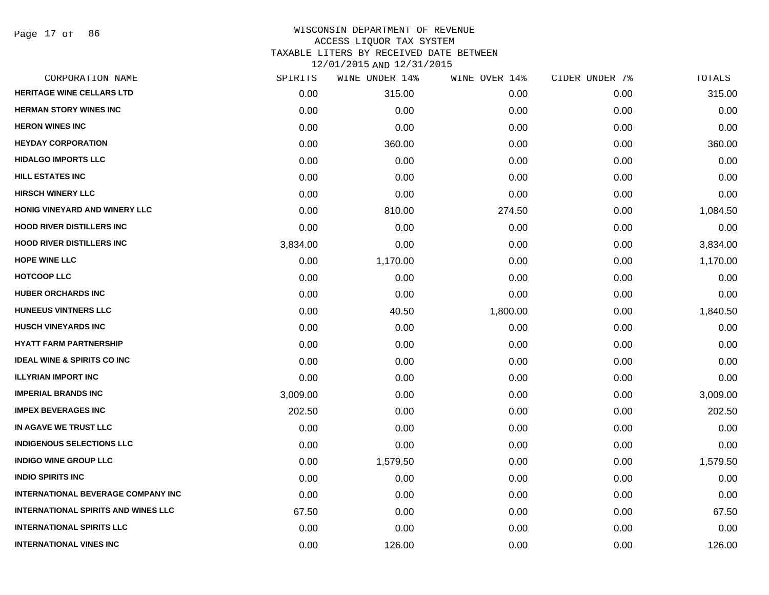# WISCONSIN DEPARTMENT OF REVENUE
## ACCESS LIQUOR TAX SYSTEM
### TAXABLE LITERS BY RECEIVED DATE BETWEEN 12/01/2015 AND 12/31/2015

| CORPORATION NAME | SPIRITS | WINE UNDER 14% | WINE OVER 14% | CIDER UNDER 7% | TOTALS |
|---|---|---|---|---|---|
| HERITAGE WINE CELLARS LTD | 0.00 | 315.00 | 0.00 | 0.00 | 315.00 |
| HERMAN STORY WINES INC | 0.00 | 0.00 | 0.00 | 0.00 | 0.00 |
| HERON WINES INC | 0.00 | 0.00 | 0.00 | 0.00 | 0.00 |
| HEYDAY CORPORATION | 0.00 | 360.00 | 0.00 | 0.00 | 360.00 |
| HIDALGO IMPORTS LLC | 0.00 | 0.00 | 0.00 | 0.00 | 0.00 |
| HILL ESTATES INC | 0.00 | 0.00 | 0.00 | 0.00 | 0.00 |
| HIRSCH WINERY LLC | 0.00 | 0.00 | 0.00 | 0.00 | 0.00 |
| HONIG VINEYARD AND WINERY LLC | 0.00 | 810.00 | 274.50 | 0.00 | 1,084.50 |
| HOOD RIVER DISTILLERS INC | 0.00 | 0.00 | 0.00 | 0.00 | 0.00 |
| HOOD RIVER DISTILLERS INC | 3,834.00 | 0.00 | 0.00 | 0.00 | 3,834.00 |
| HOPE WINE LLC | 0.00 | 1,170.00 | 0.00 | 0.00 | 1,170.00 |
| HOTCOOP LLC | 0.00 | 0.00 | 0.00 | 0.00 | 0.00 |
| HUBER ORCHARDS INC | 0.00 | 0.00 | 0.00 | 0.00 | 0.00 |
| HUNEEUS VINTNERS LLC | 0.00 | 40.50 | 1,800.00 | 0.00 | 1,840.50 |
| HUSCH VINEYARDS INC | 0.00 | 0.00 | 0.00 | 0.00 | 0.00 |
| HYATT FARM PARTNERSHIP | 0.00 | 0.00 | 0.00 | 0.00 | 0.00 |
| IDEAL WINE & SPIRITS CO INC | 0.00 | 0.00 | 0.00 | 0.00 | 0.00 |
| ILLYRIAN IMPORT INC | 0.00 | 0.00 | 0.00 | 0.00 | 0.00 |
| IMPERIAL BRANDS INC | 3,009.00 | 0.00 | 0.00 | 0.00 | 3,009.00 |
| IMPEX BEVERAGES INC | 202.50 | 0.00 | 0.00 | 0.00 | 202.50 |
| IN AGAVE WE TRUST LLC | 0.00 | 0.00 | 0.00 | 0.00 | 0.00 |
| INDIGENOUS SELECTIONS LLC | 0.00 | 0.00 | 0.00 | 0.00 | 0.00 |
| INDIGO WINE GROUP LLC | 0.00 | 1,579.50 | 0.00 | 0.00 | 1,579.50 |
| INDIO SPIRITS INC | 0.00 | 0.00 | 0.00 | 0.00 | 0.00 |
| INTERNATIONAL BEVERAGE COMPANY INC | 0.00 | 0.00 | 0.00 | 0.00 | 0.00 |
| INTERNATIONAL SPIRITS AND WINES LLC | 67.50 | 0.00 | 0.00 | 0.00 | 67.50 |
| INTERNATIONAL SPIRITS LLC | 0.00 | 0.00 | 0.00 | 0.00 | 0.00 |
| INTERNATIONAL VINES INC | 0.00 | 126.00 | 0.00 | 0.00 | 126.00 |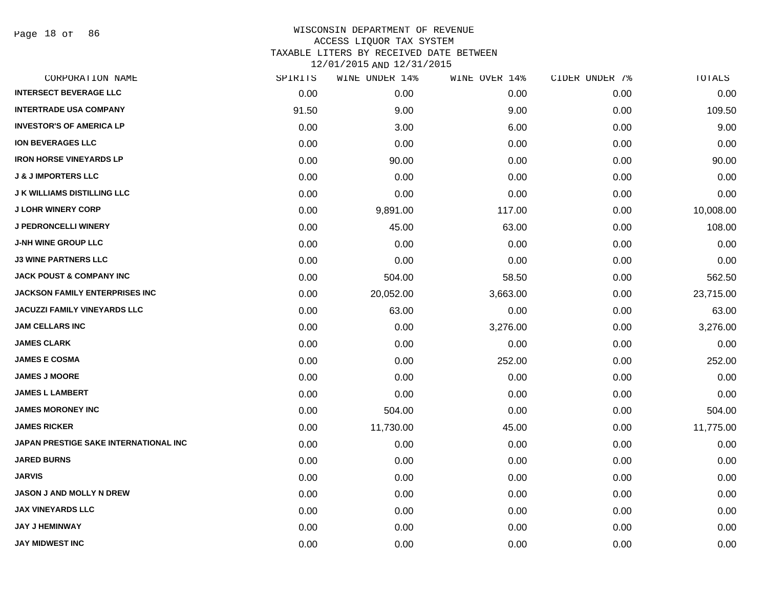# WISCONSIN DEPARTMENT OF REVENUE
## ACCESS LIQUOR TAX SYSTEM
### TAXABLE LITERS BY RECEIVED DATE BETWEEN 12/01/2015 AND 12/31/2015

| CORPORATION NAME | SPIRITS | WINE UNDER 14% | WINE OVER 14% | CIDER UNDER 7% | TOTALS |
|---|---|---|---|---|---|
| INTERSECT BEVERAGE LLC | 0.00 | 0.00 | 0.00 | 0.00 | 0.00 |
| INTERTRADE USA COMPANY | 91.50 | 9.00 | 9.00 | 0.00 | 109.50 |
| INVESTOR'S OF AMERICA LP | 0.00 | 3.00 | 6.00 | 0.00 | 9.00 |
| ION BEVERAGES LLC | 0.00 | 0.00 | 0.00 | 0.00 | 0.00 |
| IRON HORSE VINEYARDS LP | 0.00 | 90.00 | 0.00 | 0.00 | 90.00 |
| J & J IMPORTERS LLC | 0.00 | 0.00 | 0.00 | 0.00 | 0.00 |
| J K WILLIAMS DISTILLING LLC | 0.00 | 0.00 | 0.00 | 0.00 | 0.00 |
| J LOHR WINERY CORP | 0.00 | 9,891.00 | 117.00 | 0.00 | 10,008.00 |
| J PEDRONCELLI WINERY | 0.00 | 45.00 | 63.00 | 0.00 | 108.00 |
| J-NH WINE GROUP LLC | 0.00 | 0.00 | 0.00 | 0.00 | 0.00 |
| J3 WINE PARTNERS LLC | 0.00 | 0.00 | 0.00 | 0.00 | 0.00 |
| JACK POUST & COMPANY INC | 0.00 | 504.00 | 58.50 | 0.00 | 562.50 |
| JACKSON FAMILY ENTERPRISES INC | 0.00 | 20,052.00 | 3,663.00 | 0.00 | 23,715.00 |
| JACUZZI FAMILY VINEYARDS LLC | 0.00 | 63.00 | 0.00 | 0.00 | 63.00 |
| JAM CELLARS INC | 0.00 | 0.00 | 3,276.00 | 0.00 | 3,276.00 |
| JAMES CLARK | 0.00 | 0.00 | 0.00 | 0.00 | 0.00 |
| JAMES E COSMA | 0.00 | 0.00 | 252.00 | 0.00 | 252.00 |
| JAMES J MOORE | 0.00 | 0.00 | 0.00 | 0.00 | 0.00 |
| JAMES L LAMBERT | 0.00 | 0.00 | 0.00 | 0.00 | 0.00 |
| JAMES MORONEY INC | 0.00 | 504.00 | 0.00 | 0.00 | 504.00 |
| JAMES RICKER | 0.00 | 11,730.00 | 45.00 | 0.00 | 11,775.00 |
| JAPAN PRESTIGE SAKE INTERNATIONAL INC | 0.00 | 0.00 | 0.00 | 0.00 | 0.00 |
| JARED BURNS | 0.00 | 0.00 | 0.00 | 0.00 | 0.00 |
| JARVIS | 0.00 | 0.00 | 0.00 | 0.00 | 0.00 |
| JASON J AND MOLLY N DREW | 0.00 | 0.00 | 0.00 | 0.00 | 0.00 |
| JAX VINEYARDS LLC | 0.00 | 0.00 | 0.00 | 0.00 | 0.00 |
| JAY J HEMINWAY | 0.00 | 0.00 | 0.00 | 0.00 | 0.00 |
| JAY MIDWEST INC | 0.00 | 0.00 | 0.00 | 0.00 | 0.00 |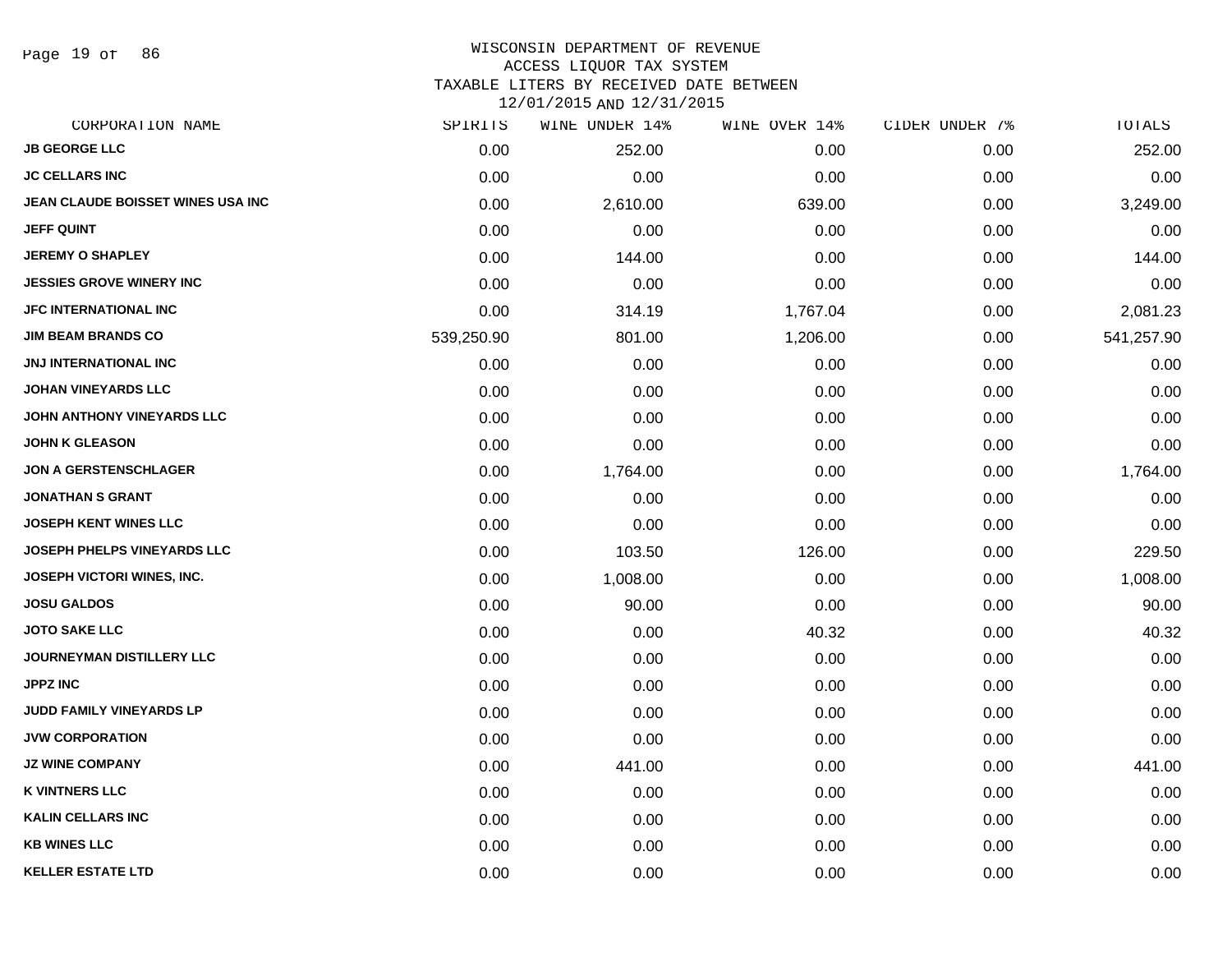WISCONSIN DEPARTMENT OF REVENUE
ACCESS LIQUOR TAX SYSTEM
TAXABLE LITERS BY RECEIVED DATE BETWEEN
12/01/2015 AND 12/31/2015

| CORPORATION NAME | SPIRITS | WINE UNDER 14% | WINE OVER 14% | CIDER UNDER 7% | TOTALS |
|---|---|---|---|---|---|
| JB GEORGE LLC | 0.00 | 252.00 | 0.00 | 0.00 | 252.00 |
| JC CELLARS INC | 0.00 | 0.00 | 0.00 | 0.00 | 0.00 |
| JEAN CLAUDE BOISSET WINES USA INC | 0.00 | 2,610.00 | 639.00 | 0.00 | 3,249.00 |
| JEFF QUINT | 0.00 | 0.00 | 0.00 | 0.00 | 0.00 |
| JEREMY O SHAPLEY | 0.00 | 144.00 | 0.00 | 0.00 | 144.00 |
| JESSIES GROVE WINERY INC | 0.00 | 0.00 | 0.00 | 0.00 | 0.00 |
| JFC INTERNATIONAL INC | 0.00 | 314.19 | 1,767.04 | 0.00 | 2,081.23 |
| JIM BEAM BRANDS CO | 539,250.90 | 801.00 | 1,206.00 | 0.00 | 541,257.90 |
| JNJ INTERNATIONAL INC | 0.00 | 0.00 | 0.00 | 0.00 | 0.00 |
| JOHAN VINEYARDS LLC | 0.00 | 0.00 | 0.00 | 0.00 | 0.00 |
| JOHN ANTHONY VINEYARDS LLC | 0.00 | 0.00 | 0.00 | 0.00 | 0.00 |
| JOHN K GLEASON | 0.00 | 0.00 | 0.00 | 0.00 | 0.00 |
| JON A GERSTENSCHLAGER | 0.00 | 1,764.00 | 0.00 | 0.00 | 1,764.00 |
| JONATHAN S GRANT | 0.00 | 0.00 | 0.00 | 0.00 | 0.00 |
| JOSEPH KENT WINES LLC | 0.00 | 0.00 | 0.00 | 0.00 | 0.00 |
| JOSEPH PHELPS VINEYARDS LLC | 0.00 | 103.50 | 126.00 | 0.00 | 229.50 |
| JOSEPH VICTORI WINES, INC. | 0.00 | 1,008.00 | 0.00 | 0.00 | 1,008.00 |
| JOSU GALDOS | 0.00 | 90.00 | 0.00 | 0.00 | 90.00 |
| JOTO SAKE LLC | 0.00 | 0.00 | 40.32 | 0.00 | 40.32 |
| JOURNEYMAN DISTILLERY LLC | 0.00 | 0.00 | 0.00 | 0.00 | 0.00 |
| JPPZ INC | 0.00 | 0.00 | 0.00 | 0.00 | 0.00 |
| JUDD FAMILY VINEYARDS LP | 0.00 | 0.00 | 0.00 | 0.00 | 0.00 |
| JVW CORPORATION | 0.00 | 0.00 | 0.00 | 0.00 | 0.00 |
| JZ WINE COMPANY | 0.00 | 441.00 | 0.00 | 0.00 | 441.00 |
| K VINTNERS LLC | 0.00 | 0.00 | 0.00 | 0.00 | 0.00 |
| KALIN CELLARS INC | 0.00 | 0.00 | 0.00 | 0.00 | 0.00 |
| KB WINES LLC | 0.00 | 0.00 | 0.00 | 0.00 | 0.00 |
| KELLER ESTATE LTD | 0.00 | 0.00 | 0.00 | 0.00 | 0.00 |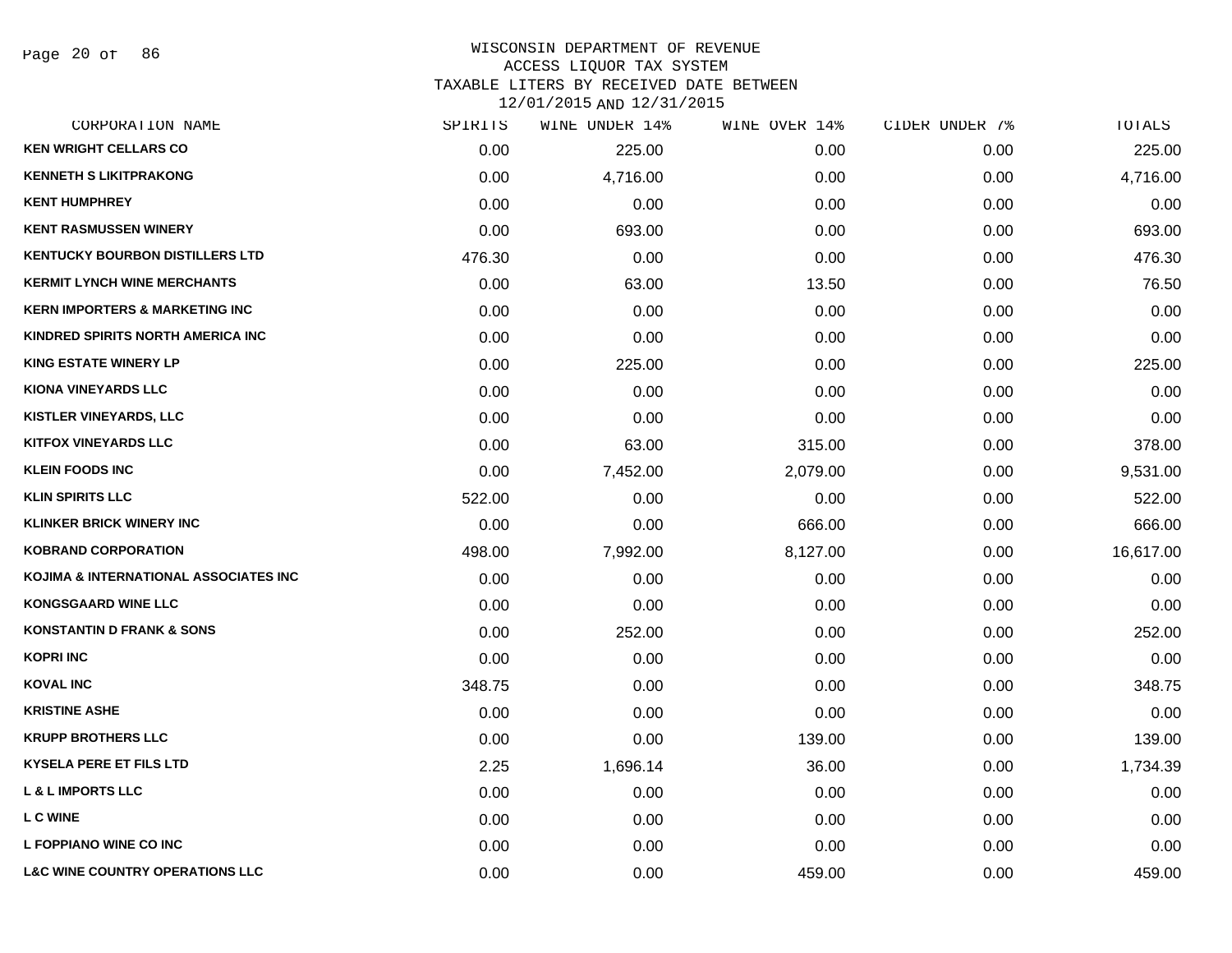# WISCONSIN DEPARTMENT OF REVENUE
## ACCESS LIQUOR TAX SYSTEM
## TAXABLE LITERS BY RECEIVED DATE BETWEEN 12/01/2015 AND 12/31/2015

| CORPORATION NAME | SPIRITS | WINE UNDER 14% | WINE OVER 14% | CIDER UNDER 7% | TOTALS |
|---|---|---|---|---|---|
| KEN WRIGHT CELLARS CO | 0.00 | 225.00 | 0.00 | 0.00 | 225.00 |
| KENNETH S LIKITPRAKONG | 0.00 | 4,716.00 | 0.00 | 0.00 | 4,716.00 |
| KENT HUMPHREY | 0.00 | 0.00 | 0.00 | 0.00 | 0.00 |
| KENT RASMUSSEN WINERY | 0.00 | 693.00 | 0.00 | 0.00 | 693.00 |
| KENTUCKY BOURBON DISTILLERS LTD | 476.30 | 0.00 | 0.00 | 0.00 | 476.30 |
| KERMIT LYNCH WINE MERCHANTS | 0.00 | 63.00 | 13.50 | 0.00 | 76.50 |
| KERN IMPORTERS & MARKETING INC | 0.00 | 0.00 | 0.00 | 0.00 | 0.00 |
| KINDRED SPIRITS NORTH AMERICA INC | 0.00 | 0.00 | 0.00 | 0.00 | 0.00 |
| KING ESTATE WINERY LP | 0.00 | 225.00 | 0.00 | 0.00 | 225.00 |
| KIONA VINEYARDS LLC | 0.00 | 0.00 | 0.00 | 0.00 | 0.00 |
| KISTLER VINEYARDS, LLC | 0.00 | 0.00 | 0.00 | 0.00 | 0.00 |
| KITFOX VINEYARDS LLC | 0.00 | 63.00 | 315.00 | 0.00 | 378.00 |
| KLEIN FOODS INC | 0.00 | 7,452.00 | 2,079.00 | 0.00 | 9,531.00 |
| KLIN SPIRITS LLC | 522.00 | 0.00 | 0.00 | 0.00 | 522.00 |
| KLINKER BRICK WINERY INC | 0.00 | 0.00 | 666.00 | 0.00 | 666.00 |
| KOBRAND CORPORATION | 498.00 | 7,992.00 | 8,127.00 | 0.00 | 16,617.00 |
| KOJIMA & INTERNATIONAL ASSOCIATES INC | 0.00 | 0.00 | 0.00 | 0.00 | 0.00 |
| KONGSGAARD WINE LLC | 0.00 | 0.00 | 0.00 | 0.00 | 0.00 |
| KONSTANTIN D FRANK & SONS | 0.00 | 252.00 | 0.00 | 0.00 | 252.00 |
| KOPRI INC | 0.00 | 0.00 | 0.00 | 0.00 | 0.00 |
| KOVAL INC | 348.75 | 0.00 | 0.00 | 0.00 | 348.75 |
| KRISTINE ASHE | 0.00 | 0.00 | 0.00 | 0.00 | 0.00 |
| KRUPP BROTHERS LLC | 0.00 | 0.00 | 139.00 | 0.00 | 139.00 |
| KYSELA PERE ET FILS LTD | 2.25 | 1,696.14 | 36.00 | 0.00 | 1,734.39 |
| L & L IMPORTS LLC | 0.00 | 0.00 | 0.00 | 0.00 | 0.00 |
| L C WINE | 0.00 | 0.00 | 0.00 | 0.00 | 0.00 |
| L FOPPIANO WINE CO INC | 0.00 | 0.00 | 0.00 | 0.00 | 0.00 |
| L&C WINE COUNTRY OPERATIONS LLC | 0.00 | 0.00 | 459.00 | 0.00 | 459.00 |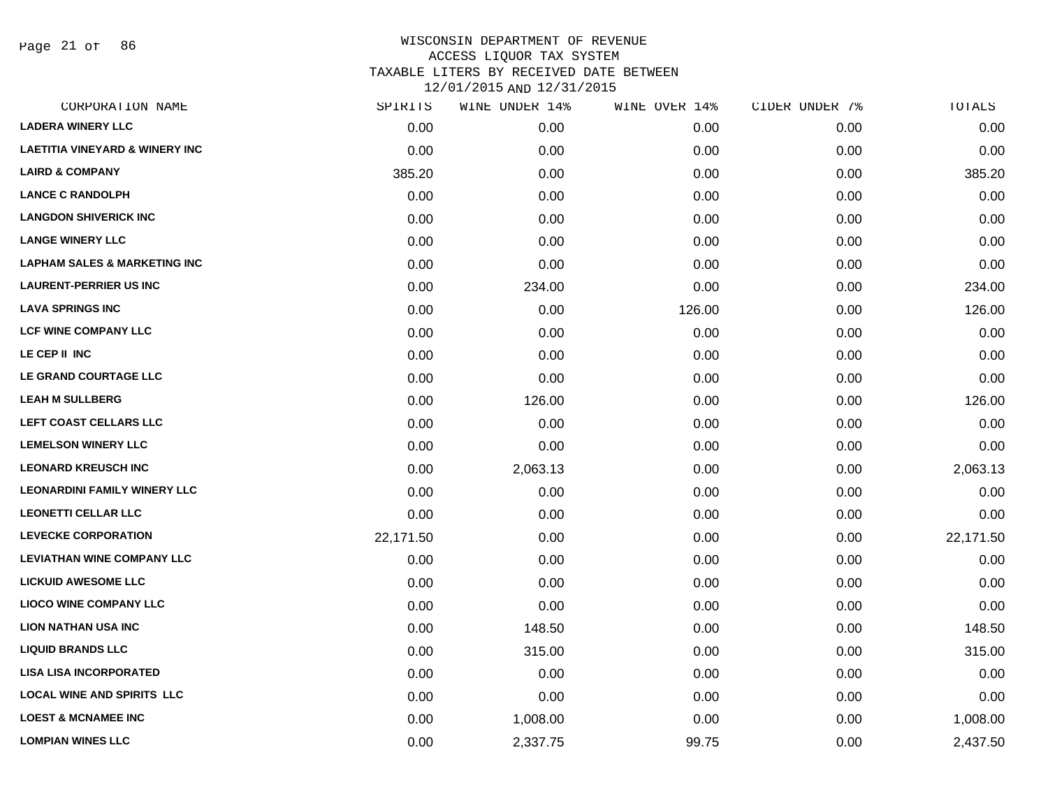# WISCONSIN DEPARTMENT OF REVENUE
## ACCESS LIQUOR TAX SYSTEM
### TAXABLE LITERS BY RECEIVED DATE BETWEEN 12/01/2015 AND 12/31/2015

| CORPORATION NAME | SPIRITS | WINE UNDER 14% | WINE OVER 14% | CIDER UNDER 7% | TOTALS |
|---|---|---|---|---|---|
| LADERA WINERY LLC | 0.00 | 0.00 | 0.00 | 0.00 | 0.00 |
| LAETITIA VINEYARD & WINERY INC | 0.00 | 0.00 | 0.00 | 0.00 | 0.00 |
| LAIRD & COMPANY | 385.20 | 0.00 | 0.00 | 0.00 | 385.20 |
| LANCE C RANDOLPH | 0.00 | 0.00 | 0.00 | 0.00 | 0.00 |
| LANGDON SHIVERICK INC | 0.00 | 0.00 | 0.00 | 0.00 | 0.00 |
| LANGE WINERY LLC | 0.00 | 0.00 | 0.00 | 0.00 | 0.00 |
| LAPHAM SALES & MARKETING INC | 0.00 | 0.00 | 0.00 | 0.00 | 0.00 |
| LAURENT-PERRIER US INC | 0.00 | 234.00 | 0.00 | 0.00 | 234.00 |
| LAVA SPRINGS INC | 0.00 | 0.00 | 126.00 | 0.00 | 126.00 |
| LCF WINE COMPANY LLC | 0.00 | 0.00 | 0.00 | 0.00 | 0.00 |
| LE CEP II INC | 0.00 | 0.00 | 0.00 | 0.00 | 0.00 |
| LE GRAND COURTAGE LLC | 0.00 | 0.00 | 0.00 | 0.00 | 0.00 |
| LEAH M SULLBERG | 0.00 | 126.00 | 0.00 | 0.00 | 126.00 |
| LEFT COAST CELLARS LLC | 0.00 | 0.00 | 0.00 | 0.00 | 0.00 |
| LEMELSON WINERY LLC | 0.00 | 0.00 | 0.00 | 0.00 | 0.00 |
| LEONARD KREUSCH INC | 0.00 | 2,063.13 | 0.00 | 0.00 | 2,063.13 |
| LEONARDINI FAMILY WINERY LLC | 0.00 | 0.00 | 0.00 | 0.00 | 0.00 |
| LEONETTI CELLAR LLC | 0.00 | 0.00 | 0.00 | 0.00 | 0.00 |
| LEVECKE CORPORATION | 22,171.50 | 0.00 | 0.00 | 0.00 | 22,171.50 |
| LEVIATHAN WINE COMPANY LLC | 0.00 | 0.00 | 0.00 | 0.00 | 0.00 |
| LICKUID AWESOME LLC | 0.00 | 0.00 | 0.00 | 0.00 | 0.00 |
| LIOCO WINE COMPANY LLC | 0.00 | 0.00 | 0.00 | 0.00 | 0.00 |
| LION NATHAN USA INC | 0.00 | 148.50 | 0.00 | 0.00 | 148.50 |
| LIQUID BRANDS LLC | 0.00 | 315.00 | 0.00 | 0.00 | 315.00 |
| LISA LISA INCORPORATED | 0.00 | 0.00 | 0.00 | 0.00 | 0.00 |
| LOCAL WINE AND SPIRITS LLC | 0.00 | 0.00 | 0.00 | 0.00 | 0.00 |
| LOEST & MCNAMEE INC | 0.00 | 1,008.00 | 0.00 | 0.00 | 1,008.00 |
| LOMPIAN WINES LLC | 0.00 | 2,337.75 | 99.75 | 0.00 | 2,437.50 |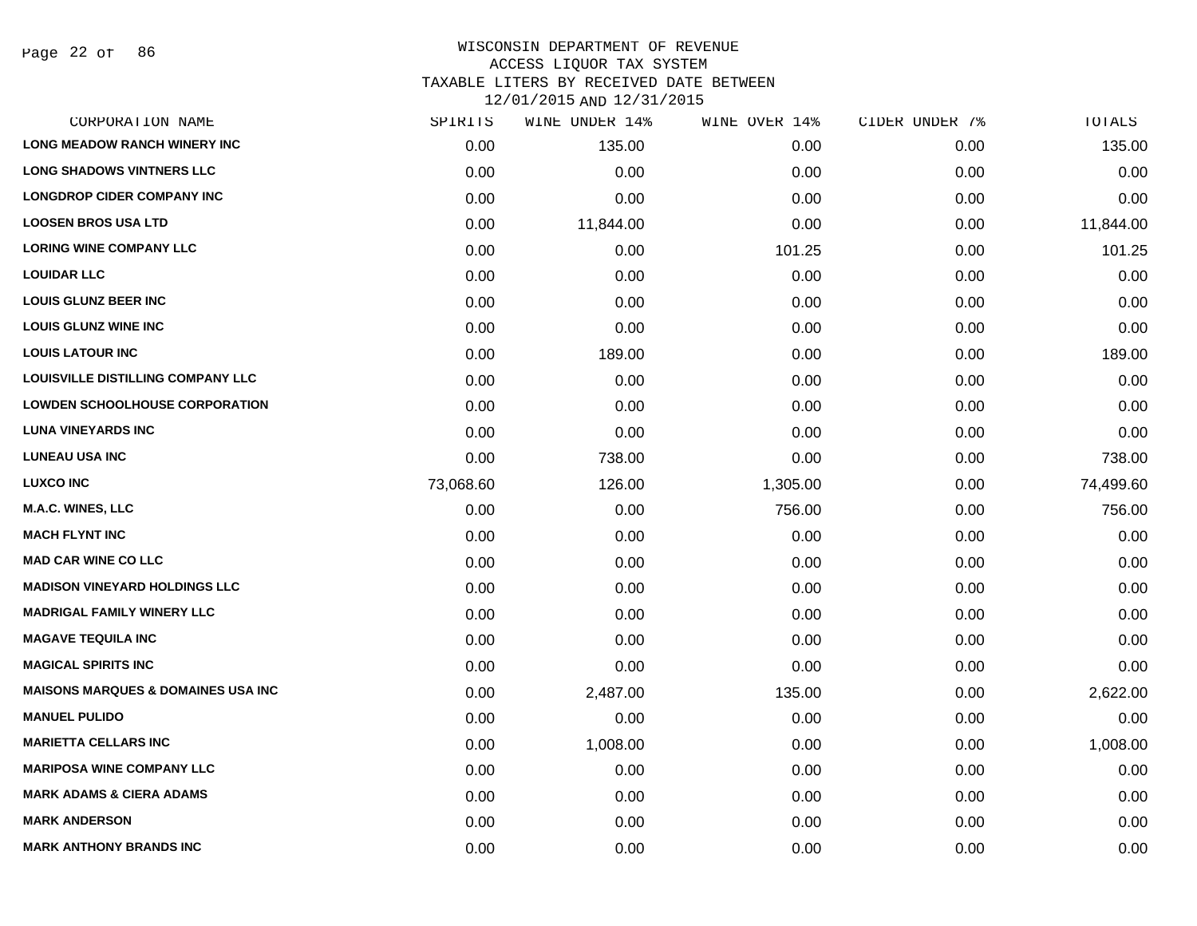# WISCONSIN DEPARTMENT OF REVENUE
## ACCESS LIQUOR TAX SYSTEM
### TAXABLE LITERS BY RECEIVED DATE BETWEEN 12/01/2015 AND 12/31/2015

| CORPORATION NAME | SPIRITS | WINE UNDER 14% | WINE OVER 14% | CIDER UNDER 7% | TOTALS |
|---|---|---|---|---|---|
| LONG MEADOW RANCH WINERY INC | 0.00 | 135.00 | 0.00 | 0.00 | 135.00 |
| LONG SHADOWS VINTNERS LLC | 0.00 | 0.00 | 0.00 | 0.00 | 0.00 |
| LONGDROP CIDER COMPANY INC | 0.00 | 0.00 | 0.00 | 0.00 | 0.00 |
| LOOSEN BROS USA LTD | 0.00 | 11,844.00 | 0.00 | 0.00 | 11,844.00 |
| LORING WINE COMPANY LLC | 0.00 | 0.00 | 101.25 | 0.00 | 101.25 |
| LOUIDAR LLC | 0.00 | 0.00 | 0.00 | 0.00 | 0.00 |
| LOUIS GLUNZ BEER INC | 0.00 | 0.00 | 0.00 | 0.00 | 0.00 |
| LOUIS GLUNZ WINE INC | 0.00 | 0.00 | 0.00 | 0.00 | 0.00 |
| LOUIS LATOUR INC | 0.00 | 189.00 | 0.00 | 0.00 | 189.00 |
| LOUISVILLE DISTILLING COMPANY LLC | 0.00 | 0.00 | 0.00 | 0.00 | 0.00 |
| LOWDEN SCHOOLHOUSE CORPORATION | 0.00 | 0.00 | 0.00 | 0.00 | 0.00 |
| LUNA VINEYARDS INC | 0.00 | 0.00 | 0.00 | 0.00 | 0.00 |
| LUNEAU USA INC | 0.00 | 738.00 | 0.00 | 0.00 | 738.00 |
| LUXCO INC | 73,068.60 | 126.00 | 1,305.00 | 0.00 | 74,499.60 |
| M.A.C. WINES, LLC | 0.00 | 0.00 | 756.00 | 0.00 | 756.00 |
| MACH FLYNT INC | 0.00 | 0.00 | 0.00 | 0.00 | 0.00 |
| MAD CAR WINE CO LLC | 0.00 | 0.00 | 0.00 | 0.00 | 0.00 |
| MADISON VINEYARD HOLDINGS LLC | 0.00 | 0.00 | 0.00 | 0.00 | 0.00 |
| MADRIGAL FAMILY WINERY LLC | 0.00 | 0.00 | 0.00 | 0.00 | 0.00 |
| MAGAVE TEQUILA INC | 0.00 | 0.00 | 0.00 | 0.00 | 0.00 |
| MAGICAL SPIRITS INC | 0.00 | 0.00 | 0.00 | 0.00 | 0.00 |
| MAISONS MARQUES & DOMAINES USA INC | 0.00 | 2,487.00 | 135.00 | 0.00 | 2,622.00 |
| MANUEL PULIDO | 0.00 | 0.00 | 0.00 | 0.00 | 0.00 |
| MARIETTA CELLARS INC | 0.00 | 1,008.00 | 0.00 | 0.00 | 1,008.00 |
| MARIPOSA WINE COMPANY LLC | 0.00 | 0.00 | 0.00 | 0.00 | 0.00 |
| MARK ADAMS & CIERA ADAMS | 0.00 | 0.00 | 0.00 | 0.00 | 0.00 |
| MARK ANDERSON | 0.00 | 0.00 | 0.00 | 0.00 | 0.00 |
| MARK ANTHONY BRANDS INC | 0.00 | 0.00 | 0.00 | 0.00 | 0.00 |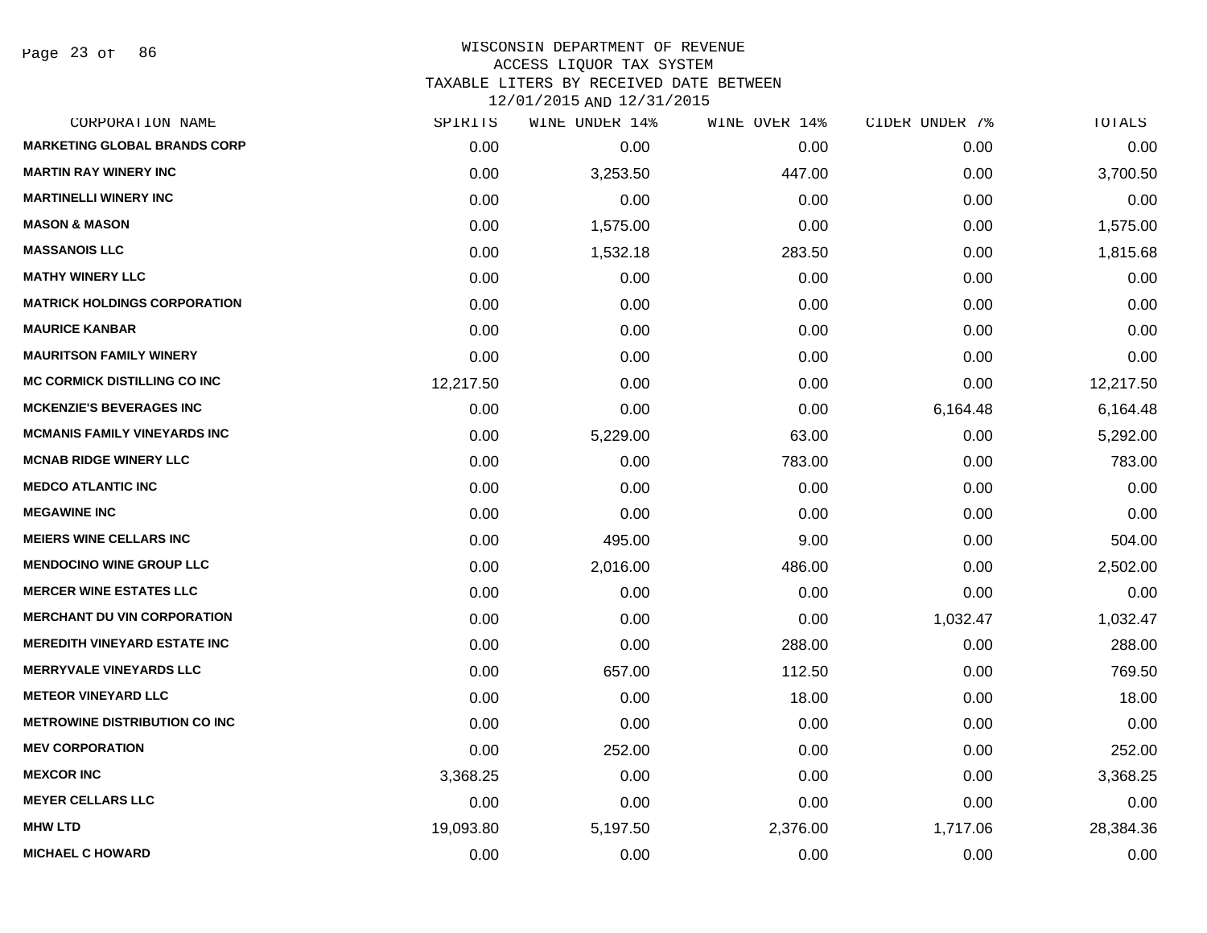# WISCONSIN DEPARTMENT OF REVENUE
## ACCESS LIQUOR TAX SYSTEM
### TAXABLE LITERS BY RECEIVED DATE BETWEEN 12/01/2015 AND 12/31/2015

| CORPORATION NAME | SPIRITS | WINE UNDER 14% | WINE OVER 14% | CIDER UNDER 7% | TOTALS |
|---|---|---|---|---|---|
| MARKETING GLOBAL BRANDS CORP | 0.00 | 0.00 | 0.00 | 0.00 | 0.00 |
| MARTIN RAY WINERY INC | 0.00 | 3,253.50 | 447.00 | 0.00 | 3,700.50 |
| MARTINELLI WINERY INC | 0.00 | 0.00 | 0.00 | 0.00 | 0.00 |
| MASON & MASON | 0.00 | 1,575.00 | 0.00 | 0.00 | 1,575.00 |
| MASSANOIS LLC | 0.00 | 1,532.18 | 283.50 | 0.00 | 1,815.68 |
| MATHY WINERY LLC | 0.00 | 0.00 | 0.00 | 0.00 | 0.00 |
| MATRICK HOLDINGS CORPORATION | 0.00 | 0.00 | 0.00 | 0.00 | 0.00 |
| MAURICE KANBAR | 0.00 | 0.00 | 0.00 | 0.00 | 0.00 |
| MAURITSON FAMILY WINERY | 0.00 | 0.00 | 0.00 | 0.00 | 0.00 |
| MC CORMICK DISTILLING CO INC | 12,217.50 | 0.00 | 0.00 | 0.00 | 12,217.50 |
| MCKENZIE'S BEVERAGES INC | 0.00 | 0.00 | 0.00 | 6,164.48 | 6,164.48 |
| MCMANIS FAMILY VINEYARDS INC | 0.00 | 5,229.00 | 63.00 | 0.00 | 5,292.00 |
| MCNAB RIDGE WINERY LLC | 0.00 | 0.00 | 783.00 | 0.00 | 783.00 |
| MEDCO ATLANTIC INC | 0.00 | 0.00 | 0.00 | 0.00 | 0.00 |
| MEGAWINE INC | 0.00 | 0.00 | 0.00 | 0.00 | 0.00 |
| MEIERS WINE CELLARS INC | 0.00 | 495.00 | 9.00 | 0.00 | 504.00 |
| MENDOCINO WINE GROUP LLC | 0.00 | 2,016.00 | 486.00 | 0.00 | 2,502.00 |
| MERCER WINE ESTATES LLC | 0.00 | 0.00 | 0.00 | 0.00 | 0.00 |
| MERCHANT DU VIN CORPORATION | 0.00 | 0.00 | 0.00 | 1,032.47 | 1,032.47 |
| MEREDITH VINEYARD ESTATE INC | 0.00 | 0.00 | 288.00 | 0.00 | 288.00 |
| MERRYVALE VINEYARDS LLC | 0.00 | 657.00 | 112.50 | 0.00 | 769.50 |
| METEOR VINEYARD LLC | 0.00 | 0.00 | 18.00 | 0.00 | 18.00 |
| METROWINE DISTRIBUTION CO INC | 0.00 | 0.00 | 0.00 | 0.00 | 0.00 |
| MEV CORPORATION | 0.00 | 252.00 | 0.00 | 0.00 | 252.00 |
| MEXCOR INC | 3,368.25 | 0.00 | 0.00 | 0.00 | 3,368.25 |
| MEYER CELLARS LLC | 0.00 | 0.00 | 0.00 | 0.00 | 0.00 |
| MHW LTD | 19,093.80 | 5,197.50 | 2,376.00 | 1,717.06 | 28,384.36 |
| MICHAEL C HOWARD | 0.00 | 0.00 | 0.00 | 0.00 | 0.00 |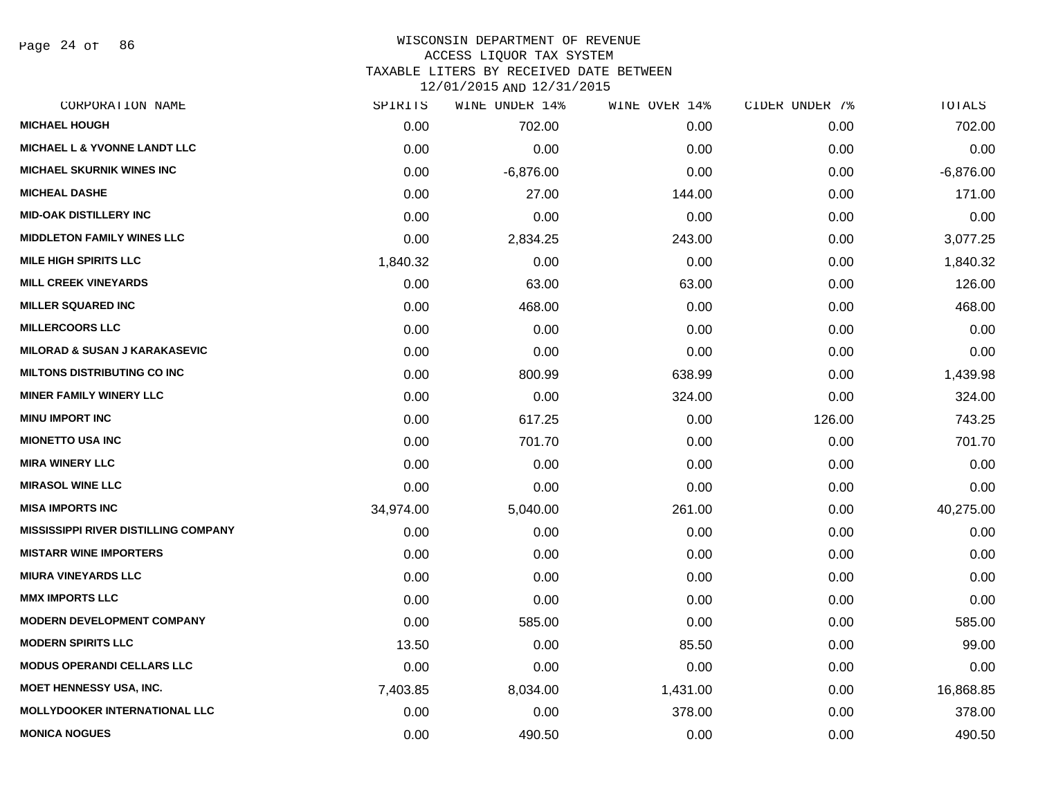WISCONSIN DEPARTMENT OF REVENUE
ACCESS LIQUOR TAX SYSTEM
TAXABLE LITERS BY RECEIVED DATE BETWEEN
12/01/2015 AND 12/31/2015

| CORPORATION NAME | SPIRITS | WINE UNDER 14% | WINE OVER 14% | CIDER UNDER 7% | TOTALS |
|---|---|---|---|---|---|
| MICHAEL HOUGH | 0.00 | 702.00 | 0.00 | 0.00 | 702.00 |
| MICHAEL L & YVONNE LANDT LLC | 0.00 | 0.00 | 0.00 | 0.00 | 0.00 |
| MICHAEL SKURNIK WINES INC | 0.00 | -6,876.00 | 0.00 | 0.00 | -6,876.00 |
| MICHEAL DASHE | 0.00 | 27.00 | 144.00 | 0.00 | 171.00 |
| MID-OAK DISTILLERY INC | 0.00 | 0.00 | 0.00 | 0.00 | 0.00 |
| MIDDLETON FAMILY WINES LLC | 0.00 | 2,834.25 | 243.00 | 0.00 | 3,077.25 |
| MILE HIGH SPIRITS LLC | 1,840.32 | 0.00 | 0.00 | 0.00 | 1,840.32 |
| MILL CREEK VINEYARDS | 0.00 | 63.00 | 63.00 | 0.00 | 126.00 |
| MILLER SQUARED INC | 0.00 | 468.00 | 0.00 | 0.00 | 468.00 |
| MILLERCOORS LLC | 0.00 | 0.00 | 0.00 | 0.00 | 0.00 |
| MILORAD & SUSAN J KARAKASEVIC | 0.00 | 0.00 | 0.00 | 0.00 | 0.00 |
| MILTONS DISTRIBUTING CO INC | 0.00 | 800.99 | 638.99 | 0.00 | 1,439.98 |
| MINER FAMILY WINERY LLC | 0.00 | 0.00 | 324.00 | 0.00 | 324.00 |
| MINU IMPORT INC | 0.00 | 617.25 | 0.00 | 126.00 | 743.25 |
| MIONETTO USA INC | 0.00 | 701.70 | 0.00 | 0.00 | 701.70 |
| MIRA WINERY LLC | 0.00 | 0.00 | 0.00 | 0.00 | 0.00 |
| MIRASOL WINE LLC | 0.00 | 0.00 | 0.00 | 0.00 | 0.00 |
| MISA IMPORTS INC | 34,974.00 | 5,040.00 | 261.00 | 0.00 | 40,275.00 |
| MISSISSIPPI RIVER DISTILLING COMPANY | 0.00 | 0.00 | 0.00 | 0.00 | 0.00 |
| MISTARR WINE IMPORTERS | 0.00 | 0.00 | 0.00 | 0.00 | 0.00 |
| MIURA VINEYARDS LLC | 0.00 | 0.00 | 0.00 | 0.00 | 0.00 |
| MMX IMPORTS LLC | 0.00 | 0.00 | 0.00 | 0.00 | 0.00 |
| MODERN DEVELOPMENT COMPANY | 0.00 | 585.00 | 0.00 | 0.00 | 585.00 |
| MODERN SPIRITS LLC | 13.50 | 0.00 | 85.50 | 0.00 | 99.00 |
| MODUS OPERANDI CELLARS LLC | 0.00 | 0.00 | 0.00 | 0.00 | 0.00 |
| MOET HENNESSY USA, INC. | 7,403.85 | 8,034.00 | 1,431.00 | 0.00 | 16,868.85 |
| MOLLYDOOKER INTERNATIONAL LLC | 0.00 | 0.00 | 378.00 | 0.00 | 378.00 |
| MONICA NOGUES | 0.00 | 490.50 | 0.00 | 0.00 | 490.50 |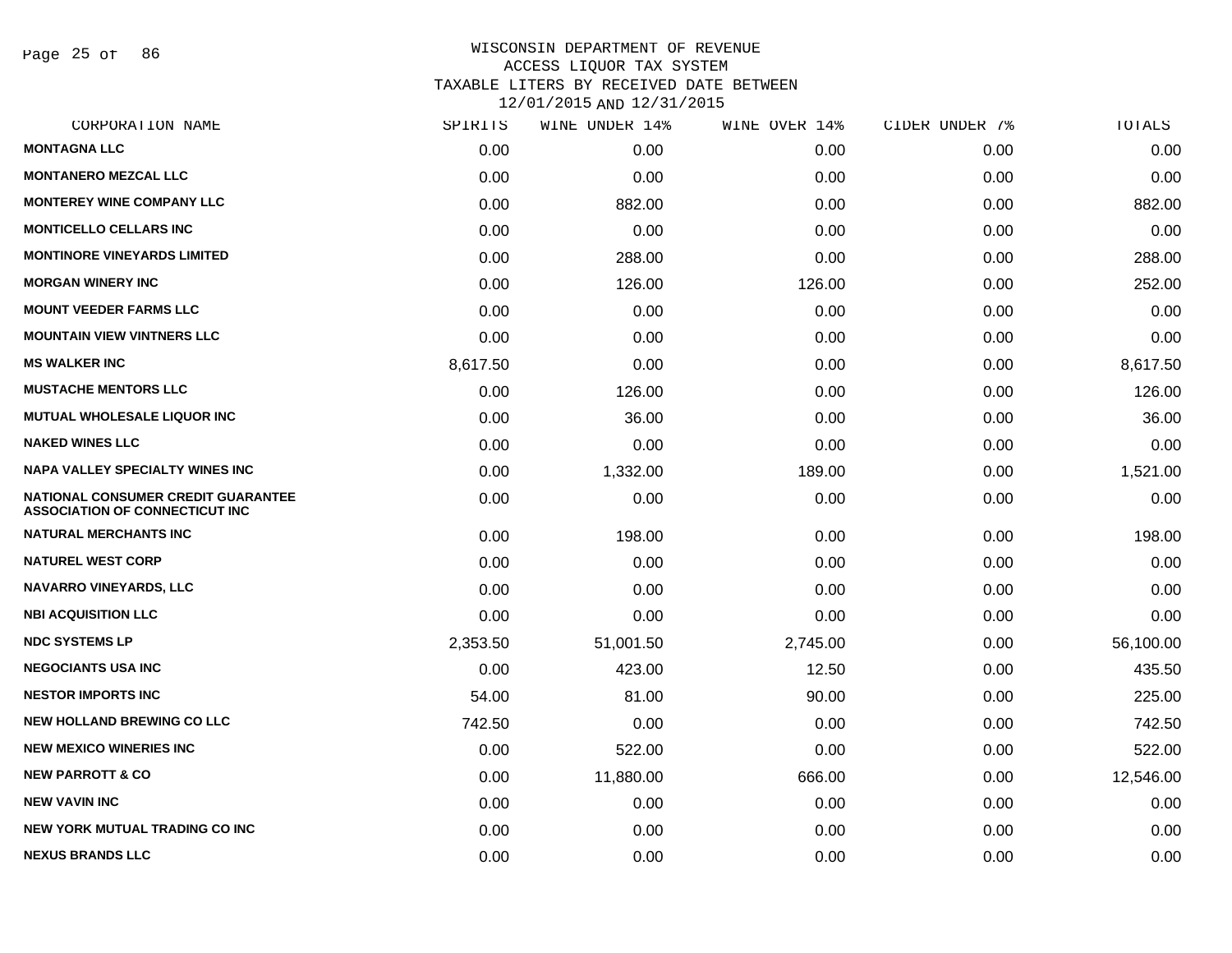WISCONSIN DEPARTMENT OF REVENUE
ACCESS LIQUOR TAX SYSTEM
TAXABLE LITERS BY RECEIVED DATE BETWEEN
12/01/2015 AND 12/31/2015

| CORPORATION NAME | SPIRITS | WINE UNDER 14% | WINE OVER 14% | CIDER UNDER 7% | TOTALS |
|---|---|---|---|---|---|
| MONTAGNA LLC | 0.00 | 0.00 | 0.00 | 0.00 | 0.00 |
| MONTANERO MEZCAL LLC | 0.00 | 0.00 | 0.00 | 0.00 | 0.00 |
| MONTEREY WINE COMPANY LLC | 0.00 | 882.00 | 0.00 | 0.00 | 882.00 |
| MONTICELLO CELLARS INC | 0.00 | 0.00 | 0.00 | 0.00 | 0.00 |
| MONTINORE VINEYARDS LIMITED | 0.00 | 288.00 | 0.00 | 0.00 | 288.00 |
| MORGAN WINERY INC | 0.00 | 126.00 | 126.00 | 0.00 | 252.00 |
| MOUNT VEEDER FARMS LLC | 0.00 | 0.00 | 0.00 | 0.00 | 0.00 |
| MOUNTAIN VIEW VINTNERS LLC | 0.00 | 0.00 | 0.00 | 0.00 | 0.00 |
| MS WALKER INC | 8,617.50 | 0.00 | 0.00 | 0.00 | 8,617.50 |
| MUSTACHE MENTORS LLC | 0.00 | 126.00 | 0.00 | 0.00 | 126.00 |
| MUTUAL WHOLESALE LIQUOR INC | 0.00 | 36.00 | 0.00 | 0.00 | 36.00 |
| NAKED WINES LLC | 0.00 | 0.00 | 0.00 | 0.00 | 0.00 |
| NAPA VALLEY SPECIALTY WINES INC | 0.00 | 1,332.00 | 189.00 | 0.00 | 1,521.00 |
| NATIONAL CONSUMER CREDIT GUARANTEE ASSOCIATION OF CONNECTICUT INC | 0.00 | 0.00 | 0.00 | 0.00 | 0.00 |
| NATURAL MERCHANTS INC | 0.00 | 198.00 | 0.00 | 0.00 | 198.00 |
| NATUREL WEST CORP | 0.00 | 0.00 | 0.00 | 0.00 | 0.00 |
| NAVARRO VINEYARDS, LLC | 0.00 | 0.00 | 0.00 | 0.00 | 0.00 |
| NBI ACQUISITION LLC | 0.00 | 0.00 | 0.00 | 0.00 | 0.00 |
| NDC SYSTEMS LP | 2,353.50 | 51,001.50 | 2,745.00 | 0.00 | 56,100.00 |
| NEGOCIANTS USA INC | 0.00 | 423.00 | 12.50 | 0.00 | 435.50 |
| NESTOR IMPORTS INC | 54.00 | 81.00 | 90.00 | 0.00 | 225.00 |
| NEW HOLLAND BREWING CO LLC | 742.50 | 0.00 | 0.00 | 0.00 | 742.50 |
| NEW MEXICO WINERIES INC | 0.00 | 522.00 | 0.00 | 0.00 | 522.00 |
| NEW PARROTT & CO | 0.00 | 11,880.00 | 666.00 | 0.00 | 12,546.00 |
| NEW VAVIN INC | 0.00 | 0.00 | 0.00 | 0.00 | 0.00 |
| NEW YORK MUTUAL TRADING CO INC | 0.00 | 0.00 | 0.00 | 0.00 | 0.00 |
| NEXUS BRANDS LLC | 0.00 | 0.00 | 0.00 | 0.00 | 0.00 |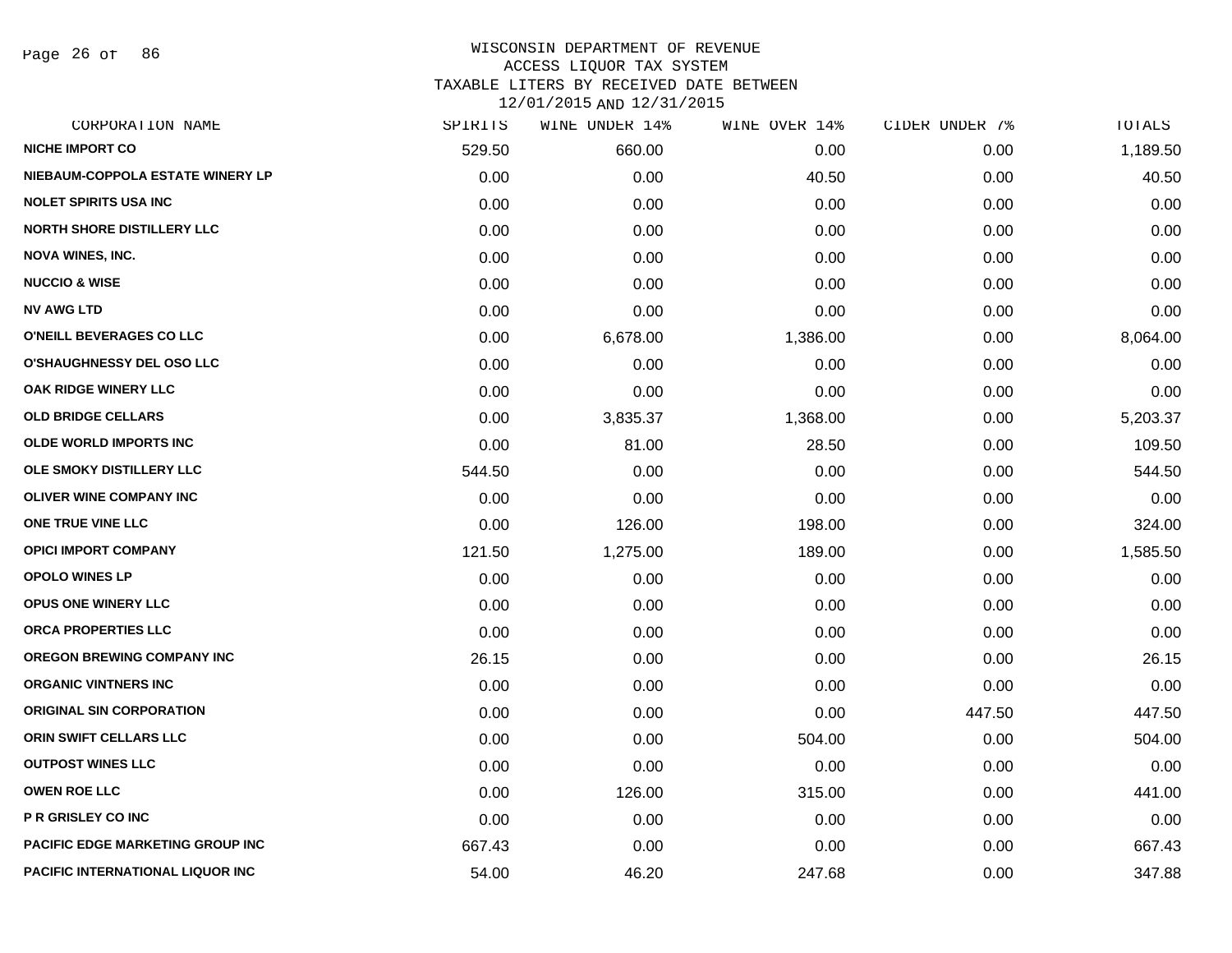# WISCONSIN DEPARTMENT OF REVENUE
## ACCESS LIQUOR TAX SYSTEM
### TAXABLE LITERS BY RECEIVED DATE BETWEEN 12/01/2015 AND 12/31/2015

| CORPORATION NAME | SPIRITS | WINE UNDER 14% | WINE OVER 14% | CIDER UNDER 7% | TOTALS |
|---|---|---|---|---|---|
| NICHE IMPORT CO | 529.50 | 660.00 | 0.00 | 0.00 | 1,189.50 |
| NIEBAUM-COPPOLA ESTATE WINERY LP | 0.00 | 0.00 | 40.50 | 0.00 | 40.50 |
| NOLET SPIRITS USA INC | 0.00 | 0.00 | 0.00 | 0.00 | 0.00 |
| NORTH SHORE DISTILLERY LLC | 0.00 | 0.00 | 0.00 | 0.00 | 0.00 |
| NOVA WINES, INC. | 0.00 | 0.00 | 0.00 | 0.00 | 0.00 |
| NUCCIO & WISE | 0.00 | 0.00 | 0.00 | 0.00 | 0.00 |
| NV AWG LTD | 0.00 | 0.00 | 0.00 | 0.00 | 0.00 |
| O'NEILL BEVERAGES CO LLC | 0.00 | 6,678.00 | 1,386.00 | 0.00 | 8,064.00 |
| O'SHAUGHNESSY DEL OSO LLC | 0.00 | 0.00 | 0.00 | 0.00 | 0.00 |
| OAK RIDGE WINERY LLC | 0.00 | 0.00 | 0.00 | 0.00 | 0.00 |
| OLD BRIDGE CELLARS | 0.00 | 3,835.37 | 1,368.00 | 0.00 | 5,203.37 |
| OLDE WORLD IMPORTS INC | 0.00 | 81.00 | 28.50 | 0.00 | 109.50 |
| OLE SMOKY DISTILLERY LLC | 544.50 | 0.00 | 0.00 | 0.00 | 544.50 |
| OLIVER WINE COMPANY INC | 0.00 | 0.00 | 0.00 | 0.00 | 0.00 |
| ONE TRUE VINE LLC | 0.00 | 126.00 | 198.00 | 0.00 | 324.00 |
| OPICI IMPORT COMPANY | 121.50 | 1,275.00 | 189.00 | 0.00 | 1,585.50 |
| OPOLO WINES LP | 0.00 | 0.00 | 0.00 | 0.00 | 0.00 |
| OPUS ONE WINERY LLC | 0.00 | 0.00 | 0.00 | 0.00 | 0.00 |
| ORCA PROPERTIES LLC | 0.00 | 0.00 | 0.00 | 0.00 | 0.00 |
| OREGON BREWING COMPANY INC | 26.15 | 0.00 | 0.00 | 0.00 | 26.15 |
| ORGANIC VINTNERS INC | 0.00 | 0.00 | 0.00 | 0.00 | 0.00 |
| ORIGINAL SIN CORPORATION | 0.00 | 0.00 | 0.00 | 447.50 | 447.50 |
| ORIN SWIFT CELLARS LLC | 0.00 | 0.00 | 504.00 | 0.00 | 504.00 |
| OUTPOST WINES LLC | 0.00 | 0.00 | 0.00 | 0.00 | 0.00 |
| OWEN ROE LLC | 0.00 | 126.00 | 315.00 | 0.00 | 441.00 |
| P R GRISLEY CO INC | 0.00 | 0.00 | 0.00 | 0.00 | 0.00 |
| PACIFIC EDGE MARKETING GROUP INC | 667.43 | 0.00 | 0.00 | 0.00 | 667.43 |
| PACIFIC INTERNATIONAL LIQUOR INC | 54.00 | 46.20 | 247.68 | 0.00 | 347.88 |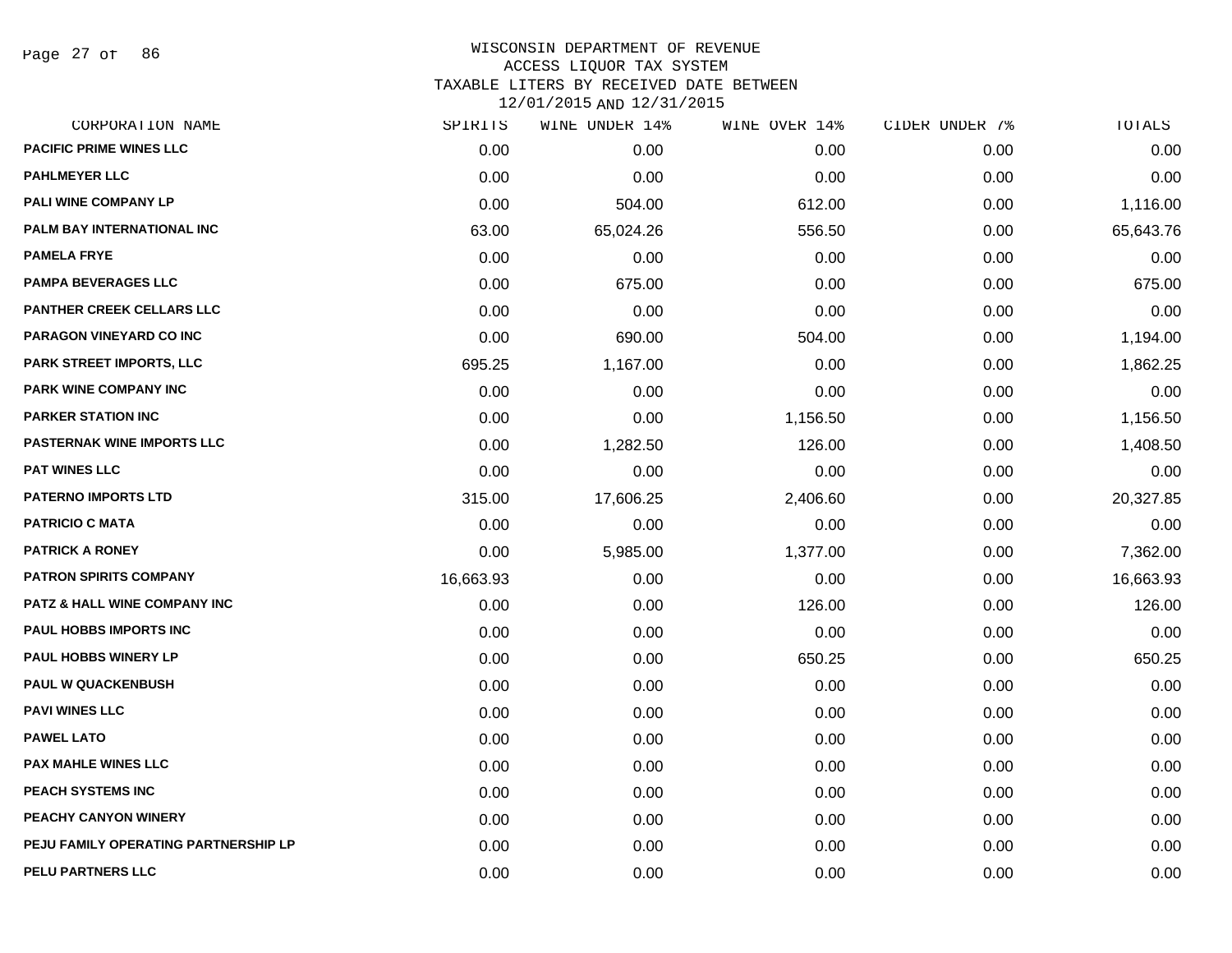# WISCONSIN DEPARTMENT OF REVENUE
## ACCESS LIQUOR TAX SYSTEM
### TAXABLE LITERS BY RECEIVED DATE BETWEEN 12/01/2015 AND 12/31/2015

| CORPORATION NAME | SPIRITS | WINE UNDER 14% | WINE OVER 14% | CIDER UNDER 7% | TOTALS |
|---|---|---|---|---|---|
| PACIFIC PRIME WINES LLC | 0.00 | 0.00 | 0.00 | 0.00 | 0.00 |
| PAHLMEYER LLC | 0.00 | 0.00 | 0.00 | 0.00 | 0.00 |
| PALI WINE COMPANY LP | 0.00 | 504.00 | 612.00 | 0.00 | 1,116.00 |
| PALM BAY INTERNATIONAL INC | 63.00 | 65,024.26 | 556.50 | 0.00 | 65,643.76 |
| PAMELA FRYE | 0.00 | 0.00 | 0.00 | 0.00 | 0.00 |
| PAMPA BEVERAGES LLC | 0.00 | 675.00 | 0.00 | 0.00 | 675.00 |
| PANTHER CREEK CELLARS LLC | 0.00 | 0.00 | 0.00 | 0.00 | 0.00 |
| PARAGON VINEYARD CO INC | 0.00 | 690.00 | 504.00 | 0.00 | 1,194.00 |
| PARK STREET IMPORTS, LLC | 695.25 | 1,167.00 | 0.00 | 0.00 | 1,862.25 |
| PARK WINE COMPANY INC | 0.00 | 0.00 | 0.00 | 0.00 | 0.00 |
| PARKER STATION INC | 0.00 | 0.00 | 1,156.50 | 0.00 | 1,156.50 |
| PASTERNAK WINE IMPORTS LLC | 0.00 | 1,282.50 | 126.00 | 0.00 | 1,408.50 |
| PAT WINES LLC | 0.00 | 0.00 | 0.00 | 0.00 | 0.00 |
| PATERNO IMPORTS LTD | 315.00 | 17,606.25 | 2,406.60 | 0.00 | 20,327.85 |
| PATRICIO C MATA | 0.00 | 0.00 | 0.00 | 0.00 | 0.00 |
| PATRICK A RONEY | 0.00 | 5,985.00 | 1,377.00 | 0.00 | 7,362.00 |
| PATRON SPIRITS COMPANY | 16,663.93 | 0.00 | 0.00 | 0.00 | 16,663.93 |
| PATZ & HALL WINE COMPANY INC | 0.00 | 0.00 | 126.00 | 0.00 | 126.00 |
| PAUL HOBBS IMPORTS INC | 0.00 | 0.00 | 0.00 | 0.00 | 0.00 |
| PAUL HOBBS WINERY LP | 0.00 | 0.00 | 650.25 | 0.00 | 650.25 |
| PAUL W QUACKENBUSH | 0.00 | 0.00 | 0.00 | 0.00 | 0.00 |
| PAVI WINES LLC | 0.00 | 0.00 | 0.00 | 0.00 | 0.00 |
| PAWEL LATO | 0.00 | 0.00 | 0.00 | 0.00 | 0.00 |
| PAX MAHLE WINES LLC | 0.00 | 0.00 | 0.00 | 0.00 | 0.00 |
| PEACH SYSTEMS INC | 0.00 | 0.00 | 0.00 | 0.00 | 0.00 |
| PEACHY CANYON WINERY | 0.00 | 0.00 | 0.00 | 0.00 | 0.00 |
| PEJU FAMILY OPERATING PARTNERSHIP LP | 0.00 | 0.00 | 0.00 | 0.00 | 0.00 |
| PELU PARTNERS LLC | 0.00 | 0.00 | 0.00 | 0.00 | 0.00 |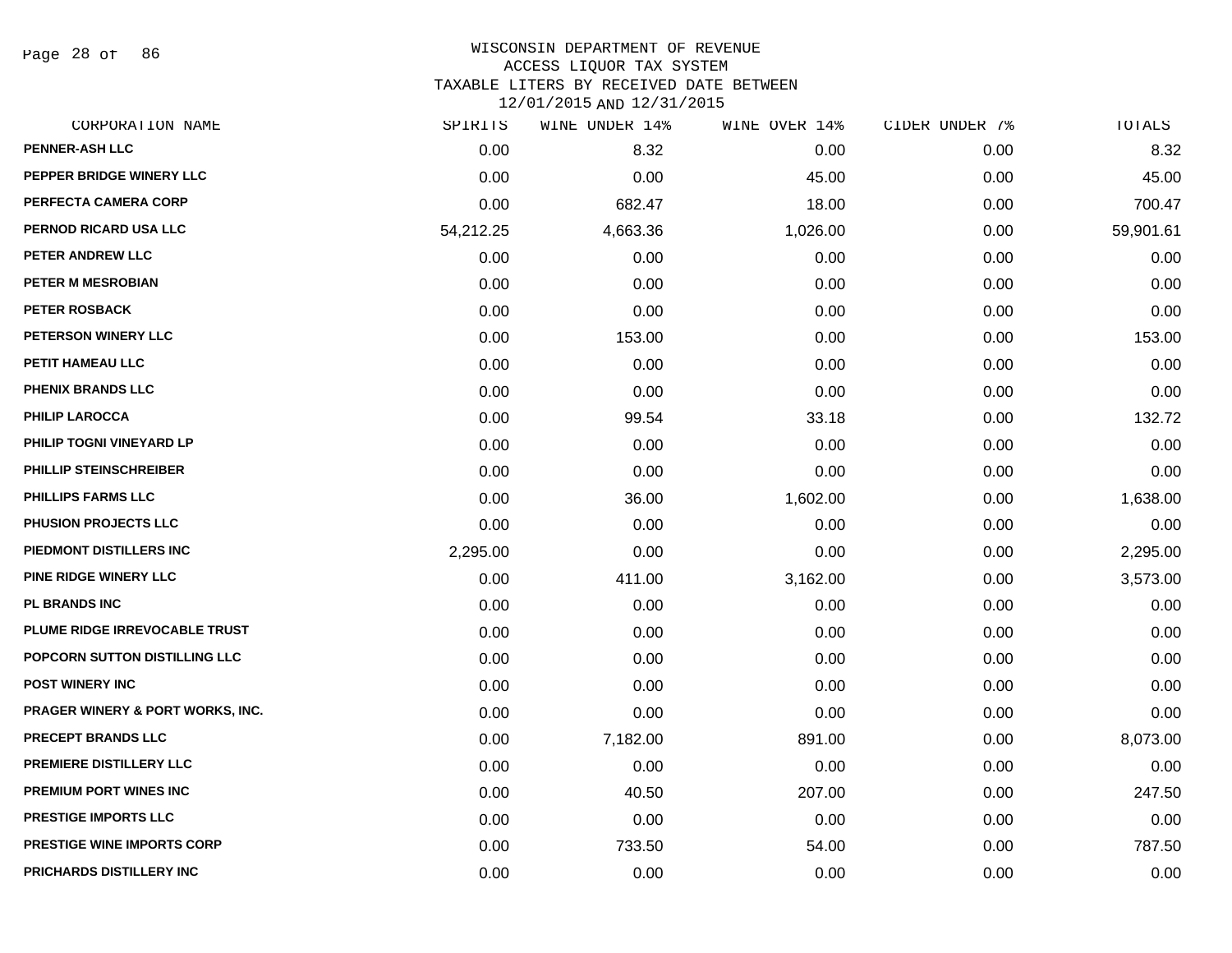WISCONSIN DEPARTMENT OF REVENUE
ACCESS LIQUOR TAX SYSTEM
TAXABLE LITERS BY RECEIVED DATE BETWEEN
12/01/2015 AND 12/31/2015

| CORPORATION NAME | SPIRITS | WINE UNDER 14% | WINE OVER 14% | CIDER UNDER 7% | TOTALS |
|---|---|---|---|---|---|
| PENNER-ASH LLC | 0.00 | 8.32 | 0.00 | 0.00 | 8.32 |
| PEPPER BRIDGE WINERY LLC | 0.00 | 0.00 | 45.00 | 0.00 | 45.00 |
| PERFECTA CAMERA CORP | 0.00 | 682.47 | 18.00 | 0.00 | 700.47 |
| PERNOD RICARD USA LLC | 54,212.25 | 4,663.36 | 1,026.00 | 0.00 | 59,901.61 |
| PETER ANDREW LLC | 0.00 | 0.00 | 0.00 | 0.00 | 0.00 |
| PETER M MESROBIAN | 0.00 | 0.00 | 0.00 | 0.00 | 0.00 |
| PETER ROSBACK | 0.00 | 0.00 | 0.00 | 0.00 | 0.00 |
| PETERSON WINERY LLC | 0.00 | 153.00 | 0.00 | 0.00 | 153.00 |
| PETIT HAMEAU LLC | 0.00 | 0.00 | 0.00 | 0.00 | 0.00 |
| PHENIX BRANDS LLC | 0.00 | 0.00 | 0.00 | 0.00 | 0.00 |
| PHILIP LAROCCA | 0.00 | 99.54 | 33.18 | 0.00 | 132.72 |
| PHILIP TOGNI VINEYARD LP | 0.00 | 0.00 | 0.00 | 0.00 | 0.00 |
| PHILLIP STEINSCHREIBER | 0.00 | 0.00 | 0.00 | 0.00 | 0.00 |
| PHILLIPS FARMS LLC | 0.00 | 36.00 | 1,602.00 | 0.00 | 1,638.00 |
| PHUSION PROJECTS LLC | 0.00 | 0.00 | 0.00 | 0.00 | 0.00 |
| PIEDMONT DISTILLERS INC | 2,295.00 | 0.00 | 0.00 | 0.00 | 2,295.00 |
| PINE RIDGE WINERY LLC | 0.00 | 411.00 | 3,162.00 | 0.00 | 3,573.00 |
| PL BRANDS INC | 0.00 | 0.00 | 0.00 | 0.00 | 0.00 |
| PLUME RIDGE IRREVOCABLE TRUST | 0.00 | 0.00 | 0.00 | 0.00 | 0.00 |
| POPCORN SUTTON DISTILLING LLC | 0.00 | 0.00 | 0.00 | 0.00 | 0.00 |
| POST WINERY INC | 0.00 | 0.00 | 0.00 | 0.00 | 0.00 |
| PRAGER WINERY & PORT WORKS, INC. | 0.00 | 0.00 | 0.00 | 0.00 | 0.00 |
| PRECEPT BRANDS LLC | 0.00 | 7,182.00 | 891.00 | 0.00 | 8,073.00 |
| PREMIERE DISTILLERY LLC | 0.00 | 0.00 | 0.00 | 0.00 | 0.00 |
| PREMIUM PORT WINES INC | 0.00 | 40.50 | 207.00 | 0.00 | 247.50 |
| PRESTIGE IMPORTS LLC | 0.00 | 0.00 | 0.00 | 0.00 | 0.00 |
| PRESTIGE WINE IMPORTS CORP | 0.00 | 733.50 | 54.00 | 0.00 | 787.50 |
| PRICHARDS DISTILLERY INC | 0.00 | 0.00 | 0.00 | 0.00 | 0.00 |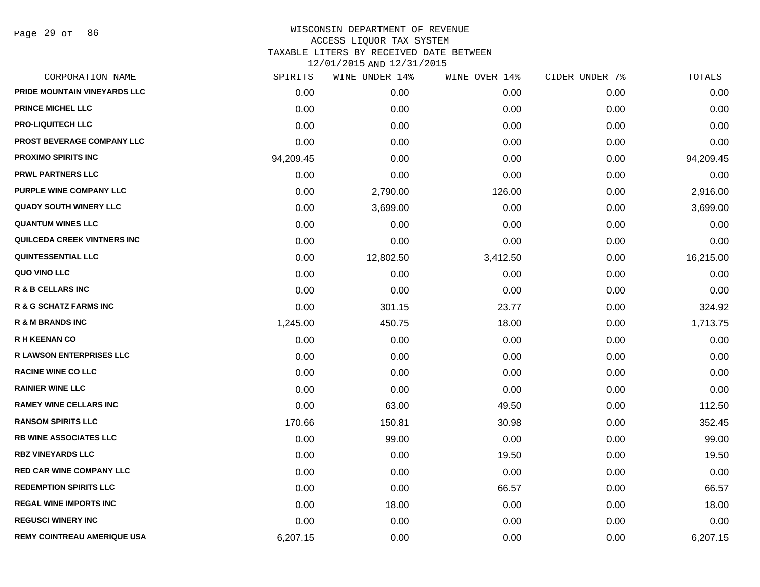WISCONSIN DEPARTMENT OF REVENUE
ACCESS LIQUOR TAX SYSTEM
TAXABLE LITERS BY RECEIVED DATE BETWEEN
12/01/2015 AND 12/31/2015

| CORPORATION NAME | SPIRITS | WINE UNDER 14% | WINE OVER 14% | CIDER UNDER 7% | TOTALS |
|---|---|---|---|---|---|
| PRIDE MOUNTAIN VINEYARDS LLC | 0.00 | 0.00 | 0.00 | 0.00 | 0.00 |
| PRINCE MICHEL LLC | 0.00 | 0.00 | 0.00 | 0.00 | 0.00 |
| PRO-LIQUITECH LLC | 0.00 | 0.00 | 0.00 | 0.00 | 0.00 |
| PROST BEVERAGE COMPANY LLC | 0.00 | 0.00 | 0.00 | 0.00 | 0.00 |
| PROXIMO SPIRITS INC | 94,209.45 | 0.00 | 0.00 | 0.00 | 94,209.45 |
| PRWL PARTNERS LLC | 0.00 | 0.00 | 0.00 | 0.00 | 0.00 |
| PURPLE WINE COMPANY LLC | 0.00 | 2,790.00 | 126.00 | 0.00 | 2,916.00 |
| QUADY SOUTH WINERY LLC | 0.00 | 3,699.00 | 0.00 | 0.00 | 3,699.00 |
| QUANTUM WINES LLC | 0.00 | 0.00 | 0.00 | 0.00 | 0.00 |
| QUILCEDA CREEK VINTNERS INC | 0.00 | 0.00 | 0.00 | 0.00 | 0.00 |
| QUINTESSENTIAL LLC | 0.00 | 12,802.50 | 3,412.50 | 0.00 | 16,215.00 |
| QUO VINO LLC | 0.00 | 0.00 | 0.00 | 0.00 | 0.00 |
| R & B CELLARS INC | 0.00 | 0.00 | 0.00 | 0.00 | 0.00 |
| R & G SCHATZ FARMS INC | 0.00 | 301.15 | 23.77 | 0.00 | 324.92 |
| R & M BRANDS INC | 1,245.00 | 450.75 | 18.00 | 0.00 | 1,713.75 |
| R H KEENAN CO | 0.00 | 0.00 | 0.00 | 0.00 | 0.00 |
| R LAWSON ENTERPRISES LLC | 0.00 | 0.00 | 0.00 | 0.00 | 0.00 |
| RACINE WINE CO LLC | 0.00 | 0.00 | 0.00 | 0.00 | 0.00 |
| RAINIER WINE LLC | 0.00 | 0.00 | 0.00 | 0.00 | 0.00 |
| RAMEY WINE CELLARS INC | 0.00 | 63.00 | 49.50 | 0.00 | 112.50 |
| RANSOM SPIRITS LLC | 170.66 | 150.81 | 30.98 | 0.00 | 352.45 |
| RB WINE ASSOCIATES LLC | 0.00 | 99.00 | 0.00 | 0.00 | 99.00 |
| RBZ VINEYARDS LLC | 0.00 | 0.00 | 19.50 | 0.00 | 19.50 |
| RED CAR WINE COMPANY LLC | 0.00 | 0.00 | 0.00 | 0.00 | 0.00 |
| REDEMPTION SPIRITS LLC | 0.00 | 0.00 | 66.57 | 0.00 | 66.57 |
| REGAL WINE IMPORTS INC | 0.00 | 18.00 | 0.00 | 0.00 | 18.00 |
| REGUSCI WINERY INC | 0.00 | 0.00 | 0.00 | 0.00 | 0.00 |
| REMY COINTREAU AMERIQUE USA | 6,207.15 | 0.00 | 0.00 | 0.00 | 6,207.15 |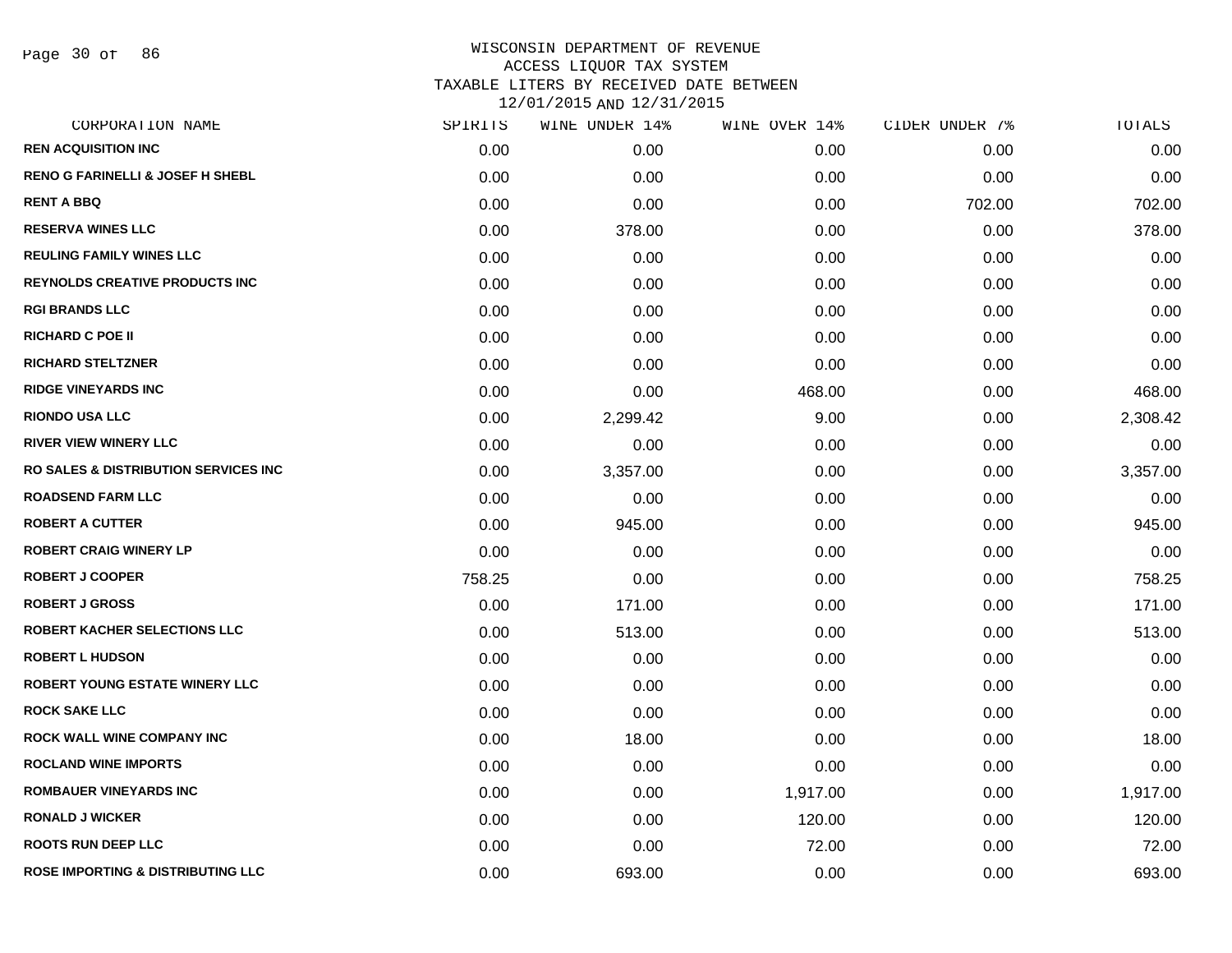# WISCONSIN DEPARTMENT OF REVENUE
## ACCESS LIQUOR TAX SYSTEM
## TAXABLE LITERS BY RECEIVED DATE BETWEEN 12/01/2015 AND 12/31/2015

| CORPORATION NAME | SPIRITS | WINE UNDER 14% | WINE OVER 14% | CIDER UNDER 7% | TOTALS |
|---|---|---|---|---|---|
| REN ACQUISITION INC | 0.00 | 0.00 | 0.00 | 0.00 | 0.00 |
| RENO G FARINELLI & JOSEF H SHEBL | 0.00 | 0.00 | 0.00 | 0.00 | 0.00 |
| RENT A BBQ | 0.00 | 0.00 | 0.00 | 702.00 | 702.00 |
| RESERVA WINES LLC | 0.00 | 378.00 | 0.00 | 0.00 | 378.00 |
| REULING FAMILY WINES LLC | 0.00 | 0.00 | 0.00 | 0.00 | 0.00 |
| REYNOLDS CREATIVE PRODUCTS INC | 0.00 | 0.00 | 0.00 | 0.00 | 0.00 |
| RGI BRANDS LLC | 0.00 | 0.00 | 0.00 | 0.00 | 0.00 |
| RICHARD C POE II | 0.00 | 0.00 | 0.00 | 0.00 | 0.00 |
| RICHARD STELTZNER | 0.00 | 0.00 | 0.00 | 0.00 | 0.00 |
| RIDGE VINEYARDS INC | 0.00 | 0.00 | 468.00 | 0.00 | 468.00 |
| RIONDO USA LLC | 0.00 | 2,299.42 | 9.00 | 0.00 | 2,308.42 |
| RIVER VIEW WINERY LLC | 0.00 | 0.00 | 0.00 | 0.00 | 0.00 |
| RO SALES & DISTRIBUTION SERVICES INC | 0.00 | 3,357.00 | 0.00 | 0.00 | 3,357.00 |
| ROADSEND FARM LLC | 0.00 | 0.00 | 0.00 | 0.00 | 0.00 |
| ROBERT A CUTTER | 0.00 | 945.00 | 0.00 | 0.00 | 945.00 |
| ROBERT CRAIG WINERY LP | 0.00 | 0.00 | 0.00 | 0.00 | 0.00 |
| ROBERT J COOPER | 758.25 | 0.00 | 0.00 | 0.00 | 758.25 |
| ROBERT J GROSS | 0.00 | 171.00 | 0.00 | 0.00 | 171.00 |
| ROBERT KACHER SELECTIONS LLC | 0.00 | 513.00 | 0.00 | 0.00 | 513.00 |
| ROBERT L HUDSON | 0.00 | 0.00 | 0.00 | 0.00 | 0.00 |
| ROBERT YOUNG ESTATE WINERY LLC | 0.00 | 0.00 | 0.00 | 0.00 | 0.00 |
| ROCK SAKE LLC | 0.00 | 0.00 | 0.00 | 0.00 | 0.00 |
| ROCK WALL WINE COMPANY INC | 0.00 | 18.00 | 0.00 | 0.00 | 18.00 |
| ROCLAND WINE IMPORTS | 0.00 | 0.00 | 0.00 | 0.00 | 0.00 |
| ROMBAUER VINEYARDS INC | 0.00 | 0.00 | 1,917.00 | 0.00 | 1,917.00 |
| RONALD J WICKER | 0.00 | 0.00 | 120.00 | 0.00 | 120.00 |
| ROOTS RUN DEEP LLC | 0.00 | 0.00 | 72.00 | 0.00 | 72.00 |
| ROSE IMPORTING & DISTRIBUTING LLC | 0.00 | 693.00 | 0.00 | 0.00 | 693.00 |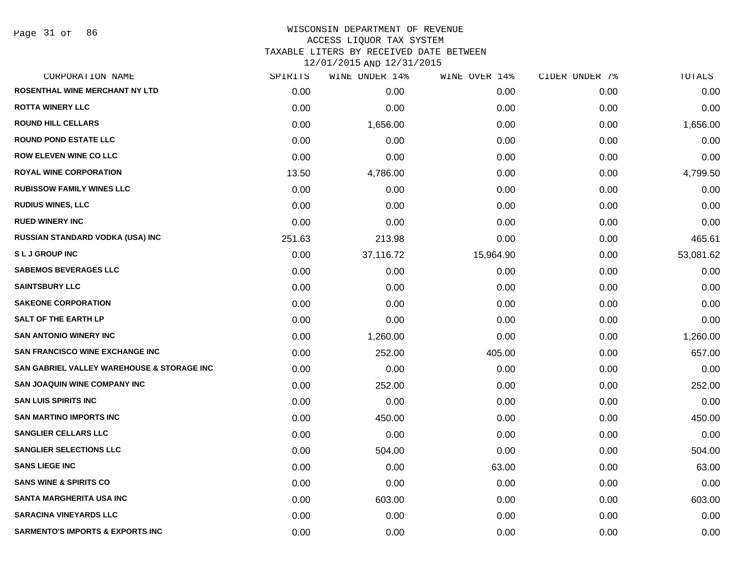# WISCONSIN DEPARTMENT OF REVENUE
## ACCESS LIQUOR TAX SYSTEM
### TAXABLE LITERS BY RECEIVED DATE BETWEEN 12/01/2015 AND 12/31/2015

| CORPORATION NAME | SPIRITS | WINE UNDER 14% | WINE OVER 14% | CIDER UNDER 7% | TOTALS |
|---|---|---|---|---|---|
| ROSENTHAL WINE MERCHANT NY LTD | 0.00 | 0.00 | 0.00 | 0.00 | 0.00 |
| ROTTA WINERY LLC | 0.00 | 0.00 | 0.00 | 0.00 | 0.00 |
| ROUND HILL CELLARS | 0.00 | 1,656.00 | 0.00 | 0.00 | 1,656.00 |
| ROUND POND ESTATE LLC | 0.00 | 0.00 | 0.00 | 0.00 | 0.00 |
| ROW ELEVEN WINE CO LLC | 0.00 | 0.00 | 0.00 | 0.00 | 0.00 |
| ROYAL WINE CORPORATION | 13.50 | 4,786.00 | 0.00 | 0.00 | 4,799.50 |
| RUBISSOW FAMILY WINES LLC | 0.00 | 0.00 | 0.00 | 0.00 | 0.00 |
| RUDIUS WINES, LLC | 0.00 | 0.00 | 0.00 | 0.00 | 0.00 |
| RUED WINERY INC | 0.00 | 0.00 | 0.00 | 0.00 | 0.00 |
| RUSSIAN STANDARD VODKA (USA) INC | 251.63 | 213.98 | 0.00 | 0.00 | 465.61 |
| S L J GROUP INC | 0.00 | 37,116.72 | 15,964.90 | 0.00 | 53,081.62 |
| SABEMOS BEVERAGES LLC | 0.00 | 0.00 | 0.00 | 0.00 | 0.00 |
| SAINTSBURY LLC | 0.00 | 0.00 | 0.00 | 0.00 | 0.00 |
| SAKEONE CORPORATION | 0.00 | 0.00 | 0.00 | 0.00 | 0.00 |
| SALT OF THE EARTH LP | 0.00 | 0.00 | 0.00 | 0.00 | 0.00 |
| SAN ANTONIO WINERY INC | 0.00 | 1,260.00 | 0.00 | 0.00 | 1,260.00 |
| SAN FRANCISCO WINE EXCHANGE INC | 0.00 | 252.00 | 405.00 | 0.00 | 657.00 |
| SAN GABRIEL VALLEY WAREHOUSE & STORAGE INC | 0.00 | 0.00 | 0.00 | 0.00 | 0.00 |
| SAN JOAQUIN WINE COMPANY INC | 0.00 | 252.00 | 0.00 | 0.00 | 252.00 |
| SAN LUIS SPIRITS INC | 0.00 | 0.00 | 0.00 | 0.00 | 0.00 |
| SAN MARTINO IMPORTS INC | 0.00 | 450.00 | 0.00 | 0.00 | 450.00 |
| SANGLIER CELLARS LLC | 0.00 | 0.00 | 0.00 | 0.00 | 0.00 |
| SANGLIER SELECTIONS LLC | 0.00 | 504.00 | 0.00 | 0.00 | 504.00 |
| SANS LIEGE INC | 0.00 | 0.00 | 63.00 | 0.00 | 63.00 |
| SANS WINE & SPIRITS CO | 0.00 | 0.00 | 0.00 | 0.00 | 0.00 |
| SANTA MARGHERITA USA INC | 0.00 | 603.00 | 0.00 | 0.00 | 603.00 |
| SARACINA VINEYARDS LLC | 0.00 | 0.00 | 0.00 | 0.00 | 0.00 |
| SARMENTO'S IMPORTS & EXPORTS INC | 0.00 | 0.00 | 0.00 | 0.00 | 0.00 |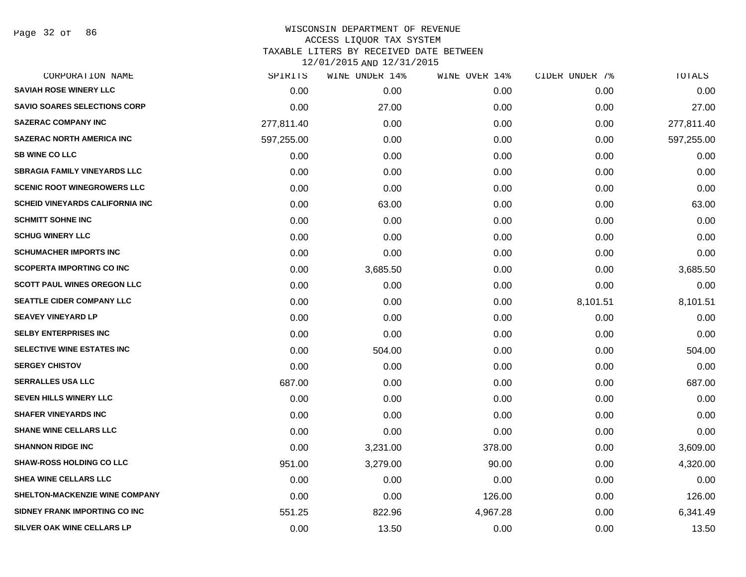WISCONSIN DEPARTMENT OF REVENUE
ACCESS LIQUOR TAX SYSTEM
TAXABLE LITERS BY RECEIVED DATE BETWEEN
12/01/2015 AND 12/31/2015

| CORPORATION NAME | SPIRITS | WINE UNDER 14% | WINE OVER 14% | CIDER UNDER 7% | TOTALS |
|---|---|---|---|---|---|
| SAVIAH ROSE WINERY LLC | 0.00 | 0.00 | 0.00 | 0.00 | 0.00 |
| SAVIO SOARES SELECTIONS CORP | 0.00 | 27.00 | 0.00 | 0.00 | 27.00 |
| SAZERAC COMPANY INC | 277,811.40 | 0.00 | 0.00 | 0.00 | 277,811.40 |
| SAZERAC NORTH AMERICA INC | 597,255.00 | 0.00 | 0.00 | 0.00 | 597,255.00 |
| SB WINE CO LLC | 0.00 | 0.00 | 0.00 | 0.00 | 0.00 |
| SBRAGIA FAMILY VINEYARDS LLC | 0.00 | 0.00 | 0.00 | 0.00 | 0.00 |
| SCENIC ROOT WINEGROWERS LLC | 0.00 | 0.00 | 0.00 | 0.00 | 0.00 |
| SCHEID VINEYARDS CALIFORNIA INC | 0.00 | 63.00 | 0.00 | 0.00 | 63.00 |
| SCHMITT SOHNE INC | 0.00 | 0.00 | 0.00 | 0.00 | 0.00 |
| SCHUG WINERY LLC | 0.00 | 0.00 | 0.00 | 0.00 | 0.00 |
| SCHUMACHER IMPORTS INC | 0.00 | 0.00 | 0.00 | 0.00 | 0.00 |
| SCOPERTA IMPORTING CO INC | 0.00 | 3,685.50 | 0.00 | 0.00 | 3,685.50 |
| SCOTT PAUL WINES OREGON LLC | 0.00 | 0.00 | 0.00 | 0.00 | 0.00 |
| SEATTLE CIDER COMPANY LLC | 0.00 | 0.00 | 0.00 | 8,101.51 | 8,101.51 |
| SEAVEY VINEYARD LP | 0.00 | 0.00 | 0.00 | 0.00 | 0.00 |
| SELBY ENTERPRISES INC | 0.00 | 0.00 | 0.00 | 0.00 | 0.00 |
| SELECTIVE WINE ESTATES INC | 0.00 | 504.00 | 0.00 | 0.00 | 504.00 |
| SERGEY CHISTOV | 0.00 | 0.00 | 0.00 | 0.00 | 0.00 |
| SERRALLES USA LLC | 687.00 | 0.00 | 0.00 | 0.00 | 687.00 |
| SEVEN HILLS WINERY LLC | 0.00 | 0.00 | 0.00 | 0.00 | 0.00 |
| SHAFER VINEYARDS INC | 0.00 | 0.00 | 0.00 | 0.00 | 0.00 |
| SHANE WINE CELLARS LLC | 0.00 | 0.00 | 0.00 | 0.00 | 0.00 |
| SHANNON RIDGE INC | 0.00 | 3,231.00 | 378.00 | 0.00 | 3,609.00 |
| SHAW-ROSS HOLDING CO LLC | 951.00 | 3,279.00 | 90.00 | 0.00 | 4,320.00 |
| SHEA WINE CELLARS LLC | 0.00 | 0.00 | 0.00 | 0.00 | 0.00 |
| SHELTON-MACKENZIE WINE COMPANY | 0.00 | 0.00 | 126.00 | 0.00 | 126.00 |
| SIDNEY FRANK IMPORTING CO INC | 551.25 | 822.96 | 4,967.28 | 0.00 | 6,341.49 |
| SILVER OAK WINE CELLARS LP | 0.00 | 13.50 | 0.00 | 0.00 | 13.50 |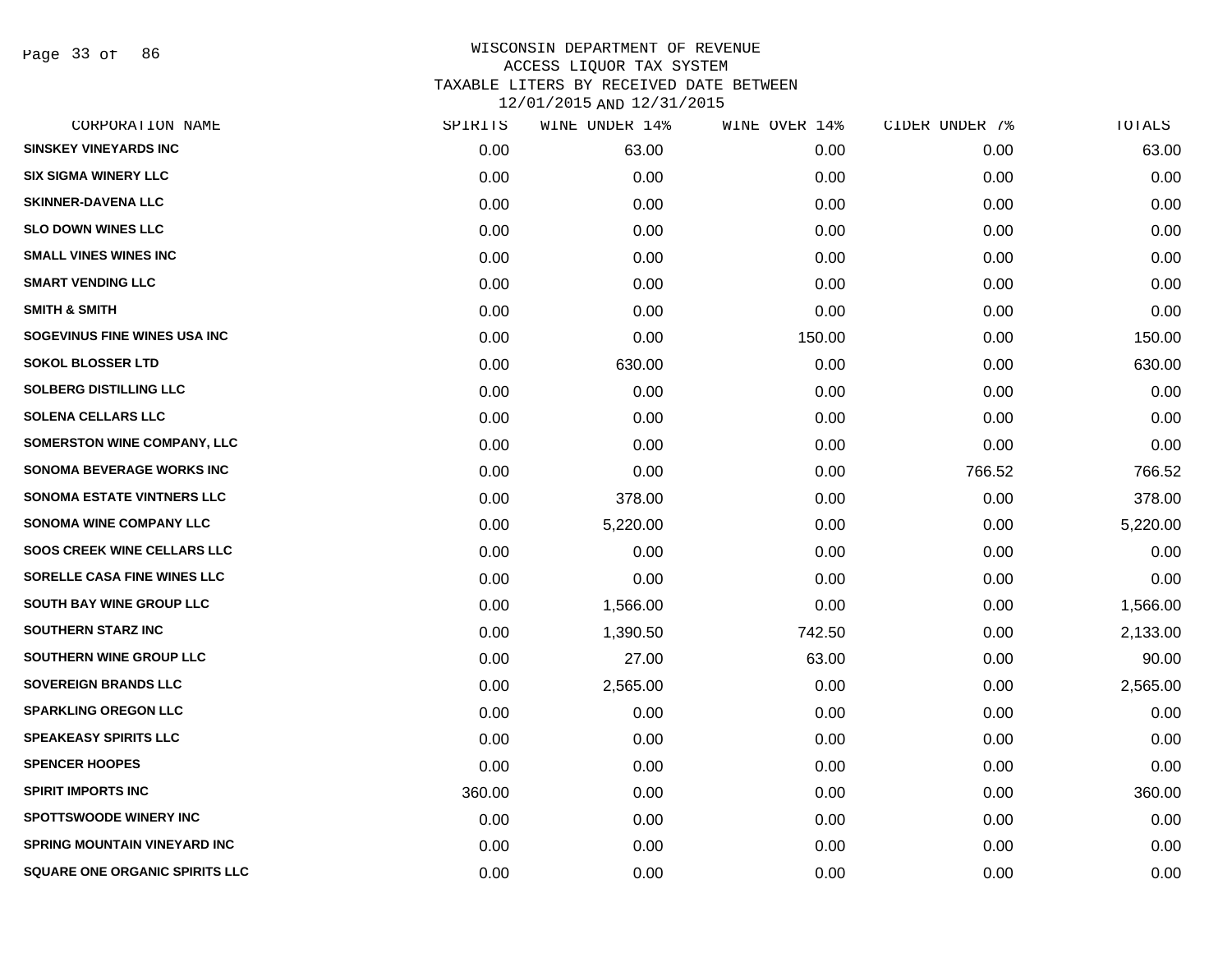# WISCONSIN DEPARTMENT OF REVENUE
## ACCESS LIQUOR TAX SYSTEM
## TAXABLE LITERS BY RECEIVED DATE BETWEEN 12/01/2015 AND 12/31/2015

| CORPORATION NAME | SPIRITS | WINE UNDER 14% | WINE OVER 14% | CIDER UNDER 7% | TOTALS |
|---|---|---|---|---|---|
| SINSKEY VINEYARDS INC | 0.00 | 63.00 | 0.00 | 0.00 | 63.00 |
| SIX SIGMA WINERY LLC | 0.00 | 0.00 | 0.00 | 0.00 | 0.00 |
| SKINNER-DAVENA LLC | 0.00 | 0.00 | 0.00 | 0.00 | 0.00 |
| SLO DOWN WINES LLC | 0.00 | 0.00 | 0.00 | 0.00 | 0.00 |
| SMALL VINES WINES INC | 0.00 | 0.00 | 0.00 | 0.00 | 0.00 |
| SMART VENDING LLC | 0.00 | 0.00 | 0.00 | 0.00 | 0.00 |
| SMITH & SMITH | 0.00 | 0.00 | 0.00 | 0.00 | 0.00 |
| SOGEVINUS FINE WINES USA INC | 0.00 | 0.00 | 150.00 | 0.00 | 150.00 |
| SOKOL BLOSSER LTD | 0.00 | 630.00 | 0.00 | 0.00 | 630.00 |
| SOLBERG DISTILLING LLC | 0.00 | 0.00 | 0.00 | 0.00 | 0.00 |
| SOLENA CELLARS LLC | 0.00 | 0.00 | 0.00 | 0.00 | 0.00 |
| SOMERSTON WINE COMPANY, LLC | 0.00 | 0.00 | 0.00 | 0.00 | 0.00 |
| SONOMA BEVERAGE WORKS INC | 0.00 | 0.00 | 0.00 | 766.52 | 766.52 |
| SONOMA ESTATE VINTNERS LLC | 0.00 | 378.00 | 0.00 | 0.00 | 378.00 |
| SONOMA WINE COMPANY LLC | 0.00 | 5,220.00 | 0.00 | 0.00 | 5,220.00 |
| SOOS CREEK WINE CELLARS LLC | 0.00 | 0.00 | 0.00 | 0.00 | 0.00 |
| SORELLE CASA FINE WINES LLC | 0.00 | 0.00 | 0.00 | 0.00 | 0.00 |
| SOUTH BAY WINE GROUP LLC | 0.00 | 1,566.00 | 0.00 | 0.00 | 1,566.00 |
| SOUTHERN STARZ INC | 0.00 | 1,390.50 | 742.50 | 0.00 | 2,133.00 |
| SOUTHERN WINE GROUP LLC | 0.00 | 27.00 | 63.00 | 0.00 | 90.00 |
| SOVEREIGN BRANDS LLC | 0.00 | 2,565.00 | 0.00 | 0.00 | 2,565.00 |
| SPARKLING OREGON LLC | 0.00 | 0.00 | 0.00 | 0.00 | 0.00 |
| SPEAKEASY SPIRITS LLC | 0.00 | 0.00 | 0.00 | 0.00 | 0.00 |
| SPENCER HOOPES | 0.00 | 0.00 | 0.00 | 0.00 | 0.00 |
| SPIRIT IMPORTS INC | 360.00 | 0.00 | 0.00 | 0.00 | 360.00 |
| SPOTTSWOODE WINERY INC | 0.00 | 0.00 | 0.00 | 0.00 | 0.00 |
| SPRING MOUNTAIN VINEYARD INC | 0.00 | 0.00 | 0.00 | 0.00 | 0.00 |
| SQUARE ONE ORGANIC SPIRITS LLC | 0.00 | 0.00 | 0.00 | 0.00 | 0.00 |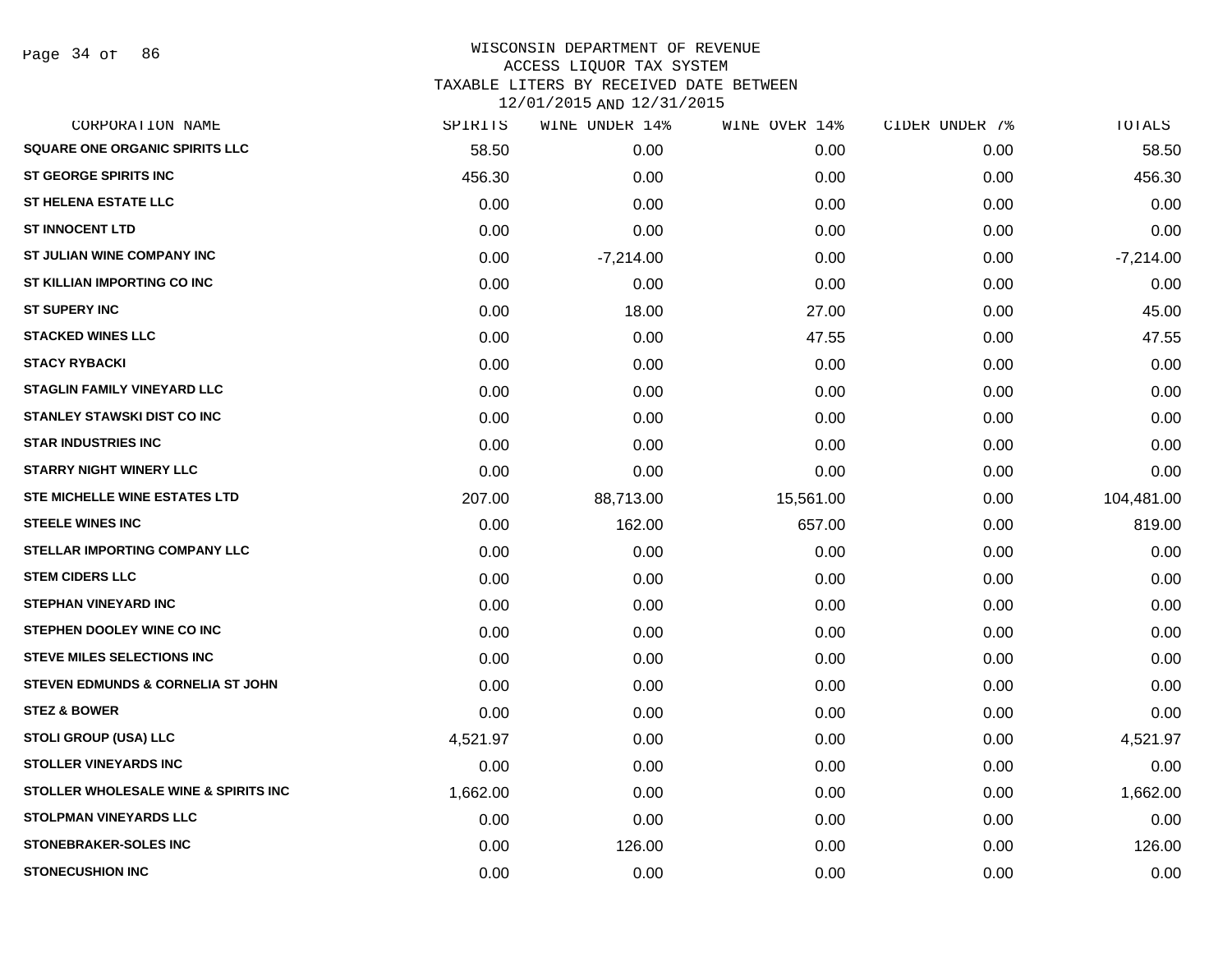WISCONSIN DEPARTMENT OF REVENUE
ACCESS LIQUOR TAX SYSTEM
TAXABLE LITERS BY RECEIVED DATE BETWEEN
12/01/2015 AND 12/31/2015

| CORPORATION NAME | SPIRITS | WINE UNDER 14% | WINE OVER 14% | CIDER UNDER 7% | TOTALS |
|---|---|---|---|---|---|
| SQUARE ONE ORGANIC SPIRITS LLC | 58.50 | 0.00 | 0.00 | 0.00 | 58.50 |
| ST GEORGE SPIRITS INC | 456.30 | 0.00 | 0.00 | 0.00 | 456.30 |
| ST HELENA ESTATE LLC | 0.00 | 0.00 | 0.00 | 0.00 | 0.00 |
| ST INNOCENT LTD | 0.00 | 0.00 | 0.00 | 0.00 | 0.00 |
| ST JULIAN WINE COMPANY INC | 0.00 | -7,214.00 | 0.00 | 0.00 | -7,214.00 |
| ST KILLIAN IMPORTING CO INC | 0.00 | 0.00 | 0.00 | 0.00 | 0.00 |
| ST SUPERY INC | 0.00 | 18.00 | 27.00 | 0.00 | 45.00 |
| STACKED WINES LLC | 0.00 | 0.00 | 47.55 | 0.00 | 47.55 |
| STACY RYBACKI | 0.00 | 0.00 | 0.00 | 0.00 | 0.00 |
| STAGLIN FAMILY VINEYARD LLC | 0.00 | 0.00 | 0.00 | 0.00 | 0.00 |
| STANLEY STAWSKI DIST CO INC | 0.00 | 0.00 | 0.00 | 0.00 | 0.00 |
| STAR INDUSTRIES INC | 0.00 | 0.00 | 0.00 | 0.00 | 0.00 |
| STARRY NIGHT WINERY LLC | 0.00 | 0.00 | 0.00 | 0.00 | 0.00 |
| STE MICHELLE WINE ESTATES LTD | 207.00 | 88,713.00 | 15,561.00 | 0.00 | 104,481.00 |
| STEELE WINES INC | 0.00 | 162.00 | 657.00 | 0.00 | 819.00 |
| STELLAR IMPORTING COMPANY LLC | 0.00 | 0.00 | 0.00 | 0.00 | 0.00 |
| STEM CIDERS LLC | 0.00 | 0.00 | 0.00 | 0.00 | 0.00 |
| STEPHAN VINEYARD INC | 0.00 | 0.00 | 0.00 | 0.00 | 0.00 |
| STEPHEN DOOLEY WINE CO INC | 0.00 | 0.00 | 0.00 | 0.00 | 0.00 |
| STEVE MILES SELECTIONS INC | 0.00 | 0.00 | 0.00 | 0.00 | 0.00 |
| STEVEN EDMUNDS & CORNELIA ST JOHN | 0.00 | 0.00 | 0.00 | 0.00 | 0.00 |
| STEZ & BOWER | 0.00 | 0.00 | 0.00 | 0.00 | 0.00 |
| STOLI GROUP (USA) LLC | 4,521.97 | 0.00 | 0.00 | 0.00 | 4,521.97 |
| STOLLER VINEYARDS INC | 0.00 | 0.00 | 0.00 | 0.00 | 0.00 |
| STOLLER WHOLESALE WINE & SPIRITS INC | 1,662.00 | 0.00 | 0.00 | 0.00 | 1,662.00 |
| STOLPMAN VINEYARDS LLC | 0.00 | 0.00 | 0.00 | 0.00 | 0.00 |
| STONEBRAKER-SOLES INC | 0.00 | 126.00 | 0.00 | 0.00 | 126.00 |
| STONECUSHION INC | 0.00 | 0.00 | 0.00 | 0.00 | 0.00 |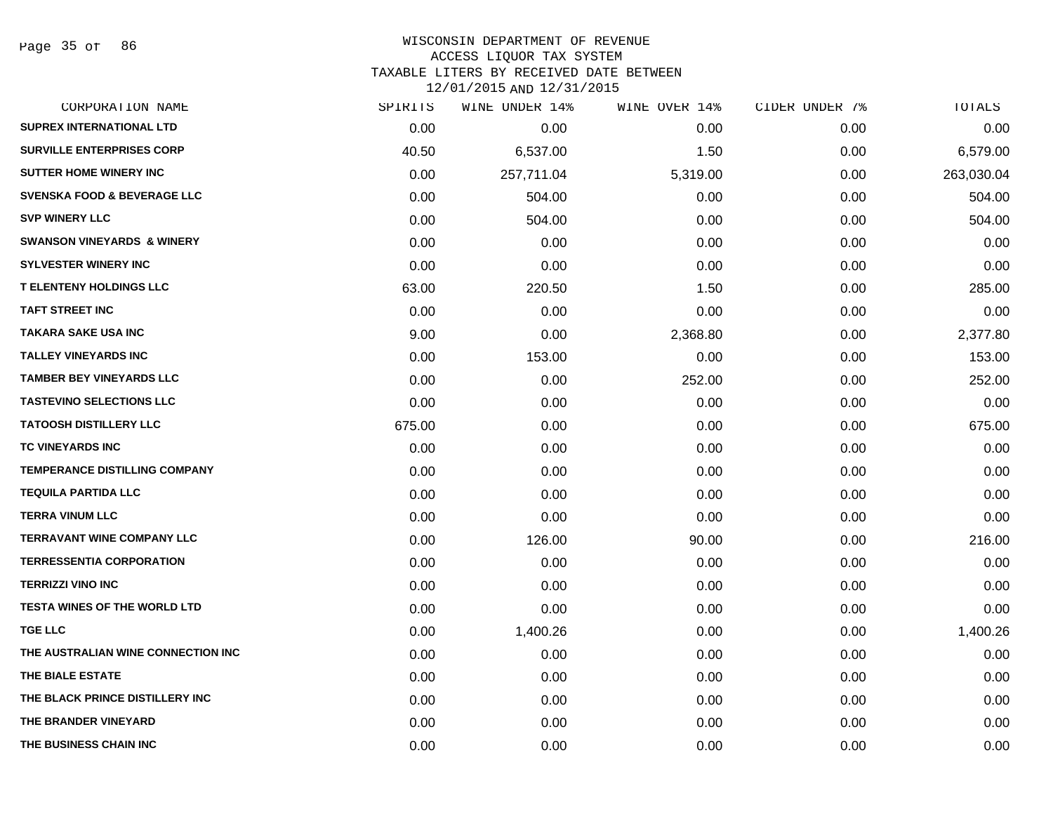WISCONSIN DEPARTMENT OF REVENUE
ACCESS LIQUOR TAX SYSTEM
TAXABLE LITERS BY RECEIVED DATE BETWEEN
12/01/2015 AND 12/31/2015

| CORPORATION NAME | SPIRITS | WINE UNDER 14% | WINE OVER 14% | CIDER UNDER 7% | TOTALS |
|---|---|---|---|---|---|
| SUPREX INTERNATIONAL LTD | 0.00 | 0.00 | 0.00 | 0.00 | 0.00 |
| SURVILLE ENTERPRISES CORP | 40.50 | 6,537.00 | 1.50 | 0.00 | 6,579.00 |
| SUTTER HOME WINERY INC | 0.00 | 257,711.04 | 5,319.00 | 0.00 | 263,030.04 |
| SVENSKA FOOD & BEVERAGE LLC | 0.00 | 504.00 | 0.00 | 0.00 | 504.00 |
| SVP WINERY LLC | 0.00 | 504.00 | 0.00 | 0.00 | 504.00 |
| SWANSON VINEYARDS & WINERY | 0.00 | 0.00 | 0.00 | 0.00 | 0.00 |
| SYLVESTER WINERY INC | 0.00 | 0.00 | 0.00 | 0.00 | 0.00 |
| T ELENTENY HOLDINGS LLC | 63.00 | 220.50 | 1.50 | 0.00 | 285.00 |
| TAFT STREET INC | 0.00 | 0.00 | 0.00 | 0.00 | 0.00 |
| TAKARA SAKE USA INC | 9.00 | 0.00 | 2,368.80 | 0.00 | 2,377.80 |
| TALLEY VINEYARDS INC | 0.00 | 153.00 | 0.00 | 0.00 | 153.00 |
| TAMBER BEY VINEYARDS LLC | 0.00 | 0.00 | 252.00 | 0.00 | 252.00 |
| TASTEVINO SELECTIONS LLC | 0.00 | 0.00 | 0.00 | 0.00 | 0.00 |
| TATOOSH DISTILLERY LLC | 675.00 | 0.00 | 0.00 | 0.00 | 675.00 |
| TC VINEYARDS INC | 0.00 | 0.00 | 0.00 | 0.00 | 0.00 |
| TEMPERANCE DISTILLING COMPANY | 0.00 | 0.00 | 0.00 | 0.00 | 0.00 |
| TEQUILA PARTIDA LLC | 0.00 | 0.00 | 0.00 | 0.00 | 0.00 |
| TERRA VINUM LLC | 0.00 | 0.00 | 0.00 | 0.00 | 0.00 |
| TERRAVANT WINE COMPANY LLC | 0.00 | 126.00 | 90.00 | 0.00 | 216.00 |
| TERRESSENTIA CORPORATION | 0.00 | 0.00 | 0.00 | 0.00 | 0.00 |
| TERRIZZI VINO INC | 0.00 | 0.00 | 0.00 | 0.00 | 0.00 |
| TESTA WINES OF THE WORLD LTD | 0.00 | 0.00 | 0.00 | 0.00 | 0.00 |
| TGE LLC | 0.00 | 1,400.26 | 0.00 | 0.00 | 1,400.26 |
| THE AUSTRALIAN WINE CONNECTION INC | 0.00 | 0.00 | 0.00 | 0.00 | 0.00 |
| THE BIALE ESTATE | 0.00 | 0.00 | 0.00 | 0.00 | 0.00 |
| THE BLACK PRINCE DISTILLERY INC | 0.00 | 0.00 | 0.00 | 0.00 | 0.00 |
| THE BRANDER VINEYARD | 0.00 | 0.00 | 0.00 | 0.00 | 0.00 |
| THE BUSINESS CHAIN INC | 0.00 | 0.00 | 0.00 | 0.00 | 0.00 |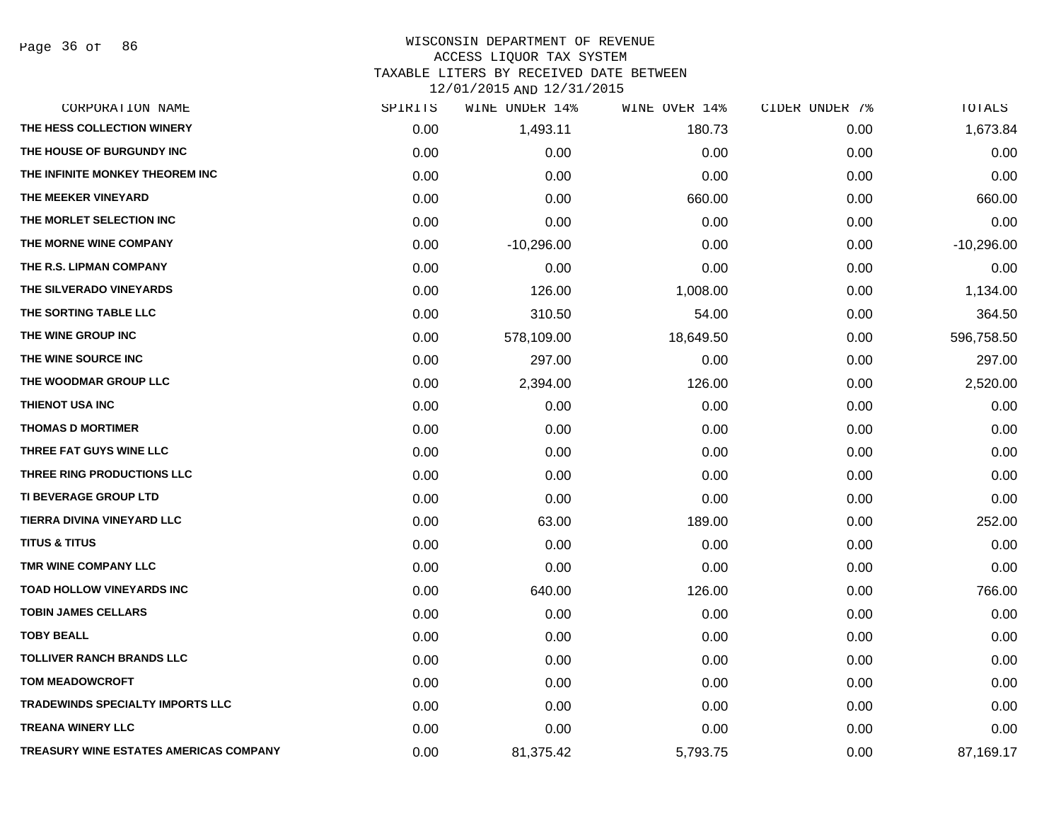WISCONSIN DEPARTMENT OF REVENUE
ACCESS LIQUOR TAX SYSTEM
TAXABLE LITERS BY RECEIVED DATE BETWEEN
12/01/2015 AND 12/31/2015

| CORPORATION NAME | SPIRITS | WINE UNDER 14% | WINE OVER 14% | CIDER UNDER 7% | TOTALS |
|---|---|---|---|---|---|
| THE HESS COLLECTION WINERY | 0.00 | 1,493.11 | 180.73 | 0.00 | 1,673.84 |
| THE HOUSE OF BURGUNDY INC | 0.00 | 0.00 | 0.00 | 0.00 | 0.00 |
| THE INFINITE MONKEY THEOREM INC | 0.00 | 0.00 | 0.00 | 0.00 | 0.00 |
| THE MEEKER VINEYARD | 0.00 | 0.00 | 660.00 | 0.00 | 660.00 |
| THE MORLET SELECTION INC | 0.00 | 0.00 | 0.00 | 0.00 | 0.00 |
| THE MORNE WINE COMPANY | 0.00 | -10,296.00 | 0.00 | 0.00 | -10,296.00 |
| THE R.S. LIPMAN COMPANY | 0.00 | 0.00 | 0.00 | 0.00 | 0.00 |
| THE SILVERADO VINEYARDS | 0.00 | 126.00 | 1,008.00 | 0.00 | 1,134.00 |
| THE SORTING TABLE LLC | 0.00 | 310.50 | 54.00 | 0.00 | 364.50 |
| THE WINE GROUP INC | 0.00 | 578,109.00 | 18,649.50 | 0.00 | 596,758.50 |
| THE WINE SOURCE INC | 0.00 | 297.00 | 0.00 | 0.00 | 297.00 |
| THE WOODMAR GROUP LLC | 0.00 | 2,394.00 | 126.00 | 0.00 | 2,520.00 |
| THIENOT USA INC | 0.00 | 0.00 | 0.00 | 0.00 | 0.00 |
| THOMAS D MORTIMER | 0.00 | 0.00 | 0.00 | 0.00 | 0.00 |
| THREE FAT GUYS WINE LLC | 0.00 | 0.00 | 0.00 | 0.00 | 0.00 |
| THREE RING PRODUCTIONS LLC | 0.00 | 0.00 | 0.00 | 0.00 | 0.00 |
| TI BEVERAGE GROUP LTD | 0.00 | 0.00 | 0.00 | 0.00 | 0.00 |
| TIERRA DIVINA VINEYARD LLC | 0.00 | 63.00 | 189.00 | 0.00 | 252.00 |
| TITUS & TITUS | 0.00 | 0.00 | 0.00 | 0.00 | 0.00 |
| TMR WINE COMPANY LLC | 0.00 | 0.00 | 0.00 | 0.00 | 0.00 |
| TOAD HOLLOW VINEYARDS INC | 0.00 | 640.00 | 126.00 | 0.00 | 766.00 |
| TOBIN JAMES CELLARS | 0.00 | 0.00 | 0.00 | 0.00 | 0.00 |
| TOBY BEALL | 0.00 | 0.00 | 0.00 | 0.00 | 0.00 |
| TOLLIVER RANCH BRANDS LLC | 0.00 | 0.00 | 0.00 | 0.00 | 0.00 |
| TOM MEADOWCROFT | 0.00 | 0.00 | 0.00 | 0.00 | 0.00 |
| TRADEWINDS SPECIALTY IMPORTS LLC | 0.00 | 0.00 | 0.00 | 0.00 | 0.00 |
| TREANA WINERY LLC | 0.00 | 0.00 | 0.00 | 0.00 | 0.00 |
| TREASURY WINE ESTATES AMERICAS COMPANY | 0.00 | 81,375.42 | 5,793.75 | 0.00 | 87,169.17 |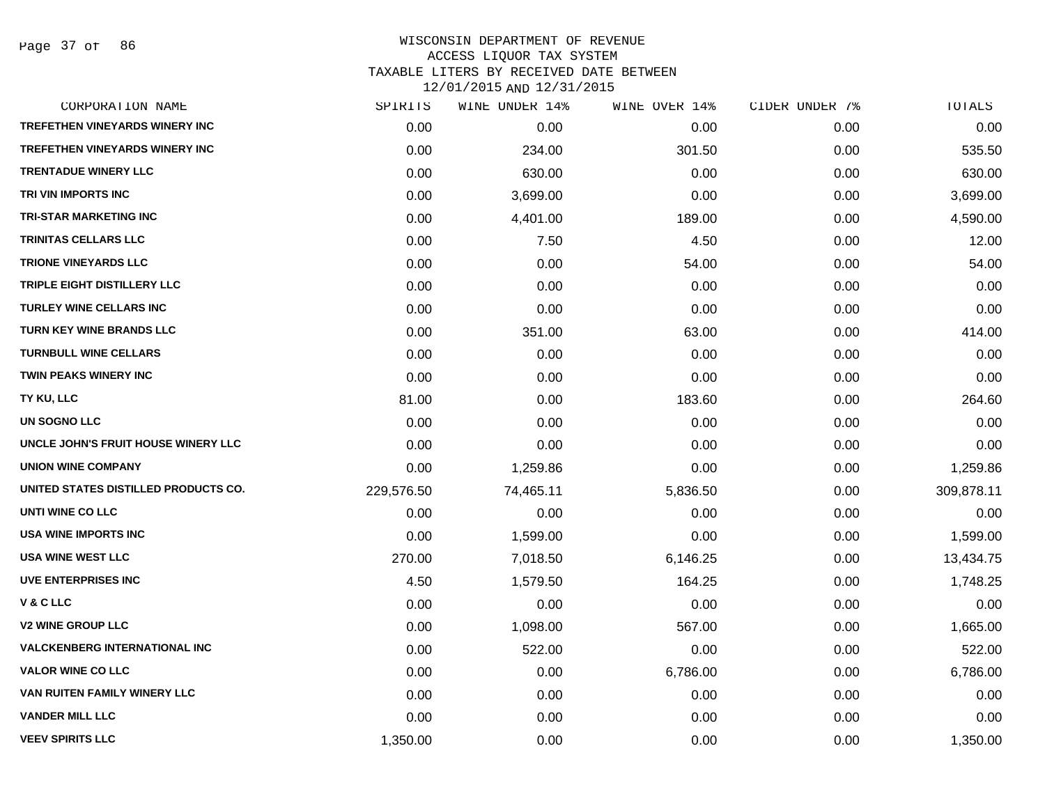WISCONSIN DEPARTMENT OF REVENUE
ACCESS LIQUOR TAX SYSTEM
TAXABLE LITERS BY RECEIVED DATE BETWEEN
12/01/2015 AND 12/31/2015

| CORPORATION NAME | SPIRITS | WINE UNDER 14% | WINE OVER 14% | CIDER UNDER 7% | TOTALS |
|---|---|---|---|---|---|
| TREFETHEN VINEYARDS WINERY INC | 0.00 | 0.00 | 0.00 | 0.00 | 0.00 |
| TREFETHEN VINEYARDS WINERY INC | 0.00 | 234.00 | 301.50 | 0.00 | 535.50 |
| TRENTADUE WINERY LLC | 0.00 | 630.00 | 0.00 | 0.00 | 630.00 |
| TRI VIN IMPORTS INC | 0.00 | 3,699.00 | 0.00 | 0.00 | 3,699.00 |
| TRI-STAR MARKETING INC | 0.00 | 4,401.00 | 189.00 | 0.00 | 4,590.00 |
| TRINITAS CELLARS LLC | 0.00 | 7.50 | 4.50 | 0.00 | 12.00 |
| TRIONE VINEYARDS LLC | 0.00 | 0.00 | 54.00 | 0.00 | 54.00 |
| TRIPLE EIGHT DISTILLERY LLC | 0.00 | 0.00 | 0.00 | 0.00 | 0.00 |
| TURLEY WINE CELLARS INC | 0.00 | 0.00 | 0.00 | 0.00 | 0.00 |
| TURN KEY WINE BRANDS LLC | 0.00 | 351.00 | 63.00 | 0.00 | 414.00 |
| TURNBULL WINE CELLARS | 0.00 | 0.00 | 0.00 | 0.00 | 0.00 |
| TWIN PEAKS WINERY INC | 0.00 | 0.00 | 0.00 | 0.00 | 0.00 |
| TY KU, LLC | 81.00 | 0.00 | 183.60 | 0.00 | 264.60 |
| UN SOGNO LLC | 0.00 | 0.00 | 0.00 | 0.00 | 0.00 |
| UNCLE JOHN'S FRUIT HOUSE WINERY LLC | 0.00 | 0.00 | 0.00 | 0.00 | 0.00 |
| UNION WINE COMPANY | 0.00 | 1,259.86 | 0.00 | 0.00 | 1,259.86 |
| UNITED STATES DISTILLED PRODUCTS CO. | 229,576.50 | 74,465.11 | 5,836.50 | 0.00 | 309,878.11 |
| UNTI WINE CO LLC | 0.00 | 0.00 | 0.00 | 0.00 | 0.00 |
| USA WINE IMPORTS INC | 0.00 | 1,599.00 | 0.00 | 0.00 | 1,599.00 |
| USA WINE WEST LLC | 270.00 | 7,018.50 | 6,146.25 | 0.00 | 13,434.75 |
| UVE ENTERPRISES INC | 4.50 | 1,579.50 | 164.25 | 0.00 | 1,748.25 |
| V & C LLC | 0.00 | 0.00 | 0.00 | 0.00 | 0.00 |
| V2 WINE GROUP LLC | 0.00 | 1,098.00 | 567.00 | 0.00 | 1,665.00 |
| VALCKENBERG INTERNATIONAL INC | 0.00 | 522.00 | 0.00 | 0.00 | 522.00 |
| VALOR WINE CO LLC | 0.00 | 0.00 | 6,786.00 | 0.00 | 6,786.00 |
| VAN RUITEN FAMILY WINERY LLC | 0.00 | 0.00 | 0.00 | 0.00 | 0.00 |
| VANDER MILL LLC | 0.00 | 0.00 | 0.00 | 0.00 | 0.00 |
| VEEV SPIRITS LLC | 1,350.00 | 0.00 | 0.00 | 0.00 | 1,350.00 |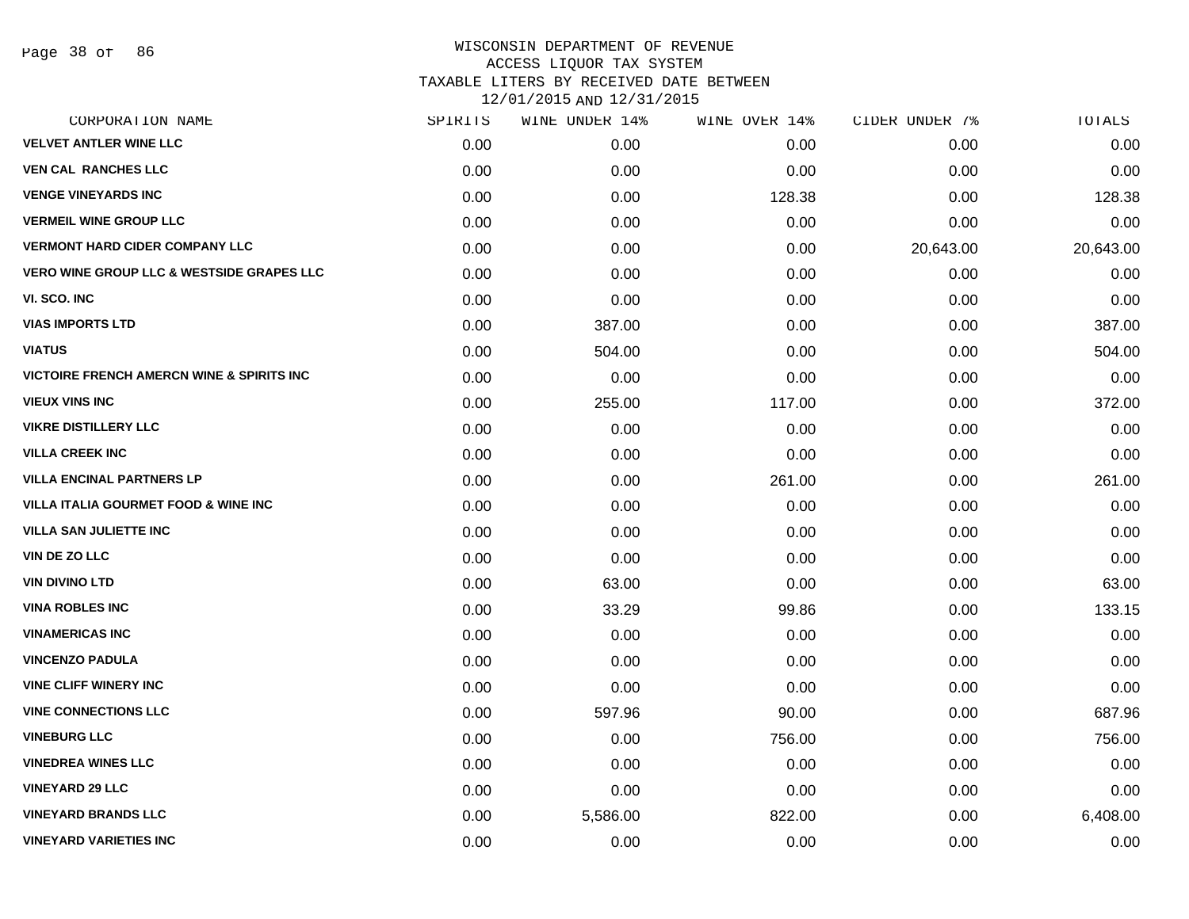WISCONSIN DEPARTMENT OF REVENUE
ACCESS LIQUOR TAX SYSTEM
TAXABLE LITERS BY RECEIVED DATE BETWEEN
12/01/2015 AND 12/31/2015

| CORPORATION NAME | SPIRITS | WINE UNDER 14% | WINE OVER 14% | CIDER UNDER 7% | TOTALS |
|---|---|---|---|---|---|
| VELVET ANTLER WINE LLC | 0.00 | 0.00 | 0.00 | 0.00 | 0.00 |
| VEN CAL RANCHES LLC | 0.00 | 0.00 | 0.00 | 0.00 | 0.00 |
| VENGE VINEYARDS INC | 0.00 | 0.00 | 128.38 | 0.00 | 128.38 |
| VERMEIL WINE GROUP LLC | 0.00 | 0.00 | 0.00 | 0.00 | 0.00 |
| VERMONT HARD CIDER COMPANY LLC | 0.00 | 0.00 | 0.00 | 20,643.00 | 20,643.00 |
| VERO WINE GROUP LLC & WESTSIDE GRAPES LLC | 0.00 | 0.00 | 0.00 | 0.00 | 0.00 |
| VI. SCO. INC | 0.00 | 0.00 | 0.00 | 0.00 | 0.00 |
| VIAS IMPORTS LTD | 0.00 | 387.00 | 0.00 | 0.00 | 387.00 |
| VIATUS | 0.00 | 504.00 | 0.00 | 0.00 | 504.00 |
| VICTOIRE FRENCH AMERCN WINE & SPIRITS INC | 0.00 | 0.00 | 0.00 | 0.00 | 0.00 |
| VIEUX VINS INC | 0.00 | 255.00 | 117.00 | 0.00 | 372.00 |
| VIKRE DISTILLERY LLC | 0.00 | 0.00 | 0.00 | 0.00 | 0.00 |
| VILLA CREEK INC | 0.00 | 0.00 | 0.00 | 0.00 | 0.00 |
| VILLA ENCINAL PARTNERS LP | 0.00 | 0.00 | 261.00 | 0.00 | 261.00 |
| VILLA ITALIA GOURMET FOOD & WINE INC | 0.00 | 0.00 | 0.00 | 0.00 | 0.00 |
| VILLA SAN JULIETTE INC | 0.00 | 0.00 | 0.00 | 0.00 | 0.00 |
| VIN DE ZO LLC | 0.00 | 0.00 | 0.00 | 0.00 | 0.00 |
| VIN DIVINO LTD | 0.00 | 63.00 | 0.00 | 0.00 | 63.00 |
| VINA ROBLES INC | 0.00 | 33.29 | 99.86 | 0.00 | 133.15 |
| VINAMERICAS INC | 0.00 | 0.00 | 0.00 | 0.00 | 0.00 |
| VINCENZO PADULA | 0.00 | 0.00 | 0.00 | 0.00 | 0.00 |
| VINE CLIFF WINERY INC | 0.00 | 0.00 | 0.00 | 0.00 | 0.00 |
| VINE CONNECTIONS LLC | 0.00 | 597.96 | 90.00 | 0.00 | 687.96 |
| VINEBURG LLC | 0.00 | 0.00 | 756.00 | 0.00 | 756.00 |
| VINEDREA WINES LLC | 0.00 | 0.00 | 0.00 | 0.00 | 0.00 |
| VINEYARD 29 LLC | 0.00 | 0.00 | 0.00 | 0.00 | 0.00 |
| VINEYARD BRANDS LLC | 0.00 | 5,586.00 | 822.00 | 0.00 | 6,408.00 |
| VINEYARD VARIETIES INC | 0.00 | 0.00 | 0.00 | 0.00 | 0.00 |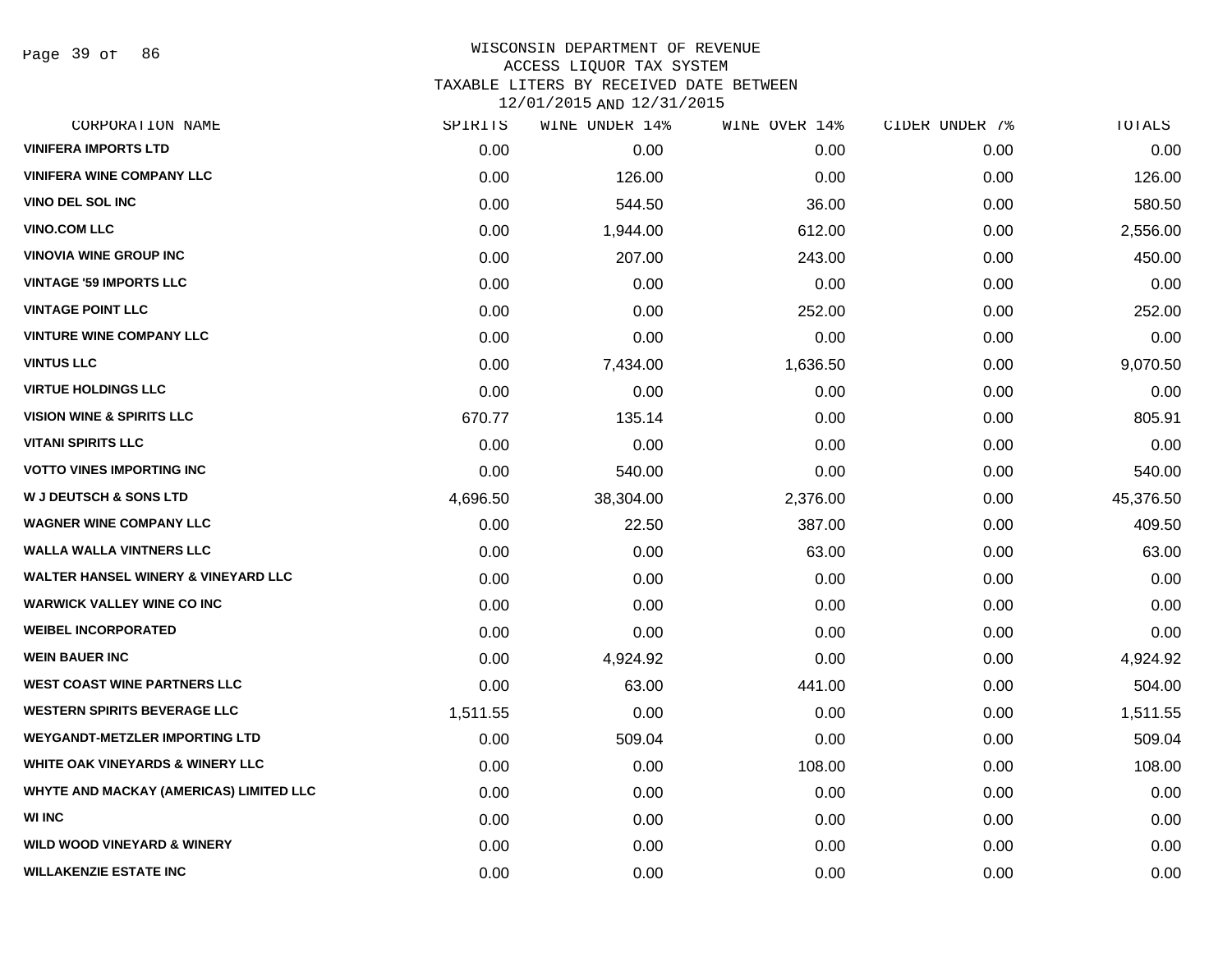WISCONSIN DEPARTMENT OF REVENUE
ACCESS LIQUOR TAX SYSTEM
TAXABLE LITERS BY RECEIVED DATE BETWEEN
12/01/2015 AND 12/31/2015

| CORPORATION NAME | SPIRITS | WINE UNDER 14% | WINE OVER 14% | CIDER UNDER 7% | TOTALS |
|---|---|---|---|---|---|
| VINIFERA IMPORTS LTD | 0.00 | 0.00 | 0.00 | 0.00 | 0.00 |
| VINIFERA WINE COMPANY LLC | 0.00 | 126.00 | 0.00 | 0.00 | 126.00 |
| VINO DEL SOL INC | 0.00 | 544.50 | 36.00 | 0.00 | 580.50 |
| VINO.COM LLC | 0.00 | 1,944.00 | 612.00 | 0.00 | 2,556.00 |
| VINOVIA WINE GROUP INC | 0.00 | 207.00 | 243.00 | 0.00 | 450.00 |
| VINTAGE '59 IMPORTS LLC | 0.00 | 0.00 | 0.00 | 0.00 | 0.00 |
| VINTAGE POINT LLC | 0.00 | 0.00 | 252.00 | 0.00 | 252.00 |
| VINTURE WINE COMPANY LLC | 0.00 | 0.00 | 0.00 | 0.00 | 0.00 |
| VINTUS LLC | 0.00 | 7,434.00 | 1,636.50 | 0.00 | 9,070.50 |
| VIRTUE HOLDINGS LLC | 0.00 | 0.00 | 0.00 | 0.00 | 0.00 |
| VISION WINE & SPIRITS LLC | 670.77 | 135.14 | 0.00 | 0.00 | 805.91 |
| VITANI SPIRITS LLC | 0.00 | 0.00 | 0.00 | 0.00 | 0.00 |
| VOTTO VINES IMPORTING INC | 0.00 | 540.00 | 0.00 | 0.00 | 540.00 |
| W J DEUTSCH & SONS LTD | 4,696.50 | 38,304.00 | 2,376.00 | 0.00 | 45,376.50 |
| WAGNER WINE COMPANY LLC | 0.00 | 22.50 | 387.00 | 0.00 | 409.50 |
| WALLA WALLA VINTNERS LLC | 0.00 | 0.00 | 63.00 | 0.00 | 63.00 |
| WALTER HANSEL WINERY & VINEYARD LLC | 0.00 | 0.00 | 0.00 | 0.00 | 0.00 |
| WARWICK VALLEY WINE CO INC | 0.00 | 0.00 | 0.00 | 0.00 | 0.00 |
| WEIBEL INCORPORATED | 0.00 | 0.00 | 0.00 | 0.00 | 0.00 |
| WEIN BAUER INC | 0.00 | 4,924.92 | 0.00 | 0.00 | 4,924.92 |
| WEST COAST WINE PARTNERS LLC | 0.00 | 63.00 | 441.00 | 0.00 | 504.00 |
| WESTERN SPIRITS BEVERAGE LLC | 1,511.55 | 0.00 | 0.00 | 0.00 | 1,511.55 |
| WEYGANDT-METZLER IMPORTING LTD | 0.00 | 509.04 | 0.00 | 0.00 | 509.04 |
| WHITE OAK VINEYARDS & WINERY LLC | 0.00 | 0.00 | 108.00 | 0.00 | 108.00 |
| WHYTE AND MACKAY (AMERICAS) LIMITED LLC | 0.00 | 0.00 | 0.00 | 0.00 | 0.00 |
| WI INC | 0.00 | 0.00 | 0.00 | 0.00 | 0.00 |
| WILD WOOD VINEYARD & WINERY | 0.00 | 0.00 | 0.00 | 0.00 | 0.00 |
| WILLAKENZIE ESTATE INC | 0.00 | 0.00 | 0.00 | 0.00 | 0.00 |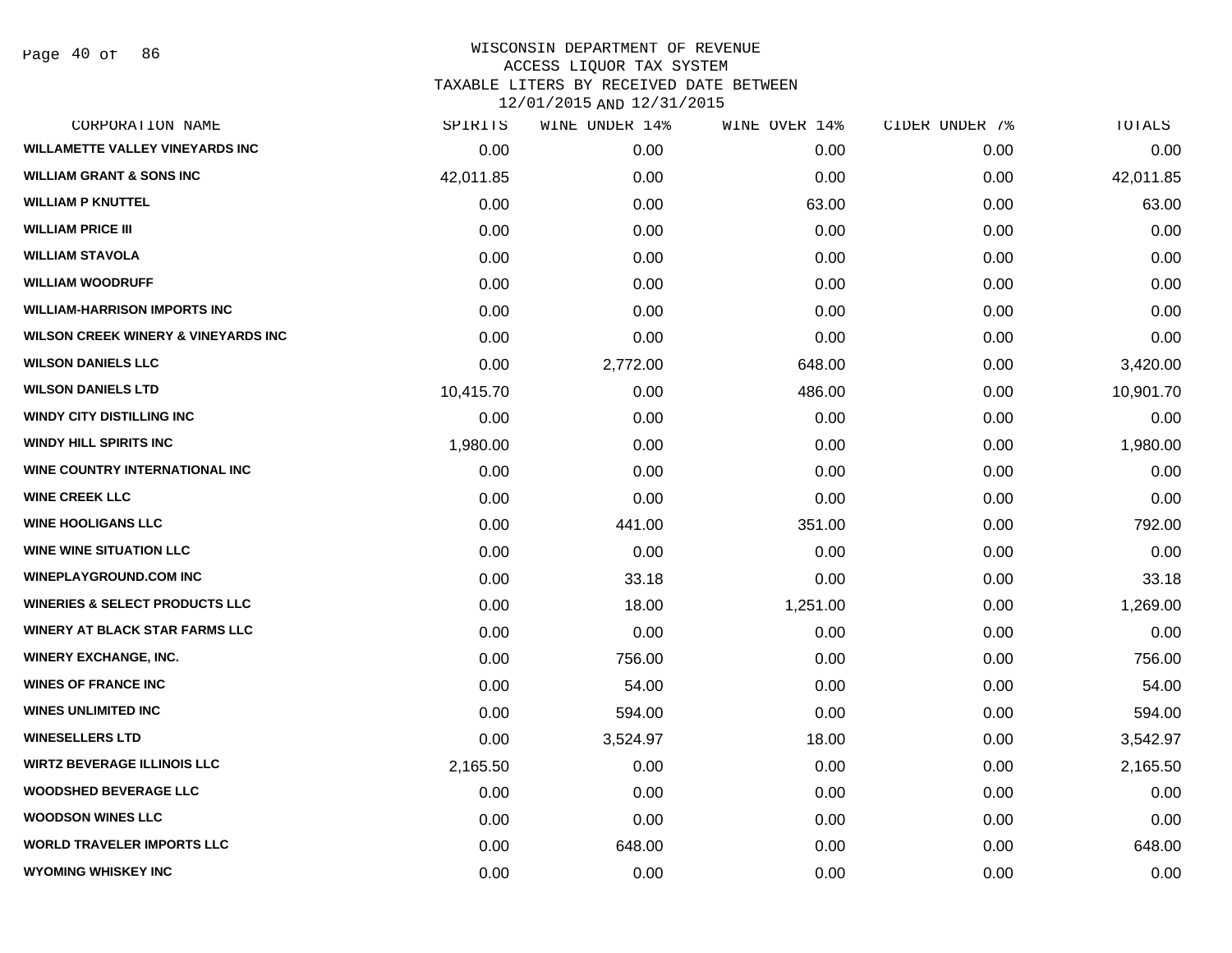# WISCONSIN DEPARTMENT OF REVENUE
## ACCESS LIQUOR TAX SYSTEM
## TAXABLE LITERS BY RECEIVED DATE BETWEEN
## 12/01/2015 AND 12/31/2015

| CORPORATION NAME | SPIRITS | WINE UNDER 14% | WINE OVER 14% | CIDER UNDER 7% | TOTALS |
|---|---|---|---|---|---|
| WILLAMETTE VALLEY VINEYARDS INC | 0.00 | 0.00 | 0.00 | 0.00 | 0.00 |
| WILLIAM GRANT & SONS INC | 42,011.85 | 0.00 | 0.00 | 0.00 | 42,011.85 |
| WILLIAM P KNUTTEL | 0.00 | 0.00 | 63.00 | 0.00 | 63.00 |
| WILLIAM PRICE III | 0.00 | 0.00 | 0.00 | 0.00 | 0.00 |
| WILLIAM STAVOLA | 0.00 | 0.00 | 0.00 | 0.00 | 0.00 |
| WILLIAM WOODRUFF | 0.00 | 0.00 | 0.00 | 0.00 | 0.00 |
| WILLIAM-HARRISON IMPORTS INC | 0.00 | 0.00 | 0.00 | 0.00 | 0.00 |
| WILSON CREEK WINERY & VINEYARDS INC | 0.00 | 0.00 | 0.00 | 0.00 | 0.00 |
| WILSON DANIELS LLC | 0.00 | 2,772.00 | 648.00 | 0.00 | 3,420.00 |
| WILSON DANIELS LTD | 10,415.70 | 0.00 | 486.00 | 0.00 | 10,901.70 |
| WINDY CITY DISTILLING INC | 0.00 | 0.00 | 0.00 | 0.00 | 0.00 |
| WINDY HILL SPIRITS INC | 1,980.00 | 0.00 | 0.00 | 0.00 | 1,980.00 |
| WINE COUNTRY INTERNATIONAL INC | 0.00 | 0.00 | 0.00 | 0.00 | 0.00 |
| WINE CREEK LLC | 0.00 | 0.00 | 0.00 | 0.00 | 0.00 |
| WINE HOOLIGANS LLC | 0.00 | 441.00 | 351.00 | 0.00 | 792.00 |
| WINE WINE SITUATION LLC | 0.00 | 0.00 | 0.00 | 0.00 | 0.00 |
| WINEPLAYGROUND.COM INC | 0.00 | 33.18 | 0.00 | 0.00 | 33.18 |
| WINERIES & SELECT PRODUCTS LLC | 0.00 | 18.00 | 1,251.00 | 0.00 | 1,269.00 |
| WINERY AT BLACK STAR FARMS LLC | 0.00 | 0.00 | 0.00 | 0.00 | 0.00 |
| WINERY EXCHANGE, INC. | 0.00 | 756.00 | 0.00 | 0.00 | 756.00 |
| WINES OF FRANCE INC | 0.00 | 54.00 | 0.00 | 0.00 | 54.00 |
| WINES UNLIMITED INC | 0.00 | 594.00 | 0.00 | 0.00 | 594.00 |
| WINESELLERS LTD | 0.00 | 3,524.97 | 18.00 | 0.00 | 3,542.97 |
| WIRTZ BEVERAGE ILLINOIS LLC | 2,165.50 | 0.00 | 0.00 | 0.00 | 2,165.50 |
| WOODSHED BEVERAGE LLC | 0.00 | 0.00 | 0.00 | 0.00 | 0.00 |
| WOODSON WINES LLC | 0.00 | 0.00 | 0.00 | 0.00 | 0.00 |
| WORLD TRAVELER IMPORTS LLC | 0.00 | 648.00 | 0.00 | 0.00 | 648.00 |
| WYOMING WHISKEY INC | 0.00 | 0.00 | 0.00 | 0.00 | 0.00 |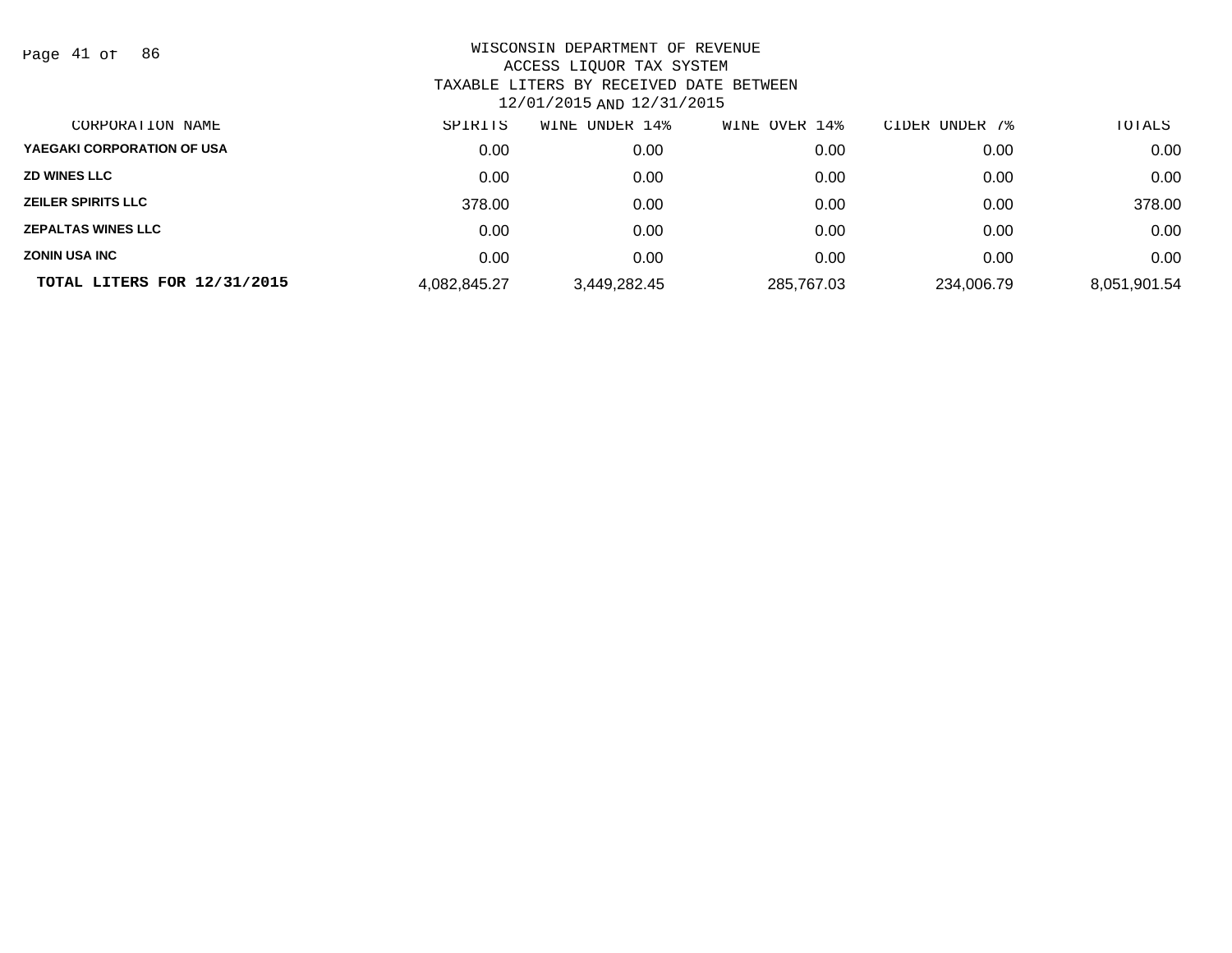WISCONSIN DEPARTMENT OF REVENUE
ACCESS LIQUOR TAX SYSTEM
TAXABLE LITERS BY RECEIVED DATE BETWEEN
12/01/2015 AND 12/31/2015

| CORPORATION NAME | SPIRITS | WINE UNDER 14% | WINE OVER 14% | CIDER UNDER 7% | TOTALS |
|---|---|---|---|---|---|
| YAEGAKI CORPORATION OF USA | 0.00 | 0.00 | 0.00 | 0.00 | 0.00 |
| ZD WINES LLC | 0.00 | 0.00 | 0.00 | 0.00 | 0.00 |
| ZEILER SPIRITS LLC | 378.00 | 0.00 | 0.00 | 0.00 | 378.00 |
| ZEPALTAS WINES LLC | 0.00 | 0.00 | 0.00 | 0.00 | 0.00 |
| ZONIN USA INC | 0.00 | 0.00 | 0.00 | 0.00 | 0.00 |
| **TOTAL LITERS FOR 12/31/2015** | 4,082,845.27 | 3,449,282.45 | 285,767.03 | 234,006.79 | 8,051,901.54 |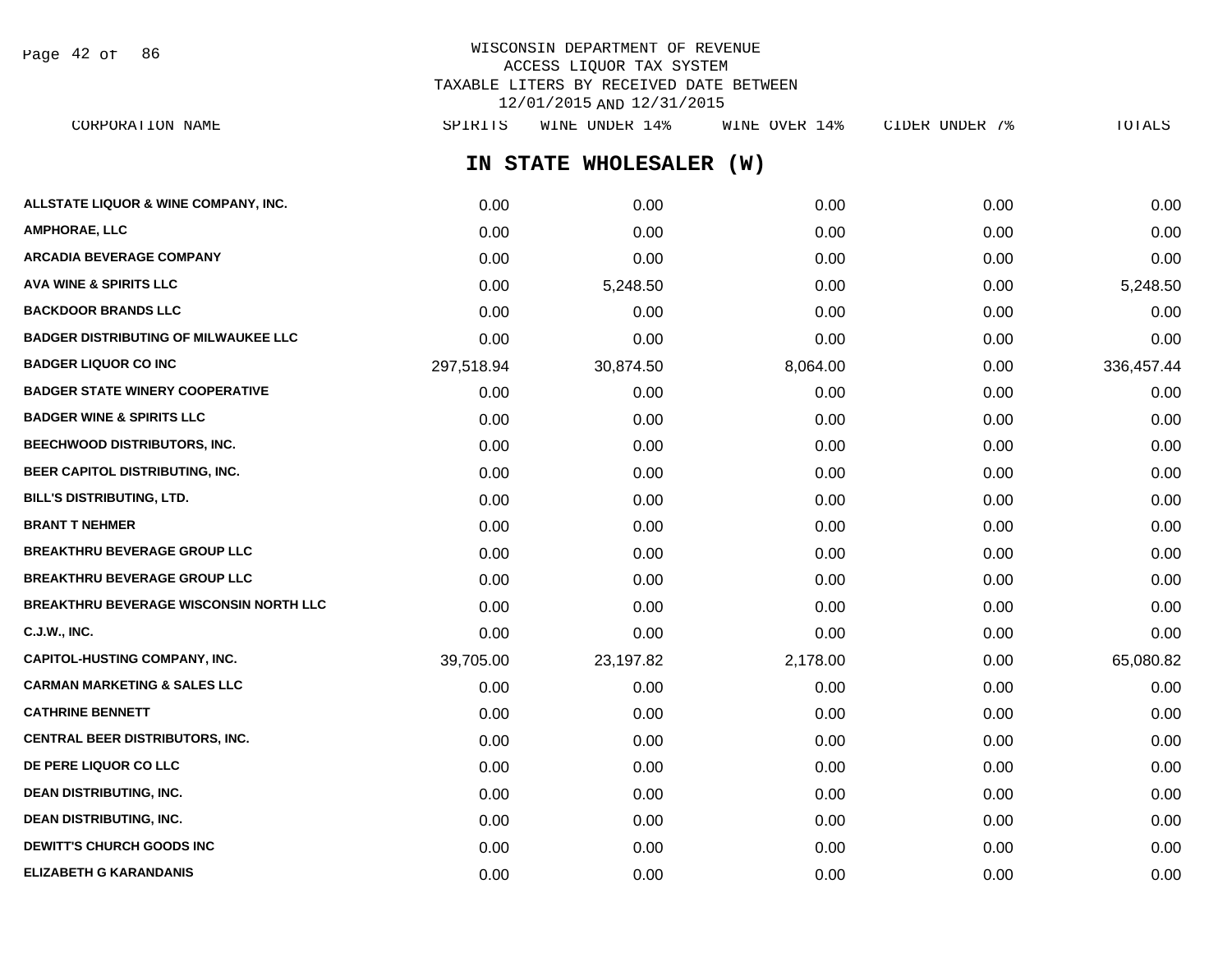# WISCONSIN DEPARTMENT OF REVENUE
## ACCESS LIQUOR TAX SYSTEM
## TAXABLE LITERS BY RECEIVED DATE BETWEEN 12/01/2015 AND 12/31/2015

### IN STATE WHOLESALER (W)

| CORPORATION NAME | SPIRITS | WINE UNDER 14% | WINE OVER 14% | CIDER UNDER 7% | TOTALS |
|---|---|---|---|---|---|
| ALLSTATE LIQUOR & WINE COMPANY, INC. | 0.00 | 0.00 | 0.00 | 0.00 | 0.00 |
| AMPHORAE, LLC | 0.00 | 0.00 | 0.00 | 0.00 | 0.00 |
| ARCADIA BEVERAGE COMPANY | 0.00 | 0.00 | 0.00 | 0.00 | 0.00 |
| AVA WINE & SPIRITS LLC | 0.00 | 5,248.50 | 0.00 | 0.00 | 5,248.50 |
| BACKDOOR BRANDS LLC | 0.00 | 0.00 | 0.00 | 0.00 | 0.00 |
| BADGER DISTRIBUTING OF MILWAUKEE LLC | 0.00 | 0.00 | 0.00 | 0.00 | 0.00 |
| BADGER LIQUOR CO INC | 297,518.94 | 30,874.50 | 8,064.00 | 0.00 | 336,457.44 |
| BADGER STATE WINERY COOPERATIVE | 0.00 | 0.00 | 0.00 | 0.00 | 0.00 |
| BADGER WINE & SPIRITS LLC | 0.00 | 0.00 | 0.00 | 0.00 | 0.00 |
| BEECHWOOD DISTRIBUTORS, INC. | 0.00 | 0.00 | 0.00 | 0.00 | 0.00 |
| BEER CAPITOL DISTRIBUTING, INC. | 0.00 | 0.00 | 0.00 | 0.00 | 0.00 |
| BILL'S DISTRIBUTING, LTD. | 0.00 | 0.00 | 0.00 | 0.00 | 0.00 |
| BRANT T NEHMER | 0.00 | 0.00 | 0.00 | 0.00 | 0.00 |
| BREAKTHRU BEVERAGE GROUP LLC | 0.00 | 0.00 | 0.00 | 0.00 | 0.00 |
| BREAKTHRU BEVERAGE GROUP LLC | 0.00 | 0.00 | 0.00 | 0.00 | 0.00 |
| BREAKTHRU BEVERAGE WISCONSIN NORTH LLC | 0.00 | 0.00 | 0.00 | 0.00 | 0.00 |
| C.J.W., INC. | 0.00 | 0.00 | 0.00 | 0.00 | 0.00 |
| CAPITOL-HUSTING COMPANY, INC. | 39,705.00 | 23,197.82 | 2,178.00 | 0.00 | 65,080.82 |
| CARMAN MARKETING & SALES LLC | 0.00 | 0.00 | 0.00 | 0.00 | 0.00 |
| CATHRINE BENNETT | 0.00 | 0.00 | 0.00 | 0.00 | 0.00 |
| CENTRAL BEER DISTRIBUTORS, INC. | 0.00 | 0.00 | 0.00 | 0.00 | 0.00 |
| DE PERE LIQUOR CO LLC | 0.00 | 0.00 | 0.00 | 0.00 | 0.00 |
| DEAN DISTRIBUTING, INC. | 0.00 | 0.00 | 0.00 | 0.00 | 0.00 |
| DEAN DISTRIBUTING, INC. | 0.00 | 0.00 | 0.00 | 0.00 | 0.00 |
| DEWITT'S CHURCH GOODS INC | 0.00 | 0.00 | 0.00 | 0.00 | 0.00 |
| ELIZABETH G KARANDANIS | 0.00 | 0.00 | 0.00 | 0.00 | 0.00 |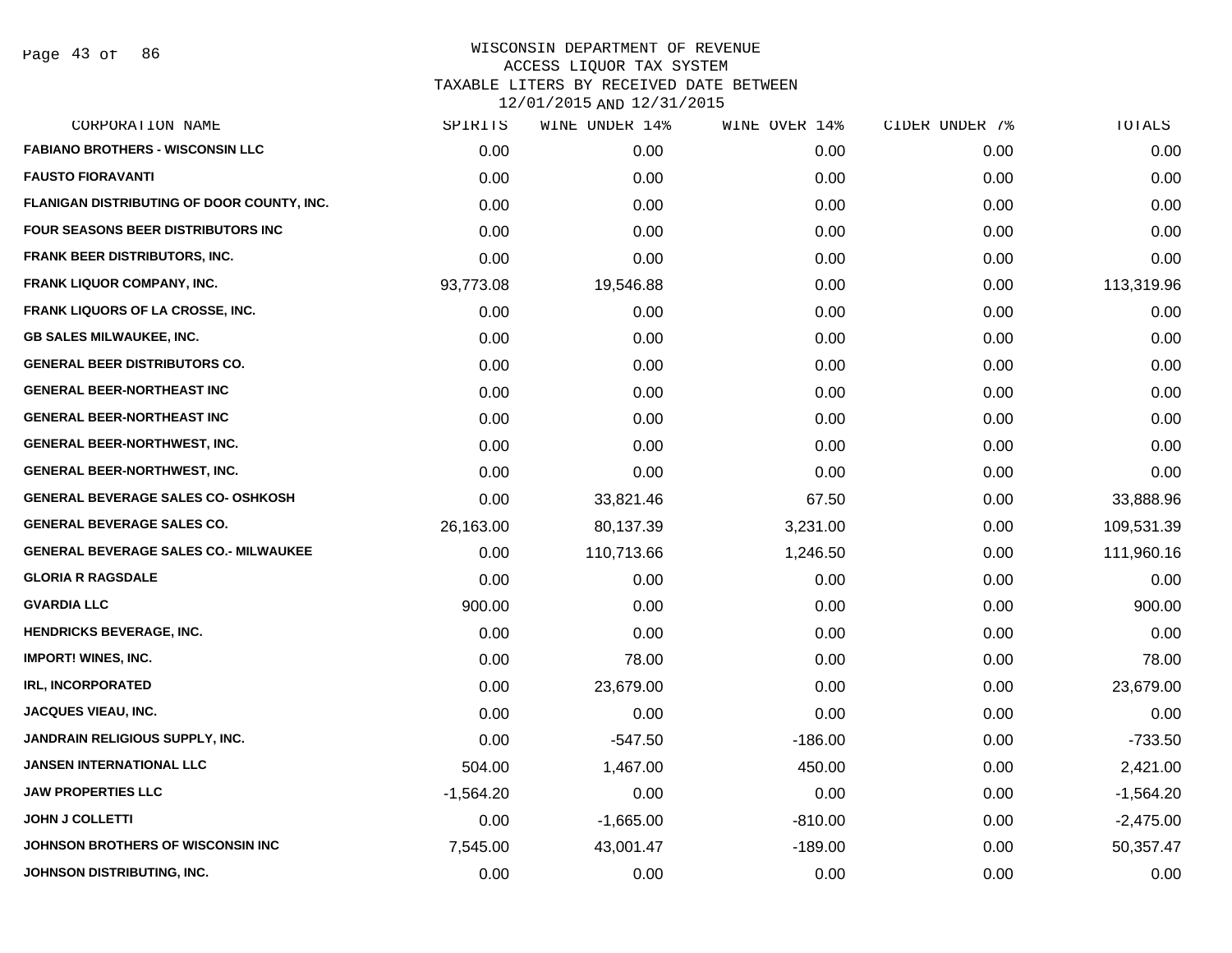# WISCONSIN DEPARTMENT OF REVENUE
## ACCESS LIQUOR TAX SYSTEM
## TAXABLE LITERS BY RECEIVED DATE BETWEEN 12/01/2015 AND 12/31/2015

| CORPORATION NAME | SPIRITS | WINE UNDER 14% | WINE OVER 14% | CIDER UNDER 7% | TOTALS |
|---|---|---|---|---|---|
| FABIANO BROTHERS - WISCONSIN LLC | 0.00 | 0.00 | 0.00 | 0.00 | 0.00 |
| FAUSTO FIORAVANTI | 0.00 | 0.00 | 0.00 | 0.00 | 0.00 |
| FLANIGAN DISTRIBUTING OF DOOR COUNTY, INC. | 0.00 | 0.00 | 0.00 | 0.00 | 0.00 |
| FOUR SEASONS BEER DISTRIBUTORS INC | 0.00 | 0.00 | 0.00 | 0.00 | 0.00 |
| FRANK BEER DISTRIBUTORS, INC. | 0.00 | 0.00 | 0.00 | 0.00 | 0.00 |
| FRANK LIQUOR COMPANY, INC. | 93,773.08 | 19,546.88 | 0.00 | 0.00 | 113,319.96 |
| FRANK LIQUORS OF LA CROSSE, INC. | 0.00 | 0.00 | 0.00 | 0.00 | 0.00 |
| GB SALES MILWAUKEE, INC. | 0.00 | 0.00 | 0.00 | 0.00 | 0.00 |
| GENERAL BEER DISTRIBUTORS CO. | 0.00 | 0.00 | 0.00 | 0.00 | 0.00 |
| GENERAL BEER-NORTHEAST INC | 0.00 | 0.00 | 0.00 | 0.00 | 0.00 |
| GENERAL BEER-NORTHEAST INC | 0.00 | 0.00 | 0.00 | 0.00 | 0.00 |
| GENERAL BEER-NORTHWEST, INC. | 0.00 | 0.00 | 0.00 | 0.00 | 0.00 |
| GENERAL BEER-NORTHWEST, INC. | 0.00 | 0.00 | 0.00 | 0.00 | 0.00 |
| GENERAL BEVERAGE SALES CO- OSHKOSH | 0.00 | 33,821.46 | 67.50 | 0.00 | 33,888.96 |
| GENERAL BEVERAGE SALES CO. | 26,163.00 | 80,137.39 | 3,231.00 | 0.00 | 109,531.39 |
| GENERAL BEVERAGE SALES CO.- MILWAUKEE | 0.00 | 110,713.66 | 1,246.50 | 0.00 | 111,960.16 |
| GLORIA R RAGSDALE | 0.00 | 0.00 | 0.00 | 0.00 | 0.00 |
| GVARDIA LLC | 900.00 | 0.00 | 0.00 | 0.00 | 900.00 |
| HENDRICKS BEVERAGE, INC. | 0.00 | 0.00 | 0.00 | 0.00 | 0.00 |
| IMPORT! WINES, INC. | 0.00 | 78.00 | 0.00 | 0.00 | 78.00 |
| IRL, INCORPORATED | 0.00 | 23,679.00 | 0.00 | 0.00 | 23,679.00 |
| JACQUES VIEAU, INC. | 0.00 | 0.00 | 0.00 | 0.00 | 0.00 |
| JANDRAIN RELIGIOUS SUPPLY, INC. | 0.00 | -547.50 | -186.00 | 0.00 | -733.50 |
| JANSEN INTERNATIONAL LLC | 504.00 | 1,467.00 | 450.00 | 0.00 | 2,421.00 |
| JAW PROPERTIES LLC | -1,564.20 | 0.00 | 0.00 | 0.00 | -1,564.20 |
| JOHN J COLLETTI | 0.00 | -1,665.00 | -810.00 | 0.00 | -2,475.00 |
| JOHNSON BROTHERS OF WISCONSIN INC | 7,545.00 | 43,001.47 | -189.00 | 0.00 | 50,357.47 |
| JOHNSON DISTRIBUTING, INC. | 0.00 | 0.00 | 0.00 | 0.00 | 0.00 |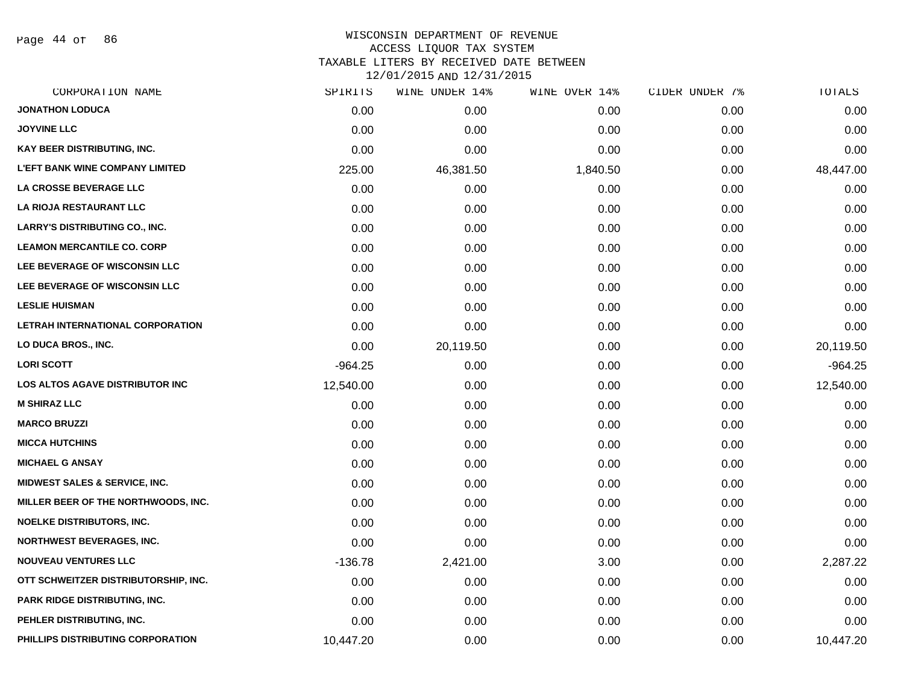# WISCONSIN DEPARTMENT OF REVENUE
## ACCESS LIQUOR TAX SYSTEM
### TAXABLE LITERS BY RECEIVED DATE BETWEEN 12/01/2015 AND 12/31/2015

| CORPORATION NAME | SPIRITS | WINE UNDER 14% | WINE OVER 14% | CIDER UNDER 7% | TOTALS |
|---|---|---|---|---|---|
| JONATHON LODUCA | 0.00 | 0.00 | 0.00 | 0.00 | 0.00 |
| JOYVINE LLC | 0.00 | 0.00 | 0.00 | 0.00 | 0.00 |
| KAY BEER DISTRIBUTING, INC. | 0.00 | 0.00 | 0.00 | 0.00 | 0.00 |
| L'EFT BANK WINE COMPANY LIMITED | 225.00 | 46,381.50 | 1,840.50 | 0.00 | 48,447.00 |
| LA CROSSE BEVERAGE LLC | 0.00 | 0.00 | 0.00 | 0.00 | 0.00 |
| LA RIOJA RESTAURANT LLC | 0.00 | 0.00 | 0.00 | 0.00 | 0.00 |
| LARRY'S DISTRIBUTING CO., INC. | 0.00 | 0.00 | 0.00 | 0.00 | 0.00 |
| LEAMON MERCANTILE CO. CORP | 0.00 | 0.00 | 0.00 | 0.00 | 0.00 |
| LEE BEVERAGE OF WISCONSIN LLC | 0.00 | 0.00 | 0.00 | 0.00 | 0.00 |
| LEE BEVERAGE OF WISCONSIN LLC | 0.00 | 0.00 | 0.00 | 0.00 | 0.00 |
| LESLIE HUISMAN | 0.00 | 0.00 | 0.00 | 0.00 | 0.00 |
| LETRAH INTERNATIONAL CORPORATION | 0.00 | 0.00 | 0.00 | 0.00 | 0.00 |
| LO DUCA BROS., INC. | 0.00 | 20,119.50 | 0.00 | 0.00 | 20,119.50 |
| LORI SCOTT | -964.25 | 0.00 | 0.00 | 0.00 | -964.25 |
| LOS ALTOS AGAVE DISTRIBUTOR INC | 12,540.00 | 0.00 | 0.00 | 0.00 | 12,540.00 |
| M SHIRAZ LLC | 0.00 | 0.00 | 0.00 | 0.00 | 0.00 |
| MARCO BRUZZI | 0.00 | 0.00 | 0.00 | 0.00 | 0.00 |
| MICCA HUTCHINS | 0.00 | 0.00 | 0.00 | 0.00 | 0.00 |
| MICHAEL G ANSAY | 0.00 | 0.00 | 0.00 | 0.00 | 0.00 |
| MIDWEST SALES & SERVICE, INC. | 0.00 | 0.00 | 0.00 | 0.00 | 0.00 |
| MILLER BEER OF THE NORTHWOODS, INC. | 0.00 | 0.00 | 0.00 | 0.00 | 0.00 |
| NOELKE DISTRIBUTORS, INC. | 0.00 | 0.00 | 0.00 | 0.00 | 0.00 |
| NORTHWEST BEVERAGES, INC. | 0.00 | 0.00 | 0.00 | 0.00 | 0.00 |
| NOUVEAU VENTURES LLC | -136.78 | 2,421.00 | 3.00 | 0.00 | 2,287.22 |
| OTT SCHWEITZER DISTRIBUTORSHIP, INC. | 0.00 | 0.00 | 0.00 | 0.00 | 0.00 |
| PARK RIDGE DISTRIBUTING, INC. | 0.00 | 0.00 | 0.00 | 0.00 | 0.00 |
| PEHLER DISTRIBUTING, INC. | 0.00 | 0.00 | 0.00 | 0.00 | 0.00 |
| PHILLIPS DISTRIBUTING CORPORATION | 10,447.20 | 0.00 | 0.00 | 0.00 | 10,447.20 |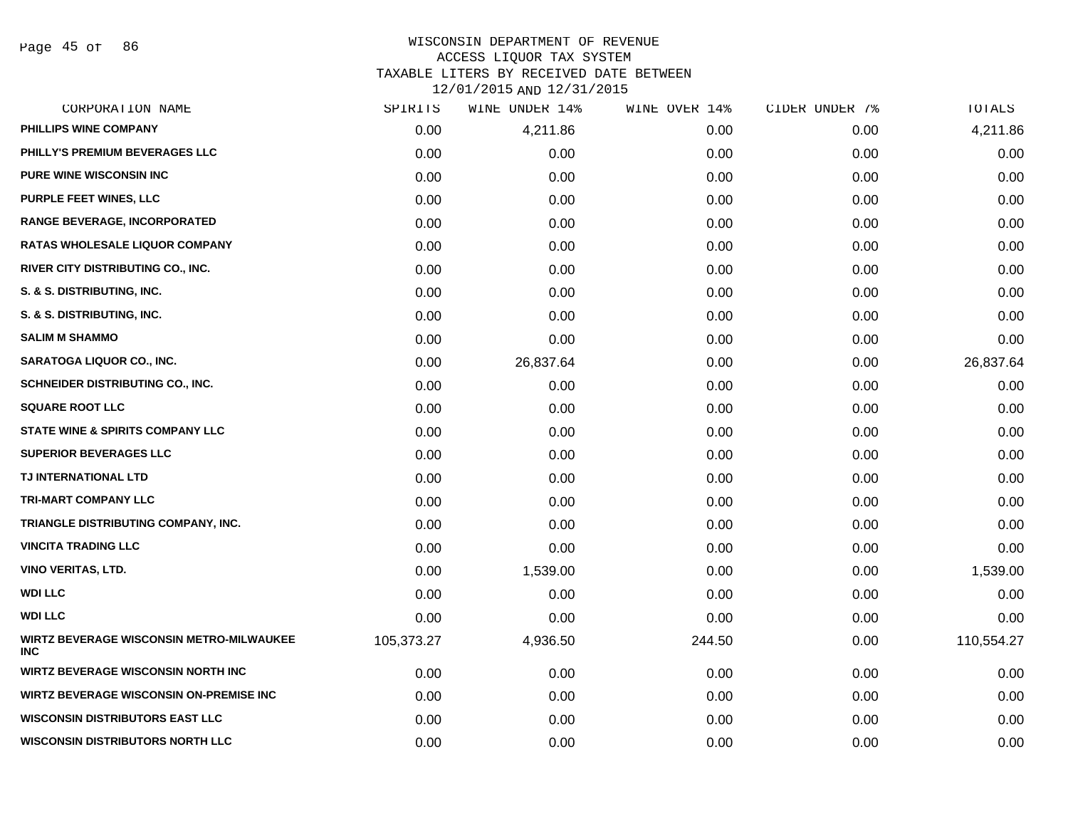WISCONSIN DEPARTMENT OF REVENUE
ACCESS LIQUOR TAX SYSTEM
TAXABLE LITERS BY RECEIVED DATE BETWEEN
12/01/2015 AND 12/31/2015

| CORPORATION NAME | SPIRITS | WINE UNDER 14% | WINE OVER 14% | CIDER UNDER 7% | TOTALS |
|---|---|---|---|---|---|
| PHILLIPS WINE COMPANY | 0.00 | 4,211.86 | 0.00 | 0.00 | 4,211.86 |
| PHILLY'S PREMIUM BEVERAGES LLC | 0.00 | 0.00 | 0.00 | 0.00 | 0.00 |
| PURE WINE WISCONSIN INC | 0.00 | 0.00 | 0.00 | 0.00 | 0.00 |
| PURPLE FEET WINES, LLC | 0.00 | 0.00 | 0.00 | 0.00 | 0.00 |
| RANGE BEVERAGE, INCORPORATED | 0.00 | 0.00 | 0.00 | 0.00 | 0.00 |
| RATAS WHOLESALE LIQUOR COMPANY | 0.00 | 0.00 | 0.00 | 0.00 | 0.00 |
| RIVER CITY DISTRIBUTING CO., INC. | 0.00 | 0.00 | 0.00 | 0.00 | 0.00 |
| S. & S. DISTRIBUTING, INC. | 0.00 | 0.00 | 0.00 | 0.00 | 0.00 |
| S. & S. DISTRIBUTING, INC. | 0.00 | 0.00 | 0.00 | 0.00 | 0.00 |
| SALIM M SHAMMO | 0.00 | 0.00 | 0.00 | 0.00 | 0.00 |
| SARATOGA LIQUOR CO., INC. | 0.00 | 26,837.64 | 0.00 | 0.00 | 26,837.64 |
| SCHNEIDER DISTRIBUTING CO., INC. | 0.00 | 0.00 | 0.00 | 0.00 | 0.00 |
| SQUARE ROOT LLC | 0.00 | 0.00 | 0.00 | 0.00 | 0.00 |
| STATE WINE & SPIRITS COMPANY LLC | 0.00 | 0.00 | 0.00 | 0.00 | 0.00 |
| SUPERIOR BEVERAGES LLC | 0.00 | 0.00 | 0.00 | 0.00 | 0.00 |
| TJ INTERNATIONAL LTD | 0.00 | 0.00 | 0.00 | 0.00 | 0.00 |
| TRI-MART COMPANY LLC | 0.00 | 0.00 | 0.00 | 0.00 | 0.00 |
| TRIANGLE DISTRIBUTING COMPANY, INC. | 0.00 | 0.00 | 0.00 | 0.00 | 0.00 |
| VINCITA TRADING LLC | 0.00 | 0.00 | 0.00 | 0.00 | 0.00 |
| VINO VERITAS, LTD. | 0.00 | 1,539.00 | 0.00 | 0.00 | 1,539.00 |
| WDI LLC | 0.00 | 0.00 | 0.00 | 0.00 | 0.00 |
| WDI LLC | 0.00 | 0.00 | 0.00 | 0.00 | 0.00 |
| WIRTZ BEVERAGE WISCONSIN METRO-MILWAUKEE INC | 105,373.27 | 4,936.50 | 244.50 | 0.00 | 110,554.27 |
| WIRTZ BEVERAGE WISCONSIN NORTH INC | 0.00 | 0.00 | 0.00 | 0.00 | 0.00 |
| WIRTZ BEVERAGE WISCONSIN ON-PREMISE INC | 0.00 | 0.00 | 0.00 | 0.00 | 0.00 |
| WISCONSIN DISTRIBUTORS EAST LLC | 0.00 | 0.00 | 0.00 | 0.00 | 0.00 |
| WISCONSIN DISTRIBUTORS NORTH LLC | 0.00 | 0.00 | 0.00 | 0.00 | 0.00 |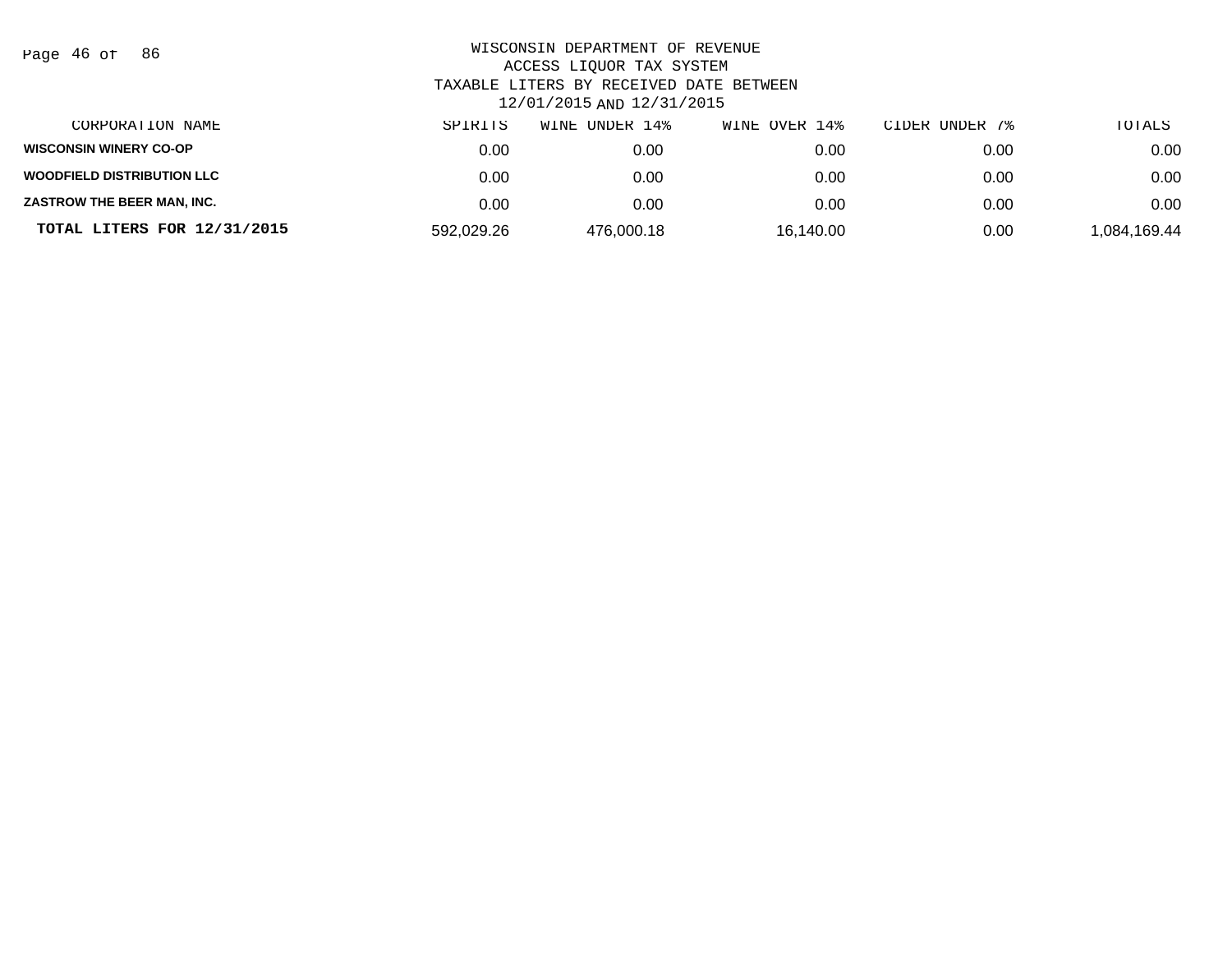WISCONSIN DEPARTMENT OF REVENUE
ACCESS LIQUOR TAX SYSTEM
TAXABLE LITERS BY RECEIVED DATE BETWEEN
12/01/2015 AND 12/31/2015

| CORPORATION NAME | SPIRITS | WINE UNDER 14% | WINE OVER 14% | CIDER UNDER 7% | TOTALS |
|---|---|---|---|---|---|
| **WISCONSIN WINERY CO-OP** | 0.00 | 0.00 | 0.00 | 0.00 | 0.00 |
| **WOODFIELD DISTRIBUTION LLC** | 0.00 | 0.00 | 0.00 | 0.00 | 0.00 |
| **ZASTROW THE BEER MAN, INC.** | 0.00 | 0.00 | 0.00 | 0.00 | 0.00 |
| **TOTAL LITERS FOR 12/31/2015** | 592,029.26 | 476,000.18 | 16,140.00 | 0.00 | 1,084,169.44 |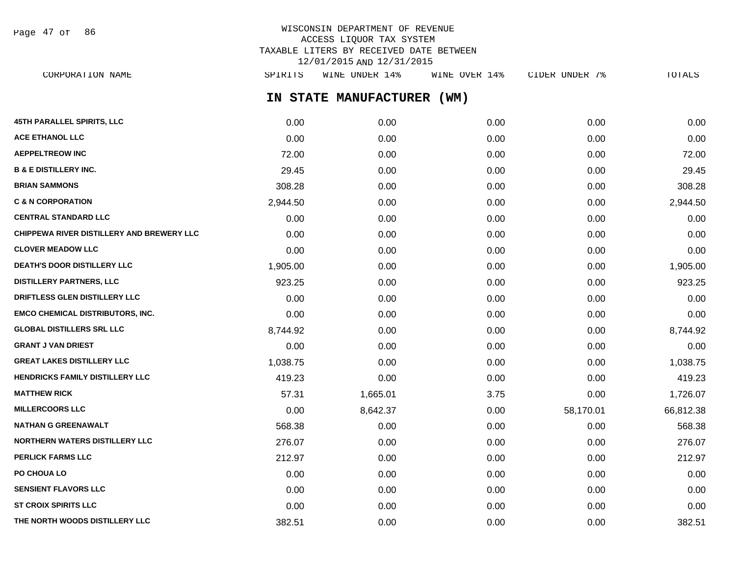# WISCONSIN DEPARTMENT OF REVENUE
ACCESS LIQUOR TAX SYSTEM
TAXABLE LITERS BY RECEIVED DATE BETWEEN
12/01/2015 AND 12/31/2015

## IN STATE MANUFACTURER (WM)

| CORPORATION NAME | SPIRITS | WINE UNDER 14% | WINE OVER 14% | CIDER UNDER 7% | TOTALS |
|---|---|---|---|---|---|
| 45TH PARALLEL SPIRITS, LLC | 0.00 | 0.00 | 0.00 | 0.00 | 0.00 |
| ACE ETHANOL LLC | 0.00 | 0.00 | 0.00 | 0.00 | 0.00 |
| AEPPELTREOW INC | 72.00 | 0.00 | 0.00 | 0.00 | 72.00 |
| B & E DISTILLERY INC. | 29.45 | 0.00 | 0.00 | 0.00 | 29.45 |
| BRIAN SAMMONS | 308.28 | 0.00 | 0.00 | 0.00 | 308.28 |
| C & N CORPORATION | 2,944.50 | 0.00 | 0.00 | 0.00 | 2,944.50 |
| CENTRAL STANDARD LLC | 0.00 | 0.00 | 0.00 | 0.00 | 0.00 |
| CHIPPEWA RIVER DISTILLERY AND BREWERY LLC | 0.00 | 0.00 | 0.00 | 0.00 | 0.00 |
| CLOVER MEADOW LLC | 0.00 | 0.00 | 0.00 | 0.00 | 0.00 |
| DEATH'S DOOR DISTILLERY LLC | 1,905.00 | 0.00 | 0.00 | 0.00 | 1,905.00 |
| DISTILLERY PARTNERS, LLC | 923.25 | 0.00 | 0.00 | 0.00 | 923.25 |
| DRIFTLESS GLEN DISTILLERY LLC | 0.00 | 0.00 | 0.00 | 0.00 | 0.00 |
| EMCO CHEMICAL DISTRIBUTORS, INC. | 0.00 | 0.00 | 0.00 | 0.00 | 0.00 |
| GLOBAL DISTILLERS SRL LLC | 8,744.92 | 0.00 | 0.00 | 0.00 | 8,744.92 |
| GRANT J VAN DRIEST | 0.00 | 0.00 | 0.00 | 0.00 | 0.00 |
| GREAT LAKES DISTILLERY LLC | 1,038.75 | 0.00 | 0.00 | 0.00 | 1,038.75 |
| HENDRICKS FAMILY DISTILLERY LLC | 419.23 | 0.00 | 0.00 | 0.00 | 419.23 |
| MATTHEW RICK | 57.31 | 1,665.01 | 3.75 | 0.00 | 1,726.07 |
| MILLERCOORS LLC | 0.00 | 8,642.37 | 0.00 | 58,170.01 | 66,812.38 |
| NATHAN G GREENAWALT | 568.38 | 0.00 | 0.00 | 0.00 | 568.38 |
| NORTHERN WATERS DISTILLERY LLC | 276.07 | 0.00 | 0.00 | 0.00 | 276.07 |
| PERLICK FARMS LLC | 212.97 | 0.00 | 0.00 | 0.00 | 212.97 |
| PO CHOUA LO | 0.00 | 0.00 | 0.00 | 0.00 | 0.00 |
| SENSIENT FLAVORS LLC | 0.00 | 0.00 | 0.00 | 0.00 | 0.00 |
| ST CROIX SPIRITS LLC | 0.00 | 0.00 | 0.00 | 0.00 | 0.00 |
| THE NORTH WOODS DISTILLERY LLC | 382.51 | 0.00 | 0.00 | 0.00 | 382.51 |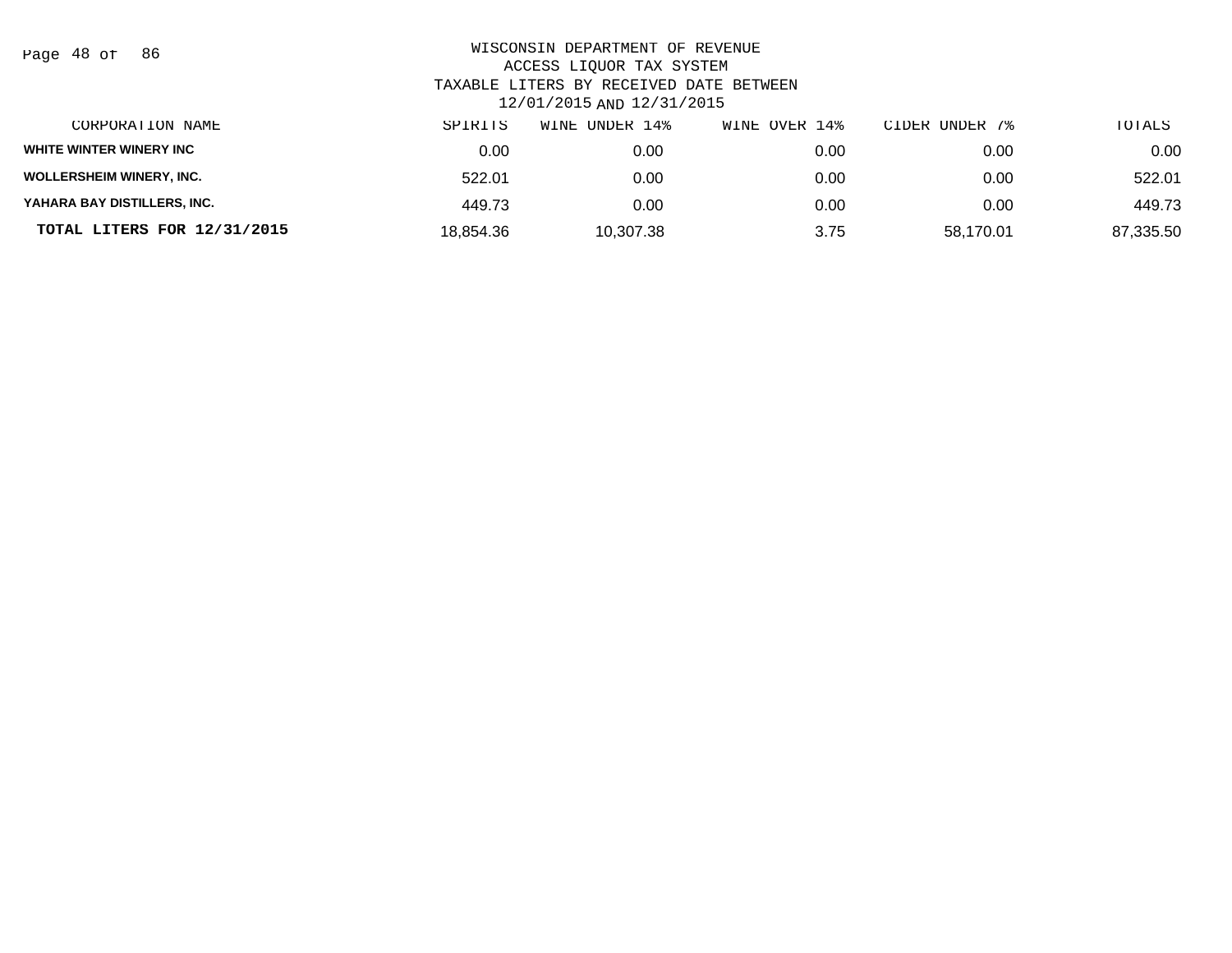WISCONSIN DEPARTMENT OF REVENUE
ACCESS LIQUOR TAX SYSTEM
TAXABLE LITERS BY RECEIVED DATE BETWEEN
12/01/2015 AND 12/31/2015

| CORPORATION NAME | SPIRITS | WINE UNDER 14% | WINE OVER 14% | CIDER UNDER 7% | TOTALS |
|---|---|---|---|---|---|
| WHITE WINTER WINERY INC | 0.00 | 0.00 | 0.00 | 0.00 | 0.00 |
| WOLLERSHEIM WINERY, INC. | 522.01 | 0.00 | 0.00 | 0.00 | 522.01 |
| YAHARA BAY DISTILLERS, INC. | 449.73 | 0.00 | 0.00 | 0.00 | 449.73 |
| **TOTAL LITERS FOR 12/31/2015** | 18,854.36 | 10,307.38 | 3.75 | 58,170.01 | 87,335.50 |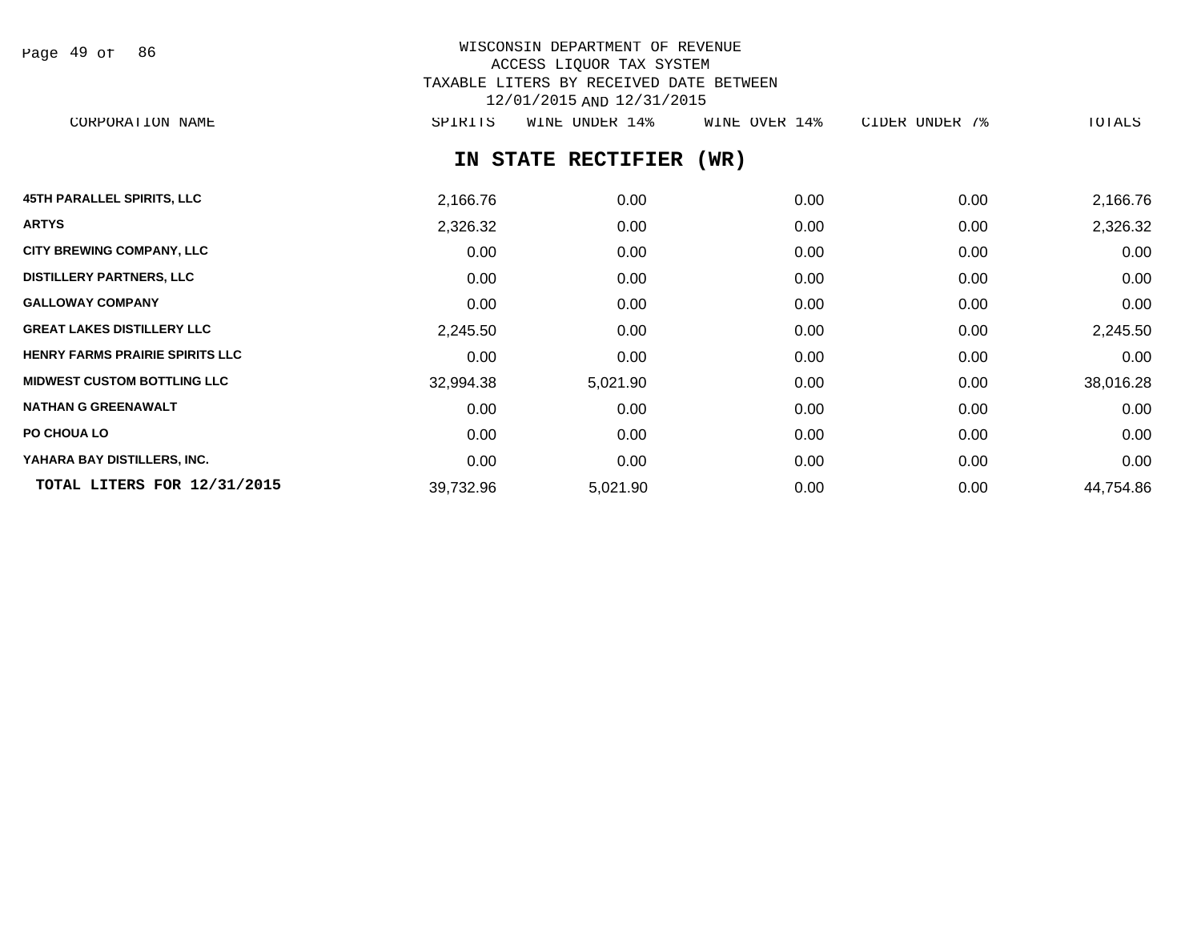WISCONSIN DEPARTMENT OF REVENUE
ACCESS LIQUOR TAX SYSTEM
TAXABLE LITERS BY RECEIVED DATE BETWEEN
12/01/2015 AND 12/31/2015

## IN STATE RECTIFIER (WR)

| CORPORATION NAME | SPIRITS | WINE UNDER 14% | WINE OVER 14% | CIDER UNDER 7% | TOTALS |
|---|---|---|---|---|---|
| 45TH PARALLEL SPIRITS, LLC | 2,166.76 | 0.00 | 0.00 | 0.00 | 2,166.76 |
| ARTYS | 2,326.32 | 0.00 | 0.00 | 0.00 | 2,326.32 |
| CITY BREWING COMPANY, LLC | 0.00 | 0.00 | 0.00 | 0.00 | 0.00 |
| DISTILLERY PARTNERS, LLC | 0.00 | 0.00 | 0.00 | 0.00 | 0.00 |
| GALLOWAY COMPANY | 0.00 | 0.00 | 0.00 | 0.00 | 0.00 |
| GREAT LAKES DISTILLERY LLC | 2,245.50 | 0.00 | 0.00 | 0.00 | 2,245.50 |
| HENRY FARMS PRAIRIE SPIRITS LLC | 0.00 | 0.00 | 0.00 | 0.00 | 0.00 |
| MIDWEST CUSTOM BOTTLING LLC | 32,994.38 | 5,021.90 | 0.00 | 0.00 | 38,016.28 |
| NATHAN G GREENAWALT | 0.00 | 0.00 | 0.00 | 0.00 | 0.00 |
| PO CHOUA LO | 0.00 | 0.00 | 0.00 | 0.00 | 0.00 |
| YAHARA BAY DISTILLERS, INC. | 0.00 | 0.00 | 0.00 | 0.00 | 0.00 |
| **TOTAL LITERS FOR 12/31/2015** | 39,732.96 | 5,021.90 | 0.00 | 0.00 | 44,754.86 |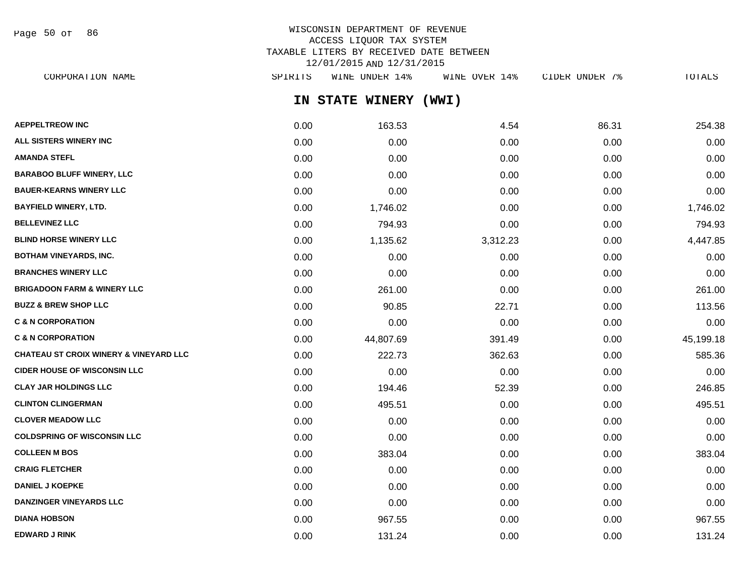WISCONSIN DEPARTMENT OF REVENUE
ACCESS LIQUOR TAX SYSTEM
TAXABLE LITERS BY RECEIVED DATE BETWEEN
12/01/2015 AND 12/31/2015

## IN STATE WINERY (WWI)

| CORPORATION NAME | SPIRITS | WINE UNDER 14% | WINE OVER 14% | CIDER UNDER 7% | TOTALS |
|---|---|---|---|---|---|
| **AEPPELTREOW INC** | 0.00 | 163.53 | 4.54 | 86.31 | 254.38 |
| **ALL SISTERS WINERY INC** | 0.00 | 0.00 | 0.00 | 0.00 | 0.00 |
| **AMANDA STEFL** | 0.00 | 0.00 | 0.00 | 0.00 | 0.00 |
| **BARABOO BLUFF WINERY, LLC** | 0.00 | 0.00 | 0.00 | 0.00 | 0.00 |
| **BAUER-KEARNS WINERY LLC** | 0.00 | 0.00 | 0.00 | 0.00 | 0.00 |
| **BAYFIELD WINERY, LTD.** | 0.00 | 1,746.02 | 0.00 | 0.00 | 1,746.02 |
| **BELLEVINEZ LLC** | 0.00 | 794.93 | 0.00 | 0.00 | 794.93 |
| **BLIND HORSE WINERY LLC** | 0.00 | 1,135.62 | 3,312.23 | 0.00 | 4,447.85 |
| **BOTHAM VINEYARDS, INC.** | 0.00 | 0.00 | 0.00 | 0.00 | 0.00 |
| **BRANCHES WINERY LLC** | 0.00 | 0.00 | 0.00 | 0.00 | 0.00 |
| **BRIGADOON FARM & WINERY LLC** | 0.00 | 261.00 | 0.00 | 0.00 | 261.00 |
| **BUZZ & BREW SHOP LLC** | 0.00 | 90.85 | 22.71 | 0.00 | 113.56 |
| **C & N CORPORATION** | 0.00 | 0.00 | 0.00 | 0.00 | 0.00 |
| **C & N CORPORATION** | 0.00 | 44,807.69 | 391.49 | 0.00 | 45,199.18 |
| **CHATEAU ST CROIX WINERY & VINEYARD LLC** | 0.00 | 222.73 | 362.63 | 0.00 | 585.36 |
| **CIDER HOUSE OF WISCONSIN LLC** | 0.00 | 0.00 | 0.00 | 0.00 | 0.00 |
| **CLAY JAR HOLDINGS LLC** | 0.00 | 194.46 | 52.39 | 0.00 | 246.85 |
| **CLINTON CLINGERMAN** | 0.00 | 495.51 | 0.00 | 0.00 | 495.51 |
| **CLOVER MEADOW LLC** | 0.00 | 0.00 | 0.00 | 0.00 | 0.00 |
| **COLDSPRING OF WISCONSIN LLC** | 0.00 | 0.00 | 0.00 | 0.00 | 0.00 |
| **COLLEEN M BOS** | 0.00 | 383.04 | 0.00 | 0.00 | 383.04 |
| **CRAIG FLETCHER** | 0.00 | 0.00 | 0.00 | 0.00 | 0.00 |
| **DANIEL J KOEPKE** | 0.00 | 0.00 | 0.00 | 0.00 | 0.00 |
| **DANZINGER VINEYARDS LLC** | 0.00 | 0.00 | 0.00 | 0.00 | 0.00 |
| **DIANA HOBSON** | 0.00 | 967.55 | 0.00 | 0.00 | 967.55 |
| **EDWARD J RINK** | 0.00 | 131.24 | 0.00 | 0.00 | 131.24 |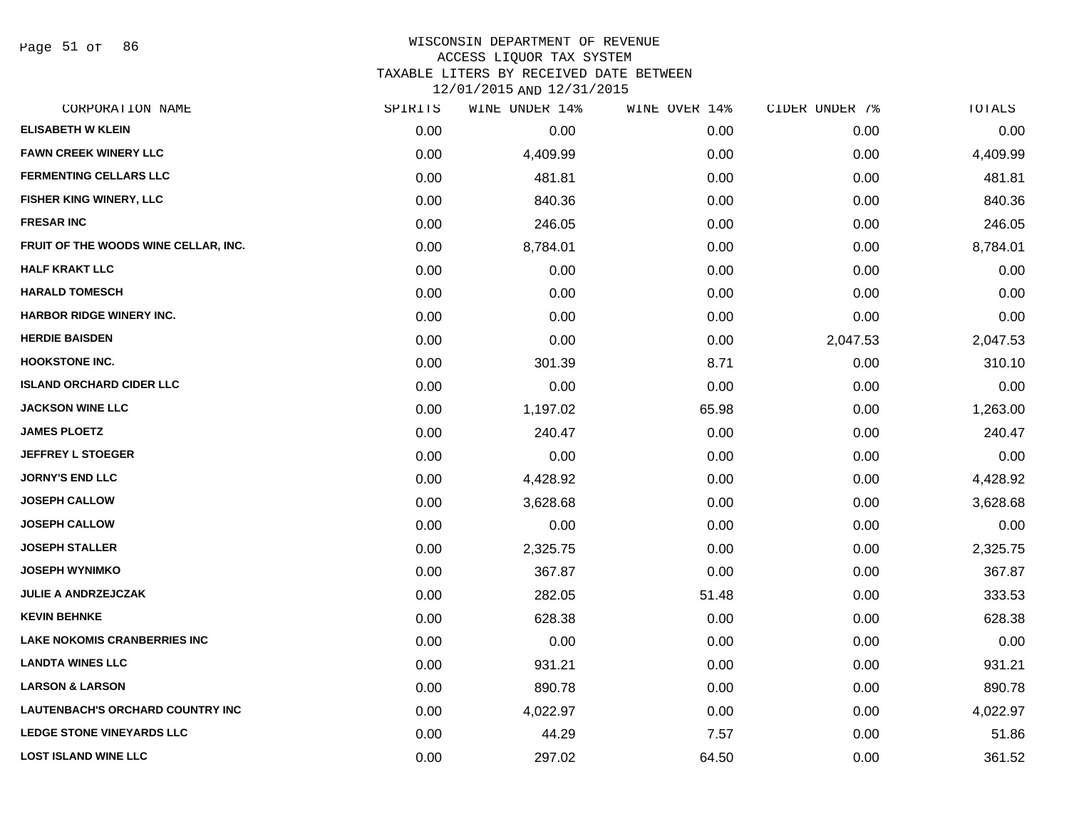WISCONSIN DEPARTMENT OF REVENUE
ACCESS LIQUOR TAX SYSTEM
TAXABLE LITERS BY RECEIVED DATE BETWEEN
12/01/2015 AND 12/31/2015

| CORPORATION NAME | SPIRITS | WINE UNDER 14% | WINE OVER 14% | CIDER UNDER 7% | TOTALS |
|---|---|---|---|---|---|
| ELISABETH W KLEIN | 0.00 | 0.00 | 0.00 | 0.00 | 0.00 |
| FAWN CREEK WINERY LLC | 0.00 | 4,409.99 | 0.00 | 0.00 | 4,409.99 |
| FERMENTING CELLARS LLC | 0.00 | 481.81 | 0.00 | 0.00 | 481.81 |
| FISHER KING WINERY, LLC | 0.00 | 840.36 | 0.00 | 0.00 | 840.36 |
| FRESAR INC | 0.00 | 246.05 | 0.00 | 0.00 | 246.05 |
| FRUIT OF THE WOODS WINE CELLAR, INC. | 0.00 | 8,784.01 | 0.00 | 0.00 | 8,784.01 |
| HALF KRAKT LLC | 0.00 | 0.00 | 0.00 | 0.00 | 0.00 |
| HARALD TOMESCH | 0.00 | 0.00 | 0.00 | 0.00 | 0.00 |
| HARBOR RIDGE WINERY INC. | 0.00 | 0.00 | 0.00 | 0.00 | 0.00 |
| HERDIE BAISDEN | 0.00 | 0.00 | 0.00 | 2,047.53 | 2,047.53 |
| HOOKSTONE INC. | 0.00 | 301.39 | 8.71 | 0.00 | 310.10 |
| ISLAND ORCHARD CIDER LLC | 0.00 | 0.00 | 0.00 | 0.00 | 0.00 |
| JACKSON WINE LLC | 0.00 | 1,197.02 | 65.98 | 0.00 | 1,263.00 |
| JAMES PLOETZ | 0.00 | 240.47 | 0.00 | 0.00 | 240.47 |
| JEFFREY L STOEGER | 0.00 | 0.00 | 0.00 | 0.00 | 0.00 |
| JORNY'S END LLC | 0.00 | 4,428.92 | 0.00 | 0.00 | 4,428.92 |
| JOSEPH CALLOW | 0.00 | 3,628.68 | 0.00 | 0.00 | 3,628.68 |
| JOSEPH CALLOW | 0.00 | 0.00 | 0.00 | 0.00 | 0.00 |
| JOSEPH STALLER | 0.00 | 2,325.75 | 0.00 | 0.00 | 2,325.75 |
| JOSEPH WYNIMKO | 0.00 | 367.87 | 0.00 | 0.00 | 367.87 |
| JULIE A ANDRZEJCZAK | 0.00 | 282.05 | 51.48 | 0.00 | 333.53 |
| KEVIN BEHNKE | 0.00 | 628.38 | 0.00 | 0.00 | 628.38 |
| LAKE NOKOMIS CRANBERRIES INC | 0.00 | 0.00 | 0.00 | 0.00 | 0.00 |
| LANDTA WINES LLC | 0.00 | 931.21 | 0.00 | 0.00 | 931.21 |
| LARSON & LARSON | 0.00 | 890.78 | 0.00 | 0.00 | 890.78 |
| LAUTENBACH'S ORCHARD COUNTRY INC | 0.00 | 4,022.97 | 0.00 | 0.00 | 4,022.97 |
| LEDGE STONE VINEYARDS LLC | 0.00 | 44.29 | 7.57 | 0.00 | 51.86 |
| LOST ISLAND WINE LLC | 0.00 | 297.02 | 64.50 | 0.00 | 361.52 |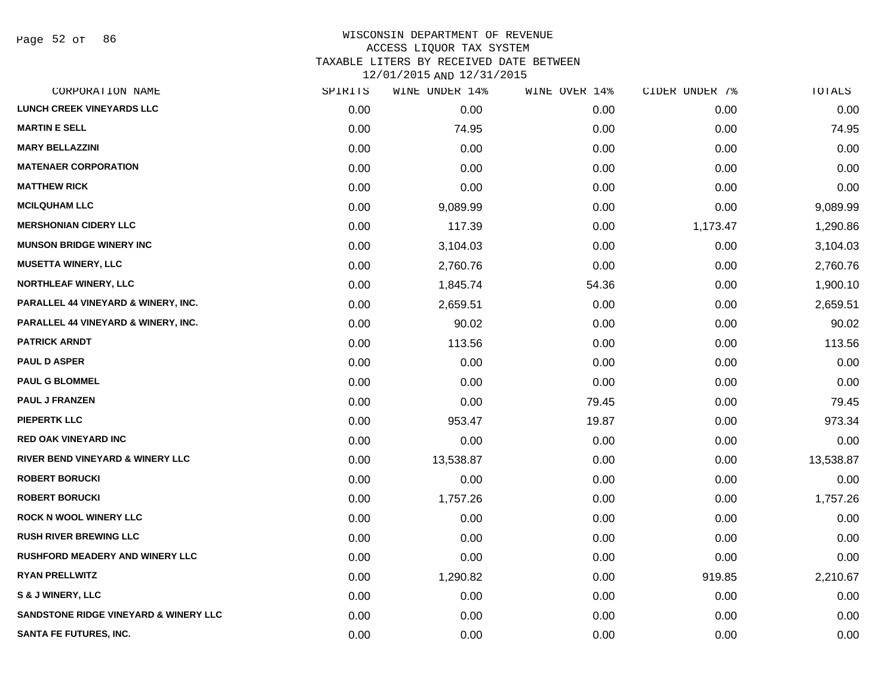# WISCONSIN DEPARTMENT OF REVENUE
## ACCESS LIQUOR TAX SYSTEM
### TAXABLE LITERS BY RECEIVED DATE BETWEEN 12/01/2015 AND 12/31/2015

| CORPORATION NAME | SPIRITS | WINE UNDER 14% | WINE OVER 14% | CIDER UNDER 7% | TOTALS |
|---|---|---|---|---|---|
| LUNCH CREEK VINEYARDS LLC | 0.00 | 0.00 | 0.00 | 0.00 | 0.00 |
| MARTIN E SELL | 0.00 | 74.95 | 0.00 | 0.00 | 74.95 |
| MARY BELLAZZINI | 0.00 | 0.00 | 0.00 | 0.00 | 0.00 |
| MATENAER CORPORATION | 0.00 | 0.00 | 0.00 | 0.00 | 0.00 |
| MATTHEW RICK | 0.00 | 0.00 | 0.00 | 0.00 | 0.00 |
| MCILQUHAM LLC | 0.00 | 9,089.99 | 0.00 | 0.00 | 9,089.99 |
| MERSHONIAN CIDERY LLC | 0.00 | 117.39 | 0.00 | 1,173.47 | 1,290.86 |
| MUNSON BRIDGE WINERY INC | 0.00 | 3,104.03 | 0.00 | 0.00 | 3,104.03 |
| MUSETTA WINERY, LLC | 0.00 | 2,760.76 | 0.00 | 0.00 | 2,760.76 |
| NORTHLEAF WINERY, LLC | 0.00 | 1,845.74 | 54.36 | 0.00 | 1,900.10 |
| PARALLEL 44 VINEYARD & WINERY, INC. | 0.00 | 2,659.51 | 0.00 | 0.00 | 2,659.51 |
| PARALLEL 44 VINEYARD & WINERY, INC. | 0.00 | 90.02 | 0.00 | 0.00 | 90.02 |
| PATRICK ARNDT | 0.00 | 113.56 | 0.00 | 0.00 | 113.56 |
| PAUL D ASPER | 0.00 | 0.00 | 0.00 | 0.00 | 0.00 |
| PAUL G BLOMMEL | 0.00 | 0.00 | 0.00 | 0.00 | 0.00 |
| PAUL J FRANZEN | 0.00 | 0.00 | 79.45 | 0.00 | 79.45 |
| PIEPERTK LLC | 0.00 | 953.47 | 19.87 | 0.00 | 973.34 |
| RED OAK VINEYARD INC | 0.00 | 0.00 | 0.00 | 0.00 | 0.00 |
| RIVER BEND VINEYARD & WINERY LLC | 0.00 | 13,538.87 | 0.00 | 0.00 | 13,538.87 |
| ROBERT BORUCKI | 0.00 | 0.00 | 0.00 | 0.00 | 0.00 |
| ROBERT BORUCKI | 0.00 | 1,757.26 | 0.00 | 0.00 | 1,757.26 |
| ROCK N WOOL WINERY LLC | 0.00 | 0.00 | 0.00 | 0.00 | 0.00 |
| RUSH RIVER BREWING LLC | 0.00 | 0.00 | 0.00 | 0.00 | 0.00 |
| RUSHFORD MEADERY AND WINERY LLC | 0.00 | 0.00 | 0.00 | 0.00 | 0.00 |
| RYAN PRELLWITZ | 0.00 | 1,290.82 | 0.00 | 919.85 | 2,210.67 |
| S & J WINERY, LLC | 0.00 | 0.00 | 0.00 | 0.00 | 0.00 |
| SANDSTONE RIDGE VINEYARD & WINERY LLC | 0.00 | 0.00 | 0.00 | 0.00 | 0.00 |
| SANTA FE FUTURES, INC. | 0.00 | 0.00 | 0.00 | 0.00 | 0.00 |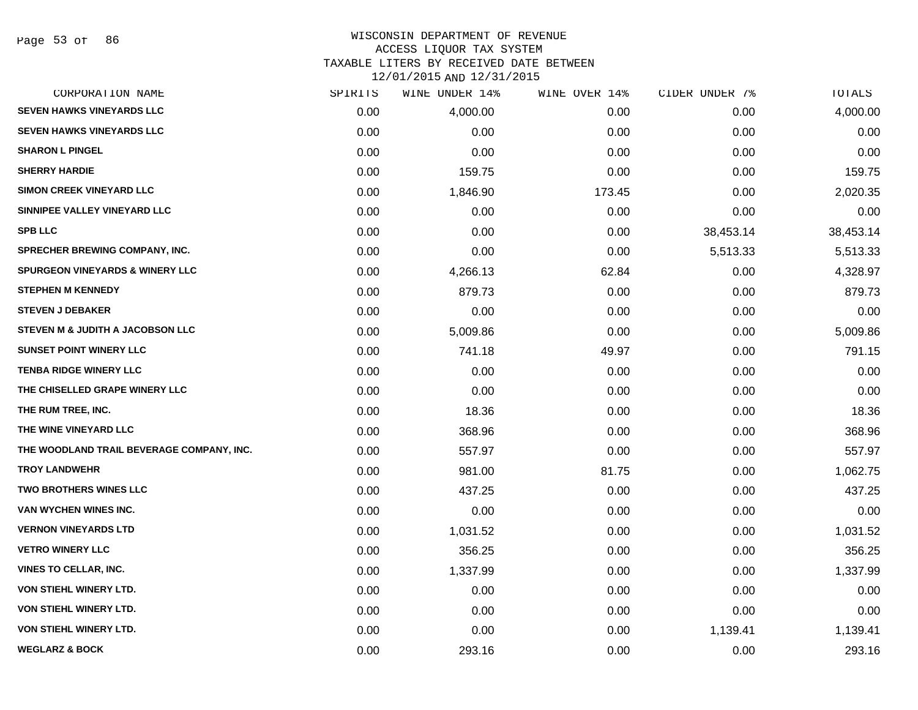WISCONSIN DEPARTMENT OF REVENUE
ACCESS LIQUOR TAX SYSTEM
TAXABLE LITERS BY RECEIVED DATE BETWEEN
12/01/2015 AND 12/31/2015

| CORPORATION NAME | SPIRITS | WINE UNDER 14% | WINE OVER 14% | CIDER UNDER 7% | TOTALS |
|---|---|---|---|---|---|
| SEVEN HAWKS VINEYARDS LLC | 0.00 | 4,000.00 | 0.00 | 0.00 | 4,000.00 |
| SEVEN HAWKS VINEYARDS LLC | 0.00 | 0.00 | 0.00 | 0.00 | 0.00 |
| SHARON L PINGEL | 0.00 | 0.00 | 0.00 | 0.00 | 0.00 |
| SHERRY HARDIE | 0.00 | 159.75 | 0.00 | 0.00 | 159.75 |
| SIMON CREEK VINEYARD LLC | 0.00 | 1,846.90 | 173.45 | 0.00 | 2,020.35 |
| SINNIPEE VALLEY VINEYARD LLC | 0.00 | 0.00 | 0.00 | 0.00 | 0.00 |
| SPB LLC | 0.00 | 0.00 | 0.00 | 38,453.14 | 38,453.14 |
| SPRECHER BREWING COMPANY, INC. | 0.00 | 0.00 | 0.00 | 5,513.33 | 5,513.33 |
| SPURGEON VINEYARDS & WINERY LLC | 0.00 | 4,266.13 | 62.84 | 0.00 | 4,328.97 |
| STEPHEN M KENNEDY | 0.00 | 879.73 | 0.00 | 0.00 | 879.73 |
| STEVEN J DEBAKER | 0.00 | 0.00 | 0.00 | 0.00 | 0.00 |
| STEVEN M & JUDITH A JACOBSON LLC | 0.00 | 5,009.86 | 0.00 | 0.00 | 5,009.86 |
| SUNSET POINT WINERY LLC | 0.00 | 741.18 | 49.97 | 0.00 | 791.15 |
| TENBA RIDGE WINERY LLC | 0.00 | 0.00 | 0.00 | 0.00 | 0.00 |
| THE CHISELLED GRAPE WINERY LLC | 0.00 | 0.00 | 0.00 | 0.00 | 0.00 |
| THE RUM TREE, INC. | 0.00 | 18.36 | 0.00 | 0.00 | 18.36 |
| THE WINE VINEYARD LLC | 0.00 | 368.96 | 0.00 | 0.00 | 368.96 |
| THE WOODLAND TRAIL BEVERAGE COMPANY, INC. | 0.00 | 557.97 | 0.00 | 0.00 | 557.97 |
| TROY LANDWEHR | 0.00 | 981.00 | 81.75 | 0.00 | 1,062.75 |
| TWO BROTHERS WINES LLC | 0.00 | 437.25 | 0.00 | 0.00 | 437.25 |
| VAN WYCHEN WINES INC. | 0.00 | 0.00 | 0.00 | 0.00 | 0.00 |
| VERNON VINEYARDS LTD | 0.00 | 1,031.52 | 0.00 | 0.00 | 1,031.52 |
| VETRO WINERY LLC | 0.00 | 356.25 | 0.00 | 0.00 | 356.25 |
| VINES TO CELLAR, INC. | 0.00 | 1,337.99 | 0.00 | 0.00 | 1,337.99 |
| VON STIEHL WINERY LTD. | 0.00 | 0.00 | 0.00 | 0.00 | 0.00 |
| VON STIEHL WINERY LTD. | 0.00 | 0.00 | 0.00 | 0.00 | 0.00 |
| VON STIEHL WINERY LTD. | 0.00 | 0.00 | 0.00 | 1,139.41 | 1,139.41 |
| WEGLARZ & BOCK | 0.00 | 293.16 | 0.00 | 0.00 | 293.16 |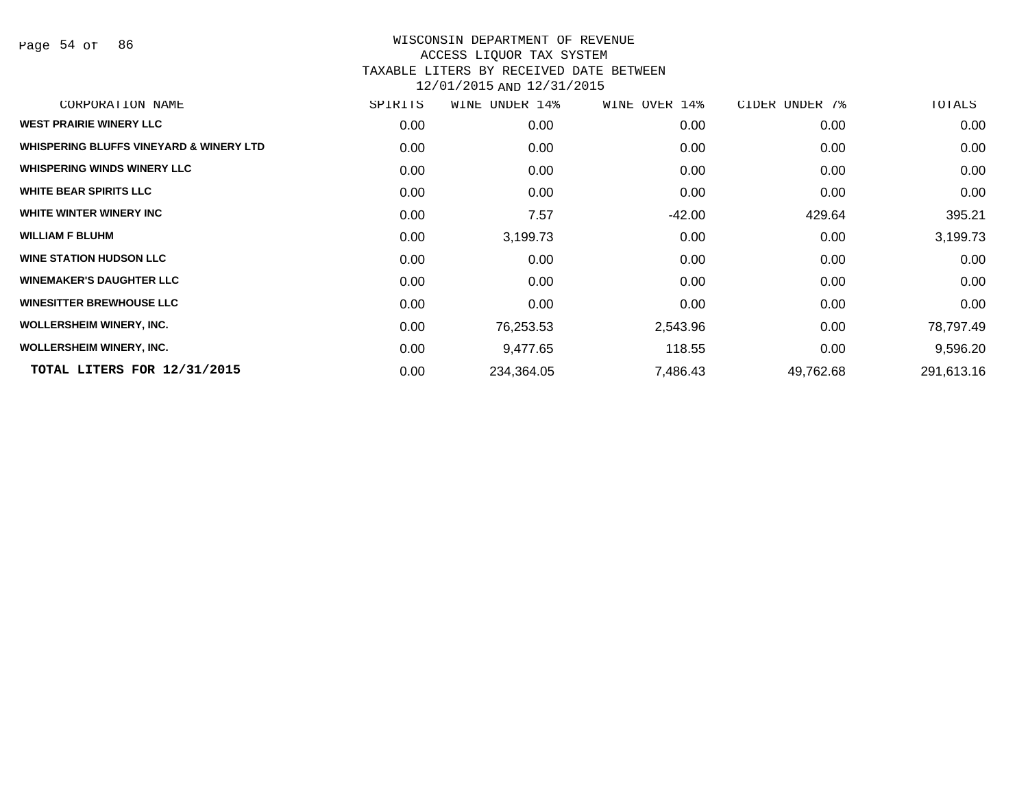# WISCONSIN DEPARTMENT OF REVENUE
## ACCESS LIQUOR TAX SYSTEM
## TAXABLE LITERS BY RECEIVED DATE BETWEEN 12/01/2015 AND 12/31/2015

| CORPORATION NAME | SPIRITS | WINE UNDER 14% | WINE OVER 14% | CIDER UNDER 7% | TOTALS |
|---|---|---|---|---|---|
| WEST PRAIRIE WINERY LLC | 0.00 | 0.00 | 0.00 | 0.00 | 0.00 |
| WHISPERING BLUFFS VINEYARD & WINERY LTD | 0.00 | 0.00 | 0.00 | 0.00 | 0.00 |
| WHISPERING WINDS WINERY LLC | 0.00 | 0.00 | 0.00 | 0.00 | 0.00 |
| WHITE BEAR SPIRITS LLC | 0.00 | 0.00 | 0.00 | 0.00 | 0.00 |
| WHITE WINTER WINERY INC | 0.00 | 7.57 | -42.00 | 429.64 | 395.21 |
| WILLIAM F BLUHM | 0.00 | 3,199.73 | 0.00 | 0.00 | 3,199.73 |
| WINE STATION HUDSON LLC | 0.00 | 0.00 | 0.00 | 0.00 | 0.00 |
| WINEMAKER'S DAUGHTER LLC | 0.00 | 0.00 | 0.00 | 0.00 | 0.00 |
| WINESITTER BREWHOUSE LLC | 0.00 | 0.00 | 0.00 | 0.00 | 0.00 |
| WOLLERSHEIM WINERY, INC. | 0.00 | 76,253.53 | 2,543.96 | 0.00 | 78,797.49 |
| WOLLERSHEIM WINERY, INC. | 0.00 | 9,477.65 | 118.55 | 0.00 | 9,596.20 |
| **TOTAL LITERS FOR 12/31/2015** | 0.00 | 234,364.05 | 7,486.43 | 49,762.68 | 291,613.16 |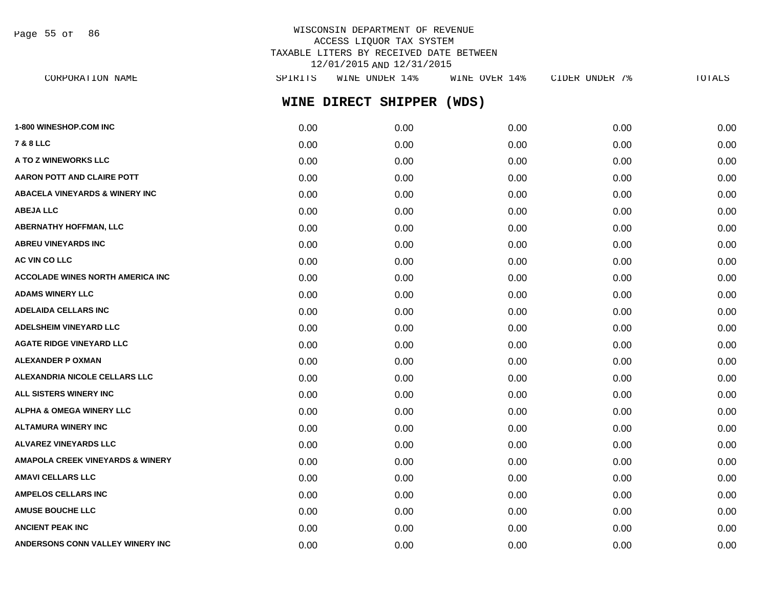WISCONSIN DEPARTMENT OF REVENUE
ACCESS LIQUOR TAX SYSTEM
TAXABLE LITERS BY RECEIVED DATE BETWEEN
12/01/2015 AND 12/31/2015

## WINE DIRECT SHIPPER (WDS)

| CORPORATION NAME | SPIRITS | WINE UNDER 14% | WINE OVER 14% | CIDER UNDER 7% | TOTALS |
|---|---|---|---|---|---|
| 1-800 WINESHOP.COM INC | 0.00 | 0.00 | 0.00 | 0.00 | 0.00 |
| 7 & 8 LLC | 0.00 | 0.00 | 0.00 | 0.00 | 0.00 |
| A TO Z WINEWORKS LLC | 0.00 | 0.00 | 0.00 | 0.00 | 0.00 |
| AARON POTT AND CLAIRE POTT | 0.00 | 0.00 | 0.00 | 0.00 | 0.00 |
| ABACELA VINEYARDS & WINERY INC | 0.00 | 0.00 | 0.00 | 0.00 | 0.00 |
| ABEJA LLC | 0.00 | 0.00 | 0.00 | 0.00 | 0.00 |
| ABERNATHY HOFFMAN, LLC | 0.00 | 0.00 | 0.00 | 0.00 | 0.00 |
| ABREU VINEYARDS INC | 0.00 | 0.00 | 0.00 | 0.00 | 0.00 |
| AC VIN CO LLC | 0.00 | 0.00 | 0.00 | 0.00 | 0.00 |
| ACCOLADE WINES NORTH AMERICA INC | 0.00 | 0.00 | 0.00 | 0.00 | 0.00 |
| ADAMS WINERY LLC | 0.00 | 0.00 | 0.00 | 0.00 | 0.00 |
| ADELAIDA CELLARS INC | 0.00 | 0.00 | 0.00 | 0.00 | 0.00 |
| ADELSHEIM VINEYARD LLC | 0.00 | 0.00 | 0.00 | 0.00 | 0.00 |
| AGATE RIDGE VINEYARD LLC | 0.00 | 0.00 | 0.00 | 0.00 | 0.00 |
| ALEXANDER P OXMAN | 0.00 | 0.00 | 0.00 | 0.00 | 0.00 |
| ALEXANDRIA NICOLE CELLARS LLC | 0.00 | 0.00 | 0.00 | 0.00 | 0.00 |
| ALL SISTERS WINERY INC | 0.00 | 0.00 | 0.00 | 0.00 | 0.00 |
| ALPHA & OMEGA WINERY LLC | 0.00 | 0.00 | 0.00 | 0.00 | 0.00 |
| ALTAMURA WINERY INC | 0.00 | 0.00 | 0.00 | 0.00 | 0.00 |
| ALVAREZ VINEYARDS LLC | 0.00 | 0.00 | 0.00 | 0.00 | 0.00 |
| AMAPOLA CREEK VINEYARDS & WINERY | 0.00 | 0.00 | 0.00 | 0.00 | 0.00 |
| AMAVI CELLARS LLC | 0.00 | 0.00 | 0.00 | 0.00 | 0.00 |
| AMPELOS CELLARS INC | 0.00 | 0.00 | 0.00 | 0.00 | 0.00 |
| AMUSE BOUCHE LLC | 0.00 | 0.00 | 0.00 | 0.00 | 0.00 |
| ANCIENT PEAK INC | 0.00 | 0.00 | 0.00 | 0.00 | 0.00 |
| ANDERSONS CONN VALLEY WINERY INC | 0.00 | 0.00 | 0.00 | 0.00 | 0.00 |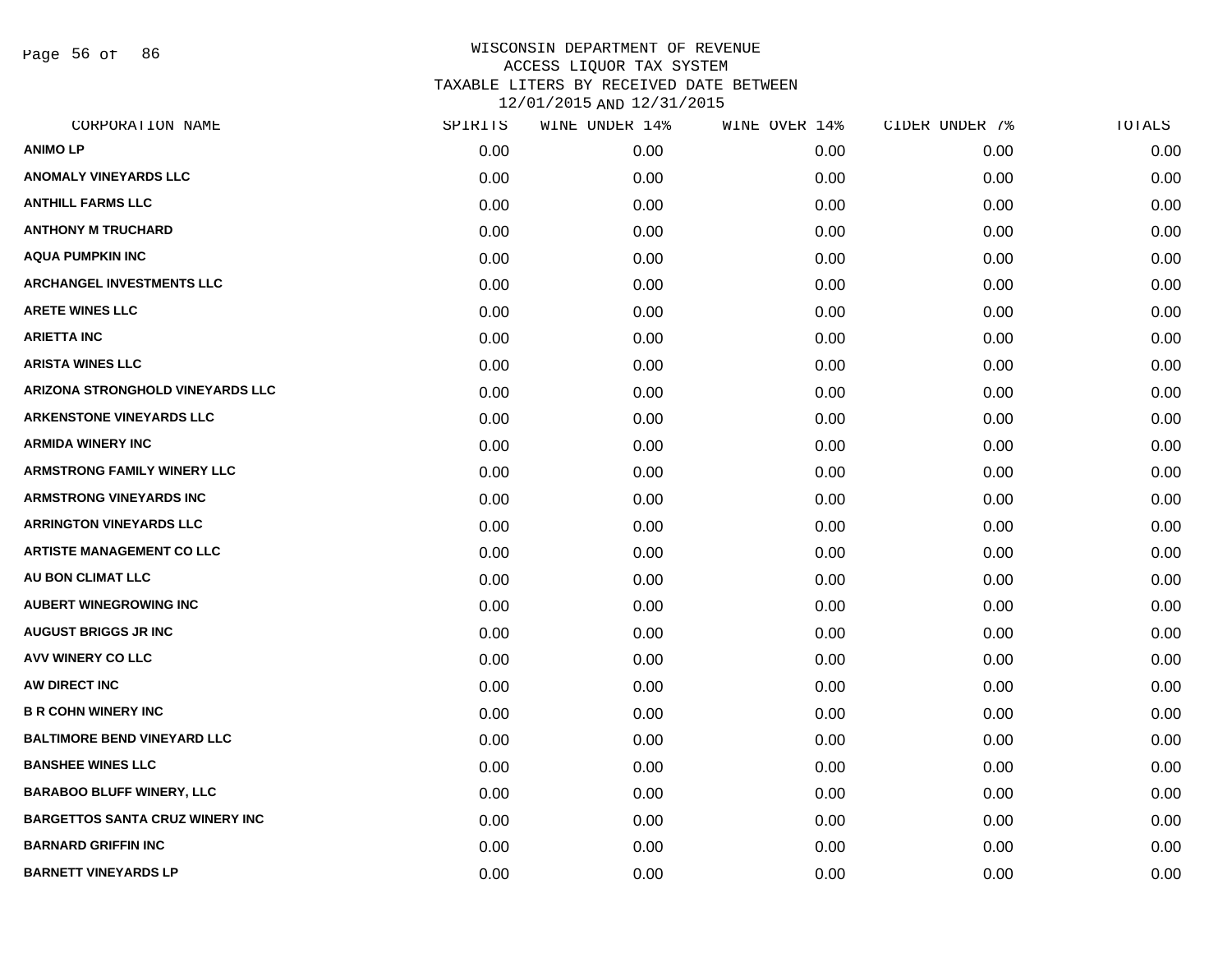# WISCONSIN DEPARTMENT OF REVENUE
## ACCESS LIQUOR TAX SYSTEM
## TAXABLE LITERS BY RECEIVED DATE BETWEEN 12/01/2015 AND 12/31/2015

| CORPORATION NAME | SPIRITS | WINE UNDER 14% | WINE OVER 14% | CIDER UNDER 7% | TOTALS |
|---|---|---|---|---|---|
| ANIMO LP | 0.00 | 0.00 | 0.00 | 0.00 | 0.00 |
| ANOMALY VINEYARDS LLC | 0.00 | 0.00 | 0.00 | 0.00 | 0.00 |
| ANTHILL FARMS LLC | 0.00 | 0.00 | 0.00 | 0.00 | 0.00 |
| ANTHONY M TRUCHARD | 0.00 | 0.00 | 0.00 | 0.00 | 0.00 |
| AQUA PUMPKIN INC | 0.00 | 0.00 | 0.00 | 0.00 | 0.00 |
| ARCHANGEL INVESTMENTS LLC | 0.00 | 0.00 | 0.00 | 0.00 | 0.00 |
| ARETE WINES LLC | 0.00 | 0.00 | 0.00 | 0.00 | 0.00 |
| ARIETTA INC | 0.00 | 0.00 | 0.00 | 0.00 | 0.00 |
| ARISTA WINES LLC | 0.00 | 0.00 | 0.00 | 0.00 | 0.00 |
| ARIZONA STRONGHOLD VINEYARDS LLC | 0.00 | 0.00 | 0.00 | 0.00 | 0.00 |
| ARKENSTONE VINEYARDS LLC | 0.00 | 0.00 | 0.00 | 0.00 | 0.00 |
| ARMIDA WINERY INC | 0.00 | 0.00 | 0.00 | 0.00 | 0.00 |
| ARMSTRONG FAMILY WINERY LLC | 0.00 | 0.00 | 0.00 | 0.00 | 0.00 |
| ARMSTRONG VINEYARDS INC | 0.00 | 0.00 | 0.00 | 0.00 | 0.00 |
| ARRINGTON VINEYARDS LLC | 0.00 | 0.00 | 0.00 | 0.00 | 0.00 |
| ARTISTE MANAGEMENT CO LLC | 0.00 | 0.00 | 0.00 | 0.00 | 0.00 |
| AU BON CLIMAT LLC | 0.00 | 0.00 | 0.00 | 0.00 | 0.00 |
| AUBERT WINEGROWING INC | 0.00 | 0.00 | 0.00 | 0.00 | 0.00 |
| AUGUST BRIGGS JR INC | 0.00 | 0.00 | 0.00 | 0.00 | 0.00 |
| AVV WINERY CO LLC | 0.00 | 0.00 | 0.00 | 0.00 | 0.00 |
| AW DIRECT INC | 0.00 | 0.00 | 0.00 | 0.00 | 0.00 |
| B R COHN WINERY INC | 0.00 | 0.00 | 0.00 | 0.00 | 0.00 |
| BALTIMORE BEND VINEYARD LLC | 0.00 | 0.00 | 0.00 | 0.00 | 0.00 |
| BANSHEE WINES LLC | 0.00 | 0.00 | 0.00 | 0.00 | 0.00 |
| BARABOO BLUFF WINERY, LLC | 0.00 | 0.00 | 0.00 | 0.00 | 0.00 |
| BARGETTOS SANTA CRUZ WINERY INC | 0.00 | 0.00 | 0.00 | 0.00 | 0.00 |
| BARNARD GRIFFIN INC | 0.00 | 0.00 | 0.00 | 0.00 | 0.00 |
| BARNETT VINEYARDS LP | 0.00 | 0.00 | 0.00 | 0.00 | 0.00 |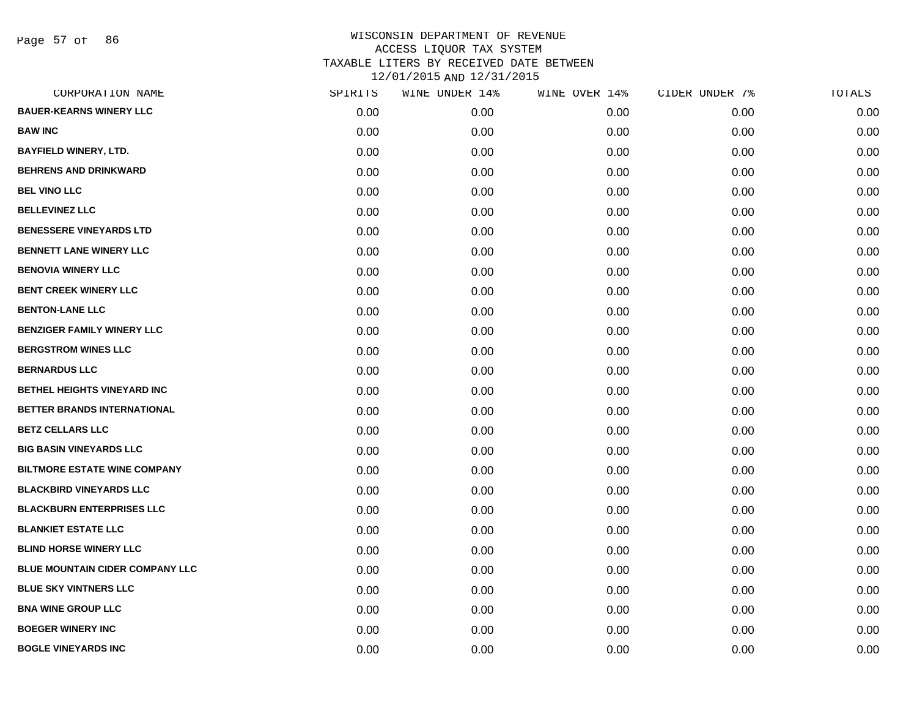# WISCONSIN DEPARTMENT OF REVENUE
## ACCESS LIQUOR TAX SYSTEM
## TAXABLE LITERS BY RECEIVED DATE BETWEEN 12/01/2015 AND 12/31/2015

| CORPORATION NAME | SPIRITS | WINE UNDER 14% | WINE OVER 14% | CIDER UNDER 7% | TOTALS |
|---|---|---|---|---|---|
| BAUER-KEARNS WINERY LLC | 0.00 | 0.00 | 0.00 | 0.00 | 0.00 |
| BAW INC | 0.00 | 0.00 | 0.00 | 0.00 | 0.00 |
| BAYFIELD WINERY, LTD. | 0.00 | 0.00 | 0.00 | 0.00 | 0.00 |
| BEHRENS AND DRINKWARD | 0.00 | 0.00 | 0.00 | 0.00 | 0.00 |
| BEL VINO LLC | 0.00 | 0.00 | 0.00 | 0.00 | 0.00 |
| BELLEVINEZ LLC | 0.00 | 0.00 | 0.00 | 0.00 | 0.00 |
| BENESSERE VINEYARDS LTD | 0.00 | 0.00 | 0.00 | 0.00 | 0.00 |
| BENNETT LANE WINERY LLC | 0.00 | 0.00 | 0.00 | 0.00 | 0.00 |
| BENOVIA WINERY LLC | 0.00 | 0.00 | 0.00 | 0.00 | 0.00 |
| BENT CREEK WINERY LLC | 0.00 | 0.00 | 0.00 | 0.00 | 0.00 |
| BENTON-LANE LLC | 0.00 | 0.00 | 0.00 | 0.00 | 0.00 |
| BENZIGER FAMILY WINERY LLC | 0.00 | 0.00 | 0.00 | 0.00 | 0.00 |
| BERGSTROM WINES LLC | 0.00 | 0.00 | 0.00 | 0.00 | 0.00 |
| BERNARDUS LLC | 0.00 | 0.00 | 0.00 | 0.00 | 0.00 |
| BETHEL HEIGHTS VINEYARD INC | 0.00 | 0.00 | 0.00 | 0.00 | 0.00 |
| BETTER BRANDS INTERNATIONAL | 0.00 | 0.00 | 0.00 | 0.00 | 0.00 |
| BETZ CELLARS LLC | 0.00 | 0.00 | 0.00 | 0.00 | 0.00 |
| BIG BASIN VINEYARDS LLC | 0.00 | 0.00 | 0.00 | 0.00 | 0.00 |
| BILTMORE ESTATE WINE COMPANY | 0.00 | 0.00 | 0.00 | 0.00 | 0.00 |
| BLACKBIRD VINEYARDS LLC | 0.00 | 0.00 | 0.00 | 0.00 | 0.00 |
| BLACKBURN ENTERPRISES LLC | 0.00 | 0.00 | 0.00 | 0.00 | 0.00 |
| BLANKIET ESTATE LLC | 0.00 | 0.00 | 0.00 | 0.00 | 0.00 |
| BLIND HORSE WINERY LLC | 0.00 | 0.00 | 0.00 | 0.00 | 0.00 |
| BLUE MOUNTAIN CIDER COMPANY LLC | 0.00 | 0.00 | 0.00 | 0.00 | 0.00 |
| BLUE SKY VINTNERS LLC | 0.00 | 0.00 | 0.00 | 0.00 | 0.00 |
| BNA WINE GROUP LLC | 0.00 | 0.00 | 0.00 | 0.00 | 0.00 |
| BOEGER WINERY INC | 0.00 | 0.00 | 0.00 | 0.00 | 0.00 |
| BOGLE VINEYARDS INC | 0.00 | 0.00 | 0.00 | 0.00 | 0.00 |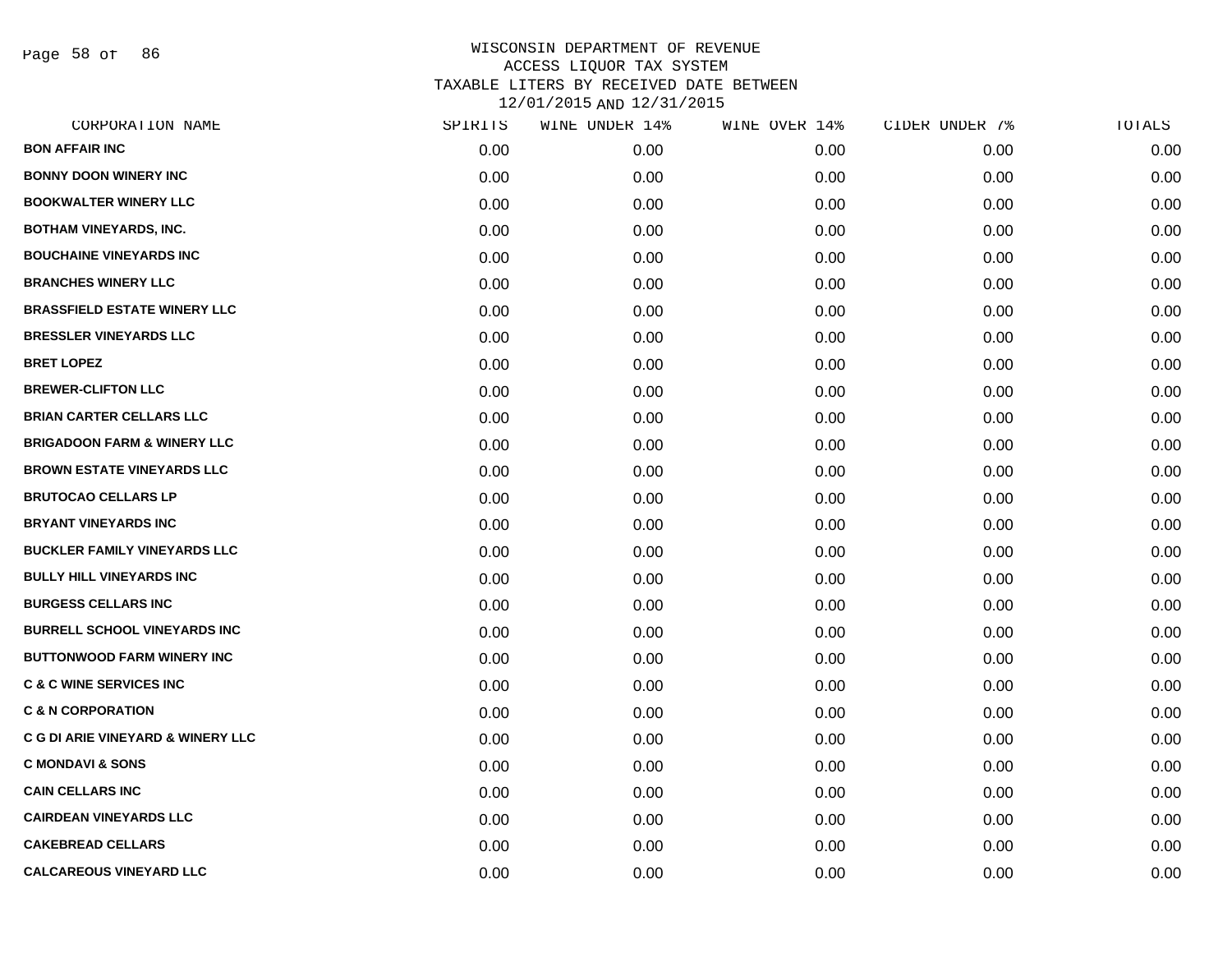WISCONSIN DEPARTMENT OF REVENUE
ACCESS LIQUOR TAX SYSTEM
TAXABLE LITERS BY RECEIVED DATE BETWEEN
12/01/2015 AND 12/31/2015

| CORPORATION NAME | SPIRITS | WINE UNDER 14% | WINE OVER 14% | CIDER UNDER 7% | TOTALS |
|---|---|---|---|---|---|
| BON AFFAIR INC | 0.00 | 0.00 | 0.00 | 0.00 | 0.00 |
| BONNY DOON WINERY INC | 0.00 | 0.00 | 0.00 | 0.00 | 0.00 |
| BOOKWALTER WINERY LLC | 0.00 | 0.00 | 0.00 | 0.00 | 0.00 |
| BOTHAM VINEYARDS, INC. | 0.00 | 0.00 | 0.00 | 0.00 | 0.00 |
| BOUCHAINE VINEYARDS INC | 0.00 | 0.00 | 0.00 | 0.00 | 0.00 |
| BRANCHES WINERY LLC | 0.00 | 0.00 | 0.00 | 0.00 | 0.00 |
| BRASSFIELD ESTATE WINERY LLC | 0.00 | 0.00 | 0.00 | 0.00 | 0.00 |
| BRESSLER VINEYARDS LLC | 0.00 | 0.00 | 0.00 | 0.00 | 0.00 |
| BRET LOPEZ | 0.00 | 0.00 | 0.00 | 0.00 | 0.00 |
| BREWER-CLIFTON LLC | 0.00 | 0.00 | 0.00 | 0.00 | 0.00 |
| BRIAN CARTER CELLARS LLC | 0.00 | 0.00 | 0.00 | 0.00 | 0.00 |
| BRIGADOON FARM & WINERY LLC | 0.00 | 0.00 | 0.00 | 0.00 | 0.00 |
| BROWN ESTATE VINEYARDS LLC | 0.00 | 0.00 | 0.00 | 0.00 | 0.00 |
| BRUTOCAO CELLARS LP | 0.00 | 0.00 | 0.00 | 0.00 | 0.00 |
| BRYANT VINEYARDS INC | 0.00 | 0.00 | 0.00 | 0.00 | 0.00 |
| BUCKLER FAMILY VINEYARDS LLC | 0.00 | 0.00 | 0.00 | 0.00 | 0.00 |
| BULLY HILL VINEYARDS INC | 0.00 | 0.00 | 0.00 | 0.00 | 0.00 |
| BURGESS CELLARS INC | 0.00 | 0.00 | 0.00 | 0.00 | 0.00 |
| BURRELL SCHOOL VINEYARDS INC | 0.00 | 0.00 | 0.00 | 0.00 | 0.00 |
| BUTTONWOOD FARM WINERY INC | 0.00 | 0.00 | 0.00 | 0.00 | 0.00 |
| C & C WINE SERVICES INC | 0.00 | 0.00 | 0.00 | 0.00 | 0.00 |
| C & N CORPORATION | 0.00 | 0.00 | 0.00 | 0.00 | 0.00 |
| C G DI ARIE VINEYARD & WINERY LLC | 0.00 | 0.00 | 0.00 | 0.00 | 0.00 |
| C MONDAVI & SONS | 0.00 | 0.00 | 0.00 | 0.00 | 0.00 |
| CAIN CELLARS INC | 0.00 | 0.00 | 0.00 | 0.00 | 0.00 |
| CAIRDEAN VINEYARDS LLC | 0.00 | 0.00 | 0.00 | 0.00 | 0.00 |
| CAKEBREAD CELLARS | 0.00 | 0.00 | 0.00 | 0.00 | 0.00 |
| CALCAREOUS VINEYARD LLC | 0.00 | 0.00 | 0.00 | 0.00 | 0.00 |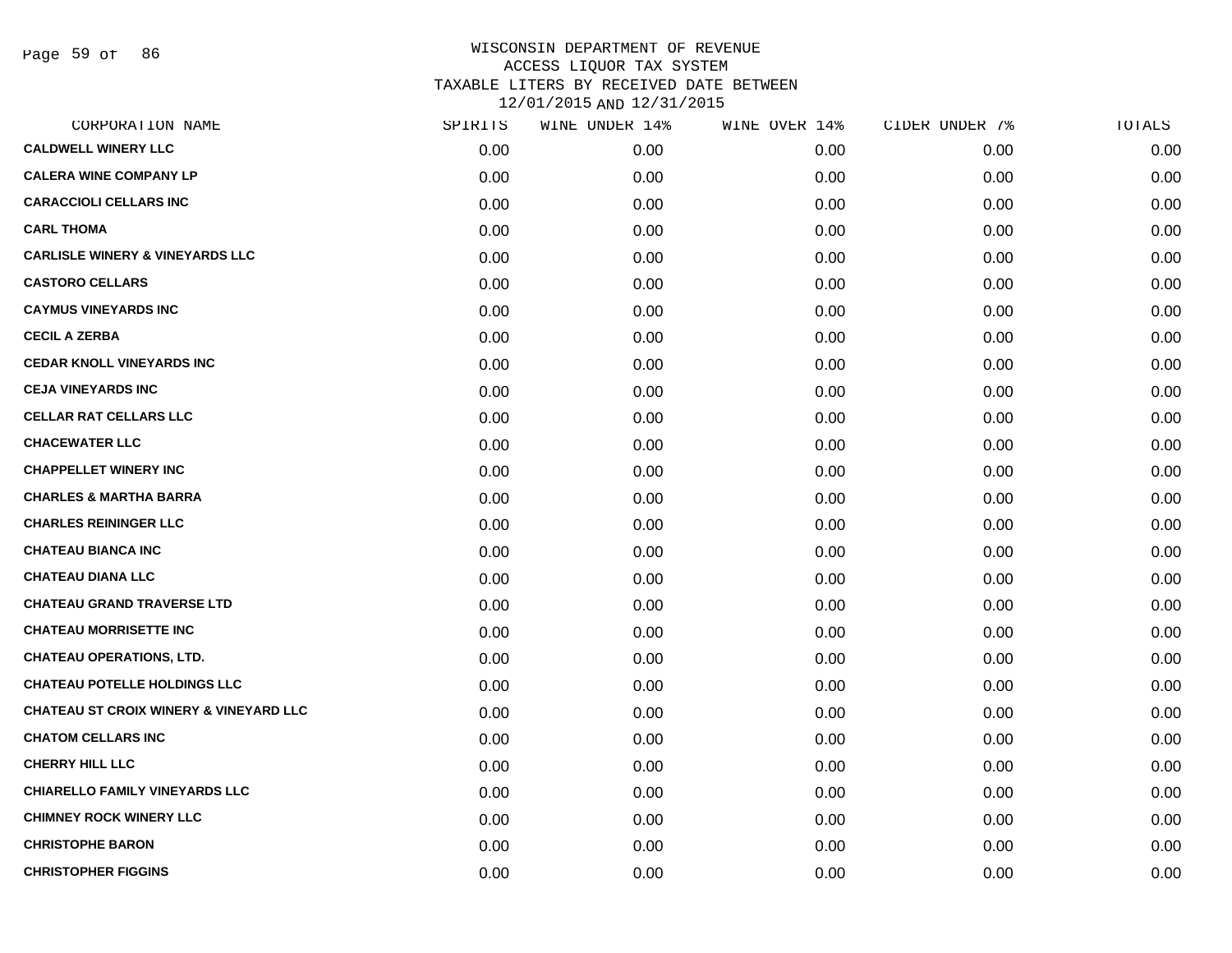# WISCONSIN DEPARTMENT OF REVENUE
## ACCESS LIQUOR TAX SYSTEM
## TAXABLE LITERS BY RECEIVED DATE BETWEEN 12/01/2015 AND 12/31/2015

| CORPORATION NAME | SPIRITS | WINE UNDER 14% | WINE OVER 14% | CIDER UNDER 7% | TOTALS |
|---|---|---|---|---|---|
| CALDWELL WINERY LLC | 0.00 | 0.00 | 0.00 | 0.00 | 0.00 |
| CALERA WINE COMPANY LP | 0.00 | 0.00 | 0.00 | 0.00 | 0.00 |
| CARACCIOLI CELLARS INC | 0.00 | 0.00 | 0.00 | 0.00 | 0.00 |
| CARL THOMA | 0.00 | 0.00 | 0.00 | 0.00 | 0.00 |
| CARLISLE WINERY & VINEYARDS LLC | 0.00 | 0.00 | 0.00 | 0.00 | 0.00 |
| CASTORO CELLARS | 0.00 | 0.00 | 0.00 | 0.00 | 0.00 |
| CAYMUS VINEYARDS INC | 0.00 | 0.00 | 0.00 | 0.00 | 0.00 |
| CECIL A ZERBA | 0.00 | 0.00 | 0.00 | 0.00 | 0.00 |
| CEDAR KNOLL VINEYARDS INC | 0.00 | 0.00 | 0.00 | 0.00 | 0.00 |
| CEJA VINEYARDS INC | 0.00 | 0.00 | 0.00 | 0.00 | 0.00 |
| CELLAR RAT CELLARS LLC | 0.00 | 0.00 | 0.00 | 0.00 | 0.00 |
| CHACEWATER LLC | 0.00 | 0.00 | 0.00 | 0.00 | 0.00 |
| CHAPPELLET WINERY INC | 0.00 | 0.00 | 0.00 | 0.00 | 0.00 |
| CHARLES & MARTHA BARRA | 0.00 | 0.00 | 0.00 | 0.00 | 0.00 |
| CHARLES REININGER LLC | 0.00 | 0.00 | 0.00 | 0.00 | 0.00 |
| CHATEAU BIANCA INC | 0.00 | 0.00 | 0.00 | 0.00 | 0.00 |
| CHATEAU DIANA LLC | 0.00 | 0.00 | 0.00 | 0.00 | 0.00 |
| CHATEAU GRAND TRAVERSE LTD | 0.00 | 0.00 | 0.00 | 0.00 | 0.00 |
| CHATEAU MORRISETTE INC | 0.00 | 0.00 | 0.00 | 0.00 | 0.00 |
| CHATEAU OPERATIONS, LTD. | 0.00 | 0.00 | 0.00 | 0.00 | 0.00 |
| CHATEAU POTELLE HOLDINGS LLC | 0.00 | 0.00 | 0.00 | 0.00 | 0.00 |
| CHATEAU ST CROIX WINERY & VINEYARD LLC | 0.00 | 0.00 | 0.00 | 0.00 | 0.00 |
| CHATOM CELLARS INC | 0.00 | 0.00 | 0.00 | 0.00 | 0.00 |
| CHERRY HILL LLC | 0.00 | 0.00 | 0.00 | 0.00 | 0.00 |
| CHIARELLO FAMILY VINEYARDS LLC | 0.00 | 0.00 | 0.00 | 0.00 | 0.00 |
| CHIMNEY ROCK WINERY LLC | 0.00 | 0.00 | 0.00 | 0.00 | 0.00 |
| CHRISTOPHE BARON | 0.00 | 0.00 | 0.00 | 0.00 | 0.00 |
| CHRISTOPHER FIGGINS | 0.00 | 0.00 | 0.00 | 0.00 | 0.00 |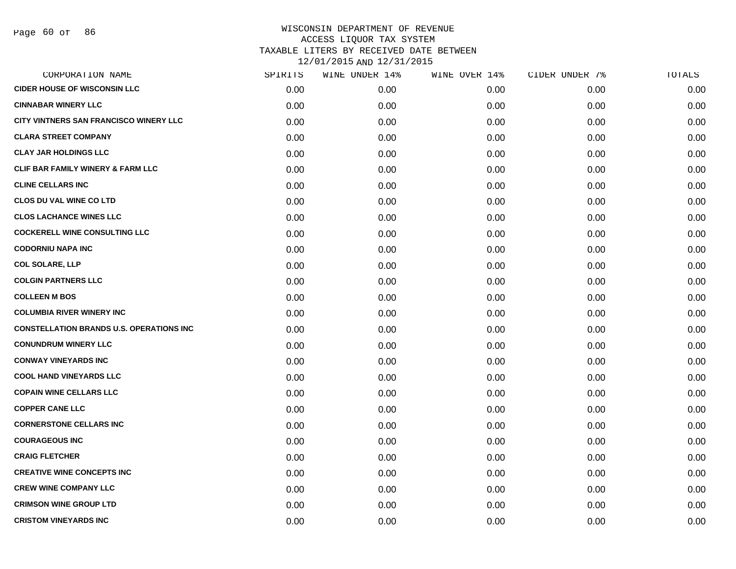# WISCONSIN DEPARTMENT OF REVENUE
## ACCESS LIQUOR TAX SYSTEM
## TAXABLE LITERS BY RECEIVED DATE BETWEEN 12/01/2015 AND 12/31/2015

| CORPORATION NAME | SPIRITS | WINE UNDER 14% | WINE OVER 14% | CIDER UNDER 7% | TOTALS |
|---|---|---|---|---|---|
| CIDER HOUSE OF WISCONSIN LLC | 0.00 | 0.00 | 0.00 | 0.00 | 0.00 |
| CINNABAR WINERY LLC | 0.00 | 0.00 | 0.00 | 0.00 | 0.00 |
| CITY VINTNERS SAN FRANCISCO WINERY LLC | 0.00 | 0.00 | 0.00 | 0.00 | 0.00 |
| CLARA STREET COMPANY | 0.00 | 0.00 | 0.00 | 0.00 | 0.00 |
| CLAY JAR HOLDINGS LLC | 0.00 | 0.00 | 0.00 | 0.00 | 0.00 |
| CLIF BAR FAMILY WINERY & FARM LLC | 0.00 | 0.00 | 0.00 | 0.00 | 0.00 |
| CLINE CELLARS INC | 0.00 | 0.00 | 0.00 | 0.00 | 0.00 |
| CLOS DU VAL WINE CO LTD | 0.00 | 0.00 | 0.00 | 0.00 | 0.00 |
| CLOS LACHANCE WINES LLC | 0.00 | 0.00 | 0.00 | 0.00 | 0.00 |
| COCKERELL WINE CONSULTING LLC | 0.00 | 0.00 | 0.00 | 0.00 | 0.00 |
| CODORNIU NAPA INC | 0.00 | 0.00 | 0.00 | 0.00 | 0.00 |
| COL SOLARE, LLP | 0.00 | 0.00 | 0.00 | 0.00 | 0.00 |
| COLGIN PARTNERS LLC | 0.00 | 0.00 | 0.00 | 0.00 | 0.00 |
| COLLEEN M BOS | 0.00 | 0.00 | 0.00 | 0.00 | 0.00 |
| COLUMBIA RIVER WINERY INC | 0.00 | 0.00 | 0.00 | 0.00 | 0.00 |
| CONSTELLATION BRANDS U.S. OPERATIONS INC | 0.00 | 0.00 | 0.00 | 0.00 | 0.00 |
| CONUNDRUM WINERY LLC | 0.00 | 0.00 | 0.00 | 0.00 | 0.00 |
| CONWAY VINEYARDS INC | 0.00 | 0.00 | 0.00 | 0.00 | 0.00 |
| COOL HAND VINEYARDS LLC | 0.00 | 0.00 | 0.00 | 0.00 | 0.00 |
| COPAIN WINE CELLARS LLC | 0.00 | 0.00 | 0.00 | 0.00 | 0.00 |
| COPPER CANE LLC | 0.00 | 0.00 | 0.00 | 0.00 | 0.00 |
| CORNERSTONE CELLARS INC | 0.00 | 0.00 | 0.00 | 0.00 | 0.00 |
| COURAGEOUS INC | 0.00 | 0.00 | 0.00 | 0.00 | 0.00 |
| CRAIG FLETCHER | 0.00 | 0.00 | 0.00 | 0.00 | 0.00 |
| CREATIVE WINE CONCEPTS INC | 0.00 | 0.00 | 0.00 | 0.00 | 0.00 |
| CREW WINE COMPANY LLC | 0.00 | 0.00 | 0.00 | 0.00 | 0.00 |
| CRIMSON WINE GROUP LTD | 0.00 | 0.00 | 0.00 | 0.00 | 0.00 |
| CRISTOM VINEYARDS INC | 0.00 | 0.00 | 0.00 | 0.00 | 0.00 |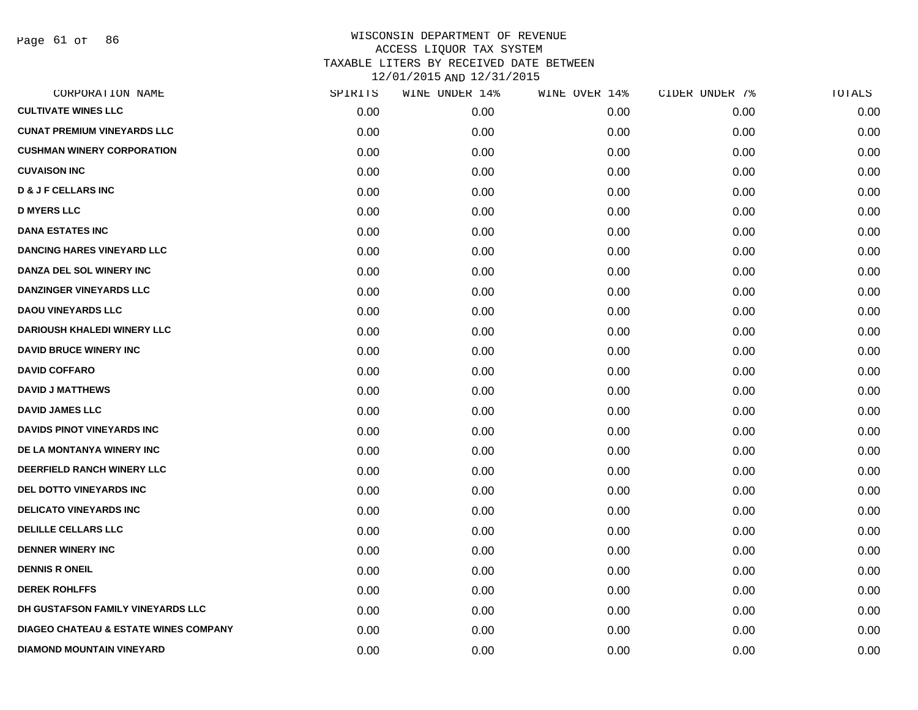# WISCONSIN DEPARTMENT OF REVENUE
## ACCESS LIQUOR TAX SYSTEM
## TAXABLE LITERS BY RECEIVED DATE BETWEEN 12/01/2015 AND 12/31/2015

| CORPORATION NAME | SPIRITS | WINE UNDER 14% | WINE OVER 14% | CIDER UNDER 7% | TOTALS |
|---|---|---|---|---|---|
| CULTIVATE WINES LLC | 0.00 | 0.00 | 0.00 | 0.00 | 0.00 |
| CUNAT PREMIUM VINEYARDS LLC | 0.00 | 0.00 | 0.00 | 0.00 | 0.00 |
| CUSHMAN WINERY CORPORATION | 0.00 | 0.00 | 0.00 | 0.00 | 0.00 |
| CUVAISON INC | 0.00 | 0.00 | 0.00 | 0.00 | 0.00 |
| D & J F CELLARS INC | 0.00 | 0.00 | 0.00 | 0.00 | 0.00 |
| D MYERS LLC | 0.00 | 0.00 | 0.00 | 0.00 | 0.00 |
| DANA ESTATES INC | 0.00 | 0.00 | 0.00 | 0.00 | 0.00 |
| DANCING HARES VINEYARD LLC | 0.00 | 0.00 | 0.00 | 0.00 | 0.00 |
| DANZA DEL SOL WINERY INC | 0.00 | 0.00 | 0.00 | 0.00 | 0.00 |
| DANZINGER VINEYARDS LLC | 0.00 | 0.00 | 0.00 | 0.00 | 0.00 |
| DAOU VINEYARDS LLC | 0.00 | 0.00 | 0.00 | 0.00 | 0.00 |
| DARIOUSH KHALEDI WINERY LLC | 0.00 | 0.00 | 0.00 | 0.00 | 0.00 |
| DAVID BRUCE WINERY INC | 0.00 | 0.00 | 0.00 | 0.00 | 0.00 |
| DAVID COFFARO | 0.00 | 0.00 | 0.00 | 0.00 | 0.00 |
| DAVID J MATTHEWS | 0.00 | 0.00 | 0.00 | 0.00 | 0.00 |
| DAVID JAMES LLC | 0.00 | 0.00 | 0.00 | 0.00 | 0.00 |
| DAVIDS PINOT VINEYARDS INC | 0.00 | 0.00 | 0.00 | 0.00 | 0.00 |
| DE LA MONTANYA WINERY INC | 0.00 | 0.00 | 0.00 | 0.00 | 0.00 |
| DEERFIELD RANCH WINERY LLC | 0.00 | 0.00 | 0.00 | 0.00 | 0.00 |
| DEL DOTTO VINEYARDS INC | 0.00 | 0.00 | 0.00 | 0.00 | 0.00 |
| DELICATO VINEYARDS INC | 0.00 | 0.00 | 0.00 | 0.00 | 0.00 |
| DELILLE CELLARS LLC | 0.00 | 0.00 | 0.00 | 0.00 | 0.00 |
| DENNER WINERY INC | 0.00 | 0.00 | 0.00 | 0.00 | 0.00 |
| DENNIS R ONEIL | 0.00 | 0.00 | 0.00 | 0.00 | 0.00 |
| DEREK ROHLFFS | 0.00 | 0.00 | 0.00 | 0.00 | 0.00 |
| DH GUSTAFSON FAMILY VINEYARDS LLC | 0.00 | 0.00 | 0.00 | 0.00 | 0.00 |
| DIAGEO CHATEAU & ESTATE WINES COMPANY | 0.00 | 0.00 | 0.00 | 0.00 | 0.00 |
| DIAMOND MOUNTAIN VINEYARD | 0.00 | 0.00 | 0.00 | 0.00 | 0.00 |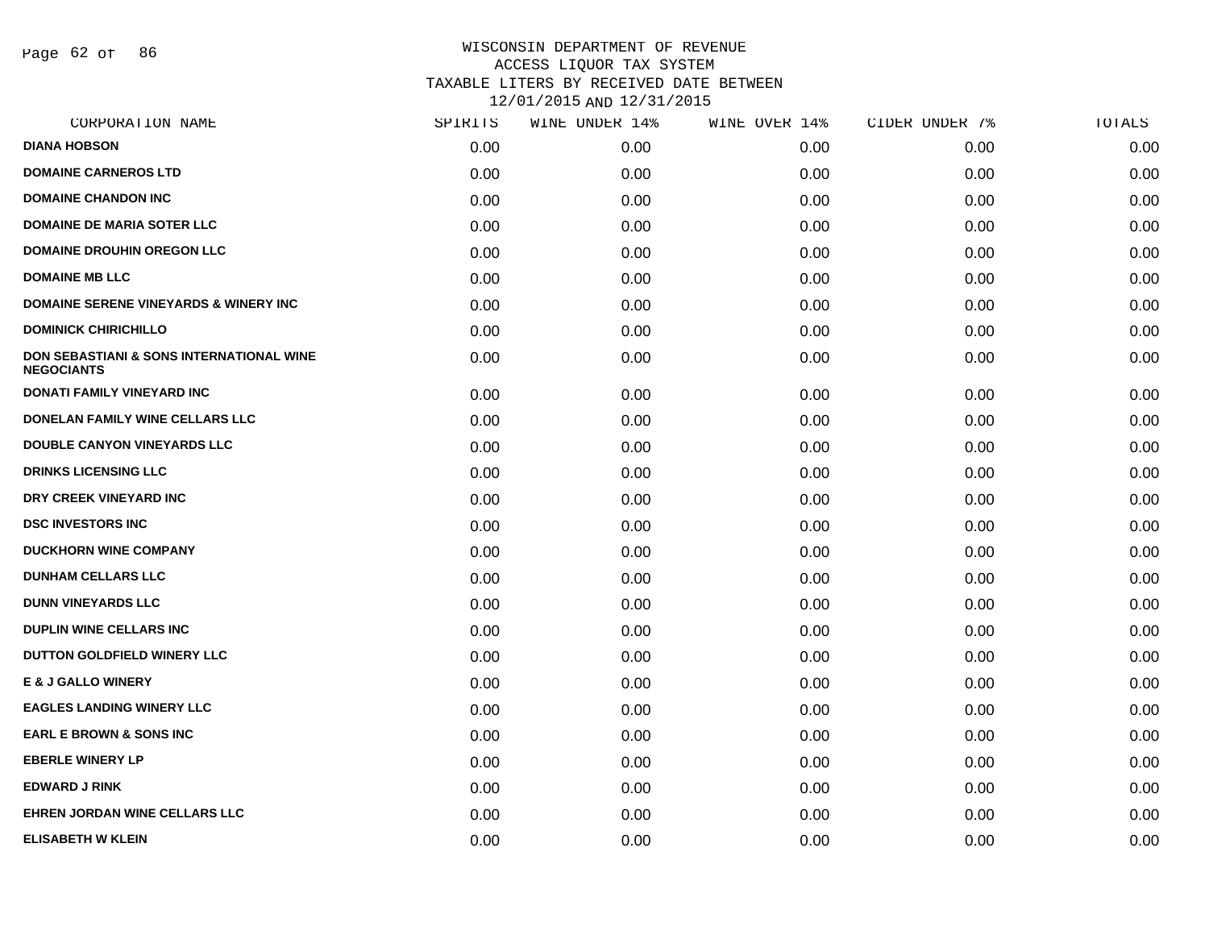# WISCONSIN DEPARTMENT OF REVENUE
## ACCESS LIQUOR TAX SYSTEM
### TAXABLE LITERS BY RECEIVED DATE BETWEEN 12/01/2015 AND 12/31/2015

| CORPORATION NAME | SPIRITS | WINE UNDER 14% | WINE OVER 14% | CIDER UNDER 7% | TOTALS |
|---|---|---|---|---|---|
| DIANA HOBSON | 0.00 | 0.00 | 0.00 | 0.00 | 0.00 |
| DOMAINE CARNEROS LTD | 0.00 | 0.00 | 0.00 | 0.00 | 0.00 |
| DOMAINE CHANDON INC | 0.00 | 0.00 | 0.00 | 0.00 | 0.00 |
| DOMAINE DE MARIA SOTER LLC | 0.00 | 0.00 | 0.00 | 0.00 | 0.00 |
| DOMAINE DROUHIN OREGON LLC | 0.00 | 0.00 | 0.00 | 0.00 | 0.00 |
| DOMAINE MB LLC | 0.00 | 0.00 | 0.00 | 0.00 | 0.00 |
| DOMAINE SERENE VINEYARDS & WINERY INC | 0.00 | 0.00 | 0.00 | 0.00 | 0.00 |
| DOMINICK CHIRICHILLO | 0.00 | 0.00 | 0.00 | 0.00 | 0.00 |
| DON SEBASTIANI & SONS INTERNATIONAL WINE NEGOCIANTS | 0.00 | 0.00 | 0.00 | 0.00 | 0.00 |
| DONATI FAMILY VINEYARD INC | 0.00 | 0.00 | 0.00 | 0.00 | 0.00 |
| DONELAN FAMILY WINE CELLARS LLC | 0.00 | 0.00 | 0.00 | 0.00 | 0.00 |
| DOUBLE CANYON VINEYARDS LLC | 0.00 | 0.00 | 0.00 | 0.00 | 0.00 |
| DRINKS LICENSING LLC | 0.00 | 0.00 | 0.00 | 0.00 | 0.00 |
| DRY CREEK VINEYARD INC | 0.00 | 0.00 | 0.00 | 0.00 | 0.00 |
| DSC INVESTORS INC | 0.00 | 0.00 | 0.00 | 0.00 | 0.00 |
| DUCKHORN WINE COMPANY | 0.00 | 0.00 | 0.00 | 0.00 | 0.00 |
| DUNHAM CELLARS LLC | 0.00 | 0.00 | 0.00 | 0.00 | 0.00 |
| DUNN VINEYARDS LLC | 0.00 | 0.00 | 0.00 | 0.00 | 0.00 |
| DUPLIN WINE CELLARS INC | 0.00 | 0.00 | 0.00 | 0.00 | 0.00 |
| DUTTON GOLDFIELD WINERY LLC | 0.00 | 0.00 | 0.00 | 0.00 | 0.00 |
| E & J GALLO WINERY | 0.00 | 0.00 | 0.00 | 0.00 | 0.00 |
| EAGLES LANDING WINERY LLC | 0.00 | 0.00 | 0.00 | 0.00 | 0.00 |
| EARL E BROWN & SONS INC | 0.00 | 0.00 | 0.00 | 0.00 | 0.00 |
| EBERLE WINERY LP | 0.00 | 0.00 | 0.00 | 0.00 | 0.00 |
| EDWARD J RINK | 0.00 | 0.00 | 0.00 | 0.00 | 0.00 |
| EHREN JORDAN WINE CELLARS LLC | 0.00 | 0.00 | 0.00 | 0.00 | 0.00 |
| ELISABETH W KLEIN | 0.00 | 0.00 | 0.00 | 0.00 | 0.00 |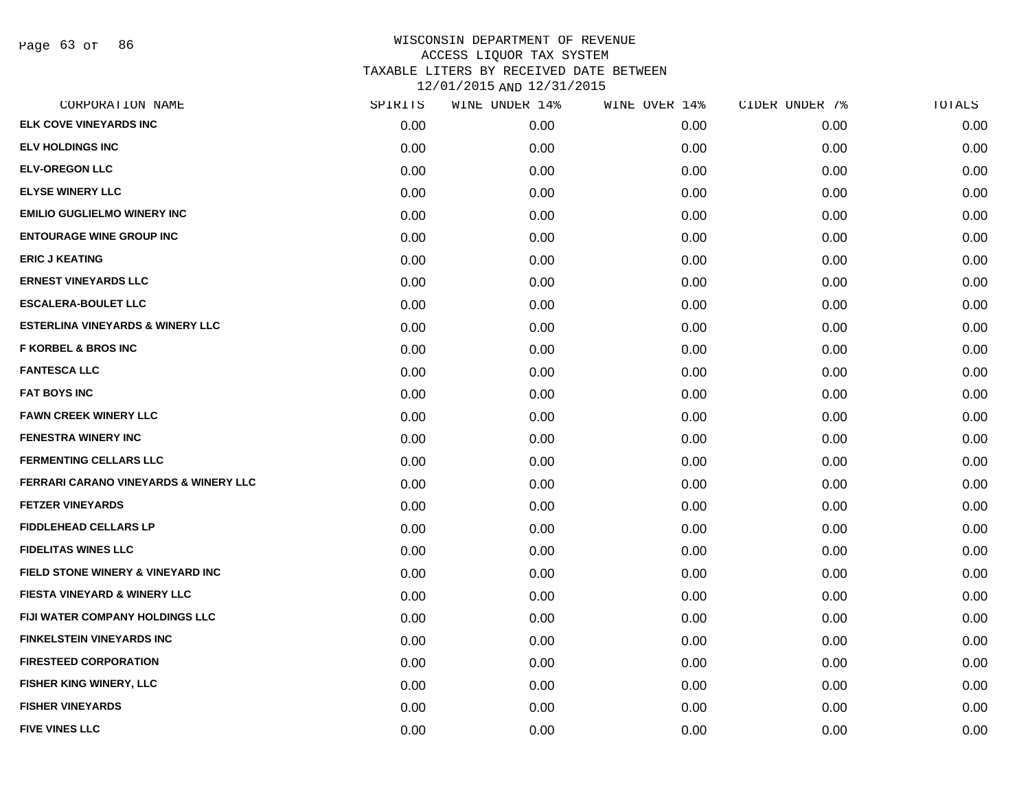# WISCONSIN DEPARTMENT OF REVENUE
## ACCESS LIQUOR TAX SYSTEM
## TAXABLE LITERS BY RECEIVED DATE BETWEEN 12/01/2015 AND 12/31/2015

| CORPORATION NAME | SPIRITS | WINE UNDER 14% | WINE OVER 14% | CIDER UNDER 7% | TOTALS |
|---|---|---|---|---|---|
| ELK COVE VINEYARDS INC | 0.00 | 0.00 | 0.00 | 0.00 | 0.00 |
| ELV HOLDINGS INC | 0.00 | 0.00 | 0.00 | 0.00 | 0.00 |
| ELV-OREGON LLC | 0.00 | 0.00 | 0.00 | 0.00 | 0.00 |
| ELYSE WINERY LLC | 0.00 | 0.00 | 0.00 | 0.00 | 0.00 |
| EMILIO GUGLIELMO WINERY INC | 0.00 | 0.00 | 0.00 | 0.00 | 0.00 |
| ENTOURAGE WINE GROUP INC | 0.00 | 0.00 | 0.00 | 0.00 | 0.00 |
| ERIC J KEATING | 0.00 | 0.00 | 0.00 | 0.00 | 0.00 |
| ERNEST VINEYARDS LLC | 0.00 | 0.00 | 0.00 | 0.00 | 0.00 |
| ESCALERA-BOULET LLC | 0.00 | 0.00 | 0.00 | 0.00 | 0.00 |
| ESTERLINA VINEYARDS & WINERY LLC | 0.00 | 0.00 | 0.00 | 0.00 | 0.00 |
| F KORBEL & BROS INC | 0.00 | 0.00 | 0.00 | 0.00 | 0.00 |
| FANTESCA LLC | 0.00 | 0.00 | 0.00 | 0.00 | 0.00 |
| FAT BOYS INC | 0.00 | 0.00 | 0.00 | 0.00 | 0.00 |
| FAWN CREEK WINERY LLC | 0.00 | 0.00 | 0.00 | 0.00 | 0.00 |
| FENESTRA WINERY INC | 0.00 | 0.00 | 0.00 | 0.00 | 0.00 |
| FERMENTING CELLARS LLC | 0.00 | 0.00 | 0.00 | 0.00 | 0.00 |
| FERRARI CARANO VINEYARDS & WINERY LLC | 0.00 | 0.00 | 0.00 | 0.00 | 0.00 |
| FETZER VINEYARDS | 0.00 | 0.00 | 0.00 | 0.00 | 0.00 |
| FIDDLEHEAD CELLARS LP | 0.00 | 0.00 | 0.00 | 0.00 | 0.00 |
| FIDELITAS WINES LLC | 0.00 | 0.00 | 0.00 | 0.00 | 0.00 |
| FIELD STONE WINERY & VINEYARD INC | 0.00 | 0.00 | 0.00 | 0.00 | 0.00 |
| FIESTA VINEYARD & WINERY LLC | 0.00 | 0.00 | 0.00 | 0.00 | 0.00 |
| FIJI WATER COMPANY HOLDINGS LLC | 0.00 | 0.00 | 0.00 | 0.00 | 0.00 |
| FINKELSTEIN VINEYARDS INC | 0.00 | 0.00 | 0.00 | 0.00 | 0.00 |
| FIRESTEED CORPORATION | 0.00 | 0.00 | 0.00 | 0.00 | 0.00 |
| FISHER KING WINERY, LLC | 0.00 | 0.00 | 0.00 | 0.00 | 0.00 |
| FISHER VINEYARDS | 0.00 | 0.00 | 0.00 | 0.00 | 0.00 |
| FIVE VINES LLC | 0.00 | 0.00 | 0.00 | 0.00 | 0.00 |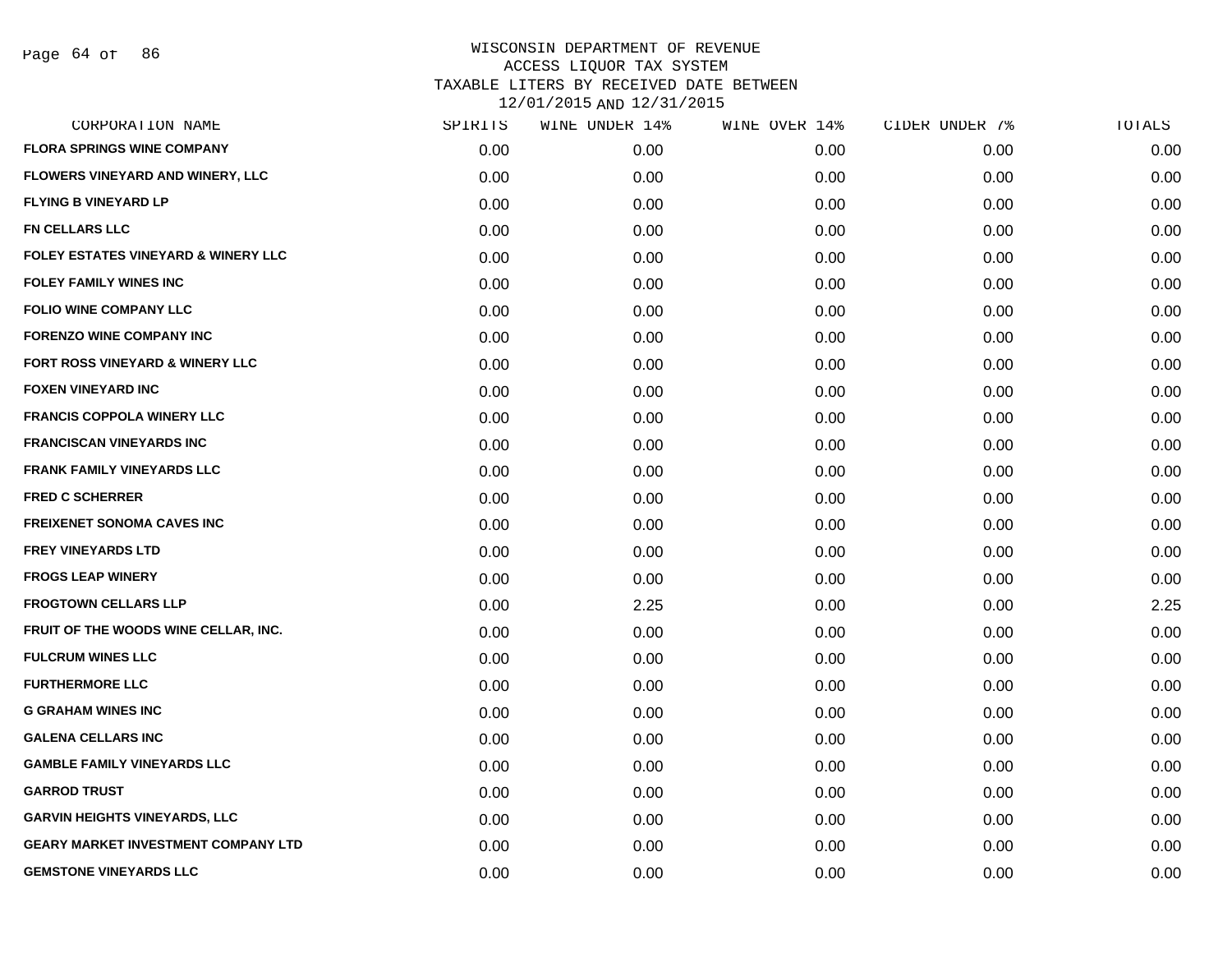WISCONSIN DEPARTMENT OF REVENUE
ACCESS LIQUOR TAX SYSTEM
TAXABLE LITERS BY RECEIVED DATE BETWEEN
12/01/2015 AND 12/31/2015

| CORPORATION NAME | SPIRITS | WINE UNDER 14% | WINE OVER 14% | CIDER UNDER 7% | TOTALS |
|---|---|---|---|---|---|
| FLORA SPRINGS WINE COMPANY | 0.00 | 0.00 | 0.00 | 0.00 | 0.00 |
| FLOWERS VINEYARD AND WINERY, LLC | 0.00 | 0.00 | 0.00 | 0.00 | 0.00 |
| FLYING B VINEYARD LP | 0.00 | 0.00 | 0.00 | 0.00 | 0.00 |
| FN CELLARS LLC | 0.00 | 0.00 | 0.00 | 0.00 | 0.00 |
| FOLEY ESTATES VINEYARD & WINERY LLC | 0.00 | 0.00 | 0.00 | 0.00 | 0.00 |
| FOLEY FAMILY WINES INC | 0.00 | 0.00 | 0.00 | 0.00 | 0.00 |
| FOLIO WINE COMPANY LLC | 0.00 | 0.00 | 0.00 | 0.00 | 0.00 |
| FORENZO WINE COMPANY INC | 0.00 | 0.00 | 0.00 | 0.00 | 0.00 |
| FORT ROSS VINEYARD & WINERY LLC | 0.00 | 0.00 | 0.00 | 0.00 | 0.00 |
| FOXEN VINEYARD INC | 0.00 | 0.00 | 0.00 | 0.00 | 0.00 |
| FRANCIS COPPOLA WINERY LLC | 0.00 | 0.00 | 0.00 | 0.00 | 0.00 |
| FRANCISCAN VINEYARDS INC | 0.00 | 0.00 | 0.00 | 0.00 | 0.00 |
| FRANK FAMILY VINEYARDS LLC | 0.00 | 0.00 | 0.00 | 0.00 | 0.00 |
| FRED C SCHERRER | 0.00 | 0.00 | 0.00 | 0.00 | 0.00 |
| FREIXENET SONOMA CAVES INC | 0.00 | 0.00 | 0.00 | 0.00 | 0.00 |
| FREY VINEYARDS LTD | 0.00 | 0.00 | 0.00 | 0.00 | 0.00 |
| FROGS LEAP WINERY | 0.00 | 0.00 | 0.00 | 0.00 | 0.00 |
| FROGTOWN CELLARS LLP | 0.00 | 2.25 | 0.00 | 0.00 | 2.25 |
| FRUIT OF THE WOODS WINE CELLAR, INC. | 0.00 | 0.00 | 0.00 | 0.00 | 0.00 |
| FULCRUM WINES LLC | 0.00 | 0.00 | 0.00 | 0.00 | 0.00 |
| FURTHERMORE LLC | 0.00 | 0.00 | 0.00 | 0.00 | 0.00 |
| G GRAHAM WINES INC | 0.00 | 0.00 | 0.00 | 0.00 | 0.00 |
| GALENA CELLARS INC | 0.00 | 0.00 | 0.00 | 0.00 | 0.00 |
| GAMBLE FAMILY VINEYARDS LLC | 0.00 | 0.00 | 0.00 | 0.00 | 0.00 |
| GARROD TRUST | 0.00 | 0.00 | 0.00 | 0.00 | 0.00 |
| GARVIN HEIGHTS VINEYARDS, LLC | 0.00 | 0.00 | 0.00 | 0.00 | 0.00 |
| GEARY MARKET INVESTMENT COMPANY LTD | 0.00 | 0.00 | 0.00 | 0.00 | 0.00 |
| GEMSTONE VINEYARDS LLC | 0.00 | 0.00 | 0.00 | 0.00 | 0.00 |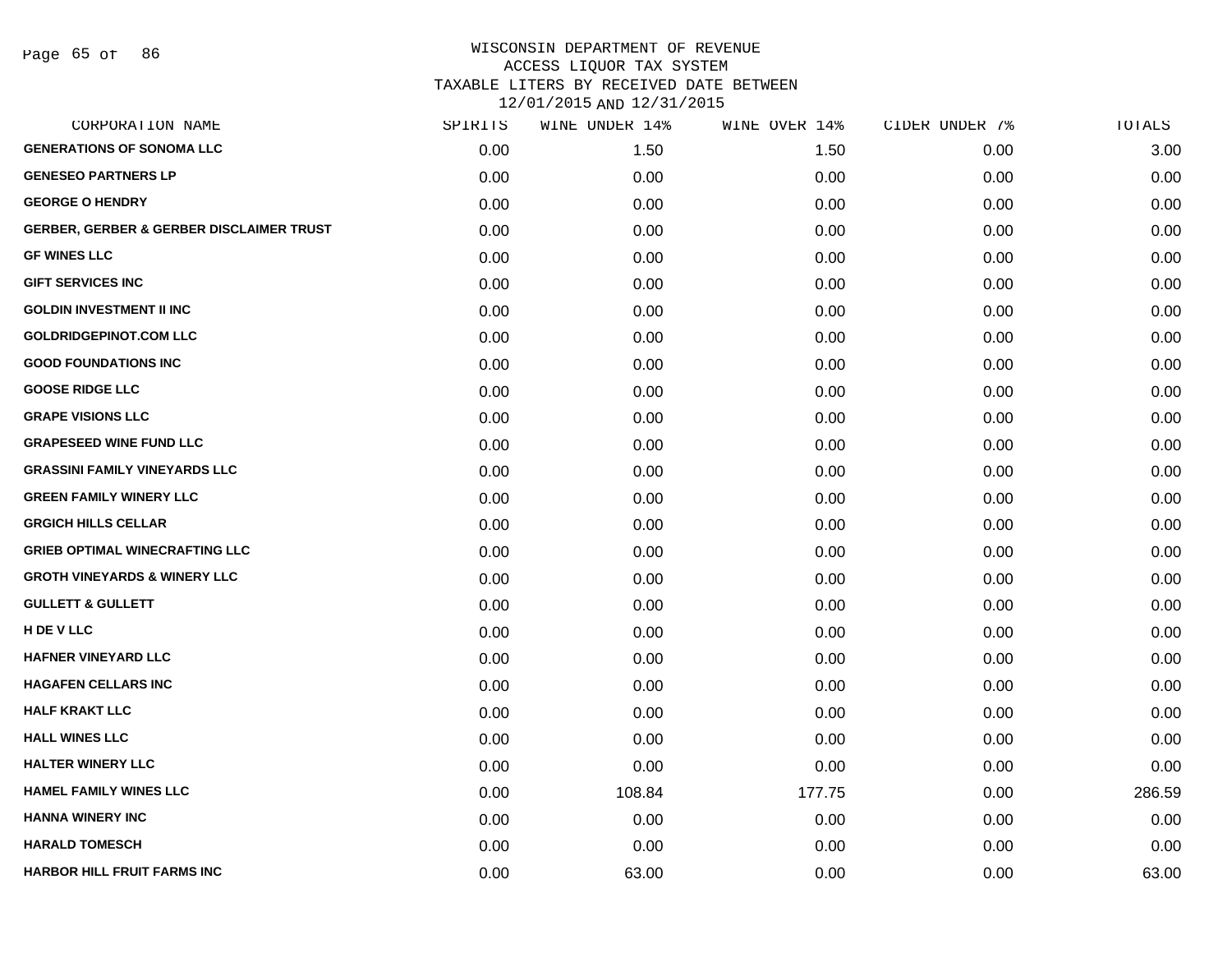# WISCONSIN DEPARTMENT OF REVENUE
## ACCESS LIQUOR TAX SYSTEM
## TAXABLE LITERS BY RECEIVED DATE BETWEEN 12/01/2015 AND 12/31/2015

| CORPORATION NAME | SPIRITS | WINE UNDER 14% | WINE OVER 14% | CIDER UNDER 7% | TOTALS |
|---|---|---|---|---|---|
| GENERATIONS OF SONOMA LLC | 0.00 | 1.50 | 1.50 | 0.00 | 3.00 |
| GENESEO PARTNERS LP | 0.00 | 0.00 | 0.00 | 0.00 | 0.00 |
| GEORGE O HENDRY | 0.00 | 0.00 | 0.00 | 0.00 | 0.00 |
| GERBER, GERBER & GERBER DISCLAIMER TRUST | 0.00 | 0.00 | 0.00 | 0.00 | 0.00 |
| GF WINES LLC | 0.00 | 0.00 | 0.00 | 0.00 | 0.00 |
| GIFT SERVICES INC | 0.00 | 0.00 | 0.00 | 0.00 | 0.00 |
| GOLDIN INVESTMENT II INC | 0.00 | 0.00 | 0.00 | 0.00 | 0.00 |
| GOLDRIDGEPINOT.COM LLC | 0.00 | 0.00 | 0.00 | 0.00 | 0.00 |
| GOOD FOUNDATIONS INC | 0.00 | 0.00 | 0.00 | 0.00 | 0.00 |
| GOOSE RIDGE LLC | 0.00 | 0.00 | 0.00 | 0.00 | 0.00 |
| GRAPE VISIONS LLC | 0.00 | 0.00 | 0.00 | 0.00 | 0.00 |
| GRAPESEED WINE FUND LLC | 0.00 | 0.00 | 0.00 | 0.00 | 0.00 |
| GRASSINI FAMILY VINEYARDS LLC | 0.00 | 0.00 | 0.00 | 0.00 | 0.00 |
| GREEN FAMILY WINERY LLC | 0.00 | 0.00 | 0.00 | 0.00 | 0.00 |
| GRGICH HILLS CELLAR | 0.00 | 0.00 | 0.00 | 0.00 | 0.00 |
| GRIEB OPTIMAL WINECRAFTING LLC | 0.00 | 0.00 | 0.00 | 0.00 | 0.00 |
| GROTH VINEYARDS & WINERY LLC | 0.00 | 0.00 | 0.00 | 0.00 | 0.00 |
| GULLETT & GULLETT | 0.00 | 0.00 | 0.00 | 0.00 | 0.00 |
| H DE V LLC | 0.00 | 0.00 | 0.00 | 0.00 | 0.00 |
| HAFNER VINEYARD LLC | 0.00 | 0.00 | 0.00 | 0.00 | 0.00 |
| HAGAFEN CELLARS INC | 0.00 | 0.00 | 0.00 | 0.00 | 0.00 |
| HALF KRAKT LLC | 0.00 | 0.00 | 0.00 | 0.00 | 0.00 |
| HALL WINES LLC | 0.00 | 0.00 | 0.00 | 0.00 | 0.00 |
| HALTER WINERY LLC | 0.00 | 0.00 | 0.00 | 0.00 | 0.00 |
| HAMEL FAMILY WINES LLC | 0.00 | 108.84 | 177.75 | 0.00 | 286.59 |
| HANNA WINERY INC | 0.00 | 0.00 | 0.00 | 0.00 | 0.00 |
| HARALD TOMESCH | 0.00 | 0.00 | 0.00 | 0.00 | 0.00 |
| HARBOR HILL FRUIT FARMS INC | 0.00 | 63.00 | 0.00 | 0.00 | 63.00 |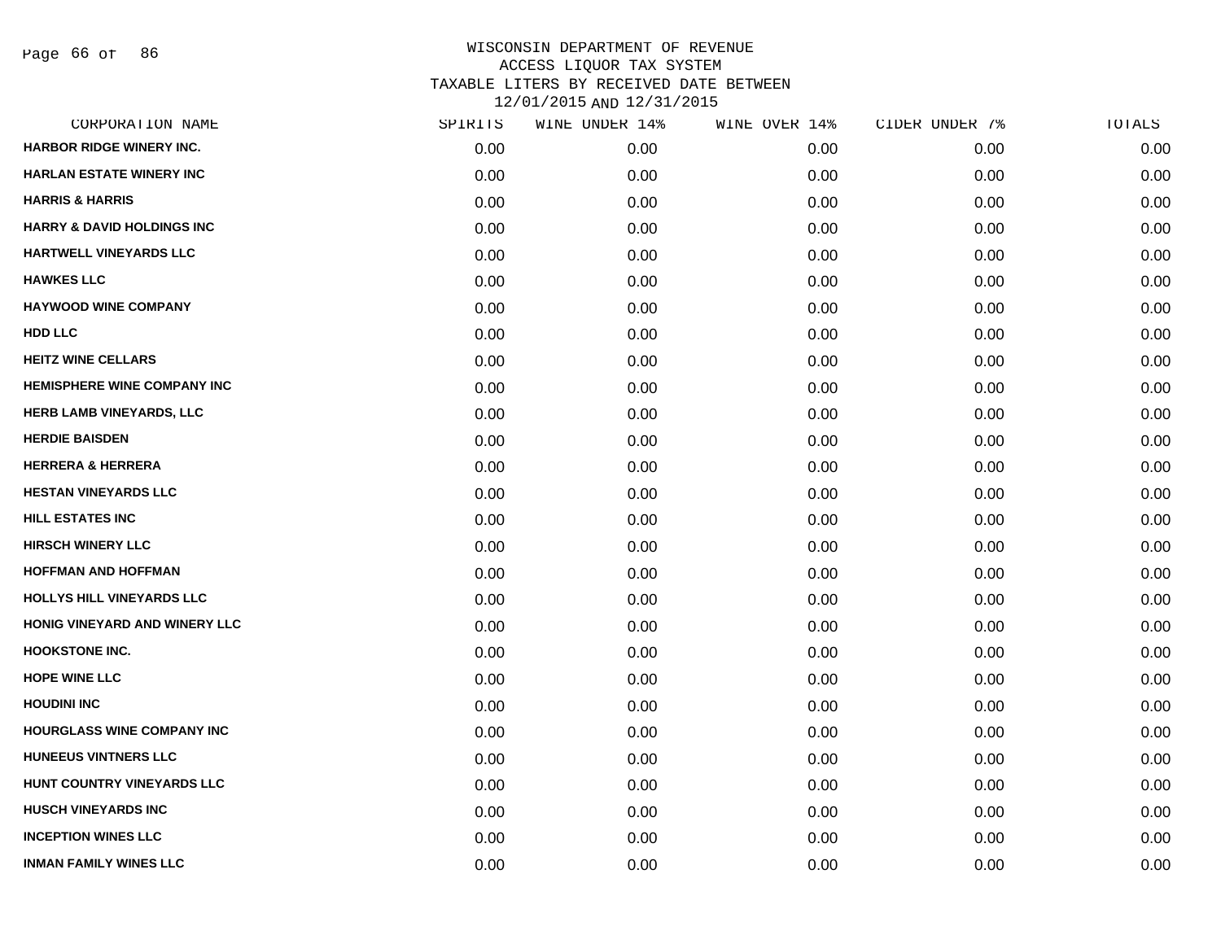# WISCONSIN DEPARTMENT OF REVENUE
## ACCESS LIQUOR TAX SYSTEM
## TAXABLE LITERS BY RECEIVED DATE BETWEEN 12/01/2015 AND 12/31/2015

| CORPORATION NAME | SPIRITS | WINE UNDER 14% | WINE OVER 14% | CIDER UNDER 7% | TOTALS |
|---|---|---|---|---|---|
| HARBOR RIDGE WINERY INC. | 0.00 | 0.00 | 0.00 | 0.00 | 0.00 |
| HARLAN ESTATE WINERY INC | 0.00 | 0.00 | 0.00 | 0.00 | 0.00 |
| HARRIS & HARRIS | 0.00 | 0.00 | 0.00 | 0.00 | 0.00 |
| HARRY & DAVID HOLDINGS INC | 0.00 | 0.00 | 0.00 | 0.00 | 0.00 |
| HARTWELL VINEYARDS LLC | 0.00 | 0.00 | 0.00 | 0.00 | 0.00 |
| HAWKES LLC | 0.00 | 0.00 | 0.00 | 0.00 | 0.00 |
| HAYWOOD WINE COMPANY | 0.00 | 0.00 | 0.00 | 0.00 | 0.00 |
| HDD LLC | 0.00 | 0.00 | 0.00 | 0.00 | 0.00 |
| HEITZ WINE CELLARS | 0.00 | 0.00 | 0.00 | 0.00 | 0.00 |
| HEMISPHERE WINE COMPANY INC | 0.00 | 0.00 | 0.00 | 0.00 | 0.00 |
| HERB LAMB VINEYARDS, LLC | 0.00 | 0.00 | 0.00 | 0.00 | 0.00 |
| HERDIE BAISDEN | 0.00 | 0.00 | 0.00 | 0.00 | 0.00 |
| HERRERA & HERRERA | 0.00 | 0.00 | 0.00 | 0.00 | 0.00 |
| HESTAN VINEYARDS LLC | 0.00 | 0.00 | 0.00 | 0.00 | 0.00 |
| HILL ESTATES INC | 0.00 | 0.00 | 0.00 | 0.00 | 0.00 |
| HIRSCH WINERY LLC | 0.00 | 0.00 | 0.00 | 0.00 | 0.00 |
| HOFFMAN AND HOFFMAN | 0.00 | 0.00 | 0.00 | 0.00 | 0.00 |
| HOLLYS HILL VINEYARDS LLC | 0.00 | 0.00 | 0.00 | 0.00 | 0.00 |
| HONIG VINEYARD AND WINERY LLC | 0.00 | 0.00 | 0.00 | 0.00 | 0.00 |
| HOOKSTONE INC. | 0.00 | 0.00 | 0.00 | 0.00 | 0.00 |
| HOPE WINE LLC | 0.00 | 0.00 | 0.00 | 0.00 | 0.00 |
| HOUDINI INC | 0.00 | 0.00 | 0.00 | 0.00 | 0.00 |
| HOURGLASS WINE COMPANY INC | 0.00 | 0.00 | 0.00 | 0.00 | 0.00 |
| HUNEEUS VINTNERS LLC | 0.00 | 0.00 | 0.00 | 0.00 | 0.00 |
| HUNT COUNTRY VINEYARDS LLC | 0.00 | 0.00 | 0.00 | 0.00 | 0.00 |
| HUSCH VINEYARDS INC | 0.00 | 0.00 | 0.00 | 0.00 | 0.00 |
| INCEPTION WINES LLC | 0.00 | 0.00 | 0.00 | 0.00 | 0.00 |
| INMAN FAMILY WINES LLC | 0.00 | 0.00 | 0.00 | 0.00 | 0.00 |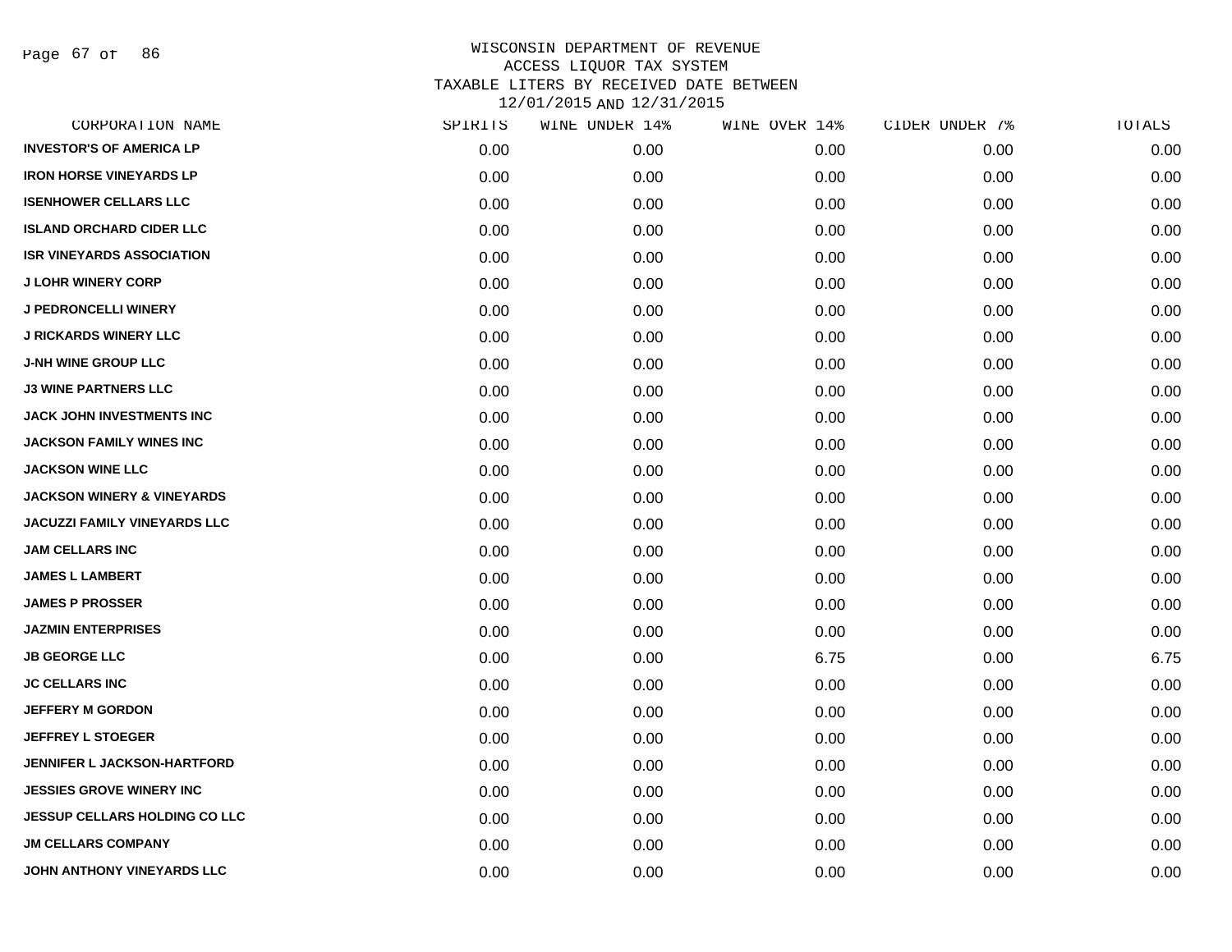# WISCONSIN DEPARTMENT OF REVENUE
## ACCESS LIQUOR TAX SYSTEM
## TAXABLE LITERS BY RECEIVED DATE BETWEEN 12/01/2015 AND 12/31/2015

| CORPORATION NAME | SPIRITS | WINE UNDER 14% | WINE OVER 14% | CIDER UNDER 7% | TOTALS |
|---|---|---|---|---|---|
| INVESTOR'S OF AMERICA LP | 0.00 | 0.00 | 0.00 | 0.00 | 0.00 |
| IRON HORSE VINEYARDS LP | 0.00 | 0.00 | 0.00 | 0.00 | 0.00 |
| ISENHOWER CELLARS LLC | 0.00 | 0.00 | 0.00 | 0.00 | 0.00 |
| ISLAND ORCHARD CIDER LLC | 0.00 | 0.00 | 0.00 | 0.00 | 0.00 |
| ISR VINEYARDS ASSOCIATION | 0.00 | 0.00 | 0.00 | 0.00 | 0.00 |
| J LOHR WINERY CORP | 0.00 | 0.00 | 0.00 | 0.00 | 0.00 |
| J PEDRONCELLI WINERY | 0.00 | 0.00 | 0.00 | 0.00 | 0.00 |
| J RICKARDS WINERY LLC | 0.00 | 0.00 | 0.00 | 0.00 | 0.00 |
| J-NH WINE GROUP LLC | 0.00 | 0.00 | 0.00 | 0.00 | 0.00 |
| J3 WINE PARTNERS LLC | 0.00 | 0.00 | 0.00 | 0.00 | 0.00 |
| JACK JOHN INVESTMENTS INC | 0.00 | 0.00 | 0.00 | 0.00 | 0.00 |
| JACKSON FAMILY WINES INC | 0.00 | 0.00 | 0.00 | 0.00 | 0.00 |
| JACKSON WINE LLC | 0.00 | 0.00 | 0.00 | 0.00 | 0.00 |
| JACKSON WINERY & VINEYARDS | 0.00 | 0.00 | 0.00 | 0.00 | 0.00 |
| JACUZZI FAMILY VINEYARDS LLC | 0.00 | 0.00 | 0.00 | 0.00 | 0.00 |
| JAM CELLARS INC | 0.00 | 0.00 | 0.00 | 0.00 | 0.00 |
| JAMES L LAMBERT | 0.00 | 0.00 | 0.00 | 0.00 | 0.00 |
| JAMES P PROSSER | 0.00 | 0.00 | 0.00 | 0.00 | 0.00 |
| JAZMIN ENTERPRISES | 0.00 | 0.00 | 0.00 | 0.00 | 0.00 |
| JB GEORGE LLC | 0.00 | 0.00 | 6.75 | 0.00 | 6.75 |
| JC CELLARS INC | 0.00 | 0.00 | 0.00 | 0.00 | 0.00 |
| JEFFERY M GORDON | 0.00 | 0.00 | 0.00 | 0.00 | 0.00 |
| JEFFREY L STOEGER | 0.00 | 0.00 | 0.00 | 0.00 | 0.00 |
| JENNIFER L JACKSON-HARTFORD | 0.00 | 0.00 | 0.00 | 0.00 | 0.00 |
| JESSIES GROVE WINERY INC | 0.00 | 0.00 | 0.00 | 0.00 | 0.00 |
| JESSUP CELLARS HOLDING CO LLC | 0.00 | 0.00 | 0.00 | 0.00 | 0.00 |
| JM CELLARS COMPANY | 0.00 | 0.00 | 0.00 | 0.00 | 0.00 |
| JOHN ANTHONY VINEYARDS LLC | 0.00 | 0.00 | 0.00 | 0.00 | 0.00 |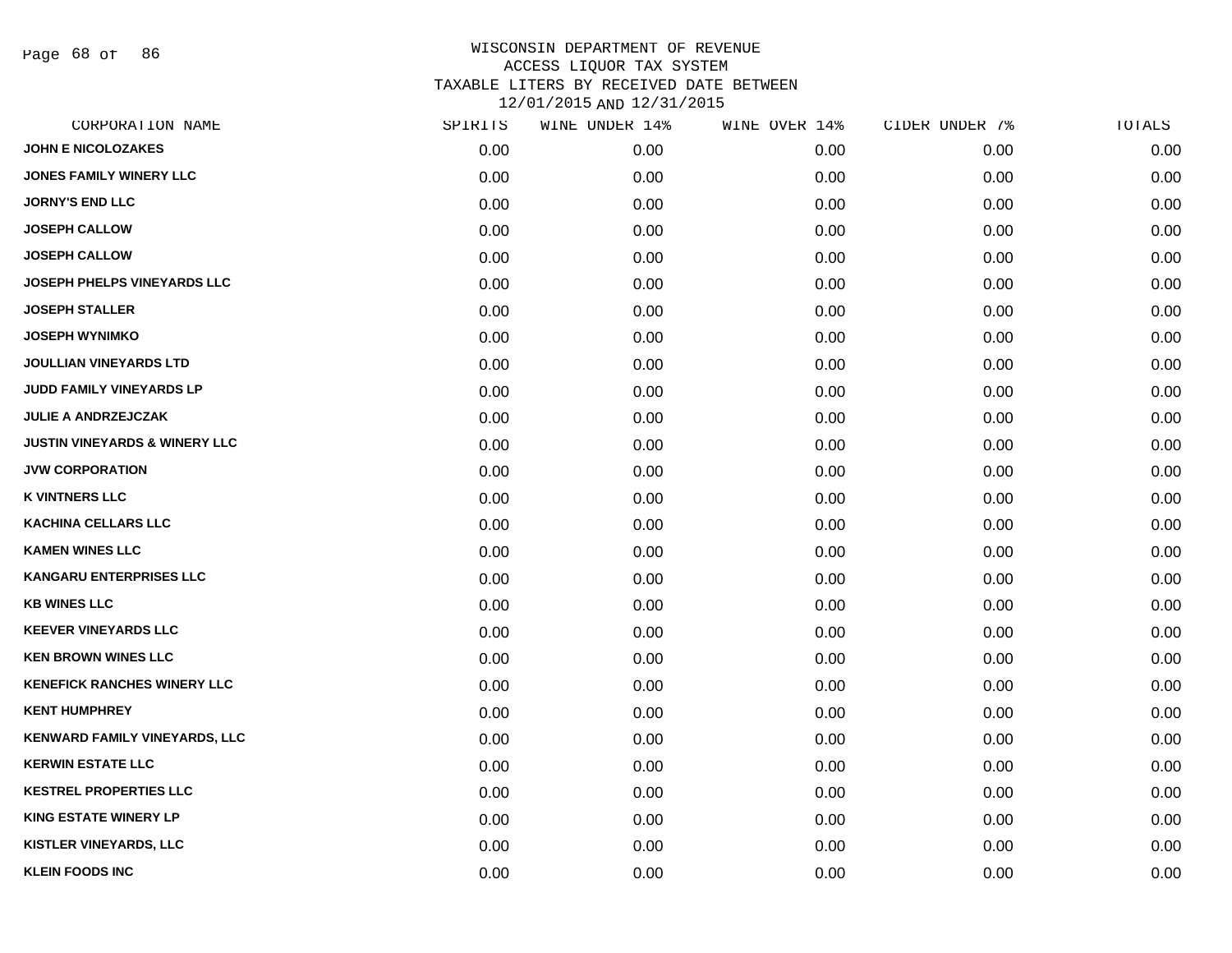# WISCONSIN DEPARTMENT OF REVENUE
## ACCESS LIQUOR TAX SYSTEM
## TAXABLE LITERS BY RECEIVED DATE BETWEEN 12/01/2015 AND 12/31/2015

| CORPORATION NAME | SPIRITS | WINE UNDER 14% | WINE OVER 14% | CIDER UNDER 7% | TOTALS |
|---|---|---|---|---|---|
| JOHN E NICOLOZAKES | 0.00 | 0.00 | 0.00 | 0.00 | 0.00 |
| JONES FAMILY WINERY LLC | 0.00 | 0.00 | 0.00 | 0.00 | 0.00 |
| JORNY'S END LLC | 0.00 | 0.00 | 0.00 | 0.00 | 0.00 |
| JOSEPH CALLOW | 0.00 | 0.00 | 0.00 | 0.00 | 0.00 |
| JOSEPH CALLOW | 0.00 | 0.00 | 0.00 | 0.00 | 0.00 |
| JOSEPH PHELPS VINEYARDS LLC | 0.00 | 0.00 | 0.00 | 0.00 | 0.00 |
| JOSEPH STALLER | 0.00 | 0.00 | 0.00 | 0.00 | 0.00 |
| JOSEPH WYNIMKO | 0.00 | 0.00 | 0.00 | 0.00 | 0.00 |
| JOULLIAN VINEYARDS LTD | 0.00 | 0.00 | 0.00 | 0.00 | 0.00 |
| JUDD FAMILY VINEYARDS LP | 0.00 | 0.00 | 0.00 | 0.00 | 0.00 |
| JULIE A ANDRZEJCZAK | 0.00 | 0.00 | 0.00 | 0.00 | 0.00 |
| JUSTIN VINEYARDS & WINERY LLC | 0.00 | 0.00 | 0.00 | 0.00 | 0.00 |
| JVW CORPORATION | 0.00 | 0.00 | 0.00 | 0.00 | 0.00 |
| K VINTNERS LLC | 0.00 | 0.00 | 0.00 | 0.00 | 0.00 |
| KACHINA CELLARS LLC | 0.00 | 0.00 | 0.00 | 0.00 | 0.00 |
| KAMEN WINES LLC | 0.00 | 0.00 | 0.00 | 0.00 | 0.00 |
| KANGARU ENTERPRISES LLC | 0.00 | 0.00 | 0.00 | 0.00 | 0.00 |
| KB WINES LLC | 0.00 | 0.00 | 0.00 | 0.00 | 0.00 |
| KEEVER VINEYARDS LLC | 0.00 | 0.00 | 0.00 | 0.00 | 0.00 |
| KEN BROWN WINES LLC | 0.00 | 0.00 | 0.00 | 0.00 | 0.00 |
| KENEFICK RANCHES WINERY LLC | 0.00 | 0.00 | 0.00 | 0.00 | 0.00 |
| KENT HUMPHREY | 0.00 | 0.00 | 0.00 | 0.00 | 0.00 |
| KENWARD FAMILY VINEYARDS, LLC | 0.00 | 0.00 | 0.00 | 0.00 | 0.00 |
| KERWIN ESTATE LLC | 0.00 | 0.00 | 0.00 | 0.00 | 0.00 |
| KESTREL PROPERTIES LLC | 0.00 | 0.00 | 0.00 | 0.00 | 0.00 |
| KING ESTATE WINERY LP | 0.00 | 0.00 | 0.00 | 0.00 | 0.00 |
| KISTLER VINEYARDS, LLC | 0.00 | 0.00 | 0.00 | 0.00 | 0.00 |
| KLEIN FOODS INC | 0.00 | 0.00 | 0.00 | 0.00 | 0.00 |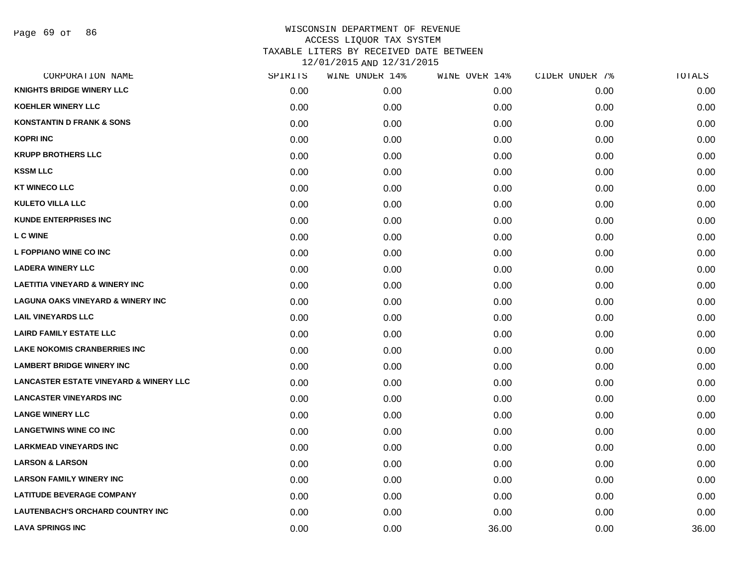# WISCONSIN DEPARTMENT OF REVENUE
## ACCESS LIQUOR TAX SYSTEM
## TAXABLE LITERS BY RECEIVED DATE BETWEEN 12/01/2015 AND 12/31/2015

| CORPORATION NAME | SPIRITS | WINE UNDER 14% | WINE OVER 14% | CIDER UNDER 7% | TOTALS |
|---|---|---|---|---|---|
| KNIGHTS BRIDGE WINERY LLC | 0.00 | 0.00 | 0.00 | 0.00 | 0.00 |
| KOEHLER WINERY LLC | 0.00 | 0.00 | 0.00 | 0.00 | 0.00 |
| KONSTANTIN D FRANK & SONS | 0.00 | 0.00 | 0.00 | 0.00 | 0.00 |
| KOPRI INC | 0.00 | 0.00 | 0.00 | 0.00 | 0.00 |
| KRUPP BROTHERS LLC | 0.00 | 0.00 | 0.00 | 0.00 | 0.00 |
| KSSM LLC | 0.00 | 0.00 | 0.00 | 0.00 | 0.00 |
| KT WINECO LLC | 0.00 | 0.00 | 0.00 | 0.00 | 0.00 |
| KULETO VILLA LLC | 0.00 | 0.00 | 0.00 | 0.00 | 0.00 |
| KUNDE ENTERPRISES INC | 0.00 | 0.00 | 0.00 | 0.00 | 0.00 |
| L C WINE | 0.00 | 0.00 | 0.00 | 0.00 | 0.00 |
| L FOPPIANO WINE CO INC | 0.00 | 0.00 | 0.00 | 0.00 | 0.00 |
| LADERA WINERY LLC | 0.00 | 0.00 | 0.00 | 0.00 | 0.00 |
| LAETITIA VINEYARD & WINERY INC | 0.00 | 0.00 | 0.00 | 0.00 | 0.00 |
| LAGUNA OAKS VINEYARD & WINERY INC | 0.00 | 0.00 | 0.00 | 0.00 | 0.00 |
| LAIL VINEYARDS LLC | 0.00 | 0.00 | 0.00 | 0.00 | 0.00 |
| LAIRD FAMILY ESTATE LLC | 0.00 | 0.00 | 0.00 | 0.00 | 0.00 |
| LAKE NOKOMIS CRANBERRIES INC | 0.00 | 0.00 | 0.00 | 0.00 | 0.00 |
| LAMBERT BRIDGE WINERY INC | 0.00 | 0.00 | 0.00 | 0.00 | 0.00 |
| LANCASTER ESTATE VINEYARD & WINERY LLC | 0.00 | 0.00 | 0.00 | 0.00 | 0.00 |
| LANCASTER VINEYARDS INC | 0.00 | 0.00 | 0.00 | 0.00 | 0.00 |
| LANGE WINERY LLC | 0.00 | 0.00 | 0.00 | 0.00 | 0.00 |
| LANGETWINS WINE CO INC | 0.00 | 0.00 | 0.00 | 0.00 | 0.00 |
| LARKMEAD VINEYARDS INC | 0.00 | 0.00 | 0.00 | 0.00 | 0.00 |
| LARSON & LARSON | 0.00 | 0.00 | 0.00 | 0.00 | 0.00 |
| LARSON FAMILY WINERY INC | 0.00 | 0.00 | 0.00 | 0.00 | 0.00 |
| LATITUDE BEVERAGE COMPANY | 0.00 | 0.00 | 0.00 | 0.00 | 0.00 |
| LAUTENBACH'S ORCHARD COUNTRY INC | 0.00 | 0.00 | 0.00 | 0.00 | 0.00 |
| LAVA SPRINGS INC | 0.00 | 0.00 | 36.00 | 0.00 | 36.00 |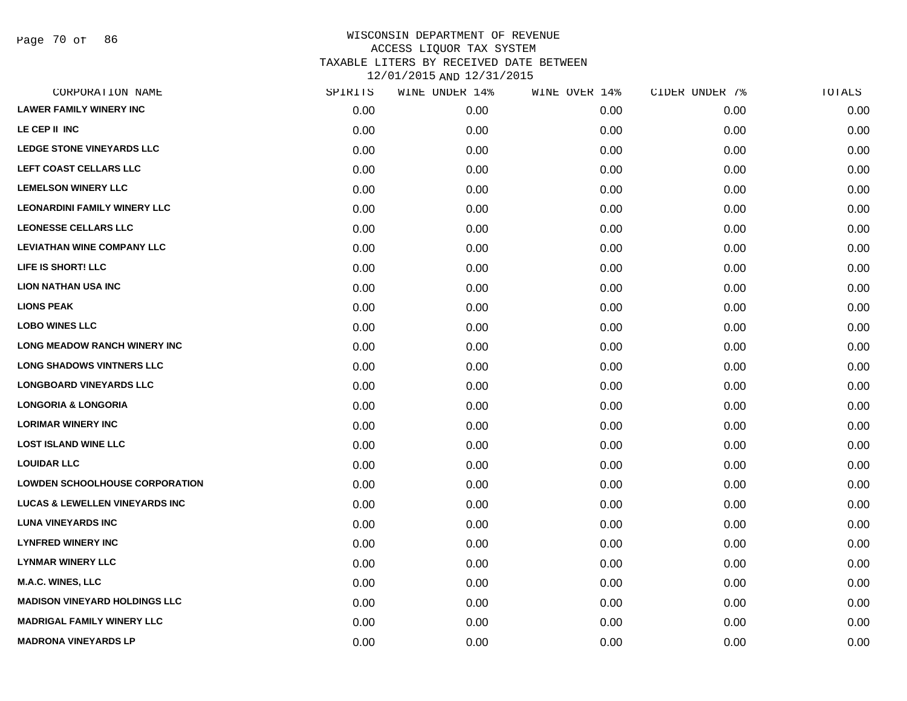# WISCONSIN DEPARTMENT OF REVENUE
## ACCESS LIQUOR TAX SYSTEM
## TAXABLE LITERS BY RECEIVED DATE BETWEEN 12/01/2015 AND 12/31/2015

| CORPORATION NAME | SPIRITS | WINE UNDER 14% | WINE OVER 14% | CIDER UNDER 7% | TOTALS |
|---|---|---|---|---|---|
| LAWER FAMILY WINERY INC | 0.00 | 0.00 | 0.00 | 0.00 | 0.00 |
| LE CEP II INC | 0.00 | 0.00 | 0.00 | 0.00 | 0.00 |
| LEDGE STONE VINEYARDS LLC | 0.00 | 0.00 | 0.00 | 0.00 | 0.00 |
| LEFT COAST CELLARS LLC | 0.00 | 0.00 | 0.00 | 0.00 | 0.00 |
| LEMELSON WINERY LLC | 0.00 | 0.00 | 0.00 | 0.00 | 0.00 |
| LEONARDINI FAMILY WINERY LLC | 0.00 | 0.00 | 0.00 | 0.00 | 0.00 |
| LEONESSE CELLARS LLC | 0.00 | 0.00 | 0.00 | 0.00 | 0.00 |
| LEVIATHAN WINE COMPANY LLC | 0.00 | 0.00 | 0.00 | 0.00 | 0.00 |
| LIFE IS SHORT! LLC | 0.00 | 0.00 | 0.00 | 0.00 | 0.00 |
| LION NATHAN USA INC | 0.00 | 0.00 | 0.00 | 0.00 | 0.00 |
| LIONS PEAK | 0.00 | 0.00 | 0.00 | 0.00 | 0.00 |
| LOBO WINES LLC | 0.00 | 0.00 | 0.00 | 0.00 | 0.00 |
| LONG MEADOW RANCH WINERY INC | 0.00 | 0.00 | 0.00 | 0.00 | 0.00 |
| LONG SHADOWS VINTNERS LLC | 0.00 | 0.00 | 0.00 | 0.00 | 0.00 |
| LONGBOARD VINEYARDS LLC | 0.00 | 0.00 | 0.00 | 0.00 | 0.00 |
| LONGORIA & LONGORIA | 0.00 | 0.00 | 0.00 | 0.00 | 0.00 |
| LORIMAR WINERY INC | 0.00 | 0.00 | 0.00 | 0.00 | 0.00 |
| LOST ISLAND WINE LLC | 0.00 | 0.00 | 0.00 | 0.00 | 0.00 |
| LOUIDAR LLC | 0.00 | 0.00 | 0.00 | 0.00 | 0.00 |
| LOWDEN SCHOOLHOUSE CORPORATION | 0.00 | 0.00 | 0.00 | 0.00 | 0.00 |
| LUCAS & LEWELLEN VINEYARDS INC | 0.00 | 0.00 | 0.00 | 0.00 | 0.00 |
| LUNA VINEYARDS INC | 0.00 | 0.00 | 0.00 | 0.00 | 0.00 |
| LYNFRED WINERY INC | 0.00 | 0.00 | 0.00 | 0.00 | 0.00 |
| LYNMAR WINERY LLC | 0.00 | 0.00 | 0.00 | 0.00 | 0.00 |
| M.A.C. WINES, LLC | 0.00 | 0.00 | 0.00 | 0.00 | 0.00 |
| MADISON VINEYARD HOLDINGS LLC | 0.00 | 0.00 | 0.00 | 0.00 | 0.00 |
| MADRIGAL FAMILY WINERY LLC | 0.00 | 0.00 | 0.00 | 0.00 | 0.00 |
| MADRONA VINEYARDS LP | 0.00 | 0.00 | 0.00 | 0.00 | 0.00 |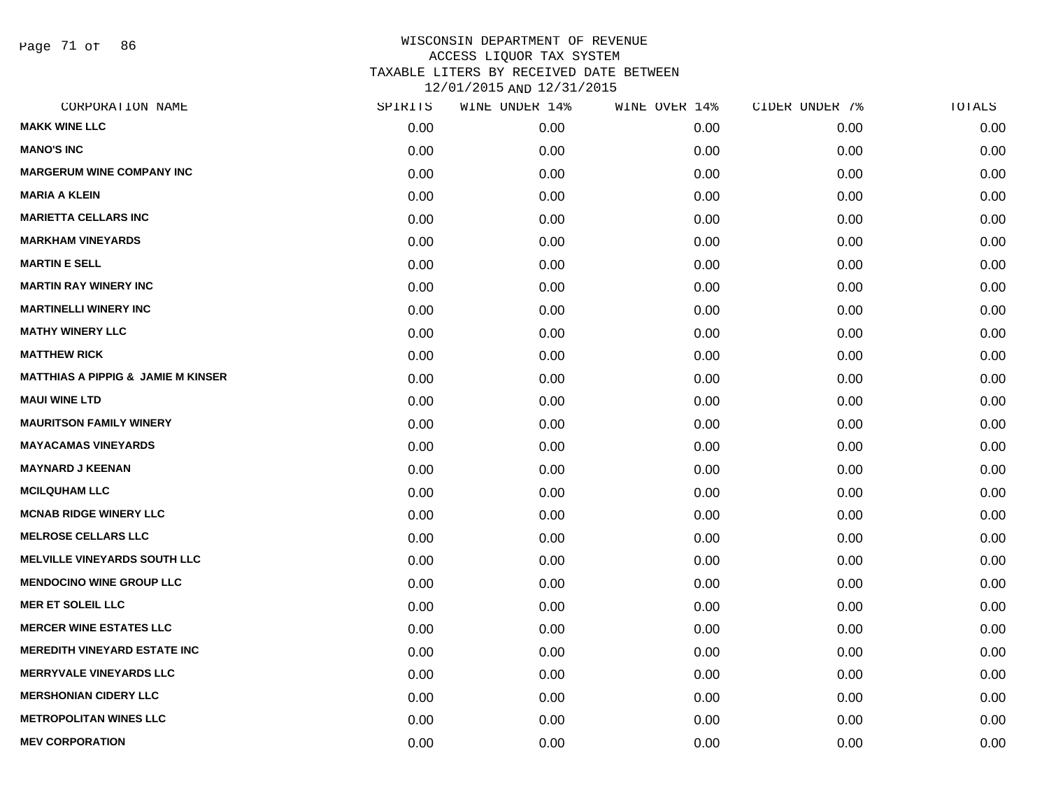# WISCONSIN DEPARTMENT OF REVENUE
## ACCESS LIQUOR TAX SYSTEM
## TAXABLE LITERS BY RECEIVED DATE BETWEEN 12/01/2015 AND 12/31/2015

| CORPORATION NAME | SPIRITS | WINE UNDER 14% | WINE OVER 14% | CIDER UNDER 7% | TOTALS |
|---|---|---|---|---|---|
| MAKK WINE LLC | 0.00 | 0.00 | 0.00 | 0.00 | 0.00 |
| MANO'S INC | 0.00 | 0.00 | 0.00 | 0.00 | 0.00 |
| MARGERUM WINE COMPANY INC | 0.00 | 0.00 | 0.00 | 0.00 | 0.00 |
| MARIA A KLEIN | 0.00 | 0.00 | 0.00 | 0.00 | 0.00 |
| MARIETTA CELLARS INC | 0.00 | 0.00 | 0.00 | 0.00 | 0.00 |
| MARKHAM VINEYARDS | 0.00 | 0.00 | 0.00 | 0.00 | 0.00 |
| MARTIN E SELL | 0.00 | 0.00 | 0.00 | 0.00 | 0.00 |
| MARTIN RAY WINERY INC | 0.00 | 0.00 | 0.00 | 0.00 | 0.00 |
| MARTINELLI WINERY INC | 0.00 | 0.00 | 0.00 | 0.00 | 0.00 |
| MATHY WINERY LLC | 0.00 | 0.00 | 0.00 | 0.00 | 0.00 |
| MATTHEW RICK | 0.00 | 0.00 | 0.00 | 0.00 | 0.00 |
| MATTHIAS A PIPPIG & JAMIE M KINSER | 0.00 | 0.00 | 0.00 | 0.00 | 0.00 |
| MAUI WINE LTD | 0.00 | 0.00 | 0.00 | 0.00 | 0.00 |
| MAURITSON FAMILY WINERY | 0.00 | 0.00 | 0.00 | 0.00 | 0.00 |
| MAYACAMAS VINEYARDS | 0.00 | 0.00 | 0.00 | 0.00 | 0.00 |
| MAYNARD J KEENAN | 0.00 | 0.00 | 0.00 | 0.00 | 0.00 |
| MCILQUHAM LLC | 0.00 | 0.00 | 0.00 | 0.00 | 0.00 |
| MCNAB RIDGE WINERY LLC | 0.00 | 0.00 | 0.00 | 0.00 | 0.00 |
| MELROSE CELLARS LLC | 0.00 | 0.00 | 0.00 | 0.00 | 0.00 |
| MELVILLE VINEYARDS SOUTH LLC | 0.00 | 0.00 | 0.00 | 0.00 | 0.00 |
| MENDOCINO WINE GROUP LLC | 0.00 | 0.00 | 0.00 | 0.00 | 0.00 |
| MER ET SOLEIL LLC | 0.00 | 0.00 | 0.00 | 0.00 | 0.00 |
| MERCER WINE ESTATES LLC | 0.00 | 0.00 | 0.00 | 0.00 | 0.00 |
| MEREDITH VINEYARD ESTATE INC | 0.00 | 0.00 | 0.00 | 0.00 | 0.00 |
| MERRYVALE VINEYARDS LLC | 0.00 | 0.00 | 0.00 | 0.00 | 0.00 |
| MERSHONIAN CIDERY LLC | 0.00 | 0.00 | 0.00 | 0.00 | 0.00 |
| METROPOLITAN WINES LLC | 0.00 | 0.00 | 0.00 | 0.00 | 0.00 |
| MEV CORPORATION | 0.00 | 0.00 | 0.00 | 0.00 | 0.00 |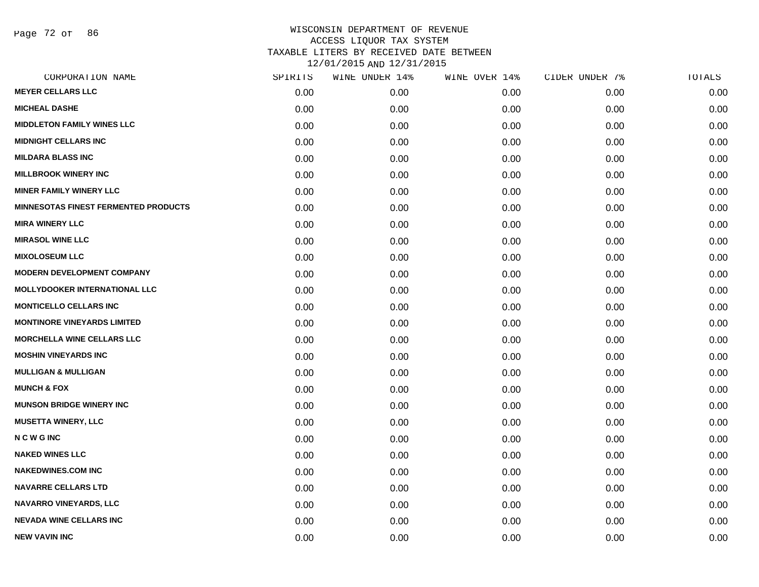# WISCONSIN DEPARTMENT OF REVENUE
## ACCESS LIQUOR TAX SYSTEM
## TAXABLE LITERS BY RECEIVED DATE BETWEEN 12/01/2015 AND 12/31/2015

| CORPORATION NAME | SPIRITS | WINE UNDER 14% | WINE OVER 14% | CIDER UNDER 7% | TOTALS |
|---|---|---|---|---|---|
| MEYER CELLARS LLC | 0.00 | 0.00 | 0.00 | 0.00 | 0.00 |
| MICHEAL DASHE | 0.00 | 0.00 | 0.00 | 0.00 | 0.00 |
| MIDDLETON FAMILY WINES LLC | 0.00 | 0.00 | 0.00 | 0.00 | 0.00 |
| MIDNIGHT CELLARS INC | 0.00 | 0.00 | 0.00 | 0.00 | 0.00 |
| MILDARA BLASS INC | 0.00 | 0.00 | 0.00 | 0.00 | 0.00 |
| MILLBROOK WINERY INC | 0.00 | 0.00 | 0.00 | 0.00 | 0.00 |
| MINER FAMILY WINERY LLC | 0.00 | 0.00 | 0.00 | 0.00 | 0.00 |
| MINNESOTAS FINEST FERMENTED PRODUCTS | 0.00 | 0.00 | 0.00 | 0.00 | 0.00 |
| MIRA WINERY LLC | 0.00 | 0.00 | 0.00 | 0.00 | 0.00 |
| MIRASOL WINE LLC | 0.00 | 0.00 | 0.00 | 0.00 | 0.00 |
| MIXOLOSEUM LLC | 0.00 | 0.00 | 0.00 | 0.00 | 0.00 |
| MODERN DEVELOPMENT COMPANY | 0.00 | 0.00 | 0.00 | 0.00 | 0.00 |
| MOLLYDOOKER INTERNATIONAL LLC | 0.00 | 0.00 | 0.00 | 0.00 | 0.00 |
| MONTICELLO CELLARS INC | 0.00 | 0.00 | 0.00 | 0.00 | 0.00 |
| MONTINORE VINEYARDS LIMITED | 0.00 | 0.00 | 0.00 | 0.00 | 0.00 |
| MORCHELLA WINE CELLARS LLC | 0.00 | 0.00 | 0.00 | 0.00 | 0.00 |
| MOSHIN VINEYARDS INC | 0.00 | 0.00 | 0.00 | 0.00 | 0.00 |
| MULLIGAN & MULLIGAN | 0.00 | 0.00 | 0.00 | 0.00 | 0.00 |
| MUNCH & FOX | 0.00 | 0.00 | 0.00 | 0.00 | 0.00 |
| MUNSON BRIDGE WINERY INC | 0.00 | 0.00 | 0.00 | 0.00 | 0.00 |
| MUSETTA WINERY, LLC | 0.00 | 0.00 | 0.00 | 0.00 | 0.00 |
| N C W G INC | 0.00 | 0.00 | 0.00 | 0.00 | 0.00 |
| NAKED WINES LLC | 0.00 | 0.00 | 0.00 | 0.00 | 0.00 |
| NAKEDWINES.COM INC | 0.00 | 0.00 | 0.00 | 0.00 | 0.00 |
| NAVARRE CELLARS LTD | 0.00 | 0.00 | 0.00 | 0.00 | 0.00 |
| NAVARRO VINEYARDS, LLC | 0.00 | 0.00 | 0.00 | 0.00 | 0.00 |
| NEVADA WINE CELLARS INC | 0.00 | 0.00 | 0.00 | 0.00 | 0.00 |
| NEW VAVIN INC | 0.00 | 0.00 | 0.00 | 0.00 | 0.00 |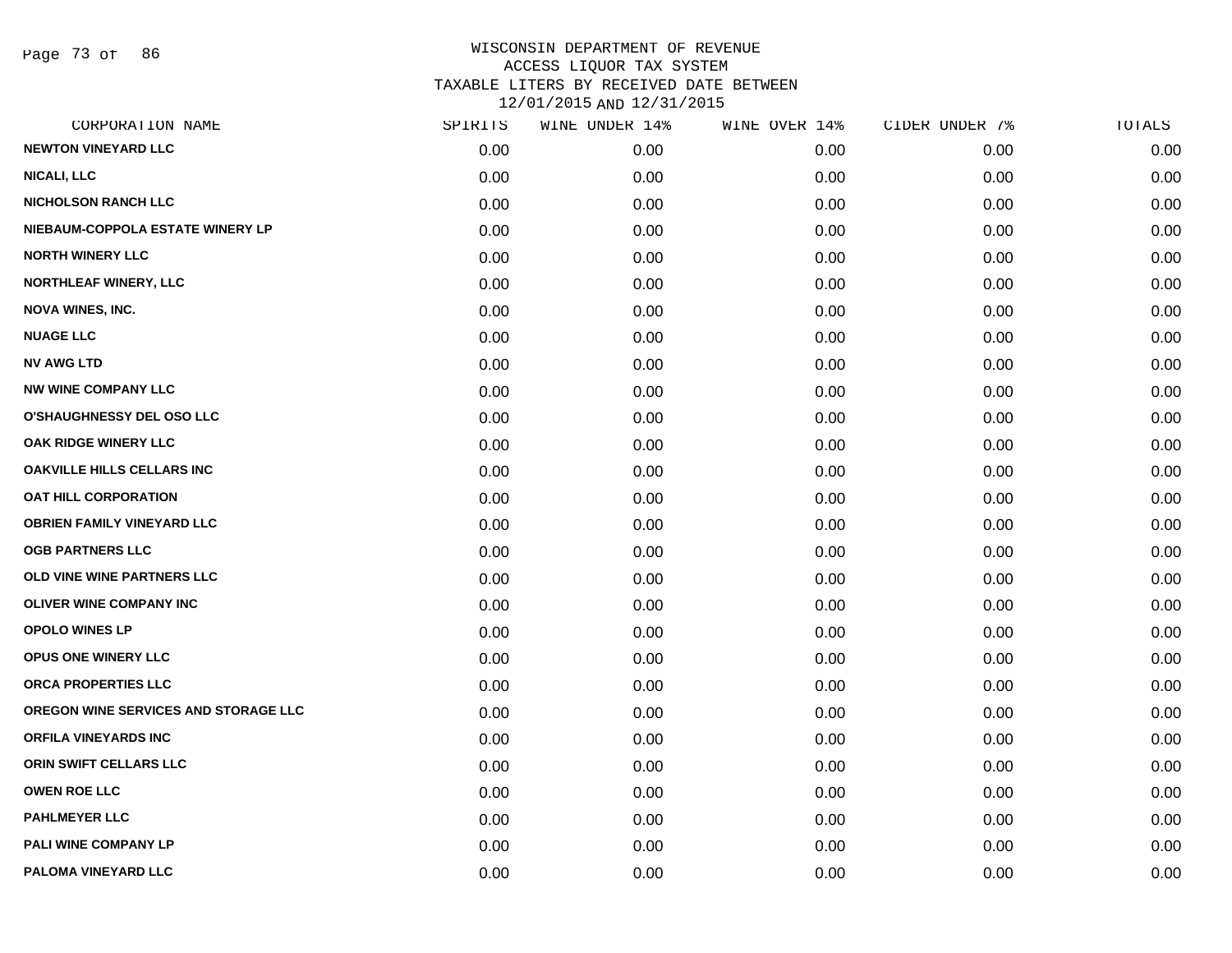WISCONSIN DEPARTMENT OF REVENUE
ACCESS LIQUOR TAX SYSTEM
TAXABLE LITERS BY RECEIVED DATE BETWEEN
12/01/2015 AND 12/31/2015

| CORPORATION NAME | SPIRITS | WINE UNDER 14% | WINE OVER 14% | CIDER UNDER 7% | TOTALS |
|---|---|---|---|---|---|
| NEWTON VINEYARD LLC | 0.00 | 0.00 | 0.00 | 0.00 | 0.00 |
| NICALI, LLC | 0.00 | 0.00 | 0.00 | 0.00 | 0.00 |
| NICHOLSON RANCH LLC | 0.00 | 0.00 | 0.00 | 0.00 | 0.00 |
| NIEBAUM-COPPOLA ESTATE WINERY LP | 0.00 | 0.00 | 0.00 | 0.00 | 0.00 |
| NORTH WINERY LLC | 0.00 | 0.00 | 0.00 | 0.00 | 0.00 |
| NORTHLEAF WINERY, LLC | 0.00 | 0.00 | 0.00 | 0.00 | 0.00 |
| NOVA WINES, INC. | 0.00 | 0.00 | 0.00 | 0.00 | 0.00 |
| NUAGE LLC | 0.00 | 0.00 | 0.00 | 0.00 | 0.00 |
| NV AWG LTD | 0.00 | 0.00 | 0.00 | 0.00 | 0.00 |
| NW WINE COMPANY LLC | 0.00 | 0.00 | 0.00 | 0.00 | 0.00 |
| O'SHAUGHNESSY DEL OSO LLC | 0.00 | 0.00 | 0.00 | 0.00 | 0.00 |
| OAK RIDGE WINERY LLC | 0.00 | 0.00 | 0.00 | 0.00 | 0.00 |
| OAKVILLE HILLS CELLARS INC | 0.00 | 0.00 | 0.00 | 0.00 | 0.00 |
| OAT HILL CORPORATION | 0.00 | 0.00 | 0.00 | 0.00 | 0.00 |
| OBRIEN FAMILY VINEYARD LLC | 0.00 | 0.00 | 0.00 | 0.00 | 0.00 |
| OGB PARTNERS LLC | 0.00 | 0.00 | 0.00 | 0.00 | 0.00 |
| OLD VINE WINE PARTNERS LLC | 0.00 | 0.00 | 0.00 | 0.00 | 0.00 |
| OLIVER WINE COMPANY INC | 0.00 | 0.00 | 0.00 | 0.00 | 0.00 |
| OPOLO WINES LP | 0.00 | 0.00 | 0.00 | 0.00 | 0.00 |
| OPUS ONE WINERY LLC | 0.00 | 0.00 | 0.00 | 0.00 | 0.00 |
| ORCA PROPERTIES LLC | 0.00 | 0.00 | 0.00 | 0.00 | 0.00 |
| OREGON WINE SERVICES AND STORAGE LLC | 0.00 | 0.00 | 0.00 | 0.00 | 0.00 |
| ORFILA VINEYARDS INC | 0.00 | 0.00 | 0.00 | 0.00 | 0.00 |
| ORIN SWIFT CELLARS LLC | 0.00 | 0.00 | 0.00 | 0.00 | 0.00 |
| OWEN ROE LLC | 0.00 | 0.00 | 0.00 | 0.00 | 0.00 |
| PAHLMEYER LLC | 0.00 | 0.00 | 0.00 | 0.00 | 0.00 |
| PALI WINE COMPANY LP | 0.00 | 0.00 | 0.00 | 0.00 | 0.00 |
| PALOMA VINEYARD LLC | 0.00 | 0.00 | 0.00 | 0.00 | 0.00 |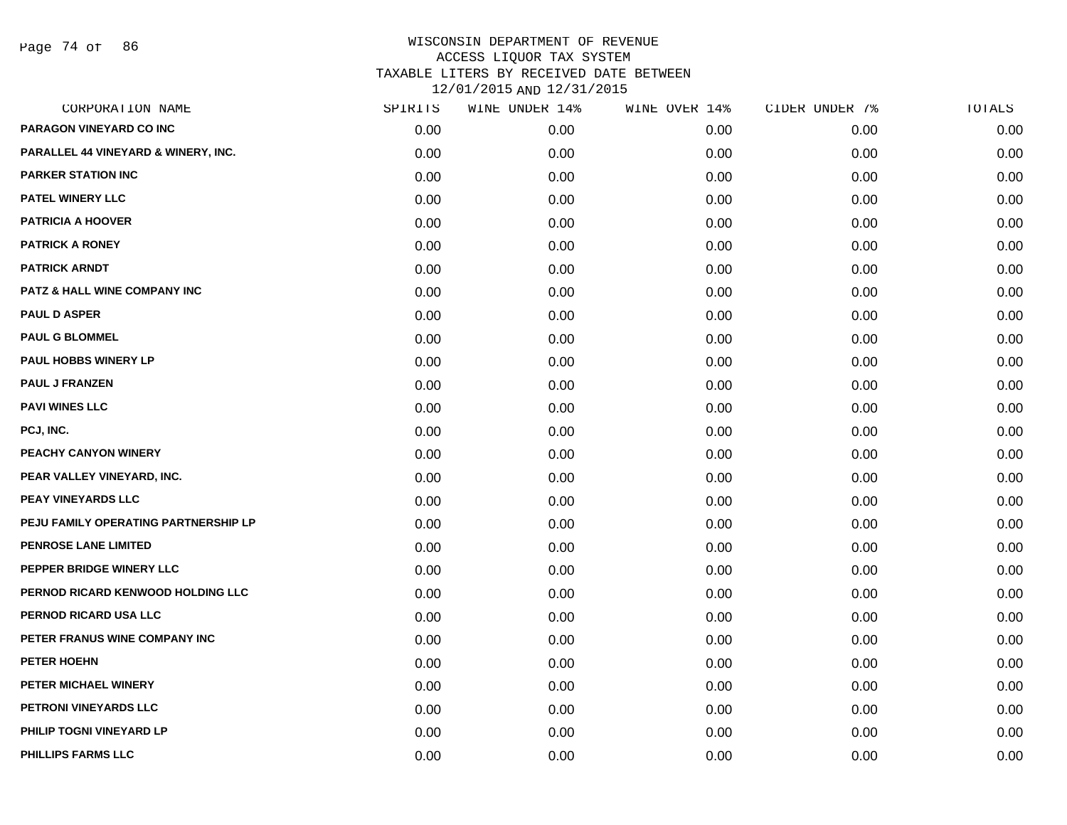# WISCONSIN DEPARTMENT OF REVENUE
## ACCESS LIQUOR TAX SYSTEM
## TAXABLE LITERS BY RECEIVED DATE BETWEEN 12/01/2015 AND 12/31/2015

| CORPORATION NAME | SPIRITS | WINE UNDER 14% | WINE OVER 14% | CIDER UNDER 7% | TOTALS |
|---|---|---|---|---|---|
| PARAGON VINEYARD CO INC | 0.00 | 0.00 | 0.00 | 0.00 | 0.00 |
| PARALLEL 44 VINEYARD & WINERY, INC. | 0.00 | 0.00 | 0.00 | 0.00 | 0.00 |
| PARKER STATION INC | 0.00 | 0.00 | 0.00 | 0.00 | 0.00 |
| PATEL WINERY LLC | 0.00 | 0.00 | 0.00 | 0.00 | 0.00 |
| PATRICIA A HOOVER | 0.00 | 0.00 | 0.00 | 0.00 | 0.00 |
| PATRICK A RONEY | 0.00 | 0.00 | 0.00 | 0.00 | 0.00 |
| PATRICK ARNDT | 0.00 | 0.00 | 0.00 | 0.00 | 0.00 |
| PATZ & HALL WINE COMPANY INC | 0.00 | 0.00 | 0.00 | 0.00 | 0.00 |
| PAUL D ASPER | 0.00 | 0.00 | 0.00 | 0.00 | 0.00 |
| PAUL G BLOMMEL | 0.00 | 0.00 | 0.00 | 0.00 | 0.00 |
| PAUL HOBBS WINERY LP | 0.00 | 0.00 | 0.00 | 0.00 | 0.00 |
| PAUL J FRANZEN | 0.00 | 0.00 | 0.00 | 0.00 | 0.00 |
| PAVI WINES LLC | 0.00 | 0.00 | 0.00 | 0.00 | 0.00 |
| PCJ, INC. | 0.00 | 0.00 | 0.00 | 0.00 | 0.00 |
| PEACHY CANYON WINERY | 0.00 | 0.00 | 0.00 | 0.00 | 0.00 |
| PEAR VALLEY VINEYARD, INC. | 0.00 | 0.00 | 0.00 | 0.00 | 0.00 |
| PEAY VINEYARDS LLC | 0.00 | 0.00 | 0.00 | 0.00 | 0.00 |
| PEJU FAMILY OPERATING PARTNERSHIP LP | 0.00 | 0.00 | 0.00 | 0.00 | 0.00 |
| PENROSE LANE LIMITED | 0.00 | 0.00 | 0.00 | 0.00 | 0.00 |
| PEPPER BRIDGE WINERY LLC | 0.00 | 0.00 | 0.00 | 0.00 | 0.00 |
| PERNOD RICARD KENWOOD HOLDING LLC | 0.00 | 0.00 | 0.00 | 0.00 | 0.00 |
| PERNOD RICARD USA LLC | 0.00 | 0.00 | 0.00 | 0.00 | 0.00 |
| PETER FRANUS WINE COMPANY INC | 0.00 | 0.00 | 0.00 | 0.00 | 0.00 |
| PETER HOEHN | 0.00 | 0.00 | 0.00 | 0.00 | 0.00 |
| PETER MICHAEL WINERY | 0.00 | 0.00 | 0.00 | 0.00 | 0.00 |
| PETRONI VINEYARDS LLC | 0.00 | 0.00 | 0.00 | 0.00 | 0.00 |
| PHILIP TOGNI VINEYARD LP | 0.00 | 0.00 | 0.00 | 0.00 | 0.00 |
| PHILLIPS FARMS LLC | 0.00 | 0.00 | 0.00 | 0.00 | 0.00 |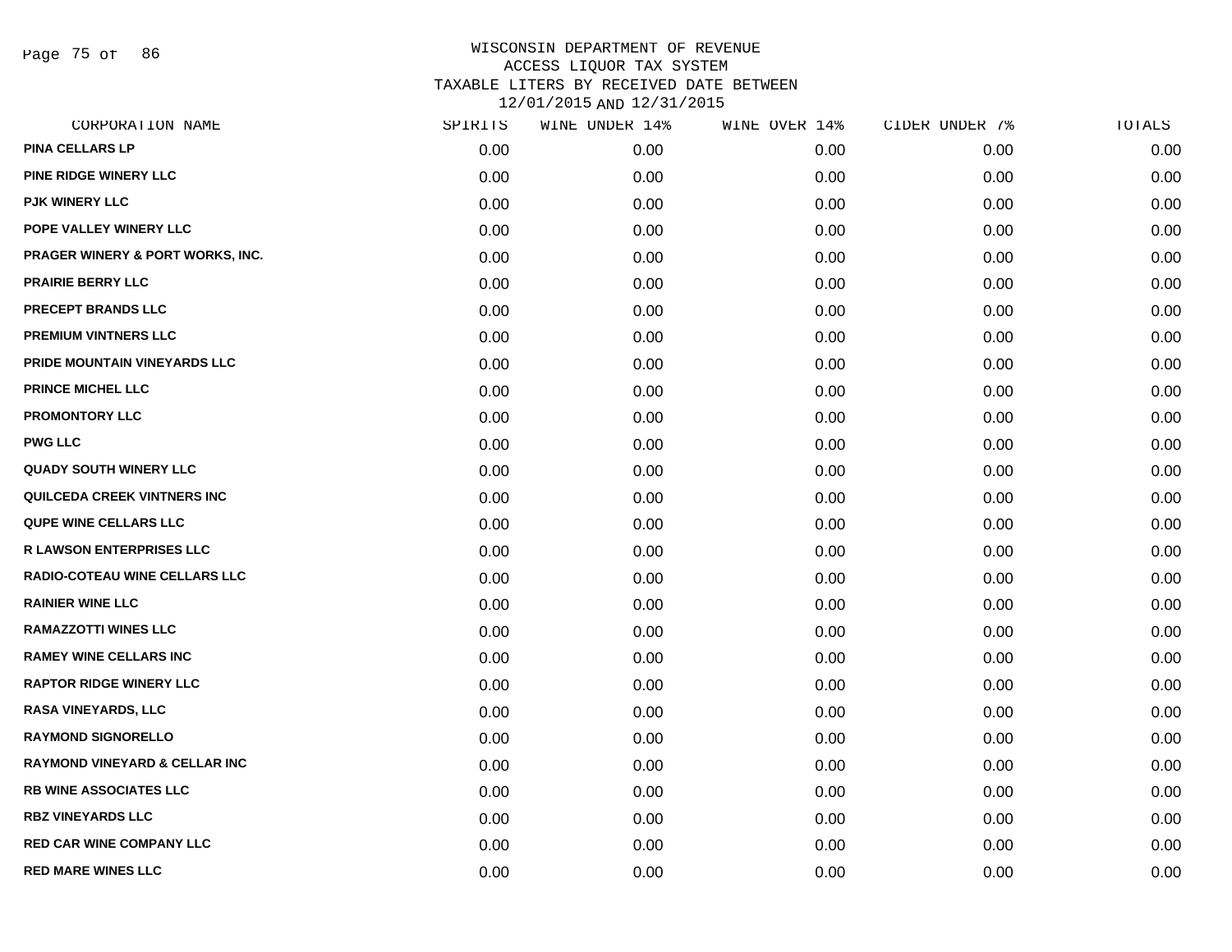# WISCONSIN DEPARTMENT OF REVENUE
## ACCESS LIQUOR TAX SYSTEM
## TAXABLE LITERS BY RECEIVED DATE BETWEEN 12/01/2015 AND 12/31/2015

| CORPORATION NAME | SPIRITS | WINE UNDER 14% | WINE OVER 14% | CIDER UNDER 7% | TOTALS |
|---|---|---|---|---|---|
| PINA CELLARS LP | 0.00 | 0.00 | 0.00 | 0.00 | 0.00 |
| PINE RIDGE WINERY LLC | 0.00 | 0.00 | 0.00 | 0.00 | 0.00 |
| PJK WINERY LLC | 0.00 | 0.00 | 0.00 | 0.00 | 0.00 |
| POPE VALLEY WINERY LLC | 0.00 | 0.00 | 0.00 | 0.00 | 0.00 |
| PRAGER WINERY & PORT WORKS, INC. | 0.00 | 0.00 | 0.00 | 0.00 | 0.00 |
| PRAIRIE BERRY LLC | 0.00 | 0.00 | 0.00 | 0.00 | 0.00 |
| PRECEPT BRANDS LLC | 0.00 | 0.00 | 0.00 | 0.00 | 0.00 |
| PREMIUM VINTNERS LLC | 0.00 | 0.00 | 0.00 | 0.00 | 0.00 |
| PRIDE MOUNTAIN VINEYARDS LLC | 0.00 | 0.00 | 0.00 | 0.00 | 0.00 |
| PRINCE MICHEL LLC | 0.00 | 0.00 | 0.00 | 0.00 | 0.00 |
| PROMONTORY LLC | 0.00 | 0.00 | 0.00 | 0.00 | 0.00 |
| PWG LLC | 0.00 | 0.00 | 0.00 | 0.00 | 0.00 |
| QUADY SOUTH WINERY LLC | 0.00 | 0.00 | 0.00 | 0.00 | 0.00 |
| QUILCEDA CREEK VINTNERS INC | 0.00 | 0.00 | 0.00 | 0.00 | 0.00 |
| QUPE WINE CELLARS LLC | 0.00 | 0.00 | 0.00 | 0.00 | 0.00 |
| R LAWSON ENTERPRISES LLC | 0.00 | 0.00 | 0.00 | 0.00 | 0.00 |
| RADIO-COTEAU WINE CELLARS LLC | 0.00 | 0.00 | 0.00 | 0.00 | 0.00 |
| RAINIER WINE LLC | 0.00 | 0.00 | 0.00 | 0.00 | 0.00 |
| RAMAZZOTTI WINES LLC | 0.00 | 0.00 | 0.00 | 0.00 | 0.00 |
| RAMEY WINE CELLARS INC | 0.00 | 0.00 | 0.00 | 0.00 | 0.00 |
| RAPTOR RIDGE WINERY LLC | 0.00 | 0.00 | 0.00 | 0.00 | 0.00 |
| RASA VINEYARDS, LLC | 0.00 | 0.00 | 0.00 | 0.00 | 0.00 |
| RAYMOND SIGNORELLO | 0.00 | 0.00 | 0.00 | 0.00 | 0.00 |
| RAYMOND VINEYARD & CELLAR INC | 0.00 | 0.00 | 0.00 | 0.00 | 0.00 |
| RB WINE ASSOCIATES LLC | 0.00 | 0.00 | 0.00 | 0.00 | 0.00 |
| RBZ VINEYARDS LLC | 0.00 | 0.00 | 0.00 | 0.00 | 0.00 |
| RED CAR WINE COMPANY LLC | 0.00 | 0.00 | 0.00 | 0.00 | 0.00 |
| RED MARE WINES LLC | 0.00 | 0.00 | 0.00 | 0.00 | 0.00 |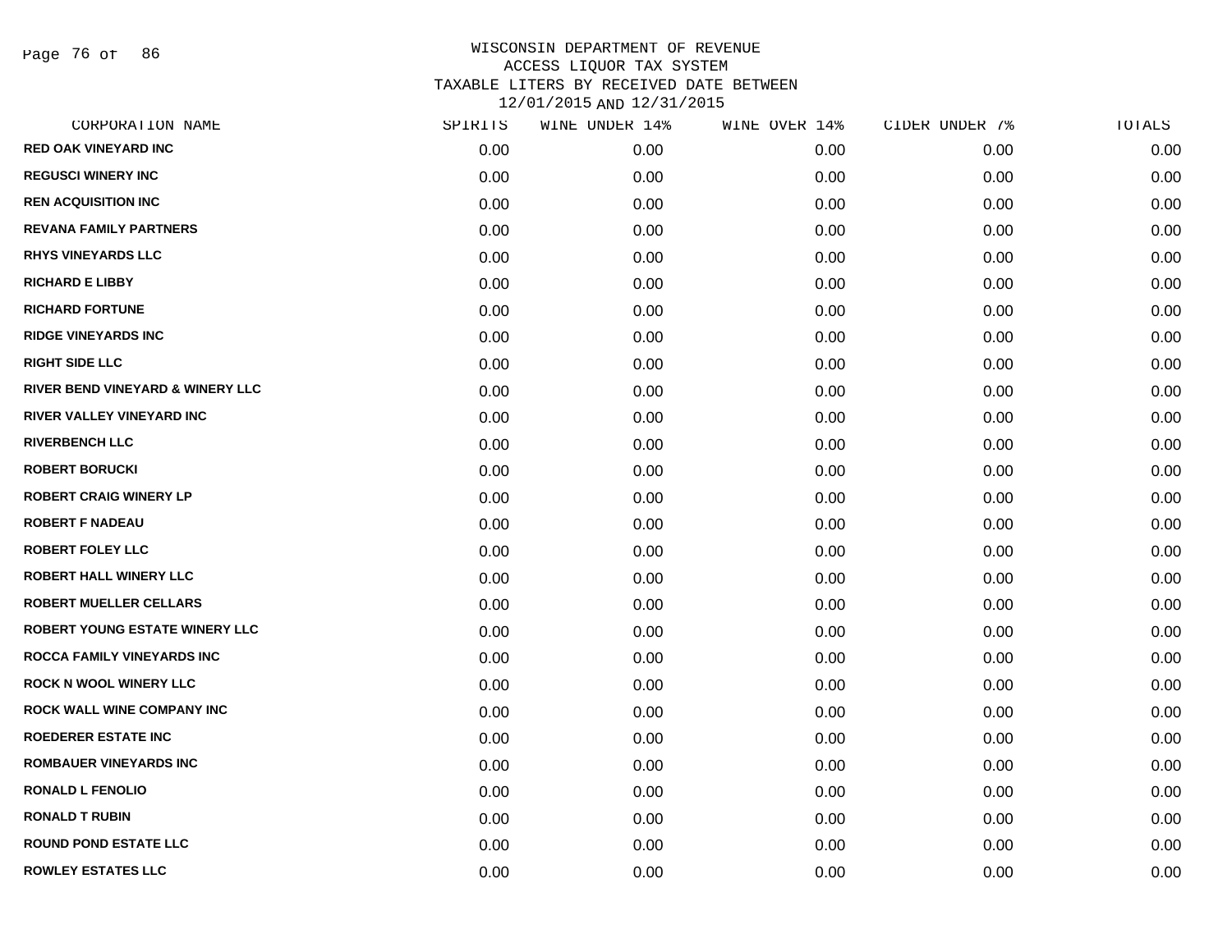# WISCONSIN DEPARTMENT OF REVENUE
## ACCESS LIQUOR TAX SYSTEM
## TAXABLE LITERS BY RECEIVED DATE BETWEEN 12/01/2015 AND 12/31/2015

| CORPORATION NAME | SPIRITS | WINE UNDER 14% | WINE OVER 14% | CIDER UNDER 7% | TOTALS |
|---|---|---|---|---|---|
| RED OAK VINEYARD INC | 0.00 | 0.00 | 0.00 | 0.00 | 0.00 |
| REGUSCI WINERY INC | 0.00 | 0.00 | 0.00 | 0.00 | 0.00 |
| REN ACQUISITION INC | 0.00 | 0.00 | 0.00 | 0.00 | 0.00 |
| REVANA FAMILY PARTNERS | 0.00 | 0.00 | 0.00 | 0.00 | 0.00 |
| RHYS VINEYARDS LLC | 0.00 | 0.00 | 0.00 | 0.00 | 0.00 |
| RICHARD E LIBBY | 0.00 | 0.00 | 0.00 | 0.00 | 0.00 |
| RICHARD FORTUNE | 0.00 | 0.00 | 0.00 | 0.00 | 0.00 |
| RIDGE VINEYARDS INC | 0.00 | 0.00 | 0.00 | 0.00 | 0.00 |
| RIGHT SIDE LLC | 0.00 | 0.00 | 0.00 | 0.00 | 0.00 |
| RIVER BEND VINEYARD & WINERY LLC | 0.00 | 0.00 | 0.00 | 0.00 | 0.00 |
| RIVER VALLEY VINEYARD INC | 0.00 | 0.00 | 0.00 | 0.00 | 0.00 |
| RIVERBENCH LLC | 0.00 | 0.00 | 0.00 | 0.00 | 0.00 |
| ROBERT BORUCKI | 0.00 | 0.00 | 0.00 | 0.00 | 0.00 |
| ROBERT CRAIG WINERY LP | 0.00 | 0.00 | 0.00 | 0.00 | 0.00 |
| ROBERT F NADEAU | 0.00 | 0.00 | 0.00 | 0.00 | 0.00 |
| ROBERT FOLEY LLC | 0.00 | 0.00 | 0.00 | 0.00 | 0.00 |
| ROBERT HALL WINERY LLC | 0.00 | 0.00 | 0.00 | 0.00 | 0.00 |
| ROBERT MUELLER CELLARS | 0.00 | 0.00 | 0.00 | 0.00 | 0.00 |
| ROBERT YOUNG ESTATE WINERY LLC | 0.00 | 0.00 | 0.00 | 0.00 | 0.00 |
| ROCCA FAMILY VINEYARDS INC | 0.00 | 0.00 | 0.00 | 0.00 | 0.00 |
| ROCK N WOOL WINERY LLC | 0.00 | 0.00 | 0.00 | 0.00 | 0.00 |
| ROCK WALL WINE COMPANY INC | 0.00 | 0.00 | 0.00 | 0.00 | 0.00 |
| ROEDERER ESTATE INC | 0.00 | 0.00 | 0.00 | 0.00 | 0.00 |
| ROMBAUER VINEYARDS INC | 0.00 | 0.00 | 0.00 | 0.00 | 0.00 |
| RONALD L FENOLIO | 0.00 | 0.00 | 0.00 | 0.00 | 0.00 |
| RONALD T RUBIN | 0.00 | 0.00 | 0.00 | 0.00 | 0.00 |
| ROUND POND ESTATE LLC | 0.00 | 0.00 | 0.00 | 0.00 | 0.00 |
| ROWLEY ESTATES LLC | 0.00 | 0.00 | 0.00 | 0.00 | 0.00 |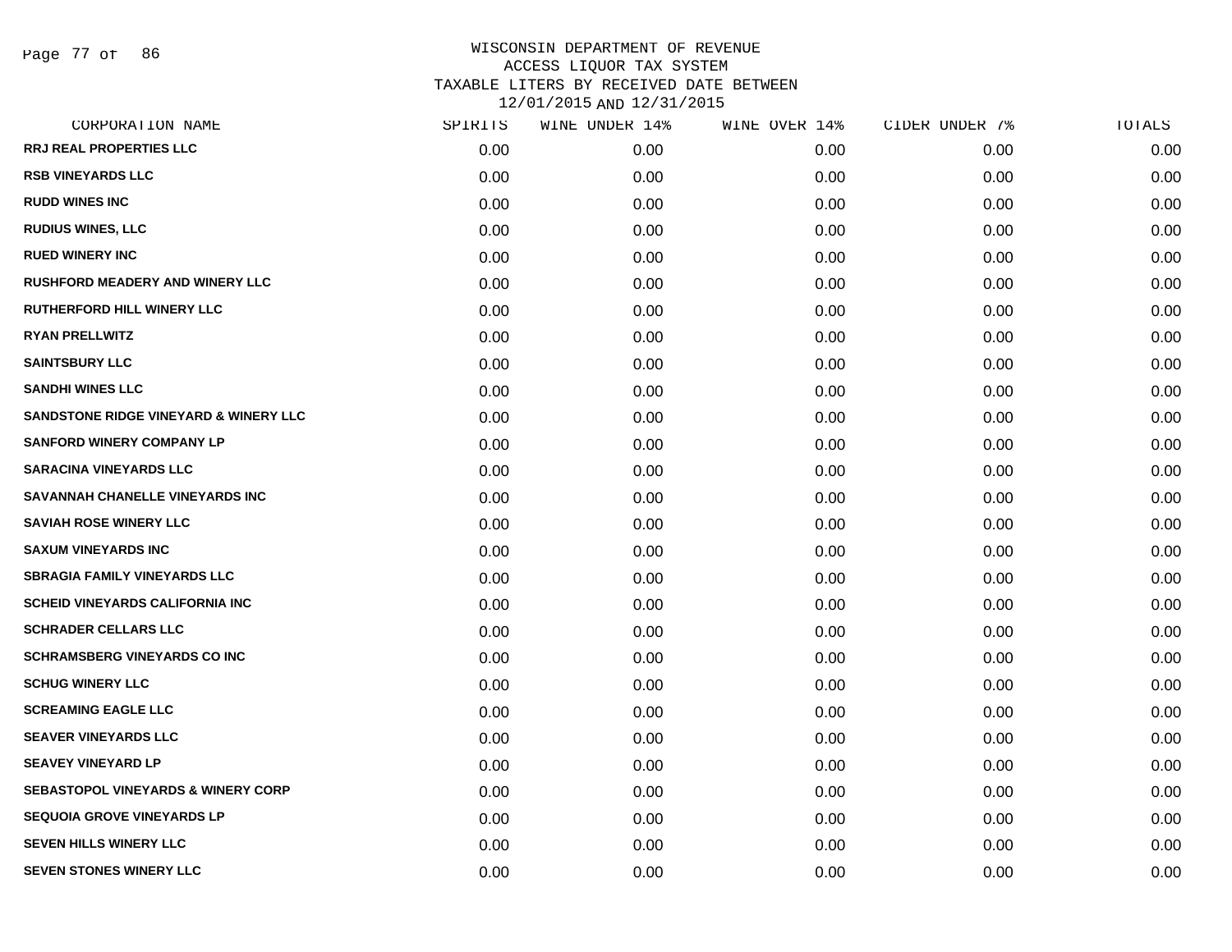WISCONSIN DEPARTMENT OF REVENUE
ACCESS LIQUOR TAX SYSTEM
TAXABLE LITERS BY RECEIVED DATE BETWEEN
12/01/2015 AND 12/31/2015

| CORPORATION NAME | SPIRITS | WINE UNDER 14% | WINE OVER 14% | CIDER UNDER 7% | TOTALS |
|---|---|---|---|---|---|
| RRJ REAL PROPERTIES LLC | 0.00 | 0.00 | 0.00 | 0.00 | 0.00 |
| RSB VINEYARDS LLC | 0.00 | 0.00 | 0.00 | 0.00 | 0.00 |
| RUDD WINES INC | 0.00 | 0.00 | 0.00 | 0.00 | 0.00 |
| RUDIUS WINES, LLC | 0.00 | 0.00 | 0.00 | 0.00 | 0.00 |
| RUED WINERY INC | 0.00 | 0.00 | 0.00 | 0.00 | 0.00 |
| RUSHFORD MEADERY AND WINERY LLC | 0.00 | 0.00 | 0.00 | 0.00 | 0.00 |
| RUTHERFORD HILL WINERY LLC | 0.00 | 0.00 | 0.00 | 0.00 | 0.00 |
| RYAN PRELLWITZ | 0.00 | 0.00 | 0.00 | 0.00 | 0.00 |
| SAINTSBURY LLC | 0.00 | 0.00 | 0.00 | 0.00 | 0.00 |
| SANDHI WINES LLC | 0.00 | 0.00 | 0.00 | 0.00 | 0.00 |
| SANDSTONE RIDGE VINEYARD & WINERY LLC | 0.00 | 0.00 | 0.00 | 0.00 | 0.00 |
| SANFORD WINERY COMPANY LP | 0.00 | 0.00 | 0.00 | 0.00 | 0.00 |
| SARACINA VINEYARDS LLC | 0.00 | 0.00 | 0.00 | 0.00 | 0.00 |
| SAVANNAH CHANELLE VINEYARDS INC | 0.00 | 0.00 | 0.00 | 0.00 | 0.00 |
| SAVIAH ROSE WINERY LLC | 0.00 | 0.00 | 0.00 | 0.00 | 0.00 |
| SAXUM VINEYARDS INC | 0.00 | 0.00 | 0.00 | 0.00 | 0.00 |
| SBRAGIA FAMILY VINEYARDS LLC | 0.00 | 0.00 | 0.00 | 0.00 | 0.00 |
| SCHEID VINEYARDS CALIFORNIA INC | 0.00 | 0.00 | 0.00 | 0.00 | 0.00 |
| SCHRADER CELLARS LLC | 0.00 | 0.00 | 0.00 | 0.00 | 0.00 |
| SCHRAMSBERG VINEYARDS CO INC | 0.00 | 0.00 | 0.00 | 0.00 | 0.00 |
| SCHUG WINERY LLC | 0.00 | 0.00 | 0.00 | 0.00 | 0.00 |
| SCREAMING EAGLE LLC | 0.00 | 0.00 | 0.00 | 0.00 | 0.00 |
| SEAVER VINEYARDS LLC | 0.00 | 0.00 | 0.00 | 0.00 | 0.00 |
| SEAVEY VINEYARD LP | 0.00 | 0.00 | 0.00 | 0.00 | 0.00 |
| SEBASTOPOL VINEYARDS & WINERY CORP | 0.00 | 0.00 | 0.00 | 0.00 | 0.00 |
| SEQUOIA GROVE VINEYARDS LP | 0.00 | 0.00 | 0.00 | 0.00 | 0.00 |
| SEVEN HILLS WINERY LLC | 0.00 | 0.00 | 0.00 | 0.00 | 0.00 |
| SEVEN STONES WINERY LLC | 0.00 | 0.00 | 0.00 | 0.00 | 0.00 |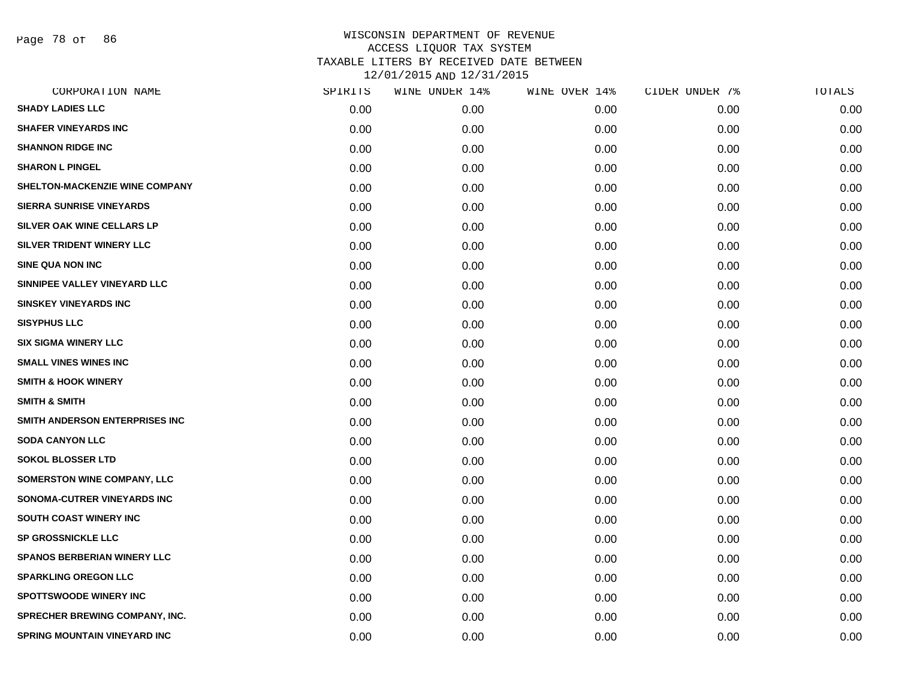# WISCONSIN DEPARTMENT OF REVENUE
## ACCESS LIQUOR TAX SYSTEM
## TAXABLE LITERS BY RECEIVED DATE BETWEEN 12/01/2015 AND 12/31/2015

| CORPORATION NAME | SPIRITS | WINE UNDER 14% | WINE OVER 14% | CIDER UNDER 7% | TOTALS |
|---|---|---|---|---|---|
| SHADY LADIES LLC | 0.00 | 0.00 | 0.00 | 0.00 | 0.00 |
| SHAFER VINEYARDS INC | 0.00 | 0.00 | 0.00 | 0.00 | 0.00 |
| SHANNON RIDGE INC | 0.00 | 0.00 | 0.00 | 0.00 | 0.00 |
| SHARON L PINGEL | 0.00 | 0.00 | 0.00 | 0.00 | 0.00 |
| SHELTON-MACKENZIE WINE COMPANY | 0.00 | 0.00 | 0.00 | 0.00 | 0.00 |
| SIERRA SUNRISE VINEYARDS | 0.00 | 0.00 | 0.00 | 0.00 | 0.00 |
| SILVER OAK WINE CELLARS LP | 0.00 | 0.00 | 0.00 | 0.00 | 0.00 |
| SILVER TRIDENT WINERY LLC | 0.00 | 0.00 | 0.00 | 0.00 | 0.00 |
| SINE QUA NON INC | 0.00 | 0.00 | 0.00 | 0.00 | 0.00 |
| SINNIPEE VALLEY VINEYARD LLC | 0.00 | 0.00 | 0.00 | 0.00 | 0.00 |
| SINSKEY VINEYARDS INC | 0.00 | 0.00 | 0.00 | 0.00 | 0.00 |
| SISYPHUS LLC | 0.00 | 0.00 | 0.00 | 0.00 | 0.00 |
| SIX SIGMA WINERY LLC | 0.00 | 0.00 | 0.00 | 0.00 | 0.00 |
| SMALL VINES WINES INC | 0.00 | 0.00 | 0.00 | 0.00 | 0.00 |
| SMITH & HOOK WINERY | 0.00 | 0.00 | 0.00 | 0.00 | 0.00 |
| SMITH & SMITH | 0.00 | 0.00 | 0.00 | 0.00 | 0.00 |
| SMITH ANDERSON ENTERPRISES INC | 0.00 | 0.00 | 0.00 | 0.00 | 0.00 |
| SODA CANYON LLC | 0.00 | 0.00 | 0.00 | 0.00 | 0.00 |
| SOKOL BLOSSER LTD | 0.00 | 0.00 | 0.00 | 0.00 | 0.00 |
| SOMERSTON WINE COMPANY, LLC | 0.00 | 0.00 | 0.00 | 0.00 | 0.00 |
| SONOMA-CUTRER VINEYARDS INC | 0.00 | 0.00 | 0.00 | 0.00 | 0.00 |
| SOUTH COAST WINERY INC | 0.00 | 0.00 | 0.00 | 0.00 | 0.00 |
| SP GROSSNICKLE LLC | 0.00 | 0.00 | 0.00 | 0.00 | 0.00 |
| SPANOS BERBERIAN WINERY LLC | 0.00 | 0.00 | 0.00 | 0.00 | 0.00 |
| SPARKLING OREGON LLC | 0.00 | 0.00 | 0.00 | 0.00 | 0.00 |
| SPOTTSWOODE WINERY INC | 0.00 | 0.00 | 0.00 | 0.00 | 0.00 |
| SPRECHER BREWING COMPANY, INC. | 0.00 | 0.00 | 0.00 | 0.00 | 0.00 |
| SPRING MOUNTAIN VINEYARD INC | 0.00 | 0.00 | 0.00 | 0.00 | 0.00 |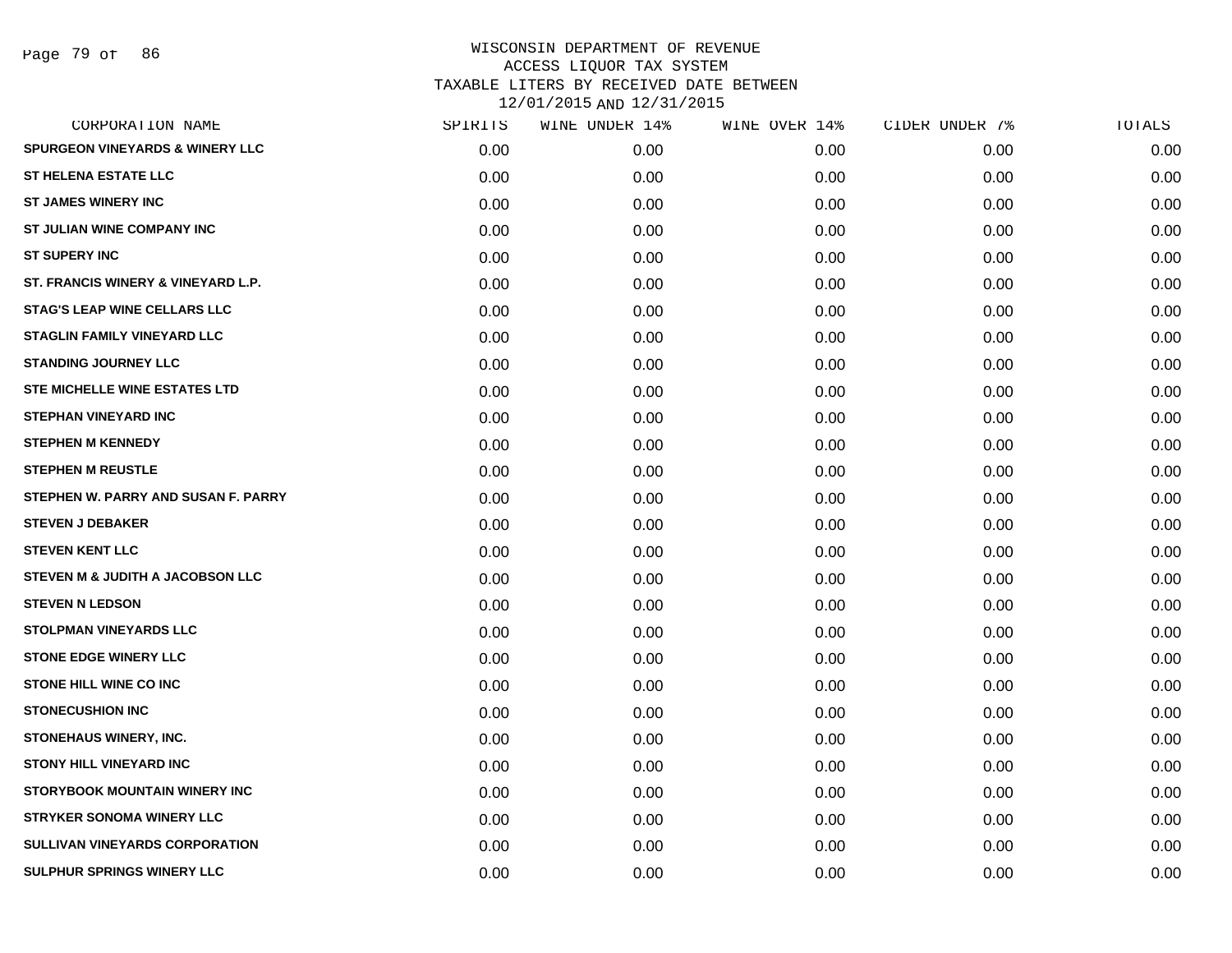WISCONSIN DEPARTMENT OF REVENUE
ACCESS LIQUOR TAX SYSTEM
TAXABLE LITERS BY RECEIVED DATE BETWEEN
12/01/2015 AND 12/31/2015

| CORPORATION NAME | SPIRITS | WINE UNDER 14% | WINE OVER 14% | CIDER UNDER 7% | TOTALS |
|---|---|---|---|---|---|
| SPURGEON VINEYARDS & WINERY LLC | 0.00 | 0.00 | 0.00 | 0.00 | 0.00 |
| ST HELENA ESTATE LLC | 0.00 | 0.00 | 0.00 | 0.00 | 0.00 |
| ST JAMES WINERY INC | 0.00 | 0.00 | 0.00 | 0.00 | 0.00 |
| ST JULIAN WINE COMPANY INC | 0.00 | 0.00 | 0.00 | 0.00 | 0.00 |
| ST SUPERY INC | 0.00 | 0.00 | 0.00 | 0.00 | 0.00 |
| ST. FRANCIS WINERY & VINEYARD L.P. | 0.00 | 0.00 | 0.00 | 0.00 | 0.00 |
| STAG'S LEAP WINE CELLARS LLC | 0.00 | 0.00 | 0.00 | 0.00 | 0.00 |
| STAGLIN FAMILY VINEYARD LLC | 0.00 | 0.00 | 0.00 | 0.00 | 0.00 |
| STANDING JOURNEY LLC | 0.00 | 0.00 | 0.00 | 0.00 | 0.00 |
| STE MICHELLE WINE ESTATES LTD | 0.00 | 0.00 | 0.00 | 0.00 | 0.00 |
| STEPHAN VINEYARD INC | 0.00 | 0.00 | 0.00 | 0.00 | 0.00 |
| STEPHEN M KENNEDY | 0.00 | 0.00 | 0.00 | 0.00 | 0.00 |
| STEPHEN M REUSTLE | 0.00 | 0.00 | 0.00 | 0.00 | 0.00 |
| STEPHEN W. PARRY AND SUSAN F. PARRY | 0.00 | 0.00 | 0.00 | 0.00 | 0.00 |
| STEVEN J DEBAKER | 0.00 | 0.00 | 0.00 | 0.00 | 0.00 |
| STEVEN KENT LLC | 0.00 | 0.00 | 0.00 | 0.00 | 0.00 |
| STEVEN M & JUDITH A JACOBSON LLC | 0.00 | 0.00 | 0.00 | 0.00 | 0.00 |
| STEVEN N LEDSON | 0.00 | 0.00 | 0.00 | 0.00 | 0.00 |
| STOLPMAN VINEYARDS LLC | 0.00 | 0.00 | 0.00 | 0.00 | 0.00 |
| STONE EDGE WINERY LLC | 0.00 | 0.00 | 0.00 | 0.00 | 0.00 |
| STONE HILL WINE CO INC | 0.00 | 0.00 | 0.00 | 0.00 | 0.00 |
| STONECUSHION INC | 0.00 | 0.00 | 0.00 | 0.00 | 0.00 |
| STONEHAUS WINERY, INC. | 0.00 | 0.00 | 0.00 | 0.00 | 0.00 |
| STONY HILL VINEYARD INC | 0.00 | 0.00 | 0.00 | 0.00 | 0.00 |
| STORYBOOK MOUNTAIN WINERY INC | 0.00 | 0.00 | 0.00 | 0.00 | 0.00 |
| STRYKER SONOMA WINERY LLC | 0.00 | 0.00 | 0.00 | 0.00 | 0.00 |
| SULLIVAN VINEYARDS CORPORATION | 0.00 | 0.00 | 0.00 | 0.00 | 0.00 |
| SULPHUR SPRINGS WINERY LLC | 0.00 | 0.00 | 0.00 | 0.00 | 0.00 |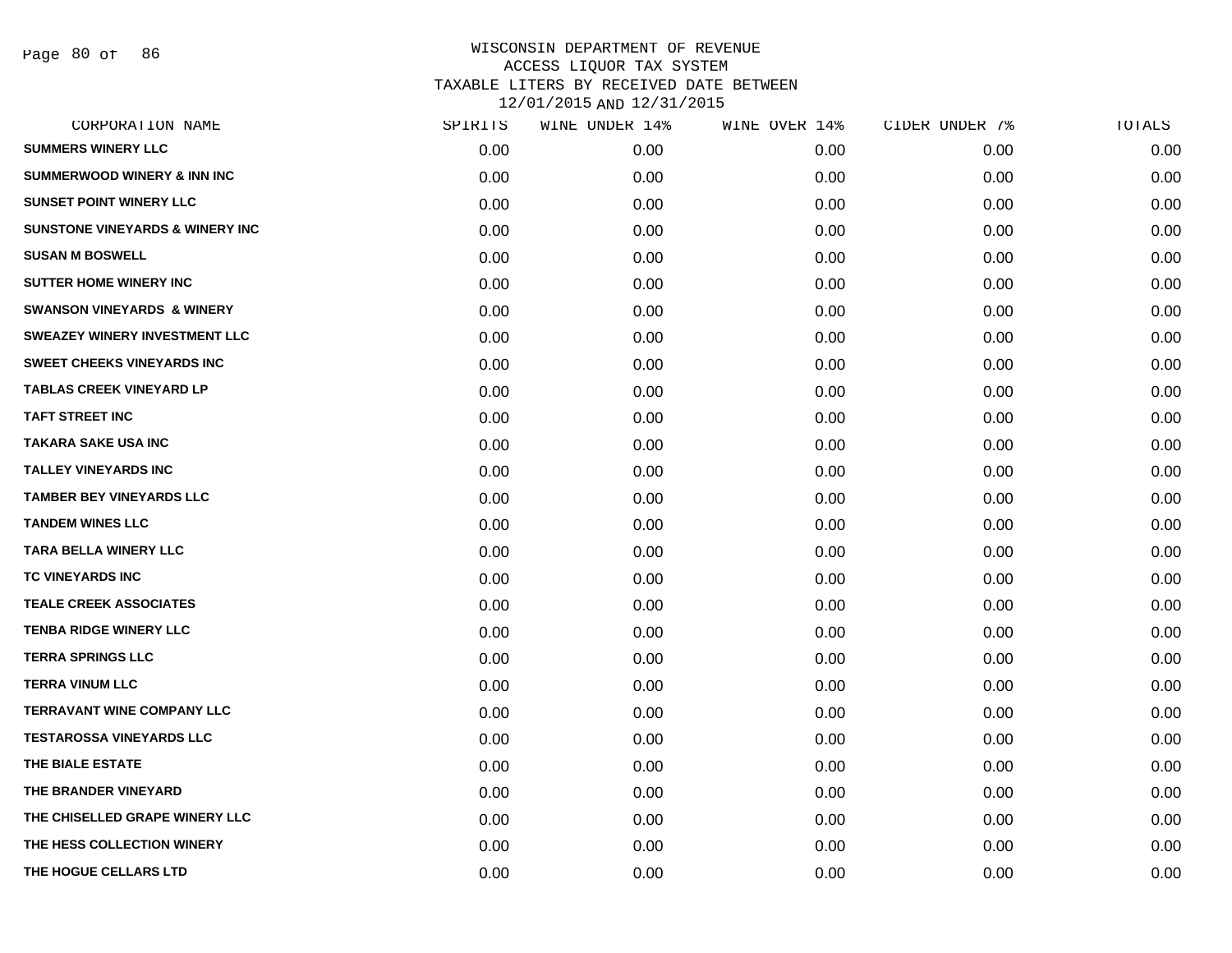WISCONSIN DEPARTMENT OF REVENUE
ACCESS LIQUOR TAX SYSTEM
TAXABLE LITERS BY RECEIVED DATE BETWEEN
12/01/2015 AND 12/31/2015

| CORPORATION NAME | SPIRITS | WINE UNDER 14% | WINE OVER 14% | CIDER UNDER 7% | TOTALS |
|---|---|---|---|---|---|
| SUMMERS WINERY LLC | 0.00 | 0.00 | 0.00 | 0.00 | 0.00 |
| SUMMERWOOD WINERY & INN INC | 0.00 | 0.00 | 0.00 | 0.00 | 0.00 |
| SUNSET POINT WINERY LLC | 0.00 | 0.00 | 0.00 | 0.00 | 0.00 |
| SUNSTONE VINEYARDS & WINERY INC | 0.00 | 0.00 | 0.00 | 0.00 | 0.00 |
| SUSAN M BOSWELL | 0.00 | 0.00 | 0.00 | 0.00 | 0.00 |
| SUTTER HOME WINERY INC | 0.00 | 0.00 | 0.00 | 0.00 | 0.00 |
| SWANSON VINEYARDS & WINERY | 0.00 | 0.00 | 0.00 | 0.00 | 0.00 |
| SWEAZEY WINERY INVESTMENT LLC | 0.00 | 0.00 | 0.00 | 0.00 | 0.00 |
| SWEET CHEEKS VINEYARDS INC | 0.00 | 0.00 | 0.00 | 0.00 | 0.00 |
| TABLAS CREEK VINEYARD LP | 0.00 | 0.00 | 0.00 | 0.00 | 0.00 |
| TAFT STREET INC | 0.00 | 0.00 | 0.00 | 0.00 | 0.00 |
| TAKARA SAKE USA INC | 0.00 | 0.00 | 0.00 | 0.00 | 0.00 |
| TALLEY VINEYARDS INC | 0.00 | 0.00 | 0.00 | 0.00 | 0.00 |
| TAMBER BEY VINEYARDS LLC | 0.00 | 0.00 | 0.00 | 0.00 | 0.00 |
| TANDEM WINES LLC | 0.00 | 0.00 | 0.00 | 0.00 | 0.00 |
| TARA BELLA WINERY LLC | 0.00 | 0.00 | 0.00 | 0.00 | 0.00 |
| TC VINEYARDS INC | 0.00 | 0.00 | 0.00 | 0.00 | 0.00 |
| TEALE CREEK ASSOCIATES | 0.00 | 0.00 | 0.00 | 0.00 | 0.00 |
| TENBA RIDGE WINERY LLC | 0.00 | 0.00 | 0.00 | 0.00 | 0.00 |
| TERRA SPRINGS LLC | 0.00 | 0.00 | 0.00 | 0.00 | 0.00 |
| TERRA VINUM LLC | 0.00 | 0.00 | 0.00 | 0.00 | 0.00 |
| TERRAVANT WINE COMPANY LLC | 0.00 | 0.00 | 0.00 | 0.00 | 0.00 |
| TESTAROSSA VINEYARDS LLC | 0.00 | 0.00 | 0.00 | 0.00 | 0.00 |
| THE BIALE ESTATE | 0.00 | 0.00 | 0.00 | 0.00 | 0.00 |
| THE BRANDER VINEYARD | 0.00 | 0.00 | 0.00 | 0.00 | 0.00 |
| THE CHISELLED GRAPE WINERY LLC | 0.00 | 0.00 | 0.00 | 0.00 | 0.00 |
| THE HESS COLLECTION WINERY | 0.00 | 0.00 | 0.00 | 0.00 | 0.00 |
| THE HOGUE CELLARS LTD | 0.00 | 0.00 | 0.00 | 0.00 | 0.00 |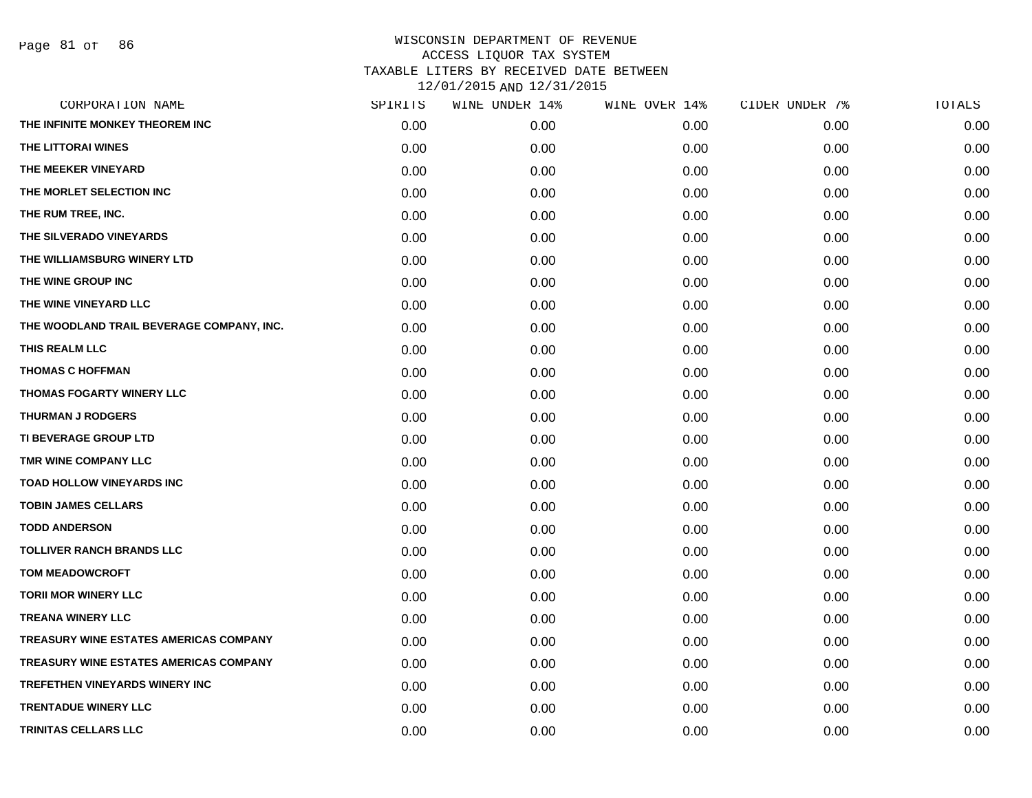# WISCONSIN DEPARTMENT OF REVENUE
## ACCESS LIQUOR TAX SYSTEM
## TAXABLE LITERS BY RECEIVED DATE BETWEEN 12/01/2015 AND 12/31/2015

| CORPORATION NAME | SPIRITS | WINE UNDER 14% | WINE OVER 14% | CIDER UNDER 7% | TOTALS |
|---|---|---|---|---|---|
| THE INFINITE MONKEY THEOREM INC | 0.00 | 0.00 | 0.00 | 0.00 | 0.00 |
| THE LITTORAI WINES | 0.00 | 0.00 | 0.00 | 0.00 | 0.00 |
| THE MEEKER VINEYARD | 0.00 | 0.00 | 0.00 | 0.00 | 0.00 |
| THE MORLET SELECTION INC | 0.00 | 0.00 | 0.00 | 0.00 | 0.00 |
| THE RUM TREE, INC. | 0.00 | 0.00 | 0.00 | 0.00 | 0.00 |
| THE SILVERADO VINEYARDS | 0.00 | 0.00 | 0.00 | 0.00 | 0.00 |
| THE WILLIAMSBURG WINERY LTD | 0.00 | 0.00 | 0.00 | 0.00 | 0.00 |
| THE WINE GROUP INC | 0.00 | 0.00 | 0.00 | 0.00 | 0.00 |
| THE WINE VINEYARD LLC | 0.00 | 0.00 | 0.00 | 0.00 | 0.00 |
| THE WOODLAND TRAIL BEVERAGE COMPANY, INC. | 0.00 | 0.00 | 0.00 | 0.00 | 0.00 |
| THIS REALM LLC | 0.00 | 0.00 | 0.00 | 0.00 | 0.00 |
| THOMAS C HOFFMAN | 0.00 | 0.00 | 0.00 | 0.00 | 0.00 |
| THOMAS FOGARTY WINERY LLC | 0.00 | 0.00 | 0.00 | 0.00 | 0.00 |
| THURMAN J RODGERS | 0.00 | 0.00 | 0.00 | 0.00 | 0.00 |
| TI BEVERAGE GROUP LTD | 0.00 | 0.00 | 0.00 | 0.00 | 0.00 |
| TMR WINE COMPANY LLC | 0.00 | 0.00 | 0.00 | 0.00 | 0.00 |
| TOAD HOLLOW VINEYARDS INC | 0.00 | 0.00 | 0.00 | 0.00 | 0.00 |
| TOBIN JAMES CELLARS | 0.00 | 0.00 | 0.00 | 0.00 | 0.00 |
| TODD ANDERSON | 0.00 | 0.00 | 0.00 | 0.00 | 0.00 |
| TOLLIVER RANCH BRANDS LLC | 0.00 | 0.00 | 0.00 | 0.00 | 0.00 |
| TOM MEADOWCROFT | 0.00 | 0.00 | 0.00 | 0.00 | 0.00 |
| TORII MOR WINERY LLC | 0.00 | 0.00 | 0.00 | 0.00 | 0.00 |
| TREANA WINERY LLC | 0.00 | 0.00 | 0.00 | 0.00 | 0.00 |
| TREASURY WINE ESTATES AMERICAS COMPANY | 0.00 | 0.00 | 0.00 | 0.00 | 0.00 |
| TREASURY WINE ESTATES AMERICAS COMPANY | 0.00 | 0.00 | 0.00 | 0.00 | 0.00 |
| TREFETHEN VINEYARDS WINERY INC | 0.00 | 0.00 | 0.00 | 0.00 | 0.00 |
| TRENTADUE WINERY LLC | 0.00 | 0.00 | 0.00 | 0.00 | 0.00 |
| TRINITAS CELLARS LLC | 0.00 | 0.00 | 0.00 | 0.00 | 0.00 |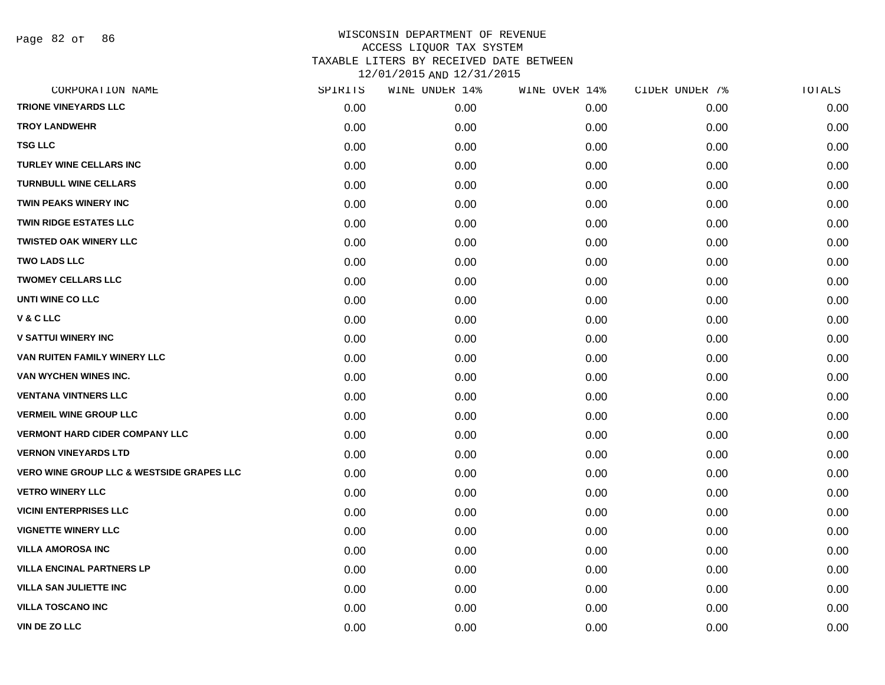WISCONSIN DEPARTMENT OF REVENUE
ACCESS LIQUOR TAX SYSTEM
TAXABLE LITERS BY RECEIVED DATE BETWEEN
12/01/2015 AND 12/31/2015

| CORPORATION NAME | SPIRITS | WINE UNDER 14% | WINE OVER 14% | CIDER UNDER 7% | TOTALS |
|---|---|---|---|---|---|
| TRIONE VINEYARDS LLC | 0.00 | 0.00 | 0.00 | 0.00 | 0.00 |
| TROY LANDWEHR | 0.00 | 0.00 | 0.00 | 0.00 | 0.00 |
| TSG LLC | 0.00 | 0.00 | 0.00 | 0.00 | 0.00 |
| TURLEY WINE CELLARS INC | 0.00 | 0.00 | 0.00 | 0.00 | 0.00 |
| TURNBULL WINE CELLARS | 0.00 | 0.00 | 0.00 | 0.00 | 0.00 |
| TWIN PEAKS WINERY INC | 0.00 | 0.00 | 0.00 | 0.00 | 0.00 |
| TWIN RIDGE ESTATES LLC | 0.00 | 0.00 | 0.00 | 0.00 | 0.00 |
| TWISTED OAK WINERY LLC | 0.00 | 0.00 | 0.00 | 0.00 | 0.00 |
| TWO LADS LLC | 0.00 | 0.00 | 0.00 | 0.00 | 0.00 |
| TWOMEY CELLARS LLC | 0.00 | 0.00 | 0.00 | 0.00 | 0.00 |
| UNTI WINE CO LLC | 0.00 | 0.00 | 0.00 | 0.00 | 0.00 |
| V & C LLC | 0.00 | 0.00 | 0.00 | 0.00 | 0.00 |
| V SATTUI WINERY INC | 0.00 | 0.00 | 0.00 | 0.00 | 0.00 |
| VAN RUITEN FAMILY WINERY LLC | 0.00 | 0.00 | 0.00 | 0.00 | 0.00 |
| VAN WYCHEN WINES INC. | 0.00 | 0.00 | 0.00 | 0.00 | 0.00 |
| VENTANA VINTNERS LLC | 0.00 | 0.00 | 0.00 | 0.00 | 0.00 |
| VERMEIL WINE GROUP LLC | 0.00 | 0.00 | 0.00 | 0.00 | 0.00 |
| VERMONT HARD CIDER COMPANY LLC | 0.00 | 0.00 | 0.00 | 0.00 | 0.00 |
| VERNON VINEYARDS LTD | 0.00 | 0.00 | 0.00 | 0.00 | 0.00 |
| VERO WINE GROUP LLC & WESTSIDE GRAPES LLC | 0.00 | 0.00 | 0.00 | 0.00 | 0.00 |
| VETRO WINERY LLC | 0.00 | 0.00 | 0.00 | 0.00 | 0.00 |
| VICINI ENTERPRISES LLC | 0.00 | 0.00 | 0.00 | 0.00 | 0.00 |
| VIGNETTE WINERY LLC | 0.00 | 0.00 | 0.00 | 0.00 | 0.00 |
| VILLA AMOROSA INC | 0.00 | 0.00 | 0.00 | 0.00 | 0.00 |
| VILLA ENCINAL PARTNERS LP | 0.00 | 0.00 | 0.00 | 0.00 | 0.00 |
| VILLA SAN JULIETTE INC | 0.00 | 0.00 | 0.00 | 0.00 | 0.00 |
| VILLA TOSCANO INC | 0.00 | 0.00 | 0.00 | 0.00 | 0.00 |
| VIN DE ZO LLC | 0.00 | 0.00 | 0.00 | 0.00 | 0.00 |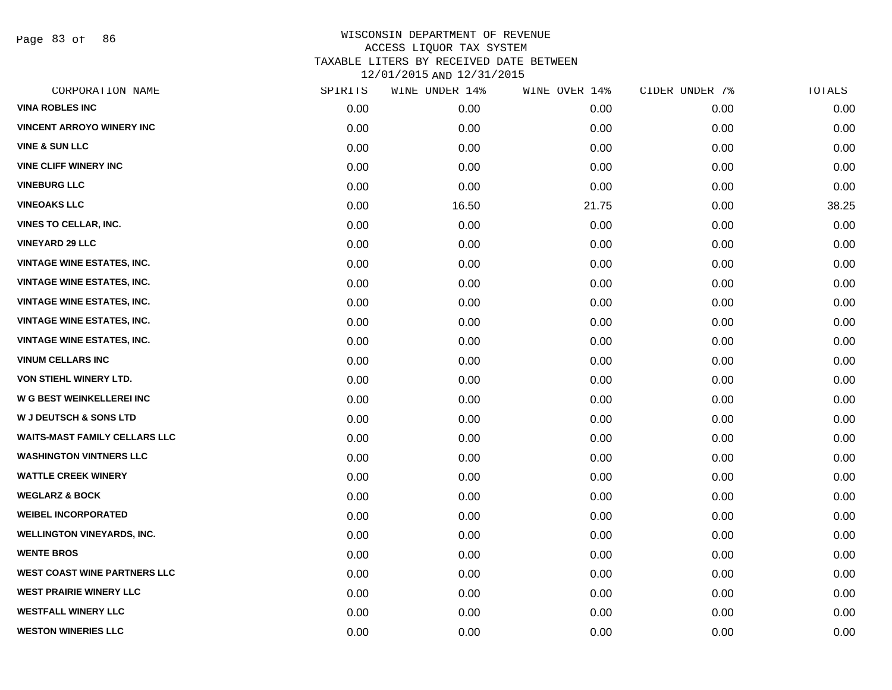# WISCONSIN DEPARTMENT OF REVENUE
## ACCESS LIQUOR TAX SYSTEM
## TAXABLE LITERS BY RECEIVED DATE BETWEEN 12/01/2015 AND 12/31/2015

| CORPORATION NAME | SPIRITS | WINE UNDER 14% | WINE OVER 14% | CIDER UNDER 7% | TOTALS |
|---|---|---|---|---|---|
| VINA ROBLES INC | 0.00 | 0.00 | 0.00 | 0.00 | 0.00 |
| VINCENT ARROYO WINERY INC | 0.00 | 0.00 | 0.00 | 0.00 | 0.00 |
| VINE & SUN LLC | 0.00 | 0.00 | 0.00 | 0.00 | 0.00 |
| VINE CLIFF WINERY INC | 0.00 | 0.00 | 0.00 | 0.00 | 0.00 |
| VINEBURG LLC | 0.00 | 0.00 | 0.00 | 0.00 | 0.00 |
| VINEOAKS LLC | 0.00 | 16.50 | 21.75 | 0.00 | 38.25 |
| VINES TO CELLAR, INC. | 0.00 | 0.00 | 0.00 | 0.00 | 0.00 |
| VINEYARD 29 LLC | 0.00 | 0.00 | 0.00 | 0.00 | 0.00 |
| VINTAGE WINE ESTATES, INC. | 0.00 | 0.00 | 0.00 | 0.00 | 0.00 |
| VINTAGE WINE ESTATES, INC. | 0.00 | 0.00 | 0.00 | 0.00 | 0.00 |
| VINTAGE WINE ESTATES, INC. | 0.00 | 0.00 | 0.00 | 0.00 | 0.00 |
| VINTAGE WINE ESTATES, INC. | 0.00 | 0.00 | 0.00 | 0.00 | 0.00 |
| VINTAGE WINE ESTATES, INC. | 0.00 | 0.00 | 0.00 | 0.00 | 0.00 |
| VINUM CELLARS INC | 0.00 | 0.00 | 0.00 | 0.00 | 0.00 |
| VON STIEHL WINERY LTD. | 0.00 | 0.00 | 0.00 | 0.00 | 0.00 |
| W G BEST WEINKELLEREI INC | 0.00 | 0.00 | 0.00 | 0.00 | 0.00 |
| W J DEUTSCH & SONS LTD | 0.00 | 0.00 | 0.00 | 0.00 | 0.00 |
| WAITS-MAST FAMILY CELLARS LLC | 0.00 | 0.00 | 0.00 | 0.00 | 0.00 |
| WASHINGTON VINTNERS LLC | 0.00 | 0.00 | 0.00 | 0.00 | 0.00 |
| WATTLE CREEK WINERY | 0.00 | 0.00 | 0.00 | 0.00 | 0.00 |
| WEGLARZ & BOCK | 0.00 | 0.00 | 0.00 | 0.00 | 0.00 |
| WEIBEL INCORPORATED | 0.00 | 0.00 | 0.00 | 0.00 | 0.00 |
| WELLINGTON VINEYARDS, INC. | 0.00 | 0.00 | 0.00 | 0.00 | 0.00 |
| WENTE BROS | 0.00 | 0.00 | 0.00 | 0.00 | 0.00 |
| WEST COAST WINE PARTNERS LLC | 0.00 | 0.00 | 0.00 | 0.00 | 0.00 |
| WEST PRAIRIE WINERY LLC | 0.00 | 0.00 | 0.00 | 0.00 | 0.00 |
| WESTFALL WINERY LLC | 0.00 | 0.00 | 0.00 | 0.00 | 0.00 |
| WESTON WINERIES LLC | 0.00 | 0.00 | 0.00 | 0.00 | 0.00 |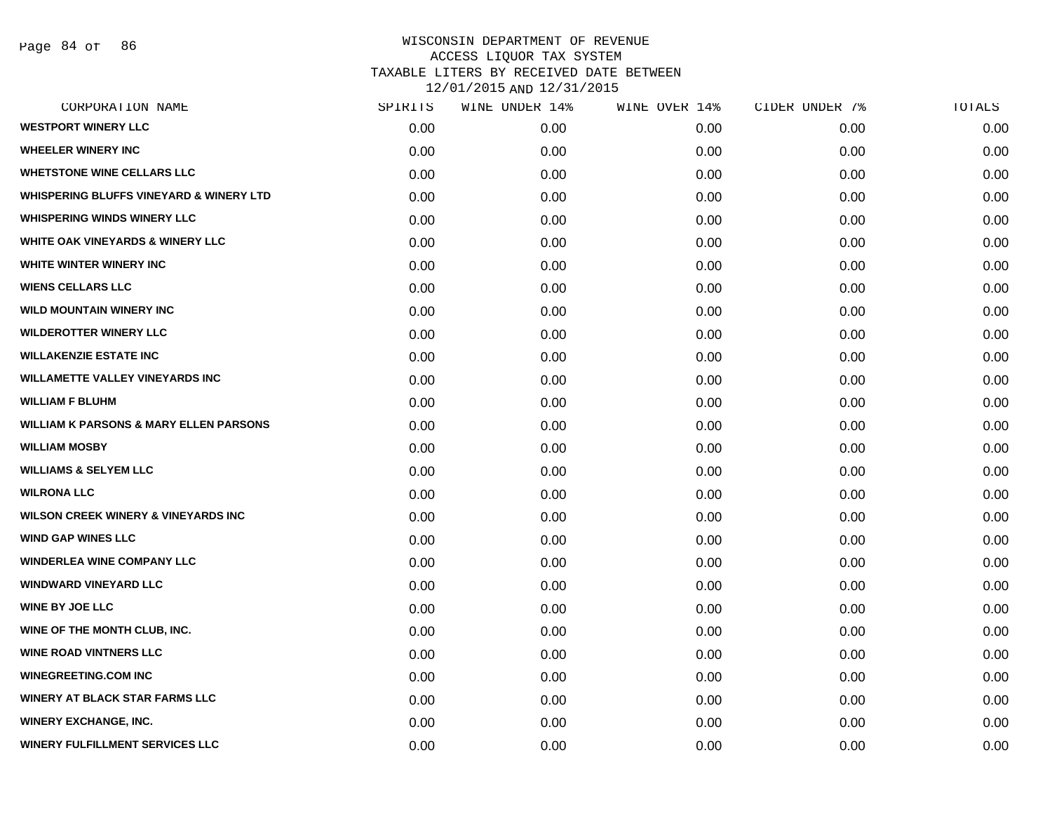# WISCONSIN DEPARTMENT OF REVENUE
## ACCESS LIQUOR TAX SYSTEM
### TAXABLE LITERS BY RECEIVED DATE BETWEEN 12/01/2015 AND 12/31/2015

| CORPORATION NAME | SPIRITS | WINE UNDER 14% | WINE OVER 14% | CIDER UNDER 7% | TOTALS |
|---|---|---|---|---|---|
| WESTPORT WINERY LLC | 0.00 | 0.00 | 0.00 | 0.00 | 0.00 |
| WHEELER WINERY INC | 0.00 | 0.00 | 0.00 | 0.00 | 0.00 |
| WHETSTONE WINE CELLARS LLC | 0.00 | 0.00 | 0.00 | 0.00 | 0.00 |
| WHISPERING BLUFFS VINEYARD & WINERY LTD | 0.00 | 0.00 | 0.00 | 0.00 | 0.00 |
| WHISPERING WINDS WINERY LLC | 0.00 | 0.00 | 0.00 | 0.00 | 0.00 |
| WHITE OAK VINEYARDS & WINERY LLC | 0.00 | 0.00 | 0.00 | 0.00 | 0.00 |
| WHITE WINTER WINERY INC | 0.00 | 0.00 | 0.00 | 0.00 | 0.00 |
| WIENS CELLARS LLC | 0.00 | 0.00 | 0.00 | 0.00 | 0.00 |
| WILD MOUNTAIN WINERY INC | 0.00 | 0.00 | 0.00 | 0.00 | 0.00 |
| WILDEROTTER WINERY LLC | 0.00 | 0.00 | 0.00 | 0.00 | 0.00 |
| WILLAKENZIE ESTATE INC | 0.00 | 0.00 | 0.00 | 0.00 | 0.00 |
| WILLAMETTE VALLEY VINEYARDS INC | 0.00 | 0.00 | 0.00 | 0.00 | 0.00 |
| WILLIAM F BLUHM | 0.00 | 0.00 | 0.00 | 0.00 | 0.00 |
| WILLIAM K PARSONS & MARY ELLEN PARSONS | 0.00 | 0.00 | 0.00 | 0.00 | 0.00 |
| WILLIAM MOSBY | 0.00 | 0.00 | 0.00 | 0.00 | 0.00 |
| WILLIAMS & SELYEM LLC | 0.00 | 0.00 | 0.00 | 0.00 | 0.00 |
| WILRONA LLC | 0.00 | 0.00 | 0.00 | 0.00 | 0.00 |
| WILSON CREEK WINERY & VINEYARDS INC | 0.00 | 0.00 | 0.00 | 0.00 | 0.00 |
| WIND GAP WINES LLC | 0.00 | 0.00 | 0.00 | 0.00 | 0.00 |
| WINDERLEA WINE COMPANY LLC | 0.00 | 0.00 | 0.00 | 0.00 | 0.00 |
| WINDWARD VINEYARD LLC | 0.00 | 0.00 | 0.00 | 0.00 | 0.00 |
| WINE BY JOE LLC | 0.00 | 0.00 | 0.00 | 0.00 | 0.00 |
| WINE OF THE MONTH CLUB, INC. | 0.00 | 0.00 | 0.00 | 0.00 | 0.00 |
| WINE ROAD VINTNERS LLC | 0.00 | 0.00 | 0.00 | 0.00 | 0.00 |
| WINEGREETING.COM INC | 0.00 | 0.00 | 0.00 | 0.00 | 0.00 |
| WINERY AT BLACK STAR FARMS LLC | 0.00 | 0.00 | 0.00 | 0.00 | 0.00 |
| WINERY EXCHANGE, INC. | 0.00 | 0.00 | 0.00 | 0.00 | 0.00 |
| WINERY FULFILLMENT SERVICES LLC | 0.00 | 0.00 | 0.00 | 0.00 | 0.00 |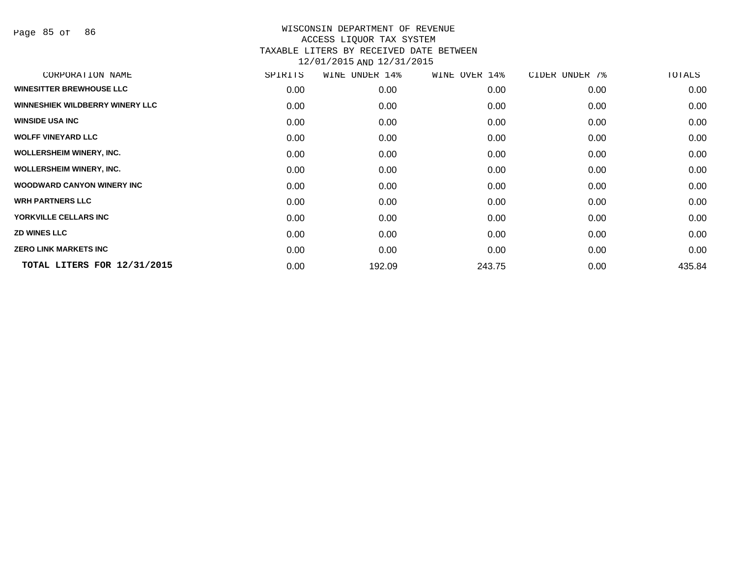WISCONSIN DEPARTMENT OF REVENUE
ACCESS LIQUOR TAX SYSTEM
TAXABLE LITERS BY RECEIVED DATE BETWEEN
12/01/2015 AND 12/31/2015

| CORPORATION NAME | SPIRITS | WINE UNDER 14% | WINE OVER 14% | CIDER UNDER 7% | TOTALS |
|---|---|---|---|---|---|
| WINESITTER BREWHOUSE LLC | 0.00 | 0.00 | 0.00 | 0.00 | 0.00 |
| WINNESHIEK WILDBERRY WINERY LLC | 0.00 | 0.00 | 0.00 | 0.00 | 0.00 |
| WINSIDE USA INC | 0.00 | 0.00 | 0.00 | 0.00 | 0.00 |
| WOLFF VINEYARD LLC | 0.00 | 0.00 | 0.00 | 0.00 | 0.00 |
| WOLLERSHEIM WINERY, INC. | 0.00 | 0.00 | 0.00 | 0.00 | 0.00 |
| WOLLERSHEIM WINERY, INC. | 0.00 | 0.00 | 0.00 | 0.00 | 0.00 |
| WOODWARD CANYON WINERY INC | 0.00 | 0.00 | 0.00 | 0.00 | 0.00 |
| WRH PARTNERS LLC | 0.00 | 0.00 | 0.00 | 0.00 | 0.00 |
| YORKVILLE CELLARS INC | 0.00 | 0.00 | 0.00 | 0.00 | 0.00 |
| ZD WINES LLC | 0.00 | 0.00 | 0.00 | 0.00 | 0.00 |
| ZERO LINK MARKETS INC | 0.00 | 0.00 | 0.00 | 0.00 | 0.00 |
| **TOTAL LITERS FOR 12/31/2015** | 0.00 | 192.09 | 243.75 | 0.00 | 435.84 |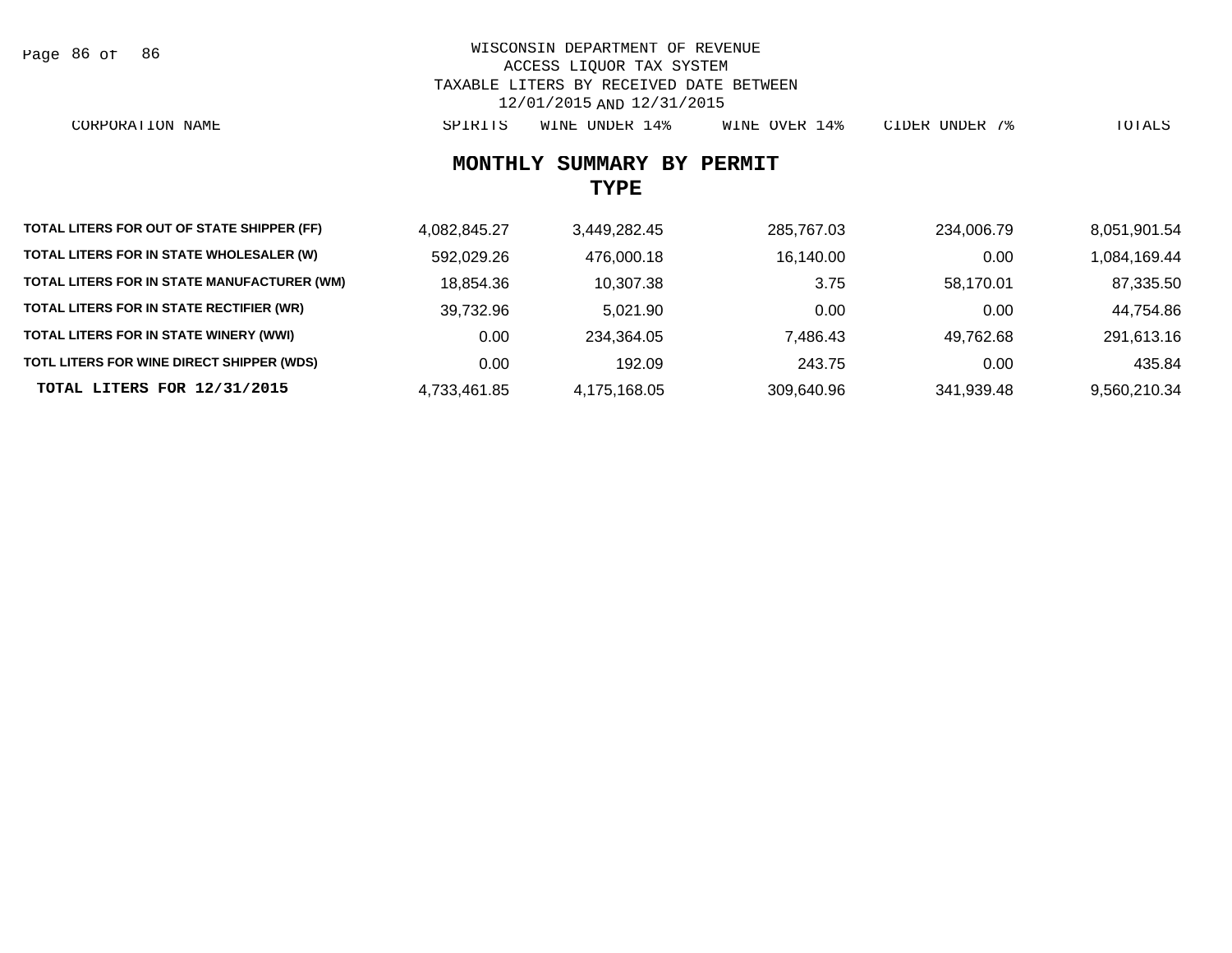WISCONSIN DEPARTMENT OF REVENUE
ACCESS LIQUOR TAX SYSTEM
TAXABLE LITERS BY RECEIVED DATE BETWEEN
12/01/2015 AND 12/31/2015

## MONTHLY SUMMARY BY PERMIT TYPE

| CORPORATION NAME | SPIRITS | WINE UNDER 14% | WINE OVER 14% | CIDER UNDER 7% | TOTALS |
|---|---|---|---|---|---|
| **TOTAL LITERS FOR OUT OF STATE SHIPPER (FF)** | 4,082,845.27 | 3,449,282.45 | 285,767.03 | 234,006.79 | 8,051,901.54 |
| **TOTAL LITERS FOR IN STATE WHOLESALER (W)** | 592,029.26 | 476,000.18 | 16,140.00 | 0.00 | 1,084,169.44 |
| **TOTAL LITERS FOR IN STATE MANUFACTURER (WM)** | 18,854.36 | 10,307.38 | 3.75 | 58,170.01 | 87,335.50 |
| **TOTAL LITERS FOR IN STATE RECTIFIER (WR)** | 39,732.96 | 5,021.90 | 0.00 | 0.00 | 44,754.86 |
| **TOTAL LITERS FOR IN STATE WINERY (WWI)** | 0.00 | 234,364.05 | 7,486.43 | 49,762.68 | 291,613.16 |
| **TOTL LITERS FOR WINE DIRECT SHIPPER (WDS)** | 0.00 | 192.09 | 243.75 | 0.00 | 435.84 |
| **TOTAL LITERS FOR 12/31/2015** | 4,733,461.85 | 4,175,168.05 | 309,640.96 | 341,939.48 | 9,560,210.34 |